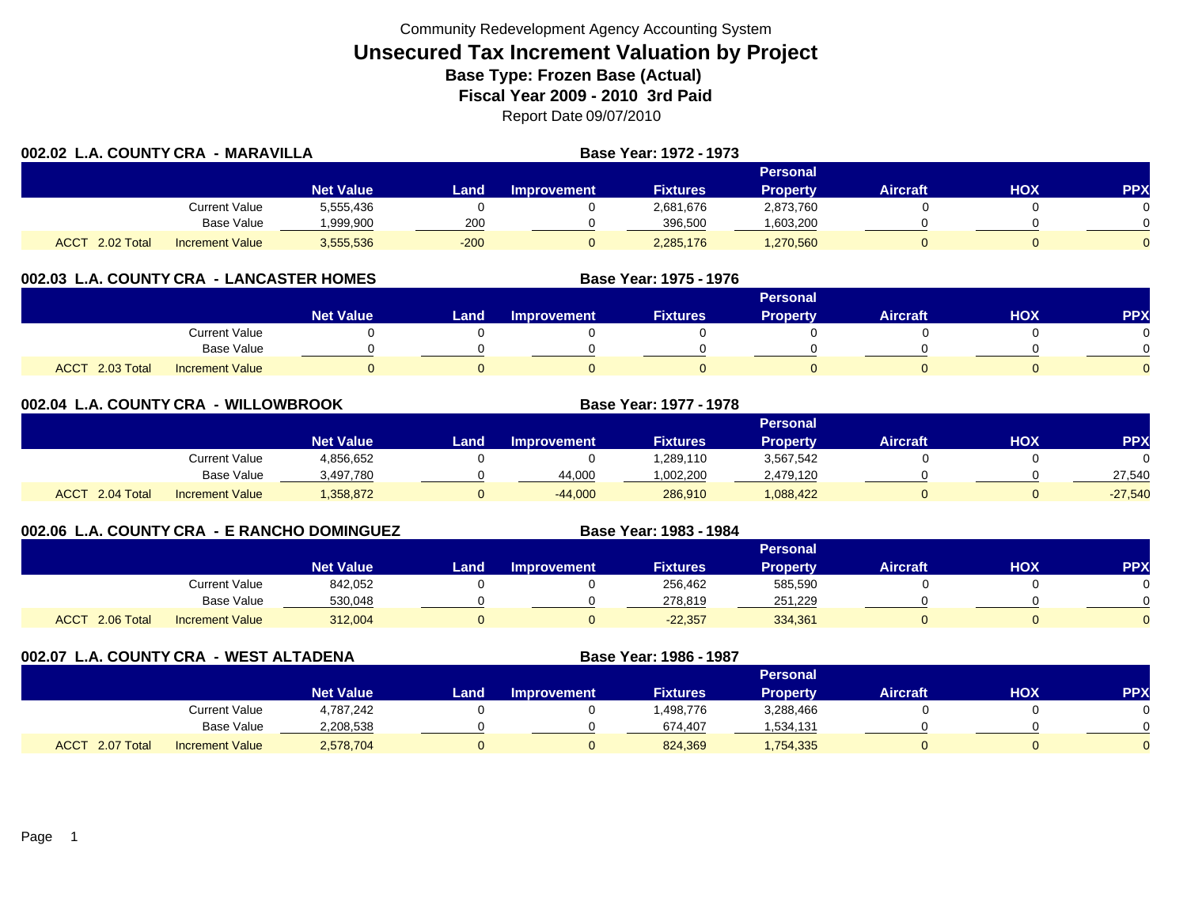Community Redevelopment Agency Accounting System

# Unsecured Tax Increment Valuation by Project

## Base Type: Frozen Base (Actual)

## Fiscal Year 2009 - 2010 3rd Paid

Report Date 09/07/2010

### 002.02 L.A. COUNTY CRA - MARAVILLA

Base Year: 1972 - 1973

| | | Net Value | Land | Improvement | Fixtures | Personal Property | Aircraft | HOX | PPX |
|---|---|---|---|---|---|---|---|---|---|
| | Current Value | 5,555,436 | 0 | 0 | 2,681,676 | 2,873,760 | 0 | 0 | 0 |
| | Base Value | 1,999,900 | 200 | 0 | 396,500 | 1,603,200 | 0 | 0 | 0 |
| ACCT 2.02 Total | Increment Value | 3,555,536 | -200 | 0 | 2,285,176 | 1,270,560 | 0 | 0 | 0 |

### 002.03 L.A. COUNTY CRA - LANCASTER HOMES

Base Year: 1975 - 1976

| | | Net Value | Land | Improvement | Fixtures | Personal Property | Aircraft | HOX | PPX |
|---|---|---|---|---|---|---|---|---|---|
| | Current Value | 0 | 0 | 0 | 0 | 0 | 0 | 0 | 0 |
| | Base Value | 0 | 0 | 0 | 0 | 0 | 0 | 0 | 0 |
| ACCT 2.03 Total | Increment Value | 0 | 0 | 0 | 0 | 0 | 0 | 0 | 0 |

### 002.04 L.A. COUNTY CRA - WILLOWBROOK

Base Year: 1977 - 1978

| | | Net Value | Land | Improvement | Fixtures | Personal Property | Aircraft | HOX | PPX |
|---|---|---|---|---|---|---|---|---|---|
| | Current Value | 4,856,652 | 0 | 0 | 1,289,110 | 3,567,542 | 0 | 0 | 0 |
| | Base Value | 3,497,780 | 0 | 44,000 | 1,002,200 | 2,479,120 | 0 | 0 | 27,540 |
| ACCT 2.04 Total | Increment Value | 1,358,872 | 0 | -44,000 | 286,910 | 1,088,422 | 0 | 0 | -27,540 |

### 002.06 L.A. COUNTY CRA - E RANCHO DOMINGUEZ

Base Year: 1983 - 1984

| | | Net Value | Land | Improvement | Fixtures | Personal Property | Aircraft | HOX | PPX |
|---|---|---|---|---|---|---|---|---|---|
| | Current Value | 842,052 | 0 | 0 | 256,462 | 585,590 | 0 | 0 | 0 |
| | Base Value | 530,048 | 0 | 0 | 278,819 | 251,229 | 0 | 0 | 0 |
| ACCT 2.06 Total | Increment Value | 312,004 | 0 | 0 | -22,357 | 334,361 | 0 | 0 | 0 |

### 002.07 L.A. COUNTY CRA - WEST ALTADENA

Base Year: 1986 - 1987

| | | Net Value | Land | Improvement | Fixtures | Personal Property | Aircraft | HOX | PPX |
|---|---|---|---|---|---|---|---|---|---|
| | Current Value | 4,787,242 | 0 | 0 | 1,498,776 | 3,288,466 | 0 | 0 | 0 |
| | Base Value | 2,208,538 | 0 | 0 | 674,407 | 1,534,131 | 0 | 0 | 0 |
| ACCT 2.07 Total | Increment Value | 2,578,704 | 0 | 0 | 824,369 | 1,754,335 | 0 | 0 | 0 |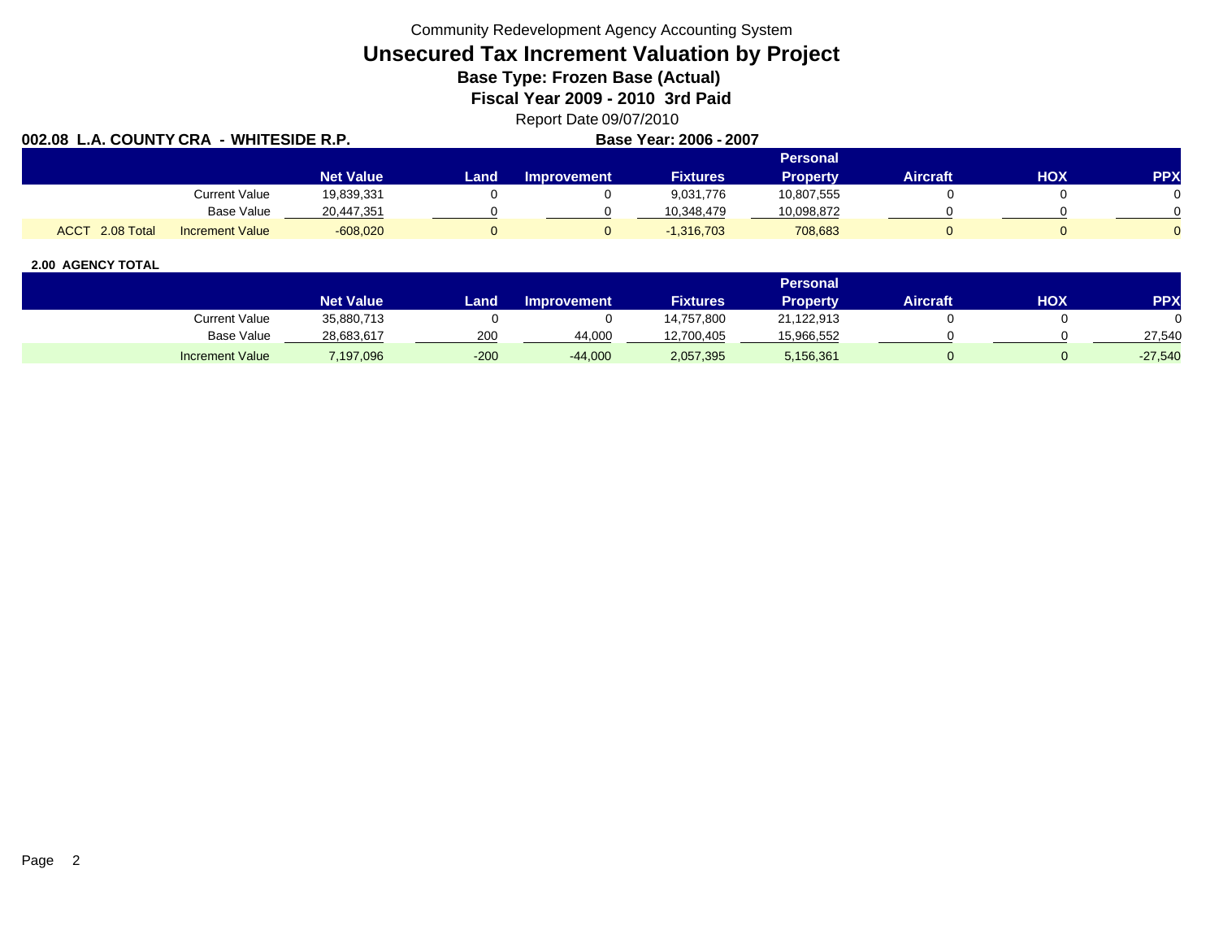Community Redevelopment Agency Accounting System

# Unsecured Tax Increment Valuation by Project

## Base Type: Frozen Base (Actual)

## Fiscal Year 2009 - 2010 3rd Paid

Report Date 09/07/2010

**002.08 L.A. COUNTY CRA - WHITESIDE R.P.** **Base Year: 2006 - 2007**

| | | Net Value | Land | Improvement | Fixtures | Personal Property | Aircraft | HOX | PPX |
|---|---|---|---|---|---|---|---|---|---|
| | Current Value | 19,839,331 | 0 | 0 | 9,031,776 | 10,807,555 | 0 | 0 | 0 |
| | Base Value | 20,447,351 | 0 | 0 | 10,348,479 | 10,098,872 | 0 | 0 | 0 |
| ACCT 2.08 Total | Increment Value | -608,020 | 0 | 0 | -1,316,703 | 708,683 | 0 | 0 | 0 |

**2.00 AGENCY TOTAL**

| | Net Value | Land | Improvement | Fixtures | Personal Property | Aircraft | HOX | PPX |
|---|---|---|---|---|---|---|---|---|
| Current Value | 35,880,713 | 0 | 0 | 14,757,800 | 21,122,913 | 0 | 0 | 0 |
| Base Value | 28,683,617 | 200 | 44,000 | 12,700,405 | 15,966,552 | 0 | 0 | 27,540 |
| Increment Value | 7,197,096 | -200 | -44,000 | 2,057,395 | 5,156,361 | 0 | 0 | -27,540 |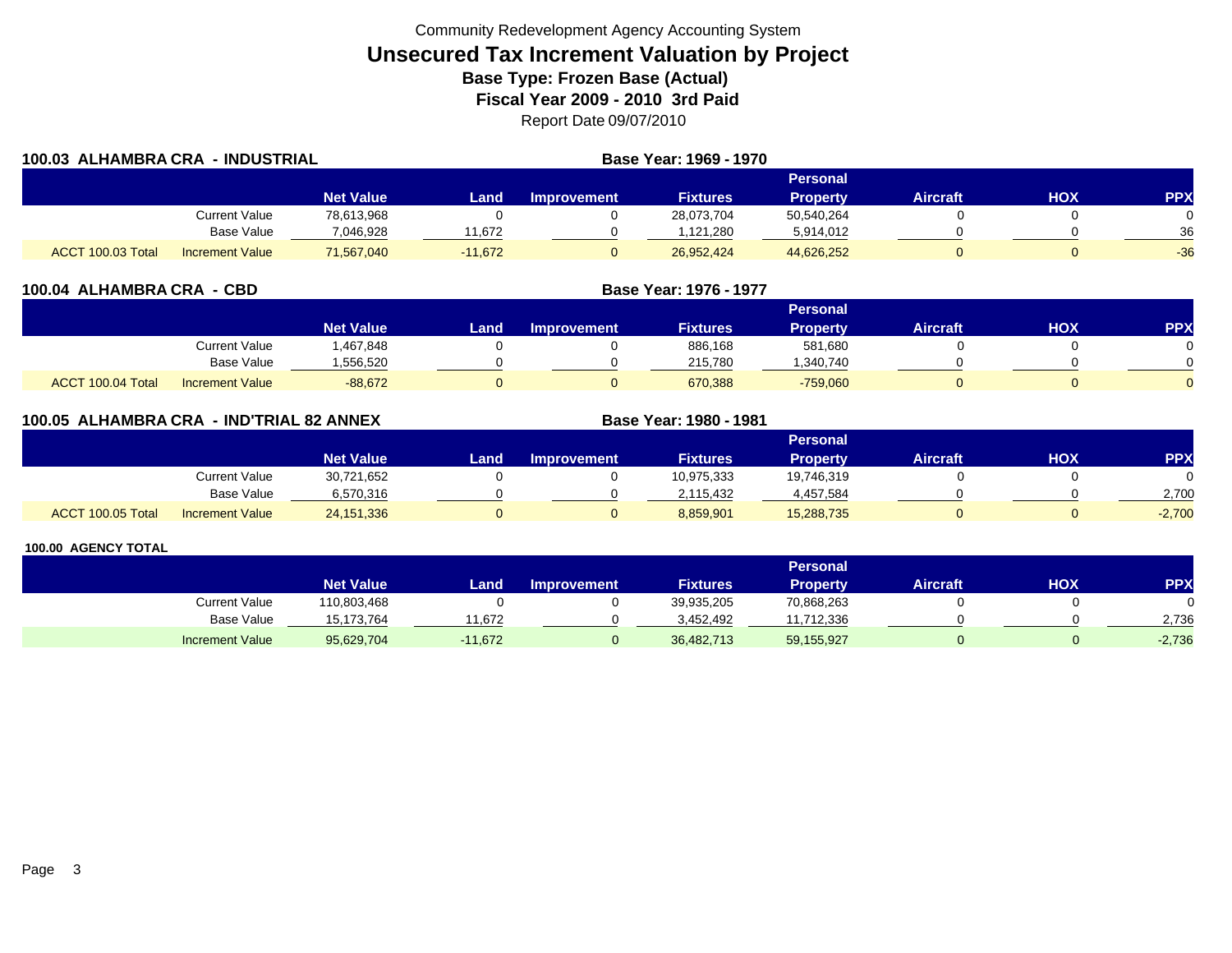Community Redevelopment Agency Accounting System

# Unsecured Tax Increment Valuation by Project

**Base Type: Frozen Base (Actual)**

**Fiscal Year 2009 - 2010 3rd Paid**

Report Date 09/07/2010

## 100.03 ALHAMBRA CRA - INDUSTRIAL

**Base Year: 1969 - 1970**

| | | Net Value | Land | Improvement | Fixtures | Personal Property | Aircraft | HOX | PPX |
|---|---|---|---|---|---|---|---|---|---|
| | Current Value | 78,613,968 | 0 | 0 | 28,073,704 | 50,540,264 | 0 | 0 | 0 |
| | Base Value | 7,046,928 | 11,672 | 0 | 1,121,280 | 5,914,012 | 0 | 0 | 36 |
| ACCT 100.03 Total | Increment Value | 71,567,040 | -11,672 | 0 | 26,952,424 | 44,626,252 | 0 | 0 | -36 |

## 100.04 ALHAMBRA CRA - CBD

**Base Year: 1976 - 1977**

| | | Net Value | Land | Improvement | Fixtures | Personal Property | Aircraft | HOX | PPX |
|---|---|---|---|---|---|---|---|---|---|
| | Current Value | 1,467,848 | 0 | 0 | 886,168 | 581,680 | 0 | 0 | 0 |
| | Base Value | 1,556,520 | 0 | 0 | 215,780 | 1,340,740 | 0 | 0 | 0 |
| ACCT 100.04 Total | Increment Value | -88,672 | 0 | 0 | 670,388 | -759,060 | 0 | 0 | 0 |

## 100.05 ALHAMBRA CRA - IND'TRIAL 82 ANNEX

**Base Year: 1980 - 1981**

| | | Net Value | Land | Improvement | Fixtures | Personal Property | Aircraft | HOX | PPX |
|---|---|---|---|---|---|---|---|---|---|
| | Current Value | 30,721,652 | 0 | 0 | 10,975,333 | 19,746,319 | 0 | 0 | 0 |
| | Base Value | 6,570,316 | 0 | 0 | 2,115,432 | 4,457,584 | 0 | 0 | 2,700 |
| ACCT 100.05 Total | Increment Value | 24,151,336 | 0 | 0 | 8,859,901 | 15,288,735 | 0 | 0 | -2,700 |

## 100.00 AGENCY TOTAL

| | Net Value | Land | Improvement | Fixtures | Personal Property | Aircraft | HOX | PPX |
|---|---|---|---|---|---|---|---|---|
| Current Value | 110,803,468 | 0 | 0 | 39,935,205 | 70,868,263 | 0 | 0 | 0 |
| Base Value | 15,173,764 | 11,672 | 0 | 3,452,492 | 11,712,336 | 0 | 0 | 2,736 |
| Increment Value | 95,629,704 | -11,672 | 0 | 36,482,713 | 59,155,927 | 0 | 0 | -2,736 |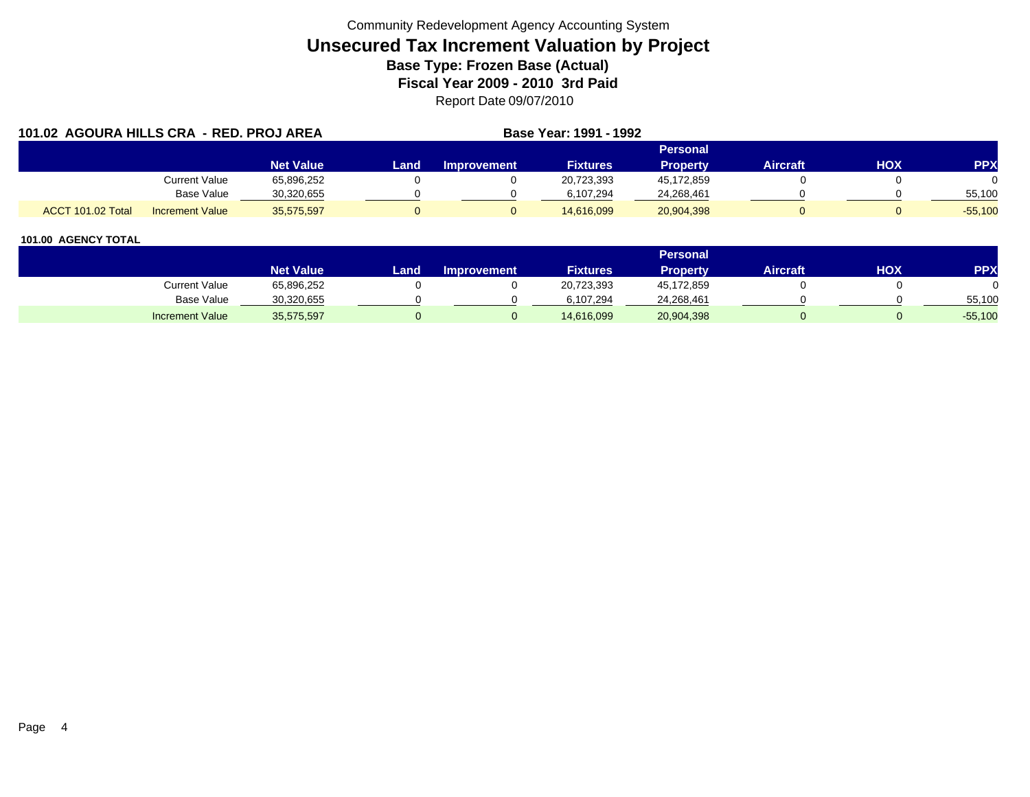Community Redevelopment Agency Accounting System

# Unsecured Tax Increment Valuation by Project

**Base Type: Frozen Base (Actual)**

**Fiscal Year 2009 - 2010 3rd Paid**

Report Date 09/07/2010

## 101.02 AGOURA HILLS CRA - RED. PROJ AREA

**Base Year: 1991 - 1992**

| | | Net Value | Land | Improvement | Fixtures | Personal Property | Aircraft | HOX | PPX |
|---|---|---|---|---|---|---|---|---|---|
| | Current Value | 65,896,252 | 0 | 0 | 20,723,393 | 45,172,859 | 0 | 0 | 0 |
| | Base Value | 30,320,655 | 0 | 0 | 6,107,294 | 24,268,461 | 0 | 0 | 55,100 |
| ACCT 101.02 Total | Increment Value | 35,575,597 | 0 | 0 | 14,616,099 | 20,904,398 | 0 | 0 | -55,100 |

## 101.00 AGENCY TOTAL

| | Net Value | Land | Improvement | Fixtures | Personal Property | Aircraft | HOX | PPX |
|---|---|---|---|---|---|---|---|---|
| Current Value | 65,896,252 | 0 | 0 | 20,723,393 | 45,172,859 | 0 | 0 | 0 |
| Base Value | 30,320,655 | 0 | 0 | 6,107,294 | 24,268,461 | 0 | 0 | 55,100 |
| Increment Value | 35,575,597 | 0 | 0 | 14,616,099 | 20,904,398 | 0 | 0 | -55,100 |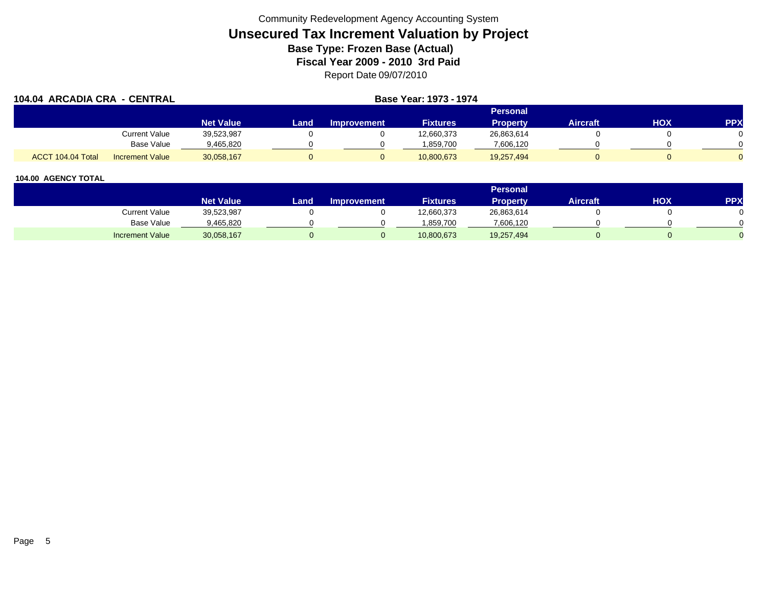Community Redevelopment Agency Accounting System

# Unsecured Tax Increment Valuation by Project

### Base Type: Frozen Base (Actual)

### Fiscal Year 2009 - 2010 3rd Paid

Report Date 09/07/2010

**104.04 ARCADIA CRA - CENTRAL** **Base Year: 1973 - 1974**

| | | Net Value | Land | Improvement | Fixtures | Personal Property | Aircraft | HOX | PPX |
|---|---|---|---|---|---|---|---|---|---|
| | Current Value | 39,523,987 | 0 | 0 | 12,660,373 | 26,863,614 | 0 | 0 | 0 |
| | Base Value | 9,465,820 | 0 | 0 | 1,859,700 | 7,606,120 | 0 | 0 | 0 |
| ACCT 104.04 Total | Increment Value | 30,058,167 | 0 | 0 | 10,800,673 | 19,257,494 | 0 | 0 | 0 |

**104.00 AGENCY TOTAL**

| | Net Value | Land | Improvement | Fixtures | Personal Property | Aircraft | HOX | PPX |
|---|---|---|---|---|---|---|---|---|
| Current Value | 39,523,987 | 0 | 0 | 12,660,373 | 26,863,614 | 0 | 0 | 0 |
| Base Value | 9,465,820 | 0 | 0 | 1,859,700 | 7,606,120 | 0 | 0 | 0 |
| Increment Value | 30,058,167 | 0 | 0 | 10,800,673 | 19,257,494 | 0 | 0 | 0 |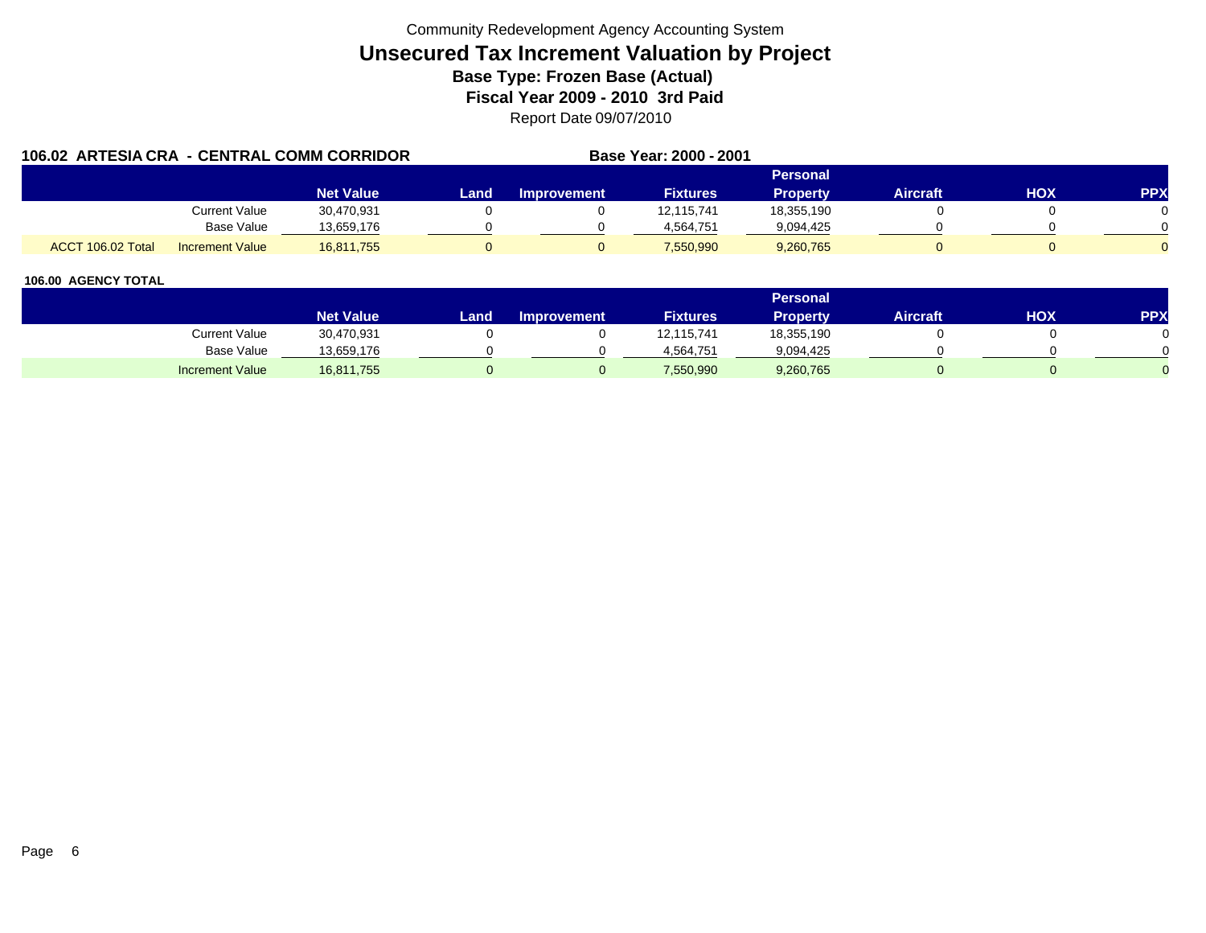Community Redevelopment Agency Accounting System

# Unsecured Tax Increment Valuation by Project

### Base Type: Frozen Base (Actual)

### Fiscal Year 2009 - 2010 3rd Paid

Report Date 09/07/2010

**106.02 ARTESIA CRA - CENTRAL COMM CORRIDOR** **Base Year: 2000 - 2001**

| | | Net Value | Land | Improvement | Fixtures | Personal Property | Aircraft | HOX | PPX |
|---|---|---|---|---|---|---|---|---|---|
| | Current Value | 30,470,931 | 0 | 0 | 12,115,741 | 18,355,190 | 0 | 0 | 0 |
| | Base Value | 13,659,176 | 0 | 0 | 4,564,751 | 9,094,425 | 0 | 0 | 0 |
| ACCT 106.02 Total | Increment Value | 16,811,755 | 0 | 0 | 7,550,990 | 9,260,765 | 0 | 0 | 0 |

**106.00 AGENCY TOTAL**

| | Net Value | Land | Improvement | Fixtures | Personal Property | Aircraft | HOX | PPX |
|---|---|---|---|---|---|---|---|---|
| Current Value | 30,470,931 | 0 | 0 | 12,115,741 | 18,355,190 | 0 | 0 | 0 |
| Base Value | 13,659,176 | 0 | 0 | 4,564,751 | 9,094,425 | 0 | 0 | 0 |
| Increment Value | 16,811,755 | 0 | 0 | 7,550,990 | 9,260,765 | 0 | 0 | 0 |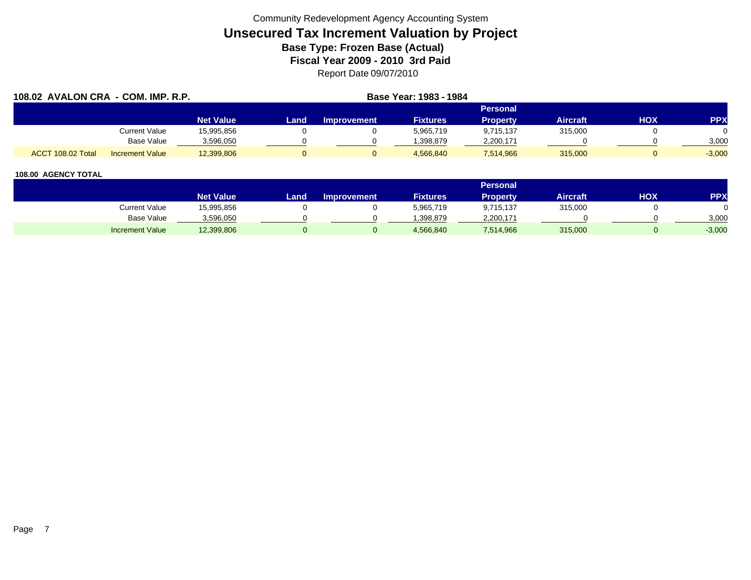Community Redevelopment Agency Accounting System

# Unsecured Tax Increment Valuation by Project

### Base Type: Frozen Base (Actual)

### Fiscal Year 2009 - 2010 3rd Paid

Report Date 09/07/2010

**108.02 AVALON CRA - COM. IMP. R.P.** **Base Year: 1983 - 1984**

| | | Net Value | Land | Improvement | Fixtures | Personal Property | Aircraft | HOX | PPX |
|---|---|---|---|---|---|---|---|---|---|
| | Current Value | 15,995,856 | 0 | 0 | 5,965,719 | 9,715,137 | 315,000 | 0 | 0 |
| | Base Value | 3,596,050 | 0 | 0 | 1,398,879 | 2,200,171 | 0 | 0 | 3,000 |
| ACCT 108.02 Total | Increment Value | 12,399,806 | 0 | 0 | 4,566,840 | 7,514,966 | 315,000 | 0 | -3,000 |

**108.00 AGENCY TOTAL**

| | Net Value | Land | Improvement | Fixtures | Personal Property | Aircraft | HOX | PPX |
|---|---|---|---|---|---|---|---|---|
| Current Value | 15,995,856 | 0 | 0 | 5,965,719 | 9,715,137 | 315,000 | 0 | 0 |
| Base Value | 3,596,050 | 0 | 0 | 1,398,879 | 2,200,171 | 0 | 0 | 3,000 |
| Increment Value | 12,399,806 | 0 | 0 | 4,566,840 | 7,514,966 | 315,000 | 0 | -3,000 |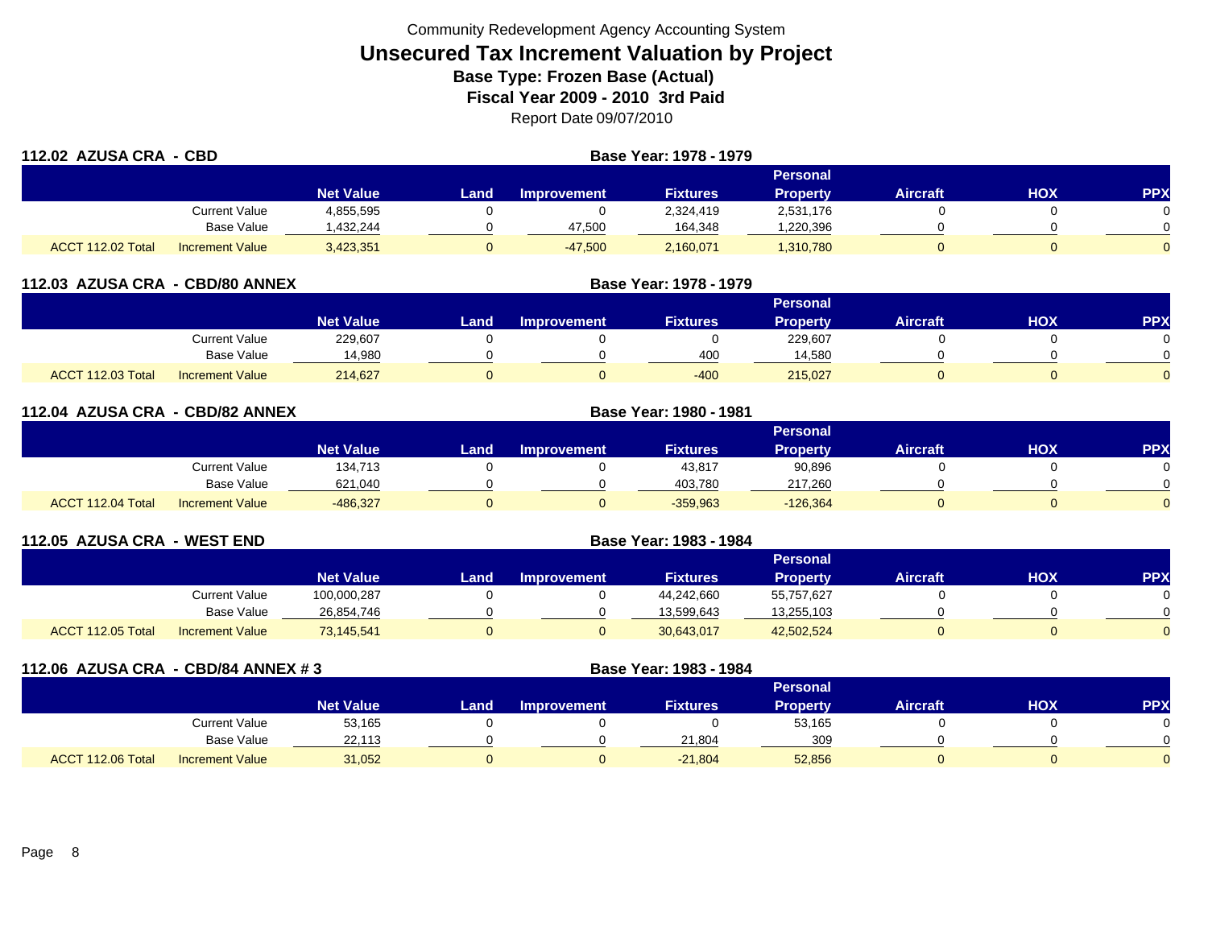Community Redevelopment Agency Accounting System

# Unsecured Tax Increment Valuation by Project

**Base Type: Frozen Base (Actual)**

**Fiscal Year 2009 - 2010 3rd Paid**

Report Date 09/07/2010

## 112.02 AZUSA CRA - CBD

**Base Year: 1978 - 1979**

| | | Net Value | Land | Improvement | Fixtures | Personal Property | Aircraft | HOX | PPX |
|---|---|---|---|---|---|---|---|---|---|
| | Current Value | 4,855,595 | 0 | 0 | 2,324,419 | 2,531,176 | 0 | 0 | 0 |
| | Base Value | 1,432,244 | 0 | 47,500 | 164,348 | 1,220,396 | 0 | 0 | 0 |
| ACCT 112.02 Total | Increment Value | 3,423,351 | 0 | -47,500 | 2,160,071 | 1,310,780 | 0 | 0 | 0 |

## 112.03 AZUSA CRA - CBD/80 ANNEX

**Base Year: 1978 - 1979**

| | | Net Value | Land | Improvement | Fixtures | Personal Property | Aircraft | HOX | PPX |
|---|---|---|---|---|---|---|---|---|---|
| | Current Value | 229,607 | 0 | 0 | 0 | 229,607 | 0 | 0 | 0 |
| | Base Value | 14,980 | 0 | 0 | 400 | 14,580 | 0 | 0 | 0 |
| ACCT 112.03 Total | Increment Value | 214,627 | 0 | 0 | -400 | 215,027 | 0 | 0 | 0 |

## 112.04 AZUSA CRA - CBD/82 ANNEX

**Base Year: 1980 - 1981**

| | | Net Value | Land | Improvement | Fixtures | Personal Property | Aircraft | HOX | PPX |
|---|---|---|---|---|---|---|---|---|---|
| | Current Value | 134,713 | 0 | 0 | 43,817 | 90,896 | 0 | 0 | 0 |
| | Base Value | 621,040 | 0 | 0 | 403,780 | 217,260 | 0 | 0 | 0 |
| ACCT 112.04 Total | Increment Value | -486,327 | 0 | 0 | -359,963 | -126,364 | 0 | 0 | 0 |

## 112.05 AZUSA CRA - WEST END

**Base Year: 1983 - 1984**

| | | Net Value | Land | Improvement | Fixtures | Personal Property | Aircraft | HOX | PPX |
|---|---|---|---|---|---|---|---|---|---|
| | Current Value | 100,000,287 | 0 | 0 | 44,242,660 | 55,757,627 | 0 | 0 | 0 |
| | Base Value | 26,854,746 | 0 | 0 | 13,599,643 | 13,255,103 | 0 | 0 | 0 |
| ACCT 112.05 Total | Increment Value | 73,145,541 | 0 | 0 | 30,643,017 | 42,502,524 | 0 | 0 | 0 |

## 112.06 AZUSA CRA - CBD/84 ANNEX # 3

**Base Year: 1983 - 1984**

| | | Net Value | Land | Improvement | Fixtures | Personal Property | Aircraft | HOX | PPX |
|---|---|---|---|---|---|---|---|---|---|
| | Current Value | 53,165 | 0 | 0 | 0 | 53,165 | 0 | 0 | 0 |
| | Base Value | 22,113 | 0 | 0 | 21,804 | 309 | 0 | 0 | 0 |
| ACCT 112.06 Total | Increment Value | 31,052 | 0 | 0 | -21,804 | 52,856 | 0 | 0 | 0 |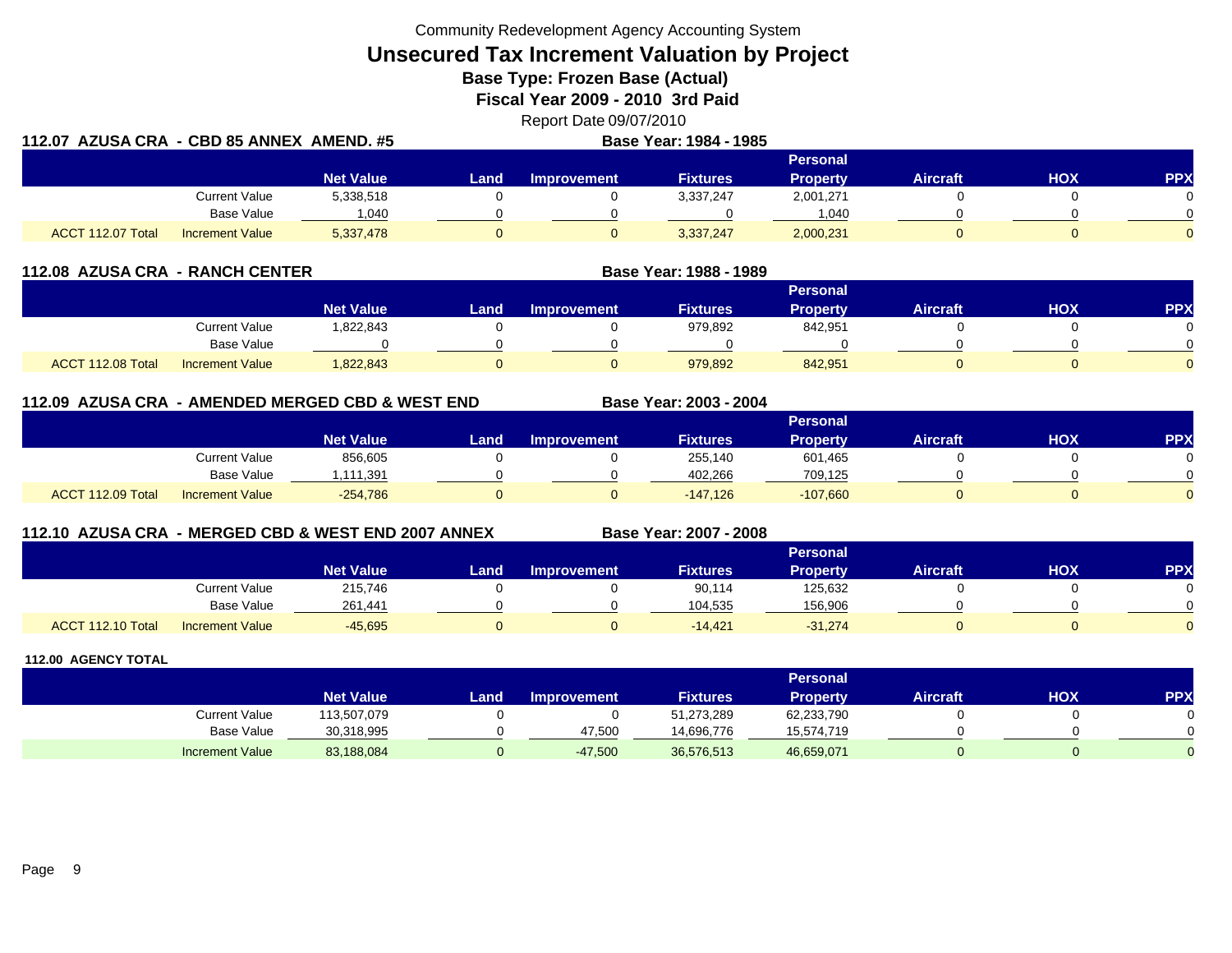Community Redevelopment Agency Accounting System

# Unsecured Tax Increment Valuation by Project

**Base Type: Frozen Base (Actual)**

**Fiscal Year 2009 - 2010 3rd Paid**

Report Date 09/07/2010

**112.07 AZUSA CRA - CBD 85 ANNEX AMEND. #5** — **Base Year: 1984 - 1985**

| | | Net Value | Land | Improvement | Fixtures | Personal Property | Aircraft | HOX | PPX |
|---|---|---|---|---|---|---|---|---|---|
| | Current Value | 5,338,518 | 0 | 0 | 3,337,247 | 2,001,271 | 0 | 0 | 0 |
| | Base Value | 1,040 | 0 | 0 | 0 | 1,040 | 0 | 0 | 0 |
| ACCT 112.07 Total | Increment Value | 5,337,478 | 0 | 0 | 3,337,247 | 2,000,231 | 0 | 0 | 0 |

**112.08 AZUSA CRA - RANCH CENTER** — **Base Year: 1988 - 1989**

| | | Net Value | Land | Improvement | Fixtures | Personal Property | Aircraft | HOX | PPX |
|---|---|---|---|---|---|---|---|---|---|
| | Current Value | 1,822,843 | 0 | 0 | 979,892 | 842,951 | 0 | 0 | 0 |
| | Base Value | 0 | 0 | 0 | 0 | 0 | 0 | 0 | 0 |
| ACCT 112.08 Total | Increment Value | 1,822,843 | 0 | 0 | 979,892 | 842,951 | 0 | 0 | 0 |

**112.09 AZUSA CRA - AMENDED MERGED CBD & WEST END** — **Base Year: 2003 - 2004**

| | | Net Value | Land | Improvement | Fixtures | Personal Property | Aircraft | HOX | PPX |
|---|---|---|---|---|---|---|---|---|---|
| | Current Value | 856,605 | 0 | 0 | 255,140 | 601,465 | 0 | 0 | 0 |
| | Base Value | 1,111,391 | 0 | 0 | 402,266 | 709,125 | 0 | 0 | 0 |
| ACCT 112.09 Total | Increment Value | -254,786 | 0 | 0 | -147,126 | -107,660 | 0 | 0 | 0 |

**112.10 AZUSA CRA - MERGED CBD & WEST END 2007 ANNEX** — **Base Year: 2007 - 2008**

| | | Net Value | Land | Improvement | Fixtures | Personal Property | Aircraft | HOX | PPX |
|---|---|---|---|---|---|---|---|---|---|
| | Current Value | 215,746 | 0 | 0 | 90,114 | 125,632 | 0 | 0 | 0 |
| | Base Value | 261,441 | 0 | 0 | 104,535 | 156,906 | 0 | 0 | 0 |
| ACCT 112.10 Total | Increment Value | -45,695 | 0 | 0 | -14,421 | -31,274 | 0 | 0 | 0 |

**112.00 AGENCY TOTAL**

| | | Net Value | Land | Improvement | Fixtures | Personal Property | Aircraft | HOX | PPX |
|---|---|---|---|---|---|---|---|---|---|
| | Current Value | 113,507,079 | 0 | 0 | 51,273,289 | 62,233,790 | 0 | 0 | 0 |
| | Base Value | 30,318,995 | 0 | 47,500 | 14,696,776 | 15,574,719 | 0 | 0 | 0 |
| | Increment Value | 83,188,084 | 0 | -47,500 | 36,576,513 | 46,659,071 | 0 | 0 | 0 |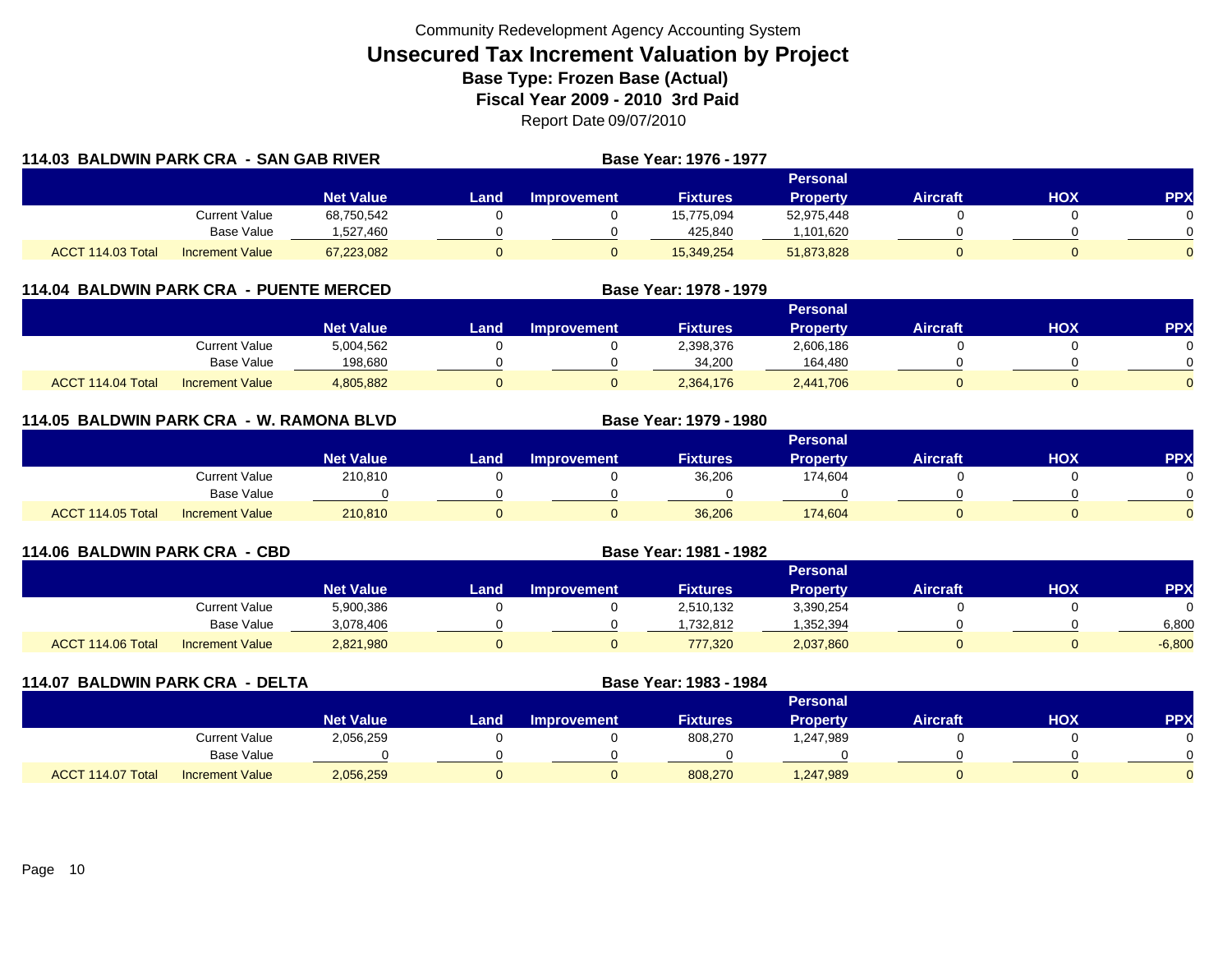Community Redevelopment Agency Accounting System

# Unsecured Tax Increment Valuation by Project

**Base Type: Frozen Base (Actual)**

**Fiscal Year 2009 - 2010 3rd Paid**

Report Date 09/07/2010

## 114.03 BALDWIN PARK CRA - SAN GAB RIVER

**Base Year: 1976 - 1977**

| | | Net Value | Land | Improvement | Fixtures | Personal Property | Aircraft | HOX | PPX |
|---|---|---|---|---|---|---|---|---|---|
| | Current Value | 68,750,542 | 0 | 0 | 15,775,094 | 52,975,448 | 0 | 0 | 0 |
| | Base Value | 1,527,460 | 0 | 0 | 425,840 | 1,101,620 | 0 | 0 | 0 |
| ACCT 114.03 Total | Increment Value | 67,223,082 | 0 | 0 | 15,349,254 | 51,873,828 | 0 | 0 | 0 |

## 114.04 BALDWIN PARK CRA - PUENTE MERCED

**Base Year: 1978 - 1979**

| | | Net Value | Land | Improvement | Fixtures | Personal Property | Aircraft | HOX | PPX |
|---|---|---|---|---|---|---|---|---|---|
| | Current Value | 5,004,562 | 0 | 0 | 2,398,376 | 2,606,186 | 0 | 0 | 0 |
| | Base Value | 198,680 | 0 | 0 | 34,200 | 164,480 | 0 | 0 | 0 |
| ACCT 114.04 Total | Increment Value | 4,805,882 | 0 | 0 | 2,364,176 | 2,441,706 | 0 | 0 | 0 |

## 114.05 BALDWIN PARK CRA - W. RAMONA BLVD

**Base Year: 1979 - 1980**

| | | Net Value | Land | Improvement | Fixtures | Personal Property | Aircraft | HOX | PPX |
|---|---|---|---|---|---|---|---|---|---|
| | Current Value | 210,810 | 0 | 0 | 36,206 | 174,604 | 0 | 0 | 0 |
| | Base Value | 0 | 0 | 0 | 0 | 0 | 0 | 0 | 0 |
| ACCT 114.05 Total | Increment Value | 210,810 | 0 | 0 | 36,206 | 174,604 | 0 | 0 | 0 |

## 114.06 BALDWIN PARK CRA - CBD

**Base Year: 1981 - 1982**

| | | Net Value | Land | Improvement | Fixtures | Personal Property | Aircraft | HOX | PPX |
|---|---|---|---|---|---|---|---|---|---|
| | Current Value | 5,900,386 | 0 | 0 | 2,510,132 | 3,390,254 | 0 | 0 | 0 |
| | Base Value | 3,078,406 | 0 | 0 | 1,732,812 | 1,352,394 | 0 | 0 | 6,800 |
| ACCT 114.06 Total | Increment Value | 2,821,980 | 0 | 0 | 777,320 | 2,037,860 | 0 | 0 | -6,800 |

## 114.07 BALDWIN PARK CRA - DELTA

**Base Year: 1983 - 1984**

| | | Net Value | Land | Improvement | Fixtures | Personal Property | Aircraft | HOX | PPX |
|---|---|---|---|---|---|---|---|---|---|
| | Current Value | 2,056,259 | 0 | 0 | 808,270 | 1,247,989 | 0 | 0 | 0 |
| | Base Value | 0 | 0 | 0 | 0 | 0 | 0 | 0 | 0 |
| ACCT 114.07 Total | Increment Value | 2,056,259 | 0 | 0 | 808,270 | 1,247,989 | 0 | 0 | 0 |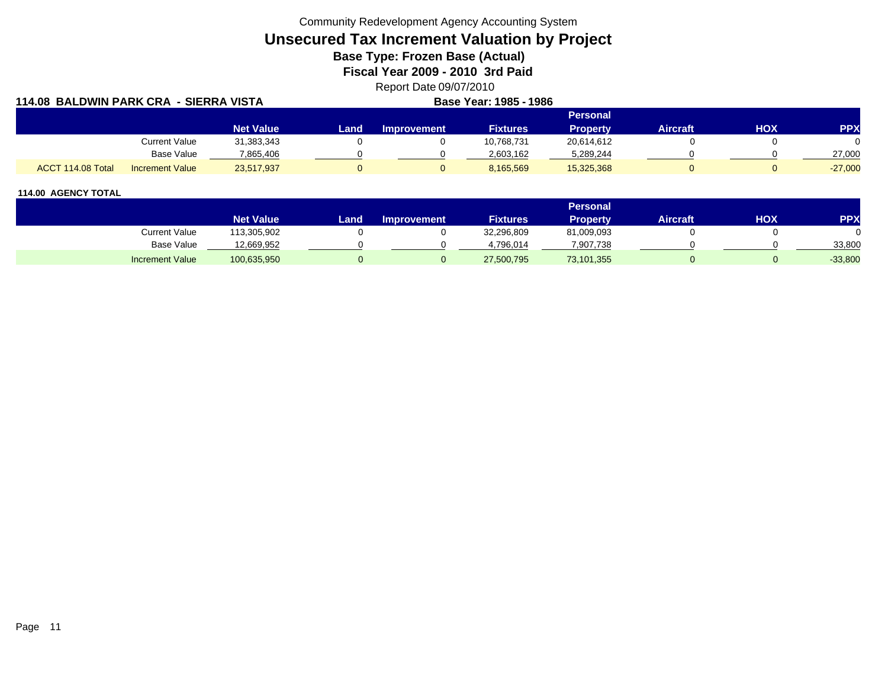Community Redevelopment Agency Accounting System

# Unsecured Tax Increment Valuation by Project

## Base Type: Frozen Base (Actual)

## Fiscal Year 2009 - 2010 3rd Paid

Report Date 09/07/2010

**114.08 BALDWIN PARK CRA - SIERRA VISTA** **Base Year: 1985 - 1986**

| | | Net Value | Land | Improvement | Fixtures | Personal Property | Aircraft | HOX | PPX |
|---|---|---|---|---|---|---|---|---|---|
| | Current Value | 31,383,343 | 0 | 0 | 10,768,731 | 20,614,612 | 0 | 0 | 0 |
| | Base Value | 7,865,406 | 0 | 0 | 2,603,162 | 5,289,244 | 0 | 0 | 27,000 |
| ACCT 114.08 Total | Increment Value | 23,517,937 | 0 | 0 | 8,165,569 | 15,325,368 | 0 | 0 | -27,000 |

**114.00 AGENCY TOTAL**

| | | Net Value | Land | Improvement | Fixtures | Personal Property | Aircraft | HOX | PPX |
|---|---|---|---|---|---|---|---|---|---|
| | Current Value | 113,305,902 | 0 | 0 | 32,296,809 | 81,009,093 | 0 | 0 | 0 |
| | Base Value | 12,669,952 | 0 | 0 | 4,796,014 | 7,907,738 | 0 | 0 | 33,800 |
| | Increment Value | 100,635,950 | 0 | 0 | 27,500,795 | 73,101,355 | 0 | 0 | -33,800 |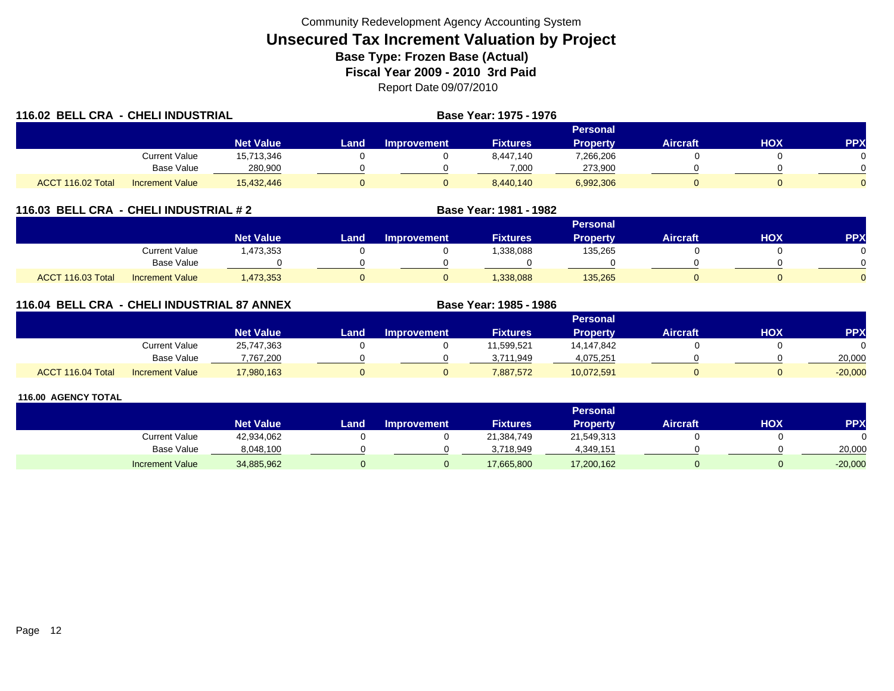Community Redevelopment Agency Accounting System

# Unsecured Tax Increment Valuation by Project

## Base Type: Frozen Base (Actual)

## Fiscal Year 2009 - 2010 3rd Paid

Report Date 09/07/2010

### 116.02 BELL CRA - CHELI INDUSTRIAL

**Base Year: 1975 - 1976**

| | | Net Value | Land | Improvement | Fixtures | Personal Property | Aircraft | HOX | PPX |
|---|---|---|---|---|---|---|---|---|---|
| | Current Value | 15,713,346 | 0 | 0 | 8,447,140 | 7,266,206 | 0 | 0 | 0 |
| | Base Value | 280,900 | 0 | 0 | 7,000 | 273,900 | 0 | 0 | 0 |
| ACCT 116.02 Total | Increment Value | 15,432,446 | 0 | 0 | 8,440,140 | 6,992,306 | 0 | 0 | 0 |

### 116.03 BELL CRA - CHELI INDUSTRIAL # 2

**Base Year: 1981 - 1982**

| | | Net Value | Land | Improvement | Fixtures | Personal Property | Aircraft | HOX | PPX |
|---|---|---|---|---|---|---|---|---|---|
| | Current Value | 1,473,353 | 0 | 0 | 1,338,088 | 135,265 | 0 | 0 | 0 |
| | Base Value | 0 | 0 | 0 | 0 | 0 | 0 | 0 | 0 |
| ACCT 116.03 Total | Increment Value | 1,473,353 | 0 | 0 | 1,338,088 | 135,265 | 0 | 0 | 0 |

### 116.04 BELL CRA - CHELI INDUSTRIAL 87 ANNEX

**Base Year: 1985 - 1986**

| | | Net Value | Land | Improvement | Fixtures | Personal Property | Aircraft | HOX | PPX |
|---|---|---|---|---|---|---|---|---|---|
| | Current Value | 25,747,363 | 0 | 0 | 11,599,521 | 14,147,842 | 0 | 0 | 0 |
| | Base Value | 7,767,200 | 0 | 0 | 3,711,949 | 4,075,251 | 0 | 0 | 20,000 |
| ACCT 116.04 Total | Increment Value | 17,980,163 | 0 | 0 | 7,887,572 | 10,072,591 | 0 | 0 | -20,000 |

### 116.00 AGENCY TOTAL

| | | Net Value | Land | Improvement | Fixtures | Personal Property | Aircraft | HOX | PPX |
|---|---|---|---|---|---|---|---|---|---|
| | Current Value | 42,934,062 | 0 | 0 | 21,384,749 | 21,549,313 | 0 | 0 | 0 |
| | Base Value | 8,048,100 | 0 | 0 | 3,718,949 | 4,349,151 | 0 | 0 | 20,000 |
| | Increment Value | 34,885,962 | 0 | 0 | 17,665,800 | 17,200,162 | 0 | 0 | -20,000 |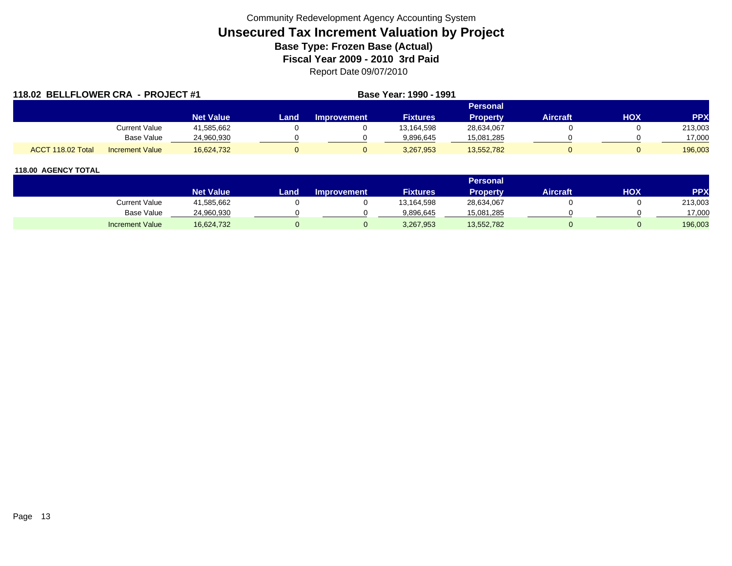Community Redevelopment Agency Accounting System

# Unsecured Tax Increment Valuation by Project

## Base Type: Frozen Base (Actual)

## Fiscal Year 2009 - 2010 3rd Paid

Report Date 09/07/2010

### 118.02 BELLFLOWER CRA - PROJECT #1

**Base Year: 1990 - 1991**

| | | Net Value | Land | Improvement | Fixtures | Personal Property | Aircraft | HOX | PPX |
|---|---|---|---|---|---|---|---|---|---|
| | Current Value | 41,585,662 | 0 | 0 | 13,164,598 | 28,634,067 | 0 | 0 | 213,003 |
| | Base Value | 24,960,930 | 0 | 0 | 9,896,645 | 15,081,285 | 0 | 0 | 17,000 |
| ACCT 118.02 Total | Increment Value | 16,624,732 | 0 | 0 | 3,267,953 | 13,552,782 | 0 | 0 | 196,003 |

### 118.00 AGENCY TOTAL

| | Net Value | Land | Improvement | Fixtures | Personal Property | Aircraft | HOX | PPX |
|---|---|---|---|---|---|---|---|---|
| Current Value | 41,585,662 | 0 | 0 | 13,164,598 | 28,634,067 | 0 | 0 | 213,003 |
| Base Value | 24,960,930 | 0 | 0 | 9,896,645 | 15,081,285 | 0 | 0 | 17,000 |
| Increment Value | 16,624,732 | 0 | 0 | 3,267,953 | 13,552,782 | 0 | 0 | 196,003 |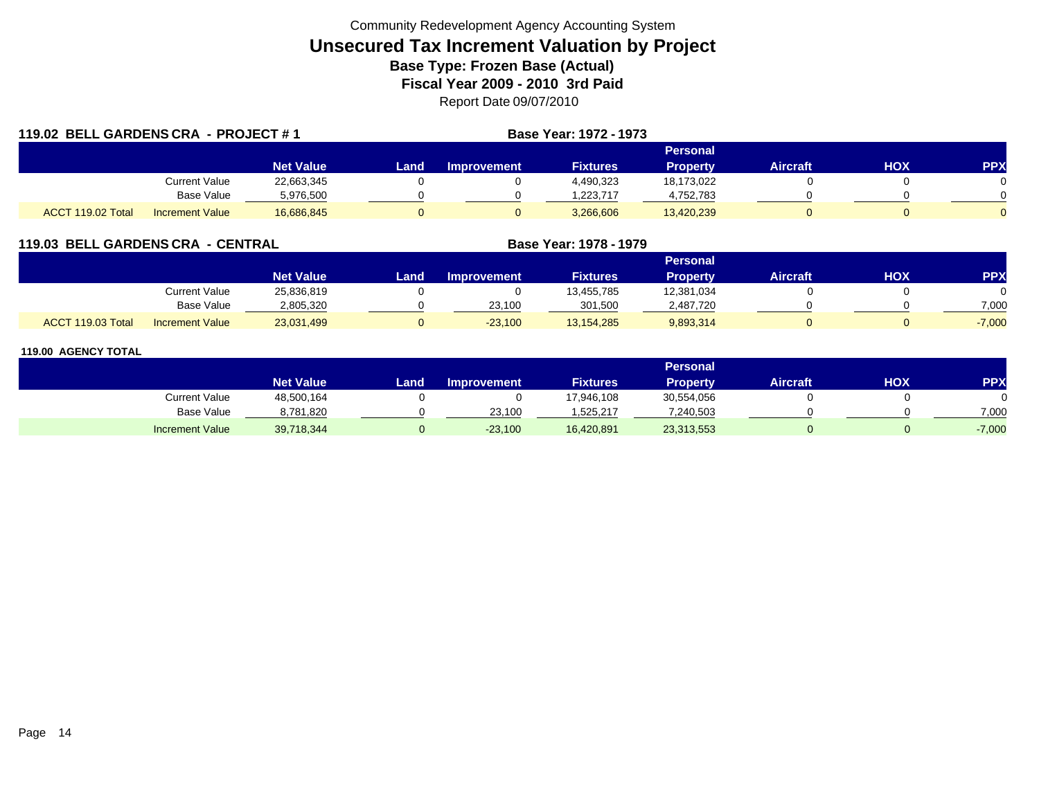Community Redevelopment Agency Accounting System

# Unsecured Tax Increment Valuation by Project

**Base Type: Frozen Base (Actual)**

**Fiscal Year 2009 - 2010 3rd Paid**

Report Date 09/07/2010

## 119.02 BELL GARDENS CRA - PROJECT # 1

**Base Year: 1972 - 1973**

| | | Net Value | Land | Improvement | Fixtures | Personal Property | Aircraft | HOX | PPX |
|---|---|---|---|---|---|---|---|---|---|
| | Current Value | 22,663,345 | 0 | 0 | 4,490,323 | 18,173,022 | 0 | 0 | 0 |
| | Base Value | 5,976,500 | 0 | 0 | 1,223,717 | 4,752,783 | 0 | 0 | 0 |
| ACCT 119.02 Total | Increment Value | 16,686,845 | 0 | 0 | 3,266,606 | 13,420,239 | 0 | 0 | 0 |

## 119.03 BELL GARDENS CRA - CENTRAL

**Base Year: 1978 - 1979**

| | | Net Value | Land | Improvement | Fixtures | Personal Property | Aircraft | HOX | PPX |
|---|---|---|---|---|---|---|---|---|---|
| | Current Value | 25,836,819 | 0 | 0 | 13,455,785 | 12,381,034 | 0 | 0 | 0 |
| | Base Value | 2,805,320 | 0 | 23,100 | 301,500 | 2,487,720 | 0 | 0 | 7,000 |
| ACCT 119.03 Total | Increment Value | 23,031,499 | 0 | -23,100 | 13,154,285 | 9,893,314 | 0 | 0 | -7,000 |

## 119.00 AGENCY TOTAL

| | | Net Value | Land | Improvement | Fixtures | Personal Property | Aircraft | HOX | PPX |
|---|---|---|---|---|---|---|---|---|---|
| | Current Value | 48,500,164 | 0 | 0 | 17,946,108 | 30,554,056 | 0 | 0 | 0 |
| | Base Value | 8,781,820 | 0 | 23,100 | 1,525,217 | 7,240,503 | 0 | 0 | 7,000 |
| | Increment Value | 39,718,344 | 0 | -23,100 | 16,420,891 | 23,313,553 | 0 | 0 | -7,000 |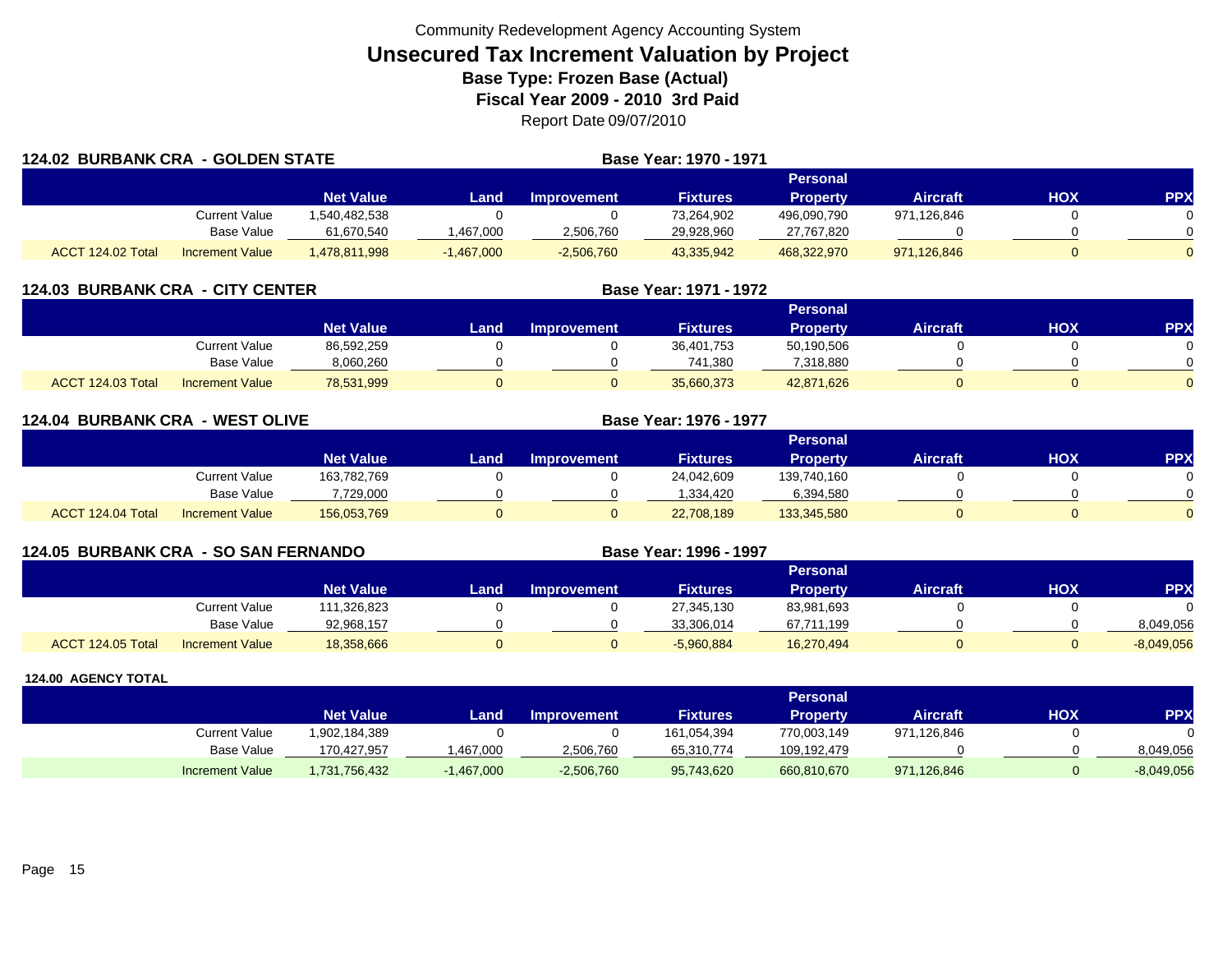Community Redevelopment Agency Accounting System

# Unsecured Tax Increment Valuation by Project

## Base Type: Frozen Base (Actual)

## Fiscal Year 2009 - 2010 3rd Paid

Report Date 09/07/2010

### 124.02 BURBANK CRA - GOLDEN STATE

**Base Year: 1970 - 1971**

| | | Net Value | Land | Improvement | Fixtures | Personal Property | Aircraft | HOX | PPX |
|---|---|---|---|---|---|---|---|---|---|
| | Current Value | 1,540,482,538 | 0 | 0 | 73,264,902 | 496,090,790 | 971,126,846 | 0 | 0 |
| | Base Value | 61,670,540 | 1,467,000 | 2,506,760 | 29,928,960 | 27,767,820 | 0 | 0 | 0 |
| ACCT 124.02 Total | Increment Value | 1,478,811,998 | -1,467,000 | -2,506,760 | 43,335,942 | 468,322,970 | 971,126,846 | 0 | 0 |

### 124.03 BURBANK CRA - CITY CENTER

**Base Year: 1971 - 1972**

| | | Net Value | Land | Improvement | Fixtures | Personal Property | Aircraft | HOX | PPX |
|---|---|---|---|---|---|---|---|---|---|
| | Current Value | 86,592,259 | 0 | 0 | 36,401,753 | 50,190,506 | 0 | 0 | 0 |
| | Base Value | 8,060,260 | 0 | 0 | 741,380 | 7,318,880 | 0 | 0 | 0 |
| ACCT 124.03 Total | Increment Value | 78,531,999 | 0 | 0 | 35,660,373 | 42,871,626 | 0 | 0 | 0 |

### 124.04 BURBANK CRA - WEST OLIVE

**Base Year: 1976 - 1977**

| | | Net Value | Land | Improvement | Fixtures | Personal Property | Aircraft | HOX | PPX |
|---|---|---|---|---|---|---|---|---|---|
| | Current Value | 163,782,769 | 0 | 0 | 24,042,609 | 139,740,160 | 0 | 0 | 0 |
| | Base Value | 7,729,000 | 0 | 0 | 1,334,420 | 6,394,580 | 0 | 0 | 0 |
| ACCT 124.04 Total | Increment Value | 156,053,769 | 0 | 0 | 22,708,189 | 133,345,580 | 0 | 0 | 0 |

### 124.05 BURBANK CRA - SO SAN FERNANDO

**Base Year: 1996 - 1997**

| | | Net Value | Land | Improvement | Fixtures | Personal Property | Aircraft | HOX | PPX |
|---|---|---|---|---|---|---|---|---|---|
| | Current Value | 111,326,823 | 0 | 0 | 27,345,130 | 83,981,693 | 0 | 0 | 0 |
| | Base Value | 92,968,157 | 0 | 0 | 33,306,014 | 67,711,199 | 0 | 0 | 8,049,056 |
| ACCT 124.05 Total | Increment Value | 18,358,666 | 0 | 0 | -5,960,884 | 16,270,494 | 0 | 0 | -8,049,056 |

### 124.00 AGENCY TOTAL

| | | Net Value | Land | Improvement | Fixtures | Personal Property | Aircraft | HOX | PPX |
|---|---|---|---|---|---|---|---|---|---|
| | Current Value | 1,902,184,389 | 0 | 0 | 161,054,394 | 770,003,149 | 971,126,846 | 0 | 0 |
| | Base Value | 170,427,957 | 1,467,000 | 2,506,760 | 65,310,774 | 109,192,479 | 0 | 0 | 8,049,056 |
| | Increment Value | 1,731,756,432 | -1,467,000 | -2,506,760 | 95,743,620 | 660,810,670 | 971,126,846 | 0 | -8,049,056 |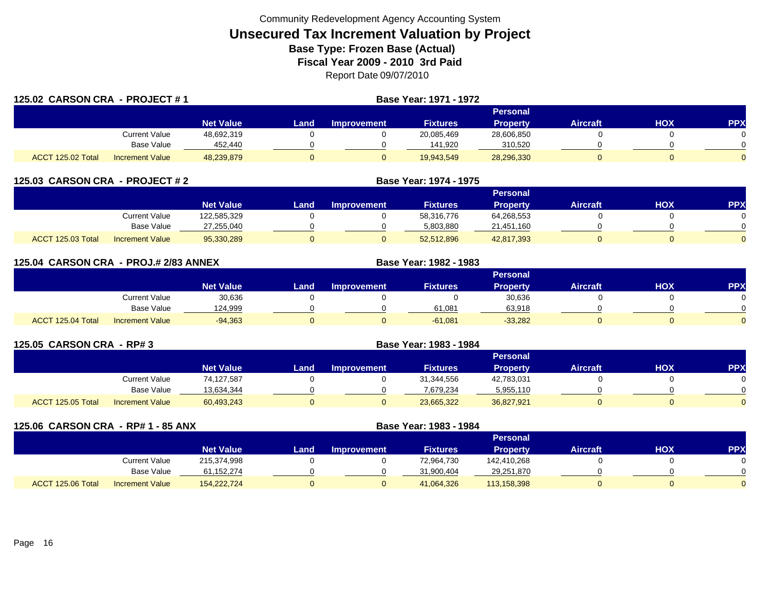Community Redevelopment Agency Accounting System

# Unsecured Tax Increment Valuation by Project

**Base Type: Frozen Base (Actual)**

**Fiscal Year 2009 - 2010 3rd Paid**

Report Date 09/07/2010

## 125.02 CARSON CRA - PROJECT # 1

**Base Year: 1971 - 1972**

| | | Net Value | Land | Improvement | Fixtures | Personal Property | Aircraft | HOX | PPX |
|---|---|---|---|---|---|---|---|---|---|
| | Current Value | 48,692,319 | 0 | 0 | 20,085,469 | 28,606,850 | 0 | 0 | 0 |
| | Base Value | 452,440 | 0 | 0 | 141,920 | 310,520 | 0 | 0 | 0 |
| ACCT 125.02 Total | Increment Value | 48,239,879 | 0 | 0 | 19,943,549 | 28,296,330 | 0 | 0 | 0 |

## 125.03 CARSON CRA - PROJECT # 2

**Base Year: 1974 - 1975**

| | | Net Value | Land | Improvement | Fixtures | Personal Property | Aircraft | HOX | PPX |
|---|---|---|---|---|---|---|---|---|---|
| | Current Value | 122,585,329 | 0 | 0 | 58,316,776 | 64,268,553 | 0 | 0 | 0 |
| | Base Value | 27,255,040 | 0 | 0 | 5,803,880 | 21,451,160 | 0 | 0 | 0 |
| ACCT 125.03 Total | Increment Value | 95,330,289 | 0 | 0 | 52,512,896 | 42,817,393 | 0 | 0 | 0 |

## 125.04 CARSON CRA - PROJ.# 2/83 ANNEX

**Base Year: 1982 - 1983**

| | | Net Value | Land | Improvement | Fixtures | Personal Property | Aircraft | HOX | PPX |
|---|---|---|---|---|---|---|---|---|---|
| | Current Value | 30,636 | 0 | 0 | 0 | 30,636 | 0 | 0 | 0 |
| | Base Value | 124,999 | 0 | 0 | 61,081 | 63,918 | 0 | 0 | 0 |
| ACCT 125.04 Total | Increment Value | -94,363 | 0 | 0 | -61,081 | -33,282 | 0 | 0 | 0 |

## 125.05 CARSON CRA - RP# 3

**Base Year: 1983 - 1984**

| | | Net Value | Land | Improvement | Fixtures | Personal Property | Aircraft | HOX | PPX |
|---|---|---|---|---|---|---|---|---|---|
| | Current Value | 74,127,587 | 0 | 0 | 31,344,556 | 42,783,031 | 0 | 0 | 0 |
| | Base Value | 13,634,344 | 0 | 0 | 7,679,234 | 5,955,110 | 0 | 0 | 0 |
| ACCT 125.05 Total | Increment Value | 60,493,243 | 0 | 0 | 23,665,322 | 36,827,921 | 0 | 0 | 0 |

## 125.06 CARSON CRA - RP# 1 - 85 ANX

**Base Year: 1983 - 1984**

| | | Net Value | Land | Improvement | Fixtures | Personal Property | Aircraft | HOX | PPX |
|---|---|---|---|---|---|---|---|---|---|
| | Current Value | 215,374,998 | 0 | 0 | 72,964,730 | 142,410,268 | 0 | 0 | 0 |
| | Base Value | 61,152,274 | 0 | 0 | 31,900,404 | 29,251,870 | 0 | 0 | 0 |
| ACCT 125.06 Total | Increment Value | 154,222,724 | 0 | 0 | 41,064,326 | 113,158,398 | 0 | 0 | 0 |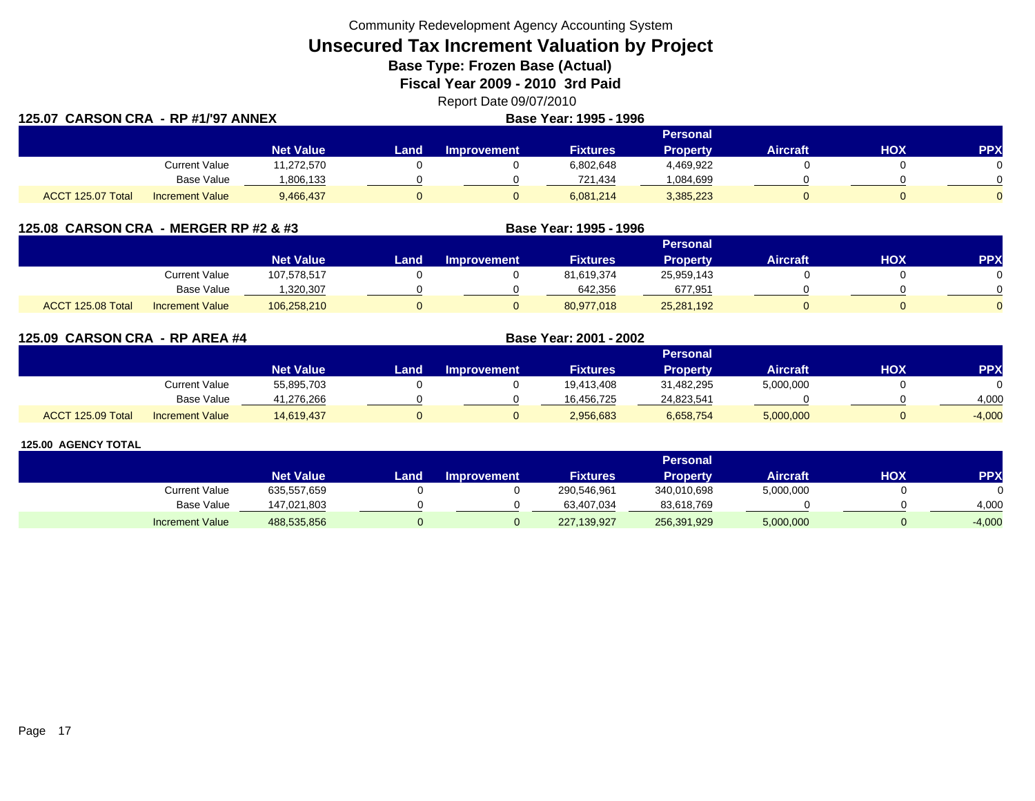Community Redevelopment Agency Accounting System

# Unsecured Tax Increment Valuation by Project

**Base Type: Frozen Base (Actual)**

**Fiscal Year 2009 - 2010 3rd Paid**

Report Date 09/07/2010

**125.07 CARSON CRA - RP #1/'97 ANNEX** — **Base Year: 1995 - 1996**

| | | Net Value | Land | Improvement | Fixtures | Personal Property | Aircraft | HOX | PPX |
|---|---|---|---|---|---|---|---|---|---|
| | Current Value | 11,272,570 | 0 | 0 | 6,802,648 | 4,469,922 | 0 | 0 | 0 |
| | Base Value | 1,806,133 | 0 | 0 | 721,434 | 1,084,699 | 0 | 0 | 0 |
| ACCT 125.07 Total | Increment Value | 9,466,437 | 0 | 0 | 6,081,214 | 3,385,223 | 0 | 0 | 0 |

**125.08 CARSON CRA - MERGER RP #2 & #3** — **Base Year: 1995 - 1996**

| | | Net Value | Land | Improvement | Fixtures | Personal Property | Aircraft | HOX | PPX |
|---|---|---|---|---|---|---|---|---|---|
| | Current Value | 107,578,517 | 0 | 0 | 81,619,374 | 25,959,143 | 0 | 0 | 0 |
| | Base Value | 1,320,307 | 0 | 0 | 642,356 | 677,951 | 0 | 0 | 0 |
| ACCT 125.08 Total | Increment Value | 106,258,210 | 0 | 0 | 80,977,018 | 25,281,192 | 0 | 0 | 0 |

**125.09 CARSON CRA - RP AREA #4** — **Base Year: 2001 - 2002**

| | | Net Value | Land | Improvement | Fixtures | Personal Property | Aircraft | HOX | PPX |
|---|---|---|---|---|---|---|---|---|---|
| | Current Value | 55,895,703 | 0 | 0 | 19,413,408 | 31,482,295 | 5,000,000 | 0 | 0 |
| | Base Value | 41,276,266 | 0 | 0 | 16,456,725 | 24,823,541 | 0 | 0 | 4,000 |
| ACCT 125.09 Total | Increment Value | 14,619,437 | 0 | 0 | 2,956,683 | 6,658,754 | 5,000,000 | 0 | -4,000 |

**125.00 AGENCY TOTAL**

| | Net Value | Land | Improvement | Fixtures | Personal Property | Aircraft | HOX | PPX |
|---|---|---|---|---|---|---|---|---|
| Current Value | 635,557,659 | 0 | 0 | 290,546,961 | 340,010,698 | 5,000,000 | 0 | 0 |
| Base Value | 147,021,803 | 0 | 0 | 63,407,034 | 83,618,769 | 0 | 0 | 4,000 |
| Increment Value | 488,535,856 | 0 | 0 | 227,139,927 | 256,391,929 | 5,000,000 | 0 | -4,000 |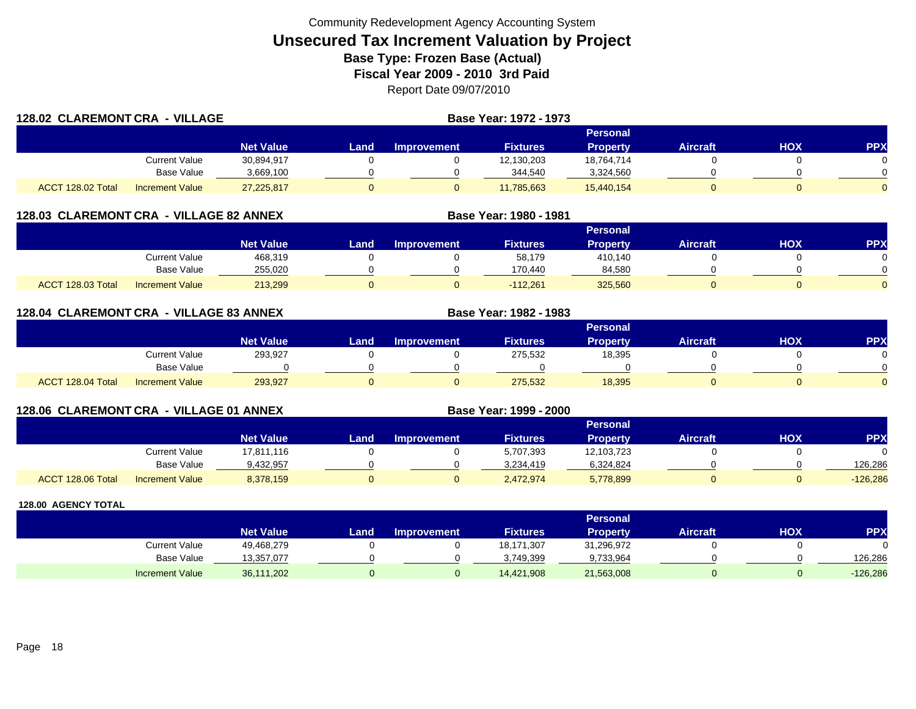Community Redevelopment Agency Accounting System

# Unsecured Tax Increment Valuation by Project

**Base Type: Frozen Base (Actual)**

**Fiscal Year 2009 - 2010 3rd Paid**

Report Date 09/07/2010

## 128.02 CLAREMONT CRA - VILLAGE

**Base Year: 1972 - 1973**

| | | Net Value | Land | Improvement | Fixtures | Personal Property | Aircraft | HOX | PPX |
|---|---|---|---|---|---|---|---|---|---|
| | Current Value | 30,894,917 | 0 | 0 | 12,130,203 | 18,764,714 | 0 | 0 | 0 |
| | Base Value | 3,669,100 | 0 | 0 | 344,540 | 3,324,560 | 0 | 0 | 0 |
| ACCT 128.02 Total | Increment Value | 27,225,817 | 0 | 0 | 11,785,663 | 15,440,154 | 0 | 0 | 0 |

## 128.03 CLAREMONT CRA - VILLAGE 82 ANNEX

**Base Year: 1980 - 1981**

| | | Net Value | Land | Improvement | Fixtures | Personal Property | Aircraft | HOX | PPX |
|---|---|---|---|---|---|---|---|---|---|
| | Current Value | 468,319 | 0 | 0 | 58,179 | 410,140 | 0 | 0 | 0 |
| | Base Value | 255,020 | 0 | 0 | 170,440 | 84,580 | 0 | 0 | 0 |
| ACCT 128.03 Total | Increment Value | 213,299 | 0 | 0 | -112,261 | 325,560 | 0 | 0 | 0 |

## 128.04 CLAREMONT CRA - VILLAGE 83 ANNEX

**Base Year: 1982 - 1983**

| | | Net Value | Land | Improvement | Fixtures | Personal Property | Aircraft | HOX | PPX |
|---|---|---|---|---|---|---|---|---|---|
| | Current Value | 293,927 | 0 | 0 | 275,532 | 18,395 | 0 | 0 | 0 |
| | Base Value | 0 | 0 | 0 | 0 | 0 | 0 | 0 | 0 |
| ACCT 128.04 Total | Increment Value | 293,927 | 0 | 0 | 275,532 | 18,395 | 0 | 0 | 0 |

## 128.06 CLAREMONT CRA - VILLAGE 01 ANNEX

**Base Year: 1999 - 2000**

| | | Net Value | Land | Improvement | Fixtures | Personal Property | Aircraft | HOX | PPX |
|---|---|---|---|---|---|---|---|---|---|
| | Current Value | 17,811,116 | 0 | 0 | 5,707,393 | 12,103,723 | 0 | 0 | 0 |
| | Base Value | 9,432,957 | 0 | 0 | 3,234,419 | 6,324,824 | 0 | 0 | 126,286 |
| ACCT 128.06 Total | Increment Value | 8,378,159 | 0 | 0 | 2,472,974 | 5,778,899 | 0 | 0 | -126,286 |

## 128.00 AGENCY TOTAL

| | Net Value | Land | Improvement | Fixtures | Personal Property | Aircraft | HOX | PPX |
|---|---|---|---|---|---|---|---|---|
| Current Value | 49,468,279 | 0 | 0 | 18,171,307 | 31,296,972 | 0 | 0 | 0 |
| Base Value | 13,357,077 | 0 | 0 | 3,749,399 | 9,733,964 | 0 | 0 | 126,286 |
| Increment Value | 36,111,202 | 0 | 0 | 14,421,908 | 21,563,008 | 0 | 0 | -126,286 |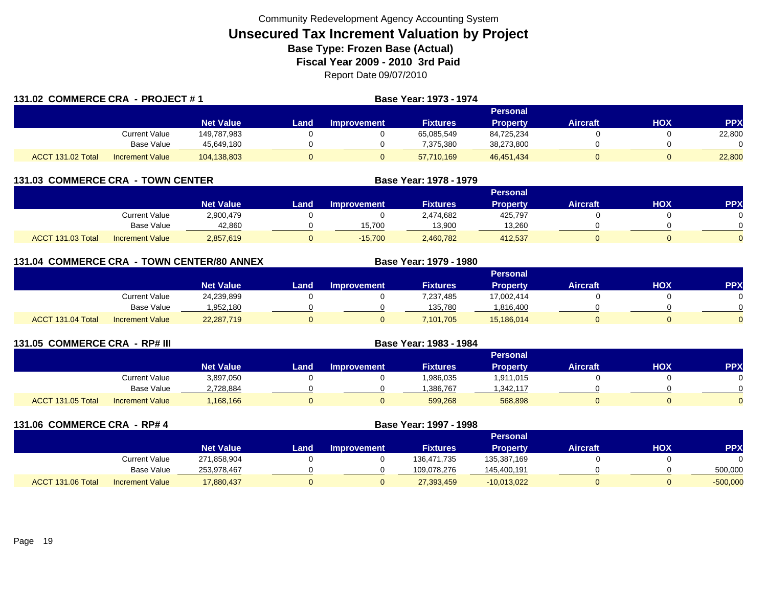Community Redevelopment Agency Accounting System

# Unsecured Tax Increment Valuation by Project

### Base Type: Frozen Base (Actual)

### Fiscal Year 2009 - 2010 3rd Paid

Report Date 09/07/2010

## 131.02 COMMERCE CRA - PROJECT # 1

**Base Year: 1973 - 1974**

| | | Net Value | Land | Improvement | Fixtures | Personal Property | Aircraft | HOX | PPX |
|---|---|---|---|---|---|---|---|---|---|
| | Current Value | 149,787,983 | 0 | 0 | 65,085,549 | 84,725,234 | 0 | 0 | 22,800 |
| | Base Value | 45,649,180 | 0 | 0 | 7,375,380 | 38,273,800 | 0 | 0 | 0 |
| ACCT 131.02 Total | Increment Value | 104,138,803 | 0 | 0 | 57,710,169 | 46,451,434 | 0 | 0 | 22,800 |

## 131.03 COMMERCE CRA - TOWN CENTER

**Base Year: 1978 - 1979**

| | | Net Value | Land | Improvement | Fixtures | Personal Property | Aircraft | HOX | PPX |
|---|---|---|---|---|---|---|---|---|---|
| | Current Value | 2,900,479 | 0 | 0 | 2,474,682 | 425,797 | 0 | 0 | 0 |
| | Base Value | 42,860 | 0 | 15,700 | 13,900 | 13,260 | 0 | 0 | 0 |
| ACCT 131.03 Total | Increment Value | 2,857,619 | 0 | -15,700 | 2,460,782 | 412,537 | 0 | 0 | 0 |

## 131.04 COMMERCE CRA - TOWN CENTER/80 ANNEX

**Base Year: 1979 - 1980**

| | | Net Value | Land | Improvement | Fixtures | Personal Property | Aircraft | HOX | PPX |
|---|---|---|---|---|---|---|---|---|---|
| | Current Value | 24,239,899 | 0 | 0 | 7,237,485 | 17,002,414 | 0 | 0 | 0 |
| | Base Value | 1,952,180 | 0 | 0 | 135,780 | 1,816,400 | 0 | 0 | 0 |
| ACCT 131.04 Total | Increment Value | 22,287,719 | 0 | 0 | 7,101,705 | 15,186,014 | 0 | 0 | 0 |

## 131.05 COMMERCE CRA - RP# III

**Base Year: 1983 - 1984**

| | | Net Value | Land | Improvement | Fixtures | Personal Property | Aircraft | HOX | PPX |
|---|---|---|---|---|---|---|---|---|---|
| | Current Value | 3,897,050 | 0 | 0 | 1,986,035 | 1,911,015 | 0 | 0 | 0 |
| | Base Value | 2,728,884 | 0 | 0 | 1,386,767 | 1,342,117 | 0 | 0 | 0 |
| ACCT 131.05 Total | Increment Value | 1,168,166 | 0 | 0 | 599,268 | 568,898 | 0 | 0 | 0 |

## 131.06 COMMERCE CRA - RP# 4

**Base Year: 1997 - 1998**

| | | Net Value | Land | Improvement | Fixtures | Personal Property | Aircraft | HOX | PPX |
|---|---|---|---|---|---|---|---|---|---|
| | Current Value | 271,858,904 | 0 | 0 | 136,471,735 | 135,387,169 | 0 | 0 | 0 |
| | Base Value | 253,978,467 | 0 | 0 | 109,078,276 | 145,400,191 | 0 | 0 | 500,000 |
| ACCT 131.06 Total | Increment Value | 17,880,437 | 0 | 0 | 27,393,459 | -10,013,022 | 0 | 0 | -500,000 |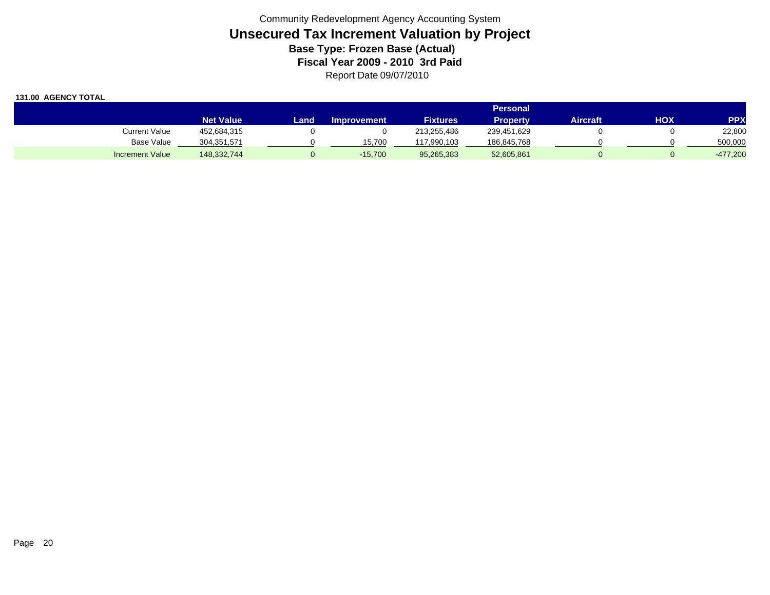Community Redevelopment Agency Accounting System

# Unsecured Tax Increment Valuation by Project

### Base Type: Frozen Base (Actual)

### Fiscal Year 2009 - 2010 3rd Paid

Report Date 09/07/2010

**131.00 AGENCY TOTAL**

| | Net Value | Land | Improvement | Fixtures | Personal Property | Aircraft | HOX | PPX |
|---|---|---|---|---|---|---|---|---|
| Current Value | 452,684,315 | 0 | 0 | 213,255,486 | 239,451,629 | 0 | 0 | 22,800 |
| Base Value | 304,351,571 | 0 | 15,700 | 117,990,103 | 186,845,768 | 0 | 0 | 500,000 |
| Increment Value | 148,332,744 | 0 | -15,700 | 95,265,383 | 52,605,861 | 0 | 0 | -477,200 |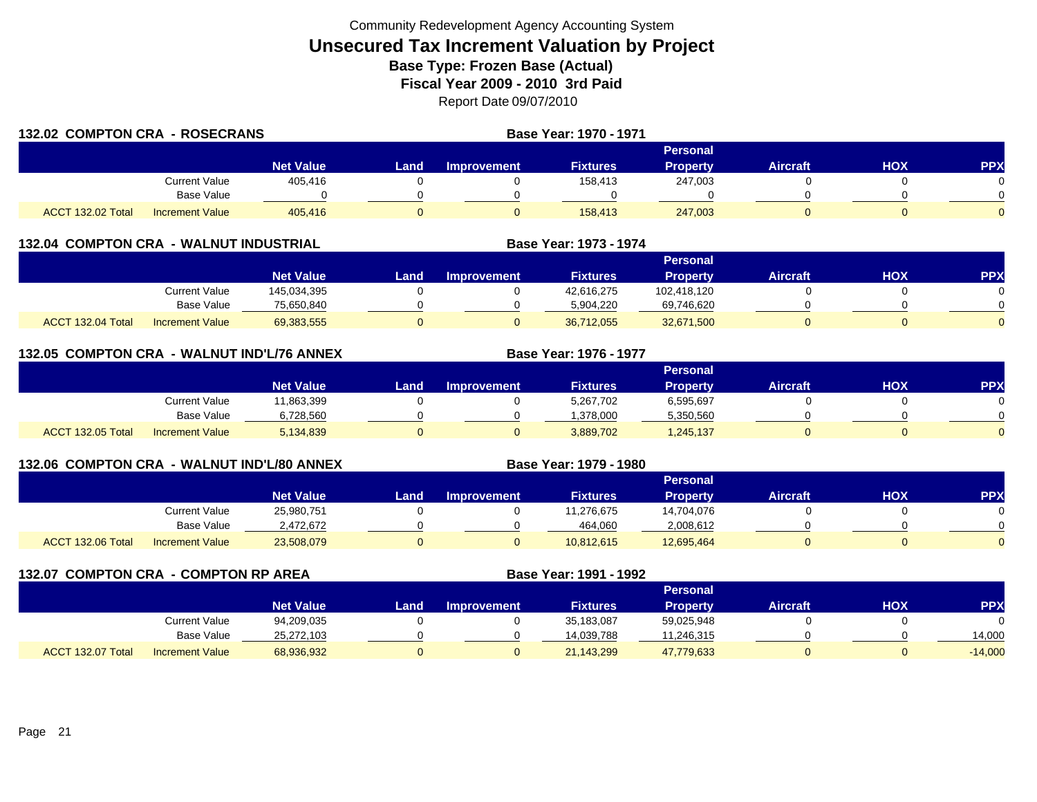Community Redevelopment Agency Accounting System

# Unsecured Tax Increment Valuation by Project

## Base Type: Frozen Base (Actual)

## Fiscal Year 2009 - 2010 3rd Paid

Report Date 09/07/2010

### 132.02 COMPTON CRA - ROSECRANS

**Base Year: 1970 - 1971**

| | | Net Value | Land | Improvement | Fixtures | Personal Property | Aircraft | HOX | PPX |
|---|---|---|---|---|---|---|---|---|---|
| | Current Value | 405,416 | 0 | 0 | 158,413 | 247,003 | 0 | 0 | 0 |
| | Base Value | 0 | 0 | 0 | 0 | 0 | 0 | 0 | 0 |
| ACCT 132.02 Total | Increment Value | 405,416 | 0 | 0 | 158,413 | 247,003 | 0 | 0 | 0 |

### 132.04 COMPTON CRA - WALNUT INDUSTRIAL

**Base Year: 1973 - 1974**

| | | Net Value | Land | Improvement | Fixtures | Personal Property | Aircraft | HOX | PPX |
|---|---|---|---|---|---|---|---|---|---|
| | Current Value | 145,034,395 | 0 | 0 | 42,616,275 | 102,418,120 | 0 | 0 | 0 |
| | Base Value | 75,650,840 | 0 | 0 | 5,904,220 | 69,746,620 | 0 | 0 | 0 |
| ACCT 132.04 Total | Increment Value | 69,383,555 | 0 | 0 | 36,712,055 | 32,671,500 | 0 | 0 | 0 |

### 132.05 COMPTON CRA - WALNUT IND'L/76 ANNEX

**Base Year: 1976 - 1977**

| | | Net Value | Land | Improvement | Fixtures | Personal Property | Aircraft | HOX | PPX |
|---|---|---|---|---|---|---|---|---|---|
| | Current Value | 11,863,399 | 0 | 0 | 5,267,702 | 6,595,697 | 0 | 0 | 0 |
| | Base Value | 6,728,560 | 0 | 0 | 1,378,000 | 5,350,560 | 0 | 0 | 0 |
| ACCT 132.05 Total | Increment Value | 5,134,839 | 0 | 0 | 3,889,702 | 1,245,137 | 0 | 0 | 0 |

### 132.06 COMPTON CRA - WALNUT IND'L/80 ANNEX

**Base Year: 1979 - 1980**

| | | Net Value | Land | Improvement | Fixtures | Personal Property | Aircraft | HOX | PPX |
|---|---|---|---|---|---|---|---|---|---|
| | Current Value | 25,980,751 | 0 | 0 | 11,276,675 | 14,704,076 | 0 | 0 | 0 |
| | Base Value | 2,472,672 | 0 | 0 | 464,060 | 2,008,612 | 0 | 0 | 0 |
| ACCT 132.06 Total | Increment Value | 23,508,079 | 0 | 0 | 10,812,615 | 12,695,464 | 0 | 0 | 0 |

### 132.07 COMPTON CRA - COMPTON RP AREA

**Base Year: 1991 - 1992**

| | | Net Value | Land | Improvement | Fixtures | Personal Property | Aircraft | HOX | PPX |
|---|---|---|---|---|---|---|---|---|---|
| | Current Value | 94,209,035 | 0 | 0 | 35,183,087 | 59,025,948 | 0 | 0 | 0 |
| | Base Value | 25,272,103 | 0 | 0 | 14,039,788 | 11,246,315 | 0 | 0 | 14,000 |
| ACCT 132.07 Total | Increment Value | 68,936,932 | 0 | 0 | 21,143,299 | 47,779,633 | 0 | 0 | -14,000 |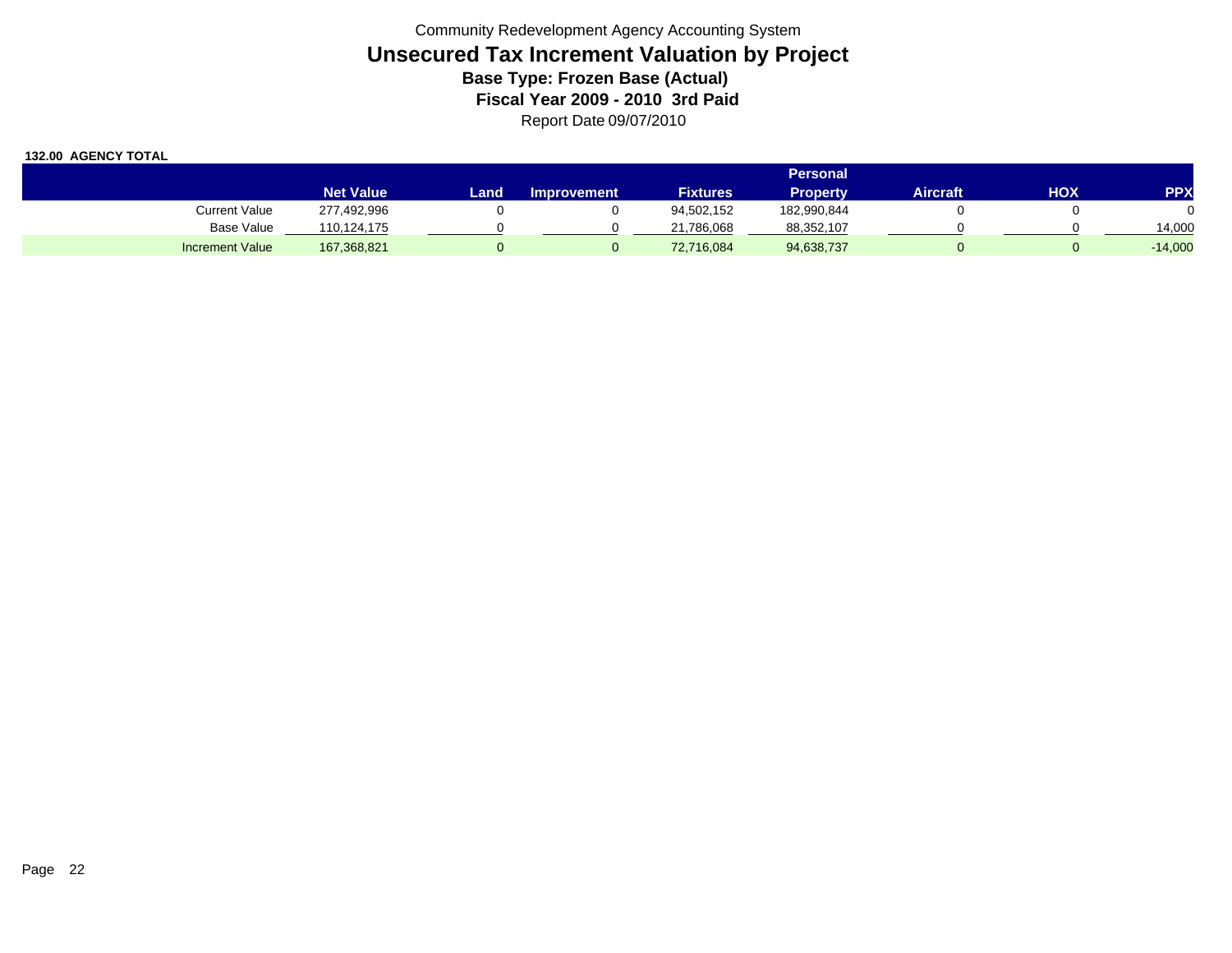Community Redevelopment Agency Accounting System

# Unsecured Tax Increment Valuation by Project

### Base Type: Frozen Base (Actual)

### Fiscal Year 2009 - 2010 3rd Paid

Report Date 09/07/2010

**132.00 AGENCY TOTAL**

| | Net Value | Land | Improvement | Fixtures | Personal Property | Aircraft | HOX | PPX |
|---|---|---|---|---|---|---|---|---|
| Current Value | 277,492,996 | 0 | 0 | 94,502,152 | 182,990,844 | 0 | 0 | 0 |
| Base Value | 110,124,175 | 0 | 0 | 21,786,068 | 88,352,107 | 0 | 0 | 14,000 |
| Increment Value | 167,368,821 | 0 | 0 | 72,716,084 | 94,638,737 | 0 | 0 | -14,000 |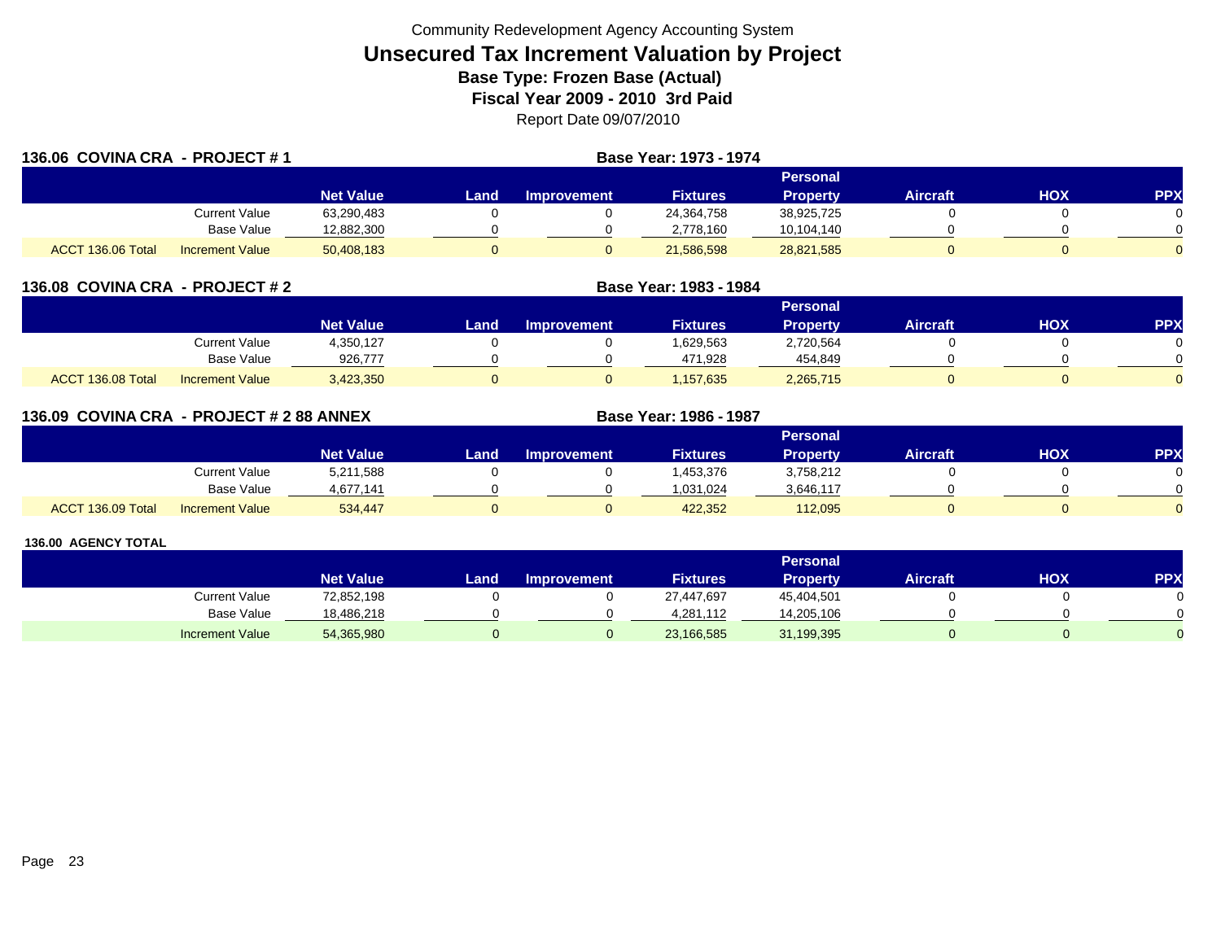Community Redevelopment Agency Accounting System

# Unsecured Tax Increment Valuation by Project

**Base Type: Frozen Base (Actual)**

**Fiscal Year 2009 - 2010 3rd Paid**

Report Date 09/07/2010

## 136.06 COVINA CRA - PROJECT # 1

**Base Year: 1973 - 1974**

| | | Net Value | Land | Improvement | Fixtures | Personal Property | Aircraft | HOX | PPX |
|---|---|---|---|---|---|---|---|---|---|
| | Current Value | 63,290,483 | 0 | 0 | 24,364,758 | 38,925,725 | 0 | 0 | 0 |
| | Base Value | 12,882,300 | 0 | 0 | 2,778,160 | 10,104,140 | 0 | 0 | 0 |
| ACCT 136.06 Total | Increment Value | 50,408,183 | 0 | 0 | 21,586,598 | 28,821,585 | 0 | 0 | 0 |

## 136.08 COVINA CRA - PROJECT # 2

**Base Year: 1983 - 1984**

| | | Net Value | Land | Improvement | Fixtures | Personal Property | Aircraft | HOX | PPX |
|---|---|---|---|---|---|---|---|---|---|
| | Current Value | 4,350,127 | 0 | 0 | 1,629,563 | 2,720,564 | 0 | 0 | 0 |
| | Base Value | 926,777 | 0 | 0 | 471,928 | 454,849 | 0 | 0 | 0 |
| ACCT 136.08 Total | Increment Value | 3,423,350 | 0 | 0 | 1,157,635 | 2,265,715 | 0 | 0 | 0 |

## 136.09 COVINA CRA - PROJECT # 2 88 ANNEX

**Base Year: 1986 - 1987**

| | | Net Value | Land | Improvement | Fixtures | Personal Property | Aircraft | HOX | PPX |
|---|---|---|---|---|---|---|---|---|---|
| | Current Value | 5,211,588 | 0 | 0 | 1,453,376 | 3,758,212 | 0 | 0 | 0 |
| | Base Value | 4,677,141 | 0 | 0 | 1,031,024 | 3,646,117 | 0 | 0 | 0 |
| ACCT 136.09 Total | Increment Value | 534,447 | 0 | 0 | 422,352 | 112,095 | 0 | 0 | 0 |

## 136.00 AGENCY TOTAL

| | Net Value | Land | Improvement | Fixtures | Personal Property | Aircraft | HOX | PPX |
|---|---|---|---|---|---|---|---|---|
| Current Value | 72,852,198 | 0 | 0 | 27,447,697 | 45,404,501 | 0 | 0 | 0 |
| Base Value | 18,486,218 | 0 | 0 | 4,281,112 | 14,205,106 | 0 | 0 | 0 |
| Increment Value | 54,365,980 | 0 | 0 | 23,166,585 | 31,199,395 | 0 | 0 | 0 |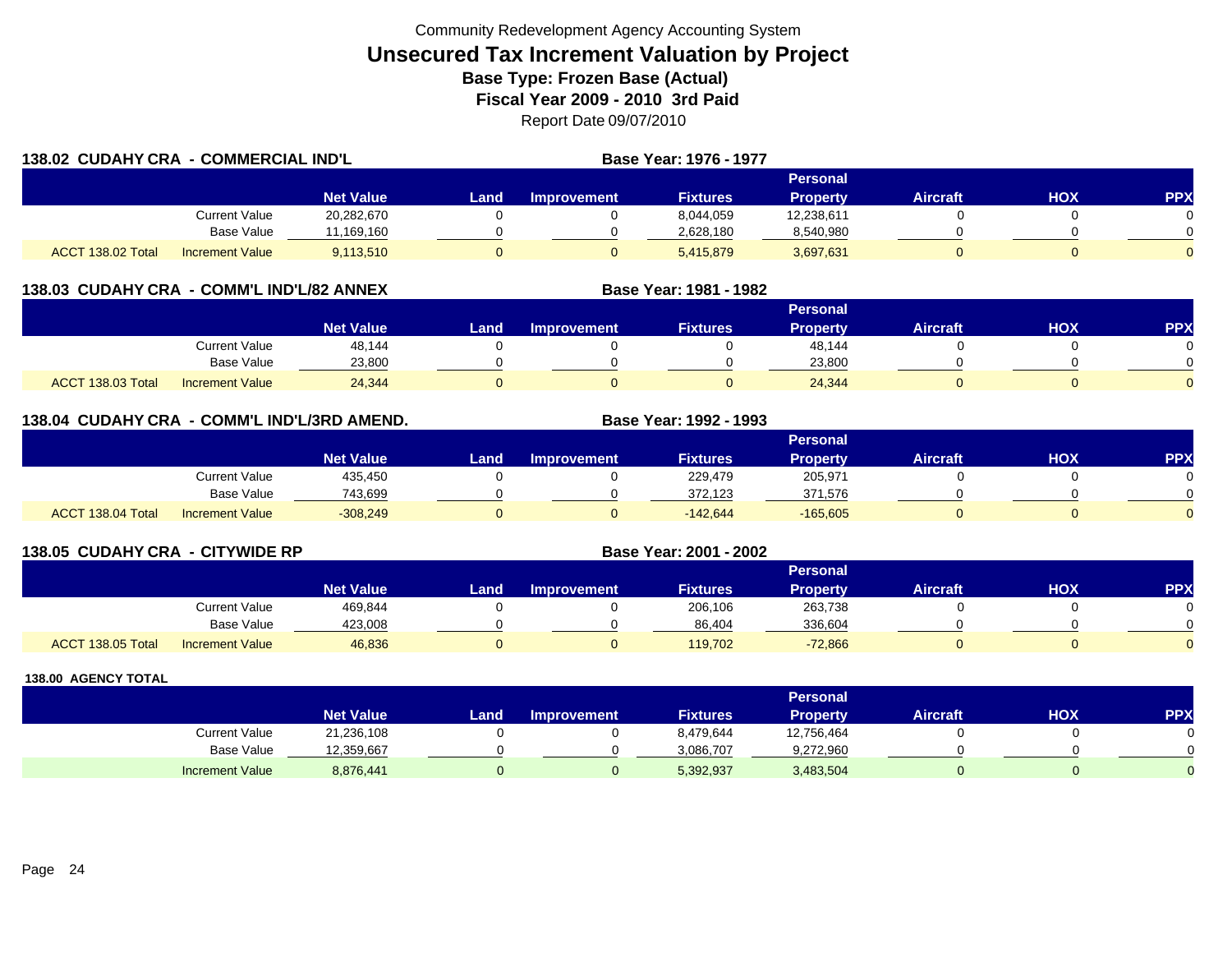Community Redevelopment Agency Accounting System

# Unsecured Tax Increment Valuation by Project

**Base Type: Frozen Base (Actual)**

**Fiscal Year 2009 - 2010 3rd Paid**

Report Date 09/07/2010

## 138.02 CUDAHY CRA - COMMERCIAL IND'L

**Base Year: 1976 - 1977**

| | | Net Value | Land | Improvement | Fixtures | Personal Property | Aircraft | HOX | PPX |
|---|---|---|---|---|---|---|---|---|---|
| | Current Value | 20,282,670 | 0 | 0 | 8,044,059 | 12,238,611 | 0 | 0 | 0 |
| | Base Value | 11,169,160 | 0 | 0 | 2,628,180 | 8,540,980 | 0 | 0 | 0 |
| ACCT 138.02 Total | Increment Value | 9,113,510 | 0 | 0 | 5,415,879 | 3,697,631 | 0 | 0 | 0 |

## 138.03 CUDAHY CRA - COMM'L IND'L/82 ANNEX

**Base Year: 1981 - 1982**

| | | Net Value | Land | Improvement | Fixtures | Personal Property | Aircraft | HOX | PPX |
|---|---|---|---|---|---|---|---|---|---|
| | Current Value | 48,144 | 0 | 0 | 0 | 48,144 | 0 | 0 | 0 |
| | Base Value | 23,800 | 0 | 0 | 0 | 23,800 | 0 | 0 | 0 |
| ACCT 138.03 Total | Increment Value | 24,344 | 0 | 0 | 0 | 24,344 | 0 | 0 | 0 |

## 138.04 CUDAHY CRA - COMM'L IND'L/3RD AMEND.

**Base Year: 1992 - 1993**

| | | Net Value | Land | Improvement | Fixtures | Personal Property | Aircraft | HOX | PPX |
|---|---|---|---|---|---|---|---|---|---|
| | Current Value | 435,450 | 0 | 0 | 229,479 | 205,971 | 0 | 0 | 0 |
| | Base Value | 743,699 | 0 | 0 | 372,123 | 371,576 | 0 | 0 | 0 |
| ACCT 138.04 Total | Increment Value | -308,249 | 0 | 0 | -142,644 | -165,605 | 0 | 0 | 0 |

## 138.05 CUDAHY CRA - CITYWIDE RP

**Base Year: 2001 - 2002**

| | | Net Value | Land | Improvement | Fixtures | Personal Property | Aircraft | HOX | PPX |
|---|---|---|---|---|---|---|---|---|---|
| | Current Value | 469,844 | 0 | 0 | 206,106 | 263,738 | 0 | 0 | 0 |
| | Base Value | 423,008 | 0 | 0 | 86,404 | 336,604 | 0 | 0 | 0 |
| ACCT 138.05 Total | Increment Value | 46,836 | 0 | 0 | 119,702 | -72,866 | 0 | 0 | 0 |

## 138.00 AGENCY TOTAL

| | Net Value | Land | Improvement | Fixtures | Personal Property | Aircraft | HOX | PPX |
|---|---|---|---|---|---|---|---|---|
| Current Value | 21,236,108 | 0 | 0 | 8,479,644 | 12,756,464 | 0 | 0 | 0 |
| Base Value | 12,359,667 | 0 | 0 | 3,086,707 | 9,272,960 | 0 | 0 | 0 |
| Increment Value | 8,876,441 | 0 | 0 | 5,392,937 | 3,483,504 | 0 | 0 | 0 |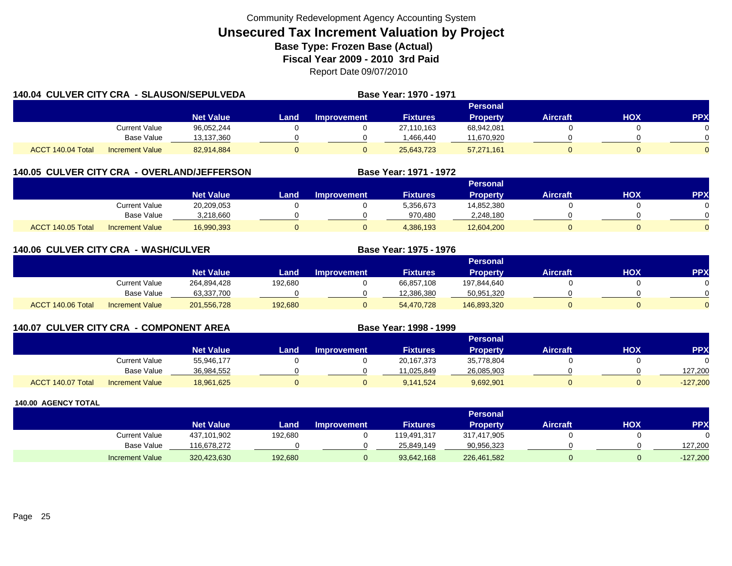Community Redevelopment Agency Accounting System

# Unsecured Tax Increment Valuation by Project

**Base Type: Frozen Base (Actual)**

**Fiscal Year 2009 - 2010 3rd Paid**

Report Date 09/07/2010

## 140.04 CULVER CITY CRA - SLAUSON/SEPULVEDA

**Base Year: 1970 - 1971**

| | | Net Value | Land | Improvement | Fixtures | Personal Property | Aircraft | HOX | PPX |
|---|---|---|---|---|---|---|---|---|---|
| | Current Value | 96,052,244 | 0 | 0 | 27,110,163 | 68,942,081 | 0 | 0 | 0 |
| | Base Value | 13,137,360 | 0 | 0 | 1,466,440 | 11,670,920 | 0 | 0 | 0 |
| ACCT 140.04 Total | Increment Value | 82,914,884 | 0 | 0 | 25,643,723 | 57,271,161 | 0 | 0 | 0 |

## 140.05 CULVER CITY CRA - OVERLAND/JEFFERSON

**Base Year: 1971 - 1972**

| | | Net Value | Land | Improvement | Fixtures | Personal Property | Aircraft | HOX | PPX |
|---|---|---|---|---|---|---|---|---|---|
| | Current Value | 20,209,053 | 0 | 0 | 5,356,673 | 14,852,380 | 0 | 0 | 0 |
| | Base Value | 3,218,660 | 0 | 0 | 970,480 | 2,248,180 | 0 | 0 | 0 |
| ACCT 140.05 Total | Increment Value | 16,990,393 | 0 | 0 | 4,386,193 | 12,604,200 | 0 | 0 | 0 |

## 140.06 CULVER CITY CRA - WASH/CULVER

**Base Year: 1975 - 1976**

| | | Net Value | Land | Improvement | Fixtures | Personal Property | Aircraft | HOX | PPX |
|---|---|---|---|---|---|---|---|---|---|
| | Current Value | 264,894,428 | 192,680 | 0 | 66,857,108 | 197,844,640 | 0 | 0 | 0 |
| | Base Value | 63,337,700 | 0 | 0 | 12,386,380 | 50,951,320 | 0 | 0 | 0 |
| ACCT 140.06 Total | Increment Value | 201,556,728 | 192,680 | 0 | 54,470,728 | 146,893,320 | 0 | 0 | 0 |

## 140.07 CULVER CITY CRA - COMPONENT AREA

**Base Year: 1998 - 1999**

| | | Net Value | Land | Improvement | Fixtures | Personal Property | Aircraft | HOX | PPX |
|---|---|---|---|---|---|---|---|---|---|
| | Current Value | 55,946,177 | 0 | 0 | 20,167,373 | 35,778,804 | 0 | 0 | 0 |
| | Base Value | 36,984,552 | 0 | 0 | 11,025,849 | 26,085,903 | 0 | 0 | 127,200 |
| ACCT 140.07 Total | Increment Value | 18,961,625 | 0 | 0 | 9,141,524 | 9,692,901 | 0 | 0 | -127,200 |

## 140.00 AGENCY TOTAL

| | | Net Value | Land | Improvement | Fixtures | Personal Property | Aircraft | HOX | PPX |
|---|---|---|---|---|---|---|---|---|---|
| | Current Value | 437,101,902 | 192,680 | 0 | 119,491,317 | 317,417,905 | 0 | 0 | 0 |
| | Base Value | 116,678,272 | 0 | 0 | 25,849,149 | 90,956,323 | 0 | 0 | 127,200 |
| | Increment Value | 320,423,630 | 192,680 | 0 | 93,642,168 | 226,461,582 | 0 | 0 | -127,200 |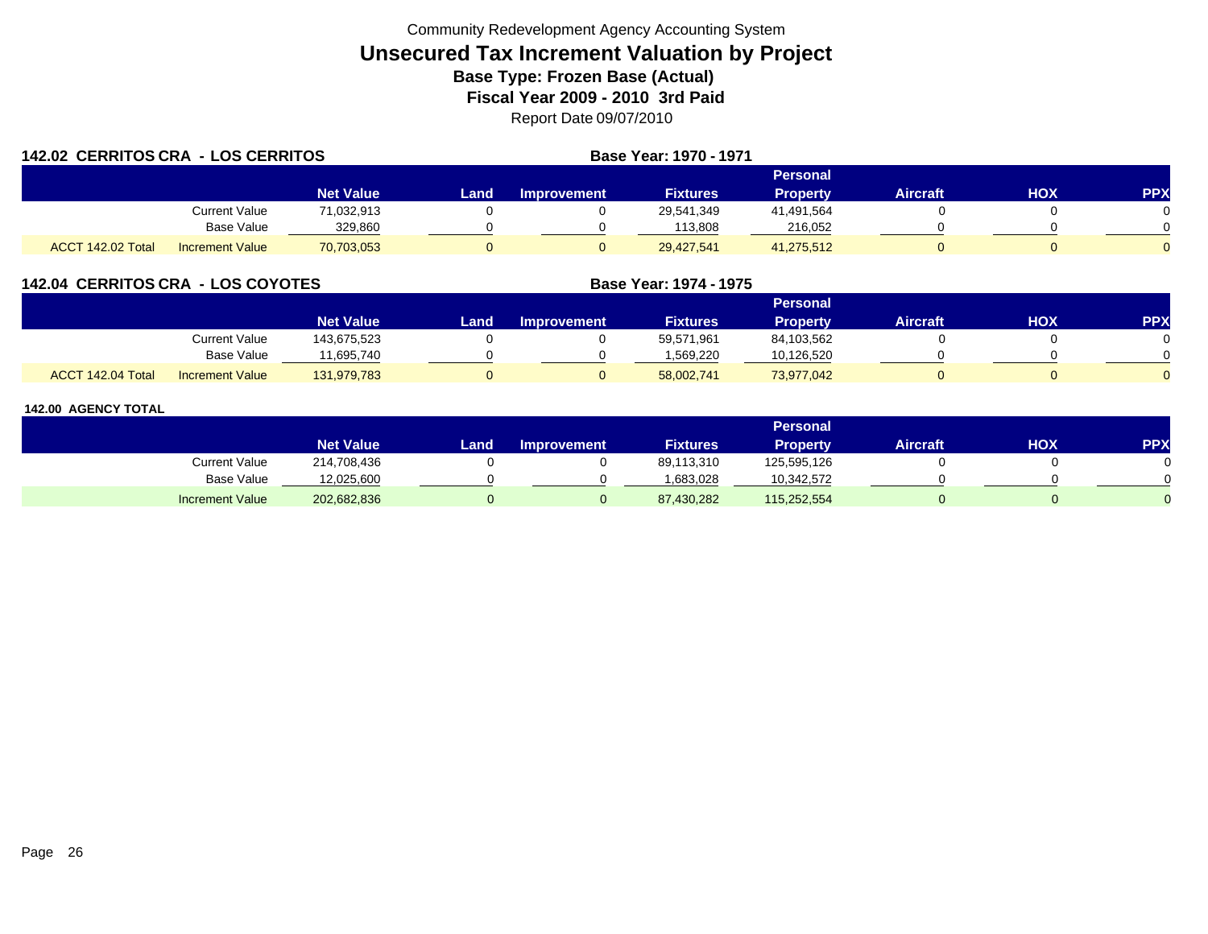Community Redevelopment Agency Accounting System

# Unsecured Tax Increment Valuation by Project

## Base Type: Frozen Base (Actual)

## Fiscal Year 2009 - 2010 3rd Paid

Report Date 09/07/2010

### 142.02 CERRITOS CRA - LOS CERRITOS

**Base Year: 1970 - 1971**

| | | Net Value | Land | Improvement | Fixtures | Personal Property | Aircraft | HOX | PPX |
|---|---|---|---|---|---|---|---|---|---|
| | Current Value | 71,032,913 | 0 | 0 | 29,541,349 | 41,491,564 | 0 | 0 | 0 |
| | Base Value | 329,860 | 0 | 0 | 113,808 | 216,052 | 0 | 0 | 0 |
| ACCT 142.02 Total | Increment Value | 70,703,053 | 0 | 0 | 29,427,541 | 41,275,512 | 0 | 0 | 0 |

### 142.04 CERRITOS CRA - LOS COYOTES

**Base Year: 1974 - 1975**

| | | Net Value | Land | Improvement | Fixtures | Personal Property | Aircraft | HOX | PPX |
|---|---|---|---|---|---|---|---|---|---|
| | Current Value | 143,675,523 | 0 | 0 | 59,571,961 | 84,103,562 | 0 | 0 | 0 |
| | Base Value | 11,695,740 | 0 | 0 | 1,569,220 | 10,126,520 | 0 | 0 | 0 |
| ACCT 142.04 Total | Increment Value | 131,979,783 | 0 | 0 | 58,002,741 | 73,977,042 | 0 | 0 | 0 |

### 142.00 AGENCY TOTAL

| | | Net Value | Land | Improvement | Fixtures | Personal Property | Aircraft | HOX | PPX |
|---|---|---|---|---|---|---|---|---|---|
| | Current Value | 214,708,436 | 0 | 0 | 89,113,310 | 125,595,126 | 0 | 0 | 0 |
| | Base Value | 12,025,600 | 0 | 0 | 1,683,028 | 10,342,572 | 0 | 0 | 0 |
| | Increment Value | 202,682,836 | 0 | 0 | 87,430,282 | 115,252,554 | 0 | 0 | 0 |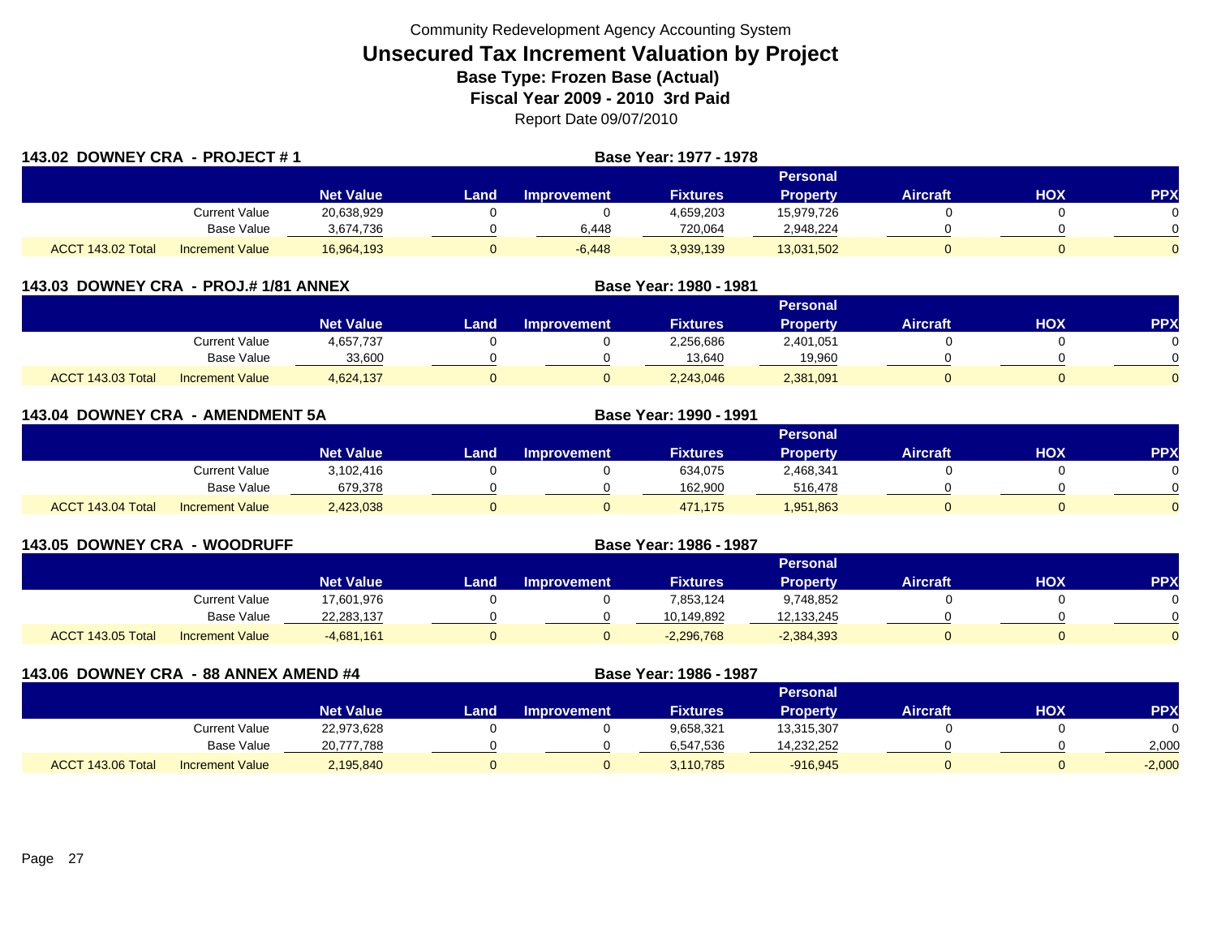Community Redevelopment Agency Accounting System

# Unsecured Tax Increment Valuation by Project

**Base Type: Frozen Base (Actual)**

**Fiscal Year 2009 - 2010 3rd Paid**

Report Date 09/07/2010

## 143.02 DOWNEY CRA - PROJECT # 1

**Base Year: 1977 - 1978**

| | | Net Value | Land | Improvement | Fixtures | Personal Property | Aircraft | HOX | PPX |
|---|---|---|---|---|---|---|---|---|---|
| | Current Value | 20,638,929 | 0 | 0 | 4,659,203 | 15,979,726 | 0 | 0 | 0 |
| | Base Value | 3,674,736 | 0 | 6,448 | 720,064 | 2,948,224 | 0 | 0 | 0 |
| ACCT 143.02 Total | Increment Value | 16,964,193 | 0 | -6,448 | 3,939,139 | 13,031,502 | 0 | 0 | 0 |

## 143.03 DOWNEY CRA - PROJ.# 1/81 ANNEX

**Base Year: 1980 - 1981**

| | | Net Value | Land | Improvement | Fixtures | Personal Property | Aircraft | HOX | PPX |
|---|---|---|---|---|---|---|---|---|---|
| | Current Value | 4,657,737 | 0 | 0 | 2,256,686 | 2,401,051 | 0 | 0 | 0 |
| | Base Value | 33,600 | 0 | 0 | 13,640 | 19,960 | 0 | 0 | 0 |
| ACCT 143.03 Total | Increment Value | 4,624,137 | 0 | 0 | 2,243,046 | 2,381,091 | 0 | 0 | 0 |

## 143.04 DOWNEY CRA - AMENDMENT 5A

**Base Year: 1990 - 1991**

| | | Net Value | Land | Improvement | Fixtures | Personal Property | Aircraft | HOX | PPX |
|---|---|---|---|---|---|---|---|---|---|
| | Current Value | 3,102,416 | 0 | 0 | 634,075 | 2,468,341 | 0 | 0 | 0 |
| | Base Value | 679,378 | 0 | 0 | 162,900 | 516,478 | 0 | 0 | 0 |
| ACCT 143.04 Total | Increment Value | 2,423,038 | 0 | 0 | 471,175 | 1,951,863 | 0 | 0 | 0 |

## 143.05 DOWNEY CRA - WOODRUFF

**Base Year: 1986 - 1987**

| | | Net Value | Land | Improvement | Fixtures | Personal Property | Aircraft | HOX | PPX |
|---|---|---|---|---|---|---|---|---|---|
| | Current Value | 17,601,976 | 0 | 0 | 7,853,124 | 9,748,852 | 0 | 0 | 0 |
| | Base Value | 22,283,137 | 0 | 0 | 10,149,892 | 12,133,245 | 0 | 0 | 0 |
| ACCT 143.05 Total | Increment Value | -4,681,161 | 0 | 0 | -2,296,768 | -2,384,393 | 0 | 0 | 0 |

## 143.06 DOWNEY CRA - 88 ANNEX AMEND #4

**Base Year: 1986 - 1987**

| | | Net Value | Land | Improvement | Fixtures | Personal Property | Aircraft | HOX | PPX |
|---|---|---|---|---|---|---|---|---|---|
| | Current Value | 22,973,628 | 0 | 0 | 9,658,321 | 13,315,307 | 0 | 0 | 0 |
| | Base Value | 20,777,788 | 0 | 0 | 6,547,536 | 14,232,252 | 0 | 0 | 2,000 |
| ACCT 143.06 Total | Increment Value | 2,195,840 | 0 | 0 | 3,110,785 | -916,945 | 0 | 0 | -2,000 |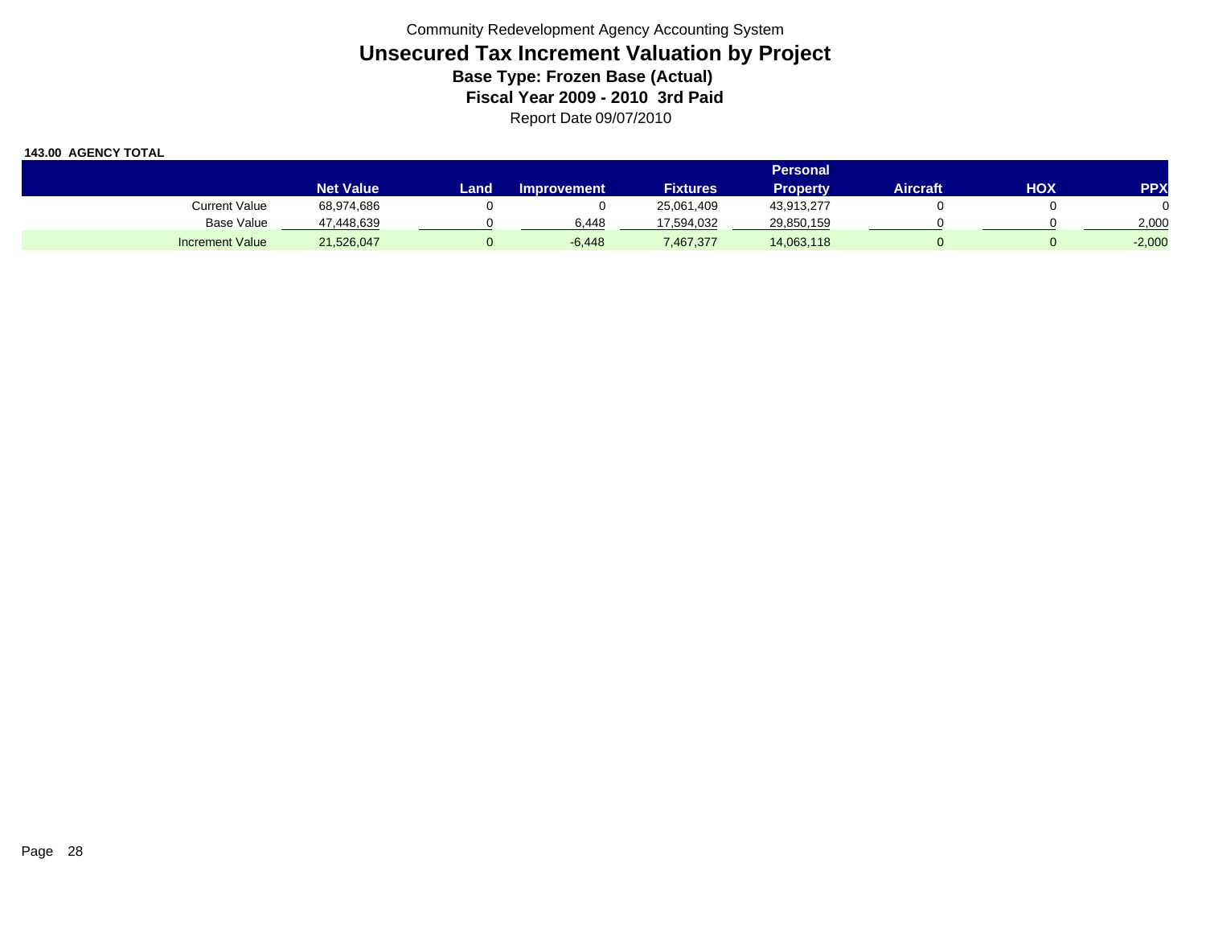Community Redevelopment Agency Accounting System

# Unsecured Tax Increment Valuation by Project

### Base Type: Frozen Base (Actual)

### Fiscal Year 2009 - 2010 3rd Paid

Report Date 09/07/2010

**143.00 AGENCY TOTAL**

| | Net Value | Land | Improvement | Fixtures | Personal Property | Aircraft | HOX | PPX |
|---|---|---|---|---|---|---|---|---|
| Current Value | 68,974,686 | 0 | 0 | 25,061,409 | 43,913,277 | 0 | 0 | 0 |
| Base Value | 47,448,639 | 0 | 6,448 | 17,594,032 | 29,850,159 | 0 | 0 | 2,000 |
| Increment Value | 21,526,047 | 0 | -6,448 | 7,467,377 | 14,063,118 | 0 | 0 | -2,000 |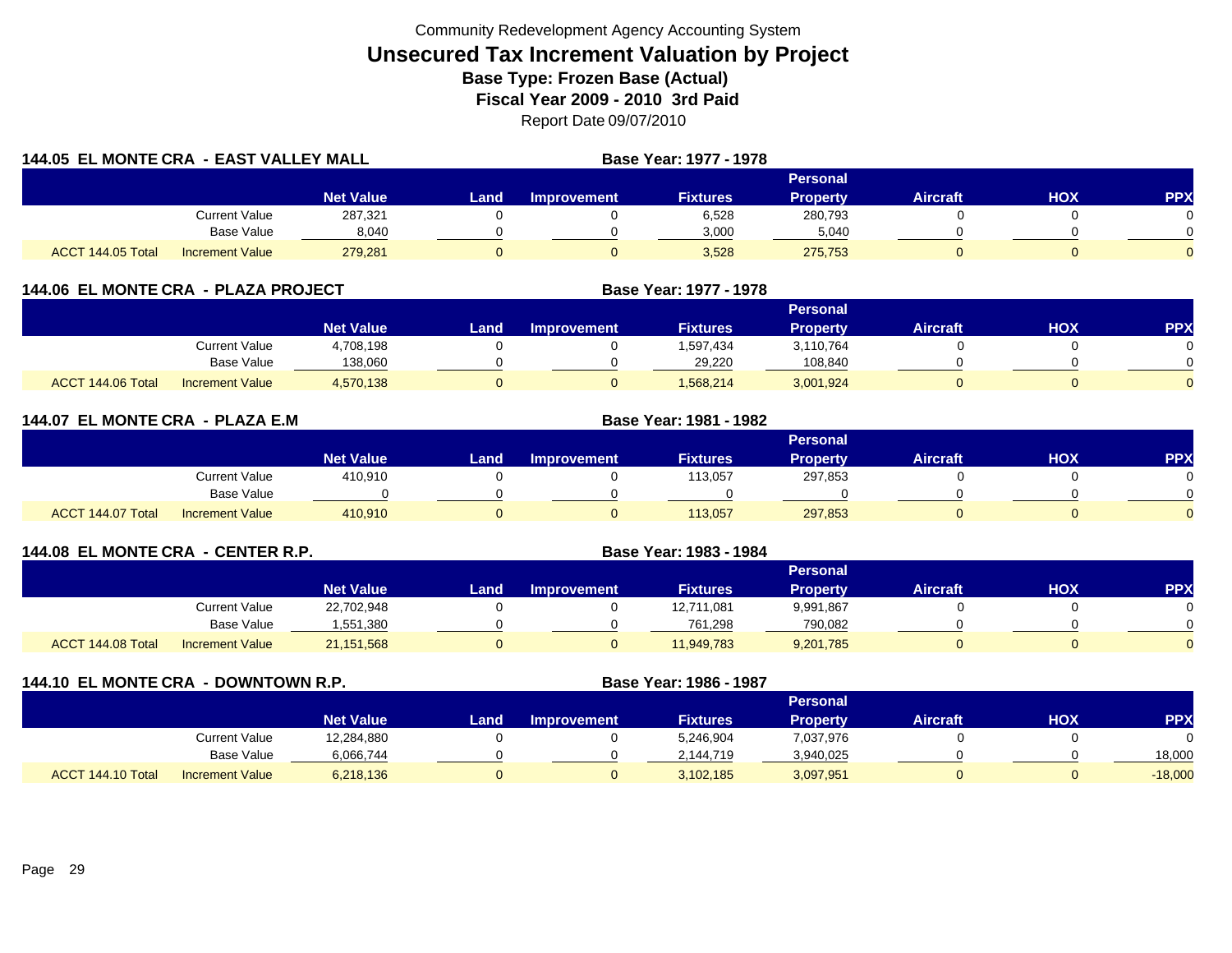Community Redevelopment Agency Accounting System

# Unsecured Tax Increment Valuation by Project

## Base Type: Frozen Base (Actual)

## Fiscal Year 2009 - 2010 3rd Paid

Report Date 09/07/2010

### 144.05 EL MONTE CRA - EAST VALLEY MALL

Base Year: 1977 - 1978

| | | Net Value | Land | Improvement | Fixtures | Personal Property | Aircraft | HOX | PPX |
|---|---|---|---|---|---|---|---|---|---|
| | Current Value | 287,321 | 0 | 0 | 6,528 | 280,793 | 0 | 0 | 0 |
| | Base Value | 8,040 | 0 | 0 | 3,000 | 5,040 | 0 | 0 | 0 |
| ACCT 144.05 Total | Increment Value | 279,281 | 0 | 0 | 3,528 | 275,753 | 0 | 0 | 0 |

### 144.06 EL MONTE CRA - PLAZA PROJECT

Base Year: 1977 - 1978

| | | Net Value | Land | Improvement | Fixtures | Personal Property | Aircraft | HOX | PPX |
|---|---|---|---|---|---|---|---|---|---|
| | Current Value | 4,708,198 | 0 | 0 | 1,597,434 | 3,110,764 | 0 | 0 | 0 |
| | Base Value | 138,060 | 0 | 0 | 29,220 | 108,840 | 0 | 0 | 0 |
| ACCT 144.06 Total | Increment Value | 4,570,138 | 0 | 0 | 1,568,214 | 3,001,924 | 0 | 0 | 0 |

### 144.07 EL MONTE CRA - PLAZA E.M

Base Year: 1981 - 1982

| | | Net Value | Land | Improvement | Fixtures | Personal Property | Aircraft | HOX | PPX |
|---|---|---|---|---|---|---|---|---|---|
| | Current Value | 410,910 | 0 | 0 | 113,057 | 297,853 | 0 | 0 | 0 |
| | Base Value | 0 | 0 | 0 | 0 | 0 | 0 | 0 | 0 |
| ACCT 144.07 Total | Increment Value | 410,910 | 0 | 0 | 113,057 | 297,853 | 0 | 0 | 0 |

### 144.08 EL MONTE CRA - CENTER R.P.

Base Year: 1983 - 1984

| | | Net Value | Land | Improvement | Fixtures | Personal Property | Aircraft | HOX | PPX |
|---|---|---|---|---|---|---|---|---|---|
| | Current Value | 22,702,948 | 0 | 0 | 12,711,081 | 9,991,867 | 0 | 0 | 0 |
| | Base Value | 1,551,380 | 0 | 0 | 761,298 | 790,082 | 0 | 0 | 0 |
| ACCT 144.08 Total | Increment Value | 21,151,568 | 0 | 0 | 11,949,783 | 9,201,785 | 0 | 0 | 0 |

### 144.10 EL MONTE CRA - DOWNTOWN R.P.

Base Year: 1986 - 1987

| | | Net Value | Land | Improvement | Fixtures | Personal Property | Aircraft | HOX | PPX |
|---|---|---|---|---|---|---|---|---|---|
| | Current Value | 12,284,880 | 0 | 0 | 5,246,904 | 7,037,976 | 0 | 0 | 0 |
| | Base Value | 6,066,744 | 0 | 0 | 2,144,719 | 3,940,025 | 0 | 0 | 18,000 |
| ACCT 144.10 Total | Increment Value | 6,218,136 | 0 | 0 | 3,102,185 | 3,097,951 | 0 | 0 | -18,000 |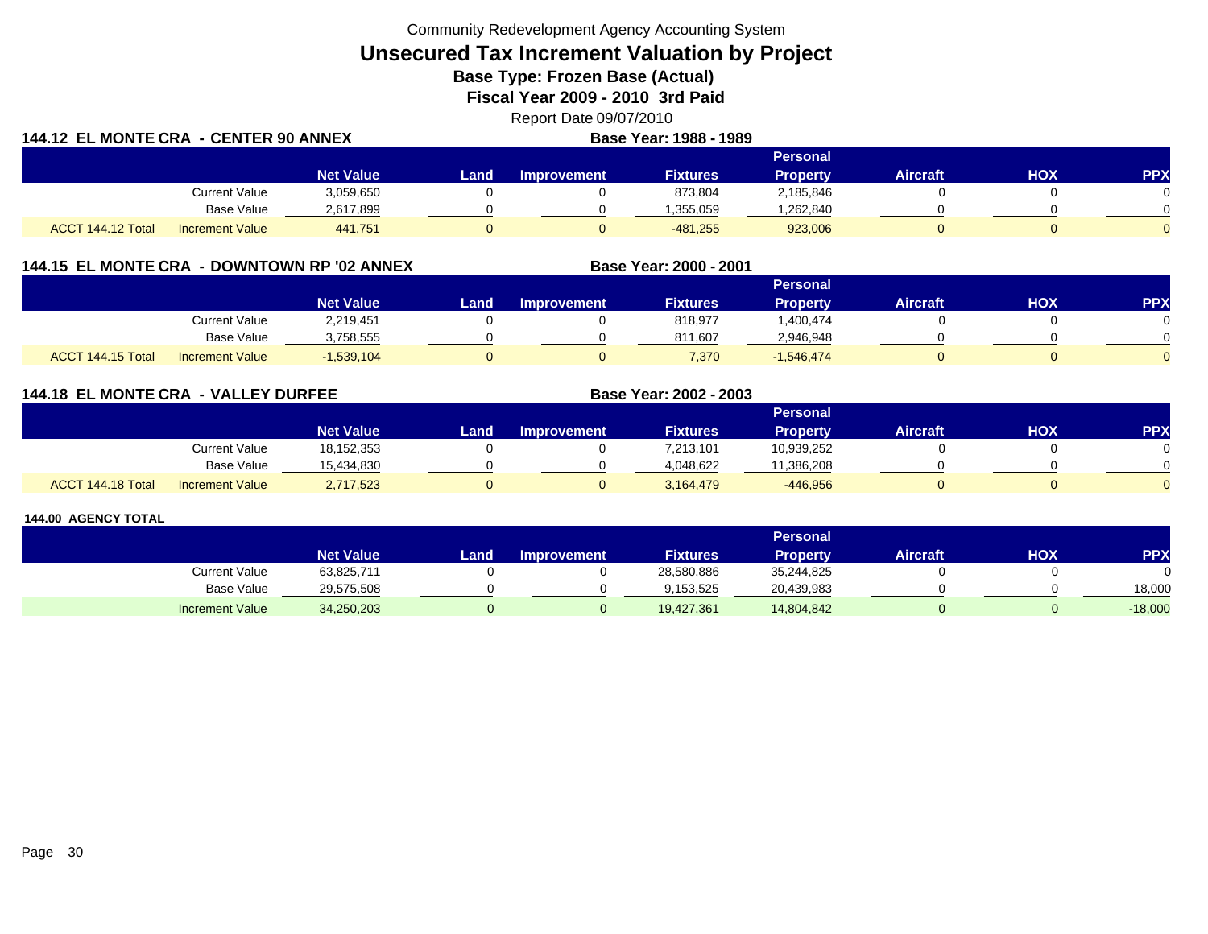Community Redevelopment Agency Accounting System

# Unsecured Tax Increment Valuation by Project

**Base Type: Frozen Base (Actual)**

**Fiscal Year 2009 - 2010 3rd Paid**

Report Date 09/07/2010

## 144.12 EL MONTE CRA - CENTER 90 ANNEX

**Base Year: 1988 - 1989**

| | | Net Value | Land | Improvement | Fixtures | Personal Property | Aircraft | HOX | PPX |
|---|---|---|---|---|---|---|---|---|---|
| | Current Value | 3,059,650 | 0 | 0 | 873,804 | 2,185,846 | 0 | 0 | 0 |
| | Base Value | 2,617,899 | 0 | 0 | 1,355,059 | 1,262,840 | 0 | 0 | 0 |
| ACCT 144.12 Total | Increment Value | 441,751 | 0 | 0 | -481,255 | 923,006 | 0 | 0 | 0 |

## 144.15 EL MONTE CRA - DOWNTOWN RP '02 ANNEX

**Base Year: 2000 - 2001**

| | | Net Value | Land | Improvement | Fixtures | Personal Property | Aircraft | HOX | PPX |
|---|---|---|---|---|---|---|---|---|---|
| | Current Value | 2,219,451 | 0 | 0 | 818,977 | 1,400,474 | 0 | 0 | 0 |
| | Base Value | 3,758,555 | 0 | 0 | 811,607 | 2,946,948 | 0 | 0 | 0 |
| ACCT 144.15 Total | Increment Value | -1,539,104 | 0 | 0 | 7,370 | -1,546,474 | 0 | 0 | 0 |

## 144.18 EL MONTE CRA - VALLEY DURFEE

**Base Year: 2002 - 2003**

| | | Net Value | Land | Improvement | Fixtures | Personal Property | Aircraft | HOX | PPX |
|---|---|---|---|---|---|---|---|---|---|
| | Current Value | 18,152,353 | 0 | 0 | 7,213,101 | 10,939,252 | 0 | 0 | 0 |
| | Base Value | 15,434,830 | 0 | 0 | 4,048,622 | 11,386,208 | 0 | 0 | 0 |
| ACCT 144.18 Total | Increment Value | 2,717,523 | 0 | 0 | 3,164,479 | -446,956 | 0 | 0 | 0 |

## 144.00 AGENCY TOTAL

| | Net Value | Land | Improvement | Fixtures | Personal Property | Aircraft | HOX | PPX |
|---|---|---|---|---|---|---|---|---|
| Current Value | 63,825,711 | 0 | 0 | 28,580,886 | 35,244,825 | 0 | 0 | 0 |
| Base Value | 29,575,508 | 0 | 0 | 9,153,525 | 20,439,983 | 0 | 0 | 18,000 |
| Increment Value | 34,250,203 | 0 | 0 | 19,427,361 | 14,804,842 | 0 | 0 | -18,000 |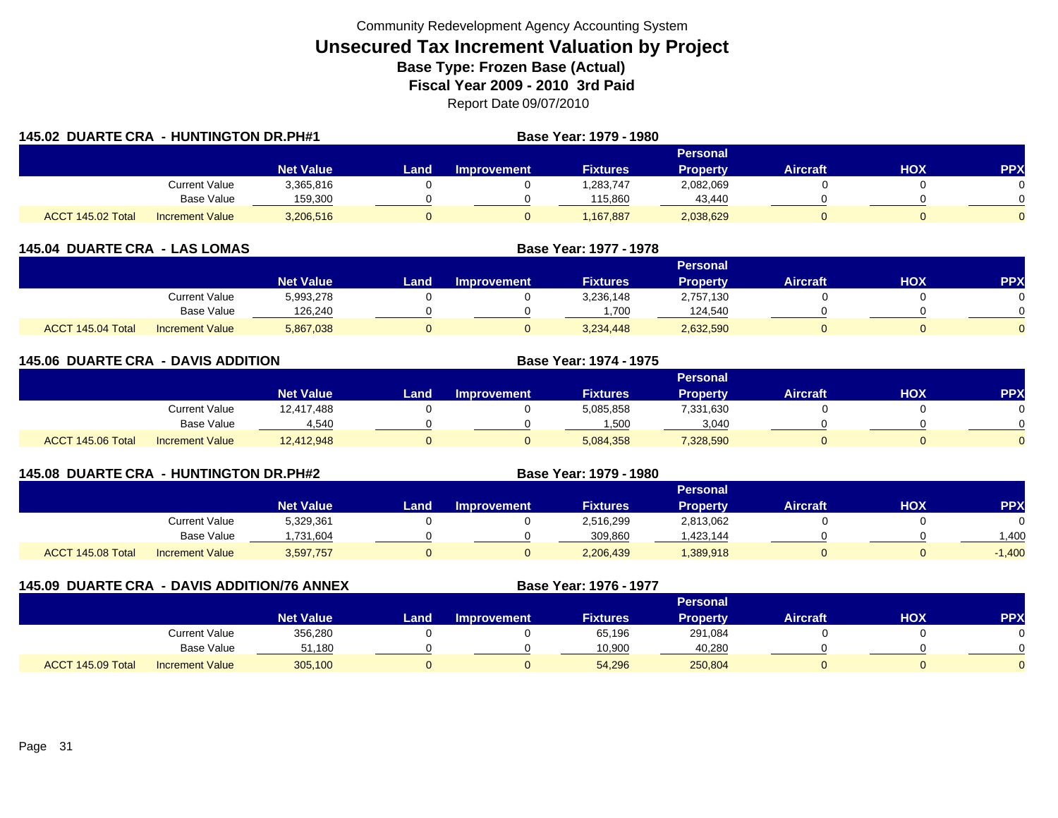Community Redevelopment Agency Accounting System

# Unsecured Tax Increment Valuation by Project

**Base Type: Frozen Base (Actual)**

**Fiscal Year 2009 - 2010 3rd Paid**

Report Date 09/07/2010

## 145.02 DUARTE CRA - HUNTINGTON DR.PH#1

**Base Year: 1979 - 1980**

| | | Net Value | Land | Improvement | Fixtures | Personal Property | Aircraft | HOX | PPX |
|---|---|---|---|---|---|---|---|---|---|
| | Current Value | 3,365,816 | 0 | 0 | 1,283,747 | 2,082,069 | 0 | 0 | 0 |
| | Base Value | 159,300 | 0 | 0 | 115,860 | 43,440 | 0 | 0 | 0 |
| ACCT 145.02 Total | Increment Value | 3,206,516 | 0 | 0 | 1,167,887 | 2,038,629 | 0 | 0 | 0 |

## 145.04 DUARTE CRA - LAS LOMAS

**Base Year: 1977 - 1978**

| | | Net Value | Land | Improvement | Fixtures | Personal Property | Aircraft | HOX | PPX |
|---|---|---|---|---|---|---|---|---|---|
| | Current Value | 5,993,278 | 0 | 0 | 3,236,148 | 2,757,130 | 0 | 0 | 0 |
| | Base Value | 126,240 | 0 | 0 | 1,700 | 124,540 | 0 | 0 | 0 |
| ACCT 145.04 Total | Increment Value | 5,867,038 | 0 | 0 | 3,234,448 | 2,632,590 | 0 | 0 | 0 |

## 145.06 DUARTE CRA - DAVIS ADDITION

**Base Year: 1974 - 1975**

| | | Net Value | Land | Improvement | Fixtures | Personal Property | Aircraft | HOX | PPX |
|---|---|---|---|---|---|---|---|---|---|
| | Current Value | 12,417,488 | 0 | 0 | 5,085,858 | 7,331,630 | 0 | 0 | 0 |
| | Base Value | 4,540 | 0 | 0 | 1,500 | 3,040 | 0 | 0 | 0 |
| ACCT 145.06 Total | Increment Value | 12,412,948 | 0 | 0 | 5,084,358 | 7,328,590 | 0 | 0 | 0 |

## 145.08 DUARTE CRA - HUNTINGTON DR.PH#2

**Base Year: 1979 - 1980**

| | | Net Value | Land | Improvement | Fixtures | Personal Property | Aircraft | HOX | PPX |
|---|---|---|---|---|---|---|---|---|---|
| | Current Value | 5,329,361 | 0 | 0 | 2,516,299 | 2,813,062 | 0 | 0 | 0 |
| | Base Value | 1,731,604 | 0 | 0 | 309,860 | 1,423,144 | 0 | 0 | 1,400 |
| ACCT 145.08 Total | Increment Value | 3,597,757 | 0 | 0 | 2,206,439 | 1,389,918 | 0 | 0 | -1,400 |

## 145.09 DUARTE CRA - DAVIS ADDITION/76 ANNEX

**Base Year: 1976 - 1977**

| | | Net Value | Land | Improvement | Fixtures | Personal Property | Aircraft | HOX | PPX |
|---|---|---|---|---|---|---|---|---|---|
| | Current Value | 356,280 | 0 | 0 | 65,196 | 291,084 | 0 | 0 | 0 |
| | Base Value | 51,180 | 0 | 0 | 10,900 | 40,280 | 0 | 0 | 0 |
| ACCT 145.09 Total | Increment Value | 305,100 | 0 | 0 | 54,296 | 250,804 | 0 | 0 | 0 |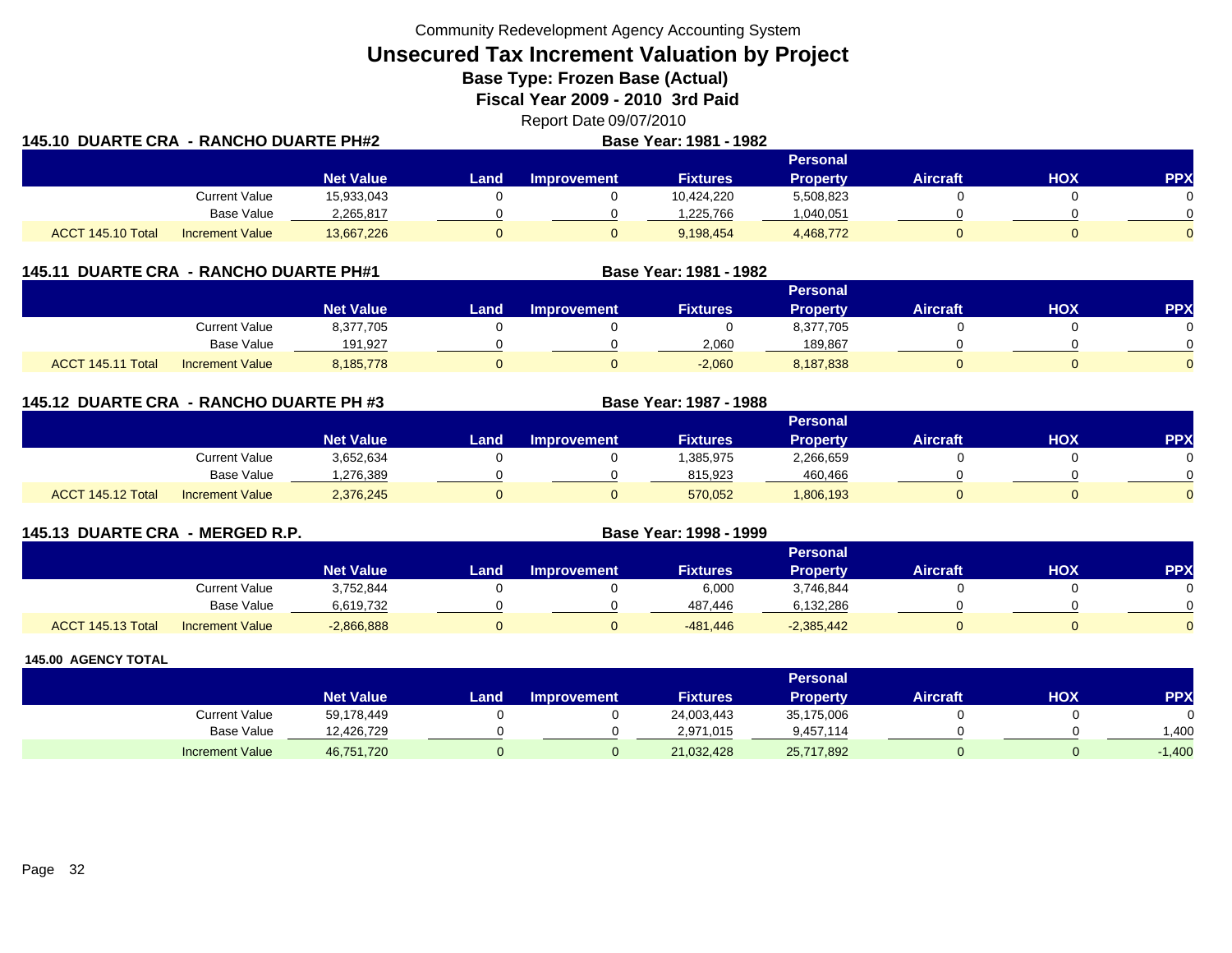Community Redevelopment Agency Accounting System

# Unsecured Tax Increment Valuation by Project

### Base Type: Frozen Base (Actual)

### Fiscal Year 2009 - 2010 3rd Paid

Report Date 09/07/2010

## 145.10 DUARTE CRA - RANCHO DUARTE PH#2

**Base Year: 1981 - 1982**

| | | Net Value | Land | Improvement | Fixtures | Personal Property | Aircraft | HOX | PPX |
|---|---|---|---|---|---|---|---|---|---|
| | Current Value | 15,933,043 | 0 | 0 | 10,424,220 | 5,508,823 | 0 | 0 | 0 |
| | Base Value | 2,265,817 | 0 | 0 | 1,225,766 | 1,040,051 | 0 | 0 | 0 |
| ACCT 145.10 Total | Increment Value | 13,667,226 | 0 | 0 | 9,198,454 | 4,468,772 | 0 | 0 | 0 |

## 145.11 DUARTE CRA - RANCHO DUARTE PH#1

**Base Year: 1981 - 1982**

| | | Net Value | Land | Improvement | Fixtures | Personal Property | Aircraft | HOX | PPX |
|---|---|---|---|---|---|---|---|---|---|
| | Current Value | 8,377,705 | 0 | 0 | 0 | 8,377,705 | 0 | 0 | 0 |
| | Base Value | 191,927 | 0 | 0 | 2,060 | 189,867 | 0 | 0 | 0 |
| ACCT 145.11 Total | Increment Value | 8,185,778 | 0 | 0 | -2,060 | 8,187,838 | 0 | 0 | 0 |

## 145.12 DUARTE CRA - RANCHO DUARTE PH #3

**Base Year: 1987 - 1988**

| | | Net Value | Land | Improvement | Fixtures | Personal Property | Aircraft | HOX | PPX |
|---|---|---|---|---|---|---|---|---|---|
| | Current Value | 3,652,634 | 0 | 0 | 1,385,975 | 2,266,659 | 0 | 0 | 0 |
| | Base Value | 1,276,389 | 0 | 0 | 815,923 | 460,466 | 0 | 0 | 0 |
| ACCT 145.12 Total | Increment Value | 2,376,245 | 0 | 0 | 570,052 | 1,806,193 | 0 | 0 | 0 |

## 145.13 DUARTE CRA - MERGED R.P.

**Base Year: 1998 - 1999**

| | | Net Value | Land | Improvement | Fixtures | Personal Property | Aircraft | HOX | PPX |
|---|---|---|---|---|---|---|---|---|---|
| | Current Value | 3,752,844 | 0 | 0 | 6,000 | 3,746,844 | 0 | 0 | 0 |
| | Base Value | 6,619,732 | 0 | 0 | 487,446 | 6,132,286 | 0 | 0 | 0 |
| ACCT 145.13 Total | Increment Value | -2,866,888 | 0 | 0 | -481,446 | -2,385,442 | 0 | 0 | 0 |

## 145.00 AGENCY TOTAL

| | | Net Value | Land | Improvement | Fixtures | Personal Property | Aircraft | HOX | PPX |
|---|---|---|---|---|---|---|---|---|---|
| | Current Value | 59,178,449 | 0 | 0 | 24,003,443 | 35,175,006 | 0 | 0 | 0 |
| | Base Value | 12,426,729 | 0 | 0 | 2,971,015 | 9,457,114 | 0 | 0 | 1,400 |
| | Increment Value | 46,751,720 | 0 | 0 | 21,032,428 | 25,717,892 | 0 | 0 | -1,400 |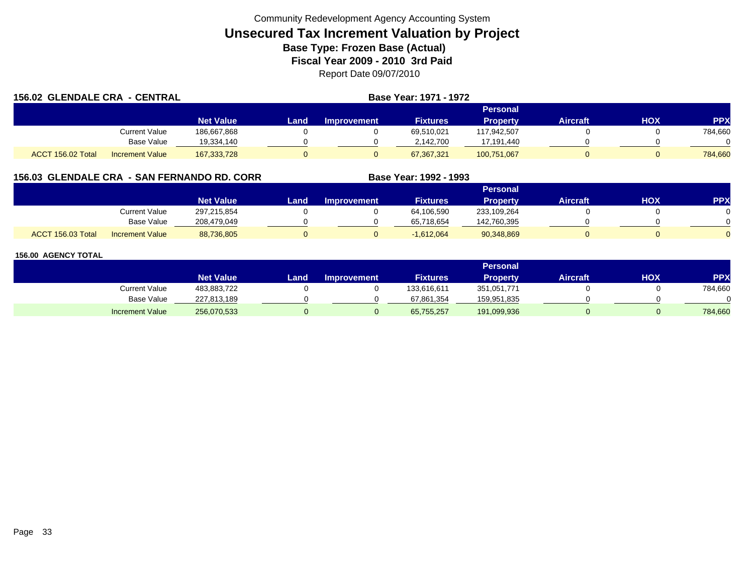Community Redevelopment Agency Accounting System

# Unsecured Tax Increment Valuation by Project

## Base Type: Frozen Base (Actual)

## Fiscal Year 2009 - 2010 3rd Paid

Report Date 09/07/2010

### 156.02 GLENDALE CRA - CENTRAL

**Base Year: 1971 - 1972**

| | | Net Value | Land | Improvement | Fixtures | Personal Property | Aircraft | HOX | PPX |
|---|---|---|---|---|---|---|---|---|---|
| | Current Value | 186,667,868 | 0 | 0 | 69,510,021 | 117,942,507 | 0 | 0 | 784,660 |
| | Base Value | 19,334,140 | 0 | 0 | 2,142,700 | 17,191,440 | 0 | 0 | 0 |
| ACCT 156.02 Total | Increment Value | 167,333,728 | 0 | 0 | 67,367,321 | 100,751,067 | 0 | 0 | 784,660 |

### 156.03 GLENDALE CRA - SAN FERNANDO RD. CORR

**Base Year: 1992 - 1993**

| | | Net Value | Land | Improvement | Fixtures | Personal Property | Aircraft | HOX | PPX |
|---|---|---|---|---|---|---|---|---|---|
| | Current Value | 297,215,854 | 0 | 0 | 64,106,590 | 233,109,264 | 0 | 0 | 0 |
| | Base Value | 208,479,049 | 0 | 0 | 65,718,654 | 142,760,395 | 0 | 0 | 0 |
| ACCT 156.03 Total | Increment Value | 88,736,805 | 0 | 0 | -1,612,064 | 90,348,869 | 0 | 0 | 0 |

### 156.00 AGENCY TOTAL

| | | Net Value | Land | Improvement | Fixtures | Personal Property | Aircraft | HOX | PPX |
|---|---|---|---|---|---|---|---|---|---|
| | Current Value | 483,883,722 | 0 | 0 | 133,616,611 | 351,051,771 | 0 | 0 | 784,660 |
| | Base Value | 227,813,189 | 0 | 0 | 67,861,354 | 159,951,835 | 0 | 0 | 0 |
| | Increment Value | 256,070,533 | 0 | 0 | 65,755,257 | 191,099,936 | 0 | 0 | 784,660 |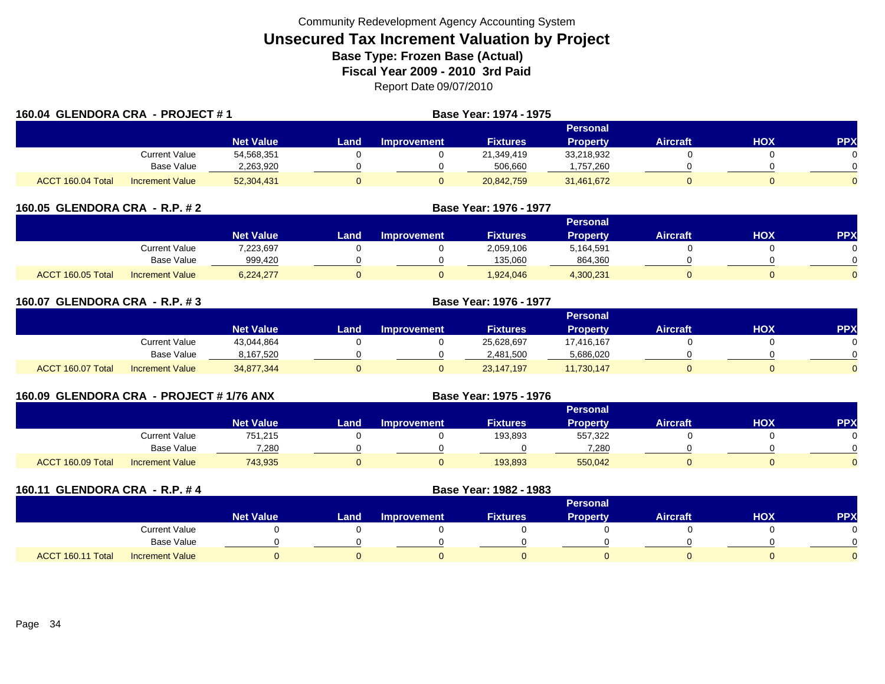Community Redevelopment Agency Accounting System

# Unsecured Tax Increment Valuation by Project

**Base Type: Frozen Base (Actual)**

**Fiscal Year 2009 - 2010 3rd Paid**

Report Date 09/07/2010

**160.04 GLENDORA CRA - PROJECT # 1** — **Base Year: 1974 - 1975**

| | | Net Value | Land | Improvement | Fixtures | Personal Property | Aircraft | HOX | PPX |
|---|---|---|---|---|---|---|---|---|---|
| | Current Value | 54,568,351 | 0 | 0 | 21,349,419 | 33,218,932 | 0 | 0 | 0 |
| | Base Value | 2,263,920 | 0 | 0 | 506,660 | 1,757,260 | 0 | 0 | 0 |
| ACCT 160.04 Total | Increment Value | 52,304,431 | 0 | 0 | 20,842,759 | 31,461,672 | 0 | 0 | 0 |

**160.05 GLENDORA CRA - R.P. # 2** — **Base Year: 1976 - 1977**

| | | Net Value | Land | Improvement | Fixtures | Personal Property | Aircraft | HOX | PPX |
|---|---|---|---|---|---|---|---|---|---|
| | Current Value | 7,223,697 | 0 | 0 | 2,059,106 | 5,164,591 | 0 | 0 | 0 |
| | Base Value | 999,420 | 0 | 0 | 135,060 | 864,360 | 0 | 0 | 0 |
| ACCT 160.05 Total | Increment Value | 6,224,277 | 0 | 0 | 1,924,046 | 4,300,231 | 0 | 0 | 0 |

**160.07 GLENDORA CRA - R.P. # 3** — **Base Year: 1976 - 1977**

| | | Net Value | Land | Improvement | Fixtures | Personal Property | Aircraft | HOX | PPX |
|---|---|---|---|---|---|---|---|---|---|
| | Current Value | 43,044,864 | 0 | 0 | 25,628,697 | 17,416,167 | 0 | 0 | 0 |
| | Base Value | 8,167,520 | 0 | 0 | 2,481,500 | 5,686,020 | 0 | 0 | 0 |
| ACCT 160.07 Total | Increment Value | 34,877,344 | 0 | 0 | 23,147,197 | 11,730,147 | 0 | 0 | 0 |

**160.09 GLENDORA CRA - PROJECT # 1/76 ANX** — **Base Year: 1975 - 1976**

| | | Net Value | Land | Improvement | Fixtures | Personal Property | Aircraft | HOX | PPX |
|---|---|---|---|---|---|---|---|---|---|
| | Current Value | 751,215 | 0 | 0 | 193,893 | 557,322 | 0 | 0 | 0 |
| | Base Value | 7,280 | 0 | 0 | 0 | 7,280 | 0 | 0 | 0 |
| ACCT 160.09 Total | Increment Value | 743,935 | 0 | 0 | 193,893 | 550,042 | 0 | 0 | 0 |

**160.11 GLENDORA CRA - R.P. # 4** — **Base Year: 1982 - 1983**

| | | Net Value | Land | Improvement | Fixtures | Personal Property | Aircraft | HOX | PPX |
|---|---|---|---|---|---|---|---|---|---|
| | Current Value | 0 | 0 | 0 | 0 | 0 | 0 | 0 | 0 |
| | Base Value | 0 | 0 | 0 | 0 | 0 | 0 | 0 | 0 |
| ACCT 160.11 Total | Increment Value | 0 | 0 | 0 | 0 | 0 | 0 | 0 | 0 |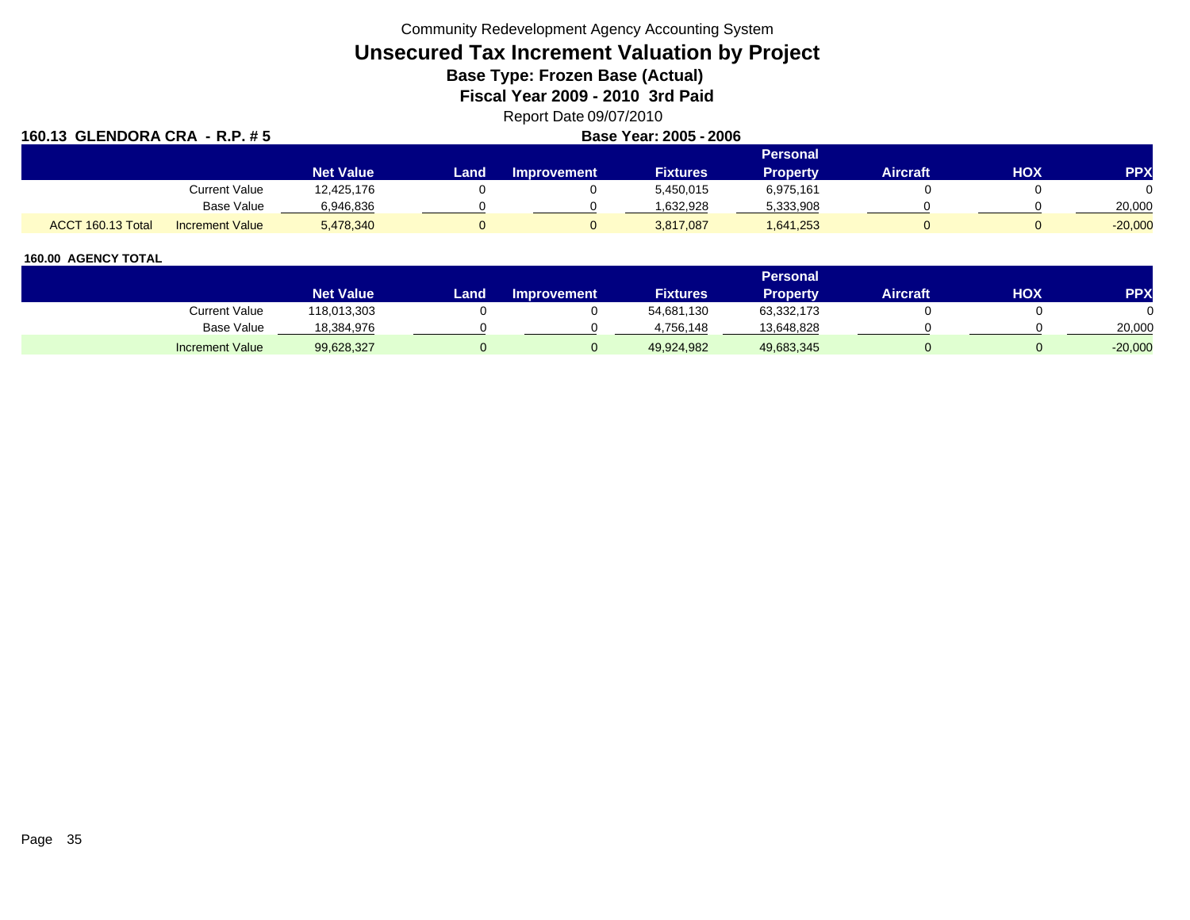Community Redevelopment Agency Accounting System

# Unsecured Tax Increment Valuation by Project

## Base Type: Frozen Base (Actual)

## Fiscal Year 2009 - 2010 3rd Paid

Report Date 09/07/2010

**160.13 GLENDORA CRA - R.P. # 5** **Base Year: 2005 - 2006**

| | | Net Value | Land | Improvement | Fixtures | Personal Property | Aircraft | HOX | PPX |
|---|---|---|---|---|---|---|---|---|---|
| | Current Value | 12,425,176 | 0 | 0 | 5,450,015 | 6,975,161 | 0 | 0 | 0 |
| | Base Value | 6,946,836 | 0 | 0 | 1,632,928 | 5,333,908 | 0 | 0 | 20,000 |
| ACCT 160.13 Total | Increment Value | 5,478,340 | 0 | 0 | 3,817,087 | 1,641,253 | 0 | 0 | -20,000 |

**160.00 AGENCY TOTAL**

| | Net Value | Land | Improvement | Fixtures | Personal Property | Aircraft | HOX | PPX |
|---|---|---|---|---|---|---|---|---|
| Current Value | 118,013,303 | 0 | 0 | 54,681,130 | 63,332,173 | 0 | 0 | 0 |
| Base Value | 18,384,976 | 0 | 0 | 4,756,148 | 13,648,828 | 0 | 0 | 20,000 |
| Increment Value | 99,628,327 | 0 | 0 | 49,924,982 | 49,683,345 | 0 | 0 | -20,000 |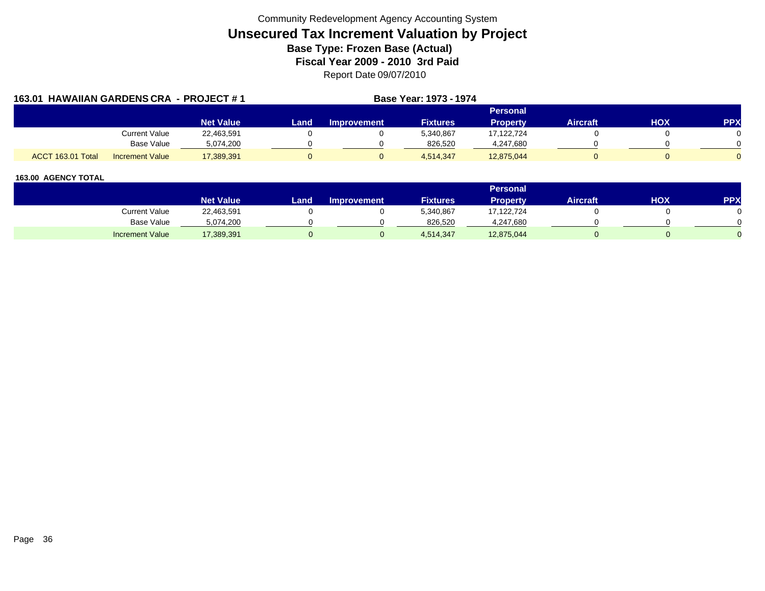Community Redevelopment Agency Accounting System

# Unsecured Tax Increment Valuation by Project

### Base Type: Frozen Base (Actual)

### Fiscal Year 2009 - 2010 3rd Paid

Report Date 09/07/2010

**163.01 HAWAIIAN GARDENS CRA - PROJECT # 1** **Base Year: 1973 - 1974**

| | | Net Value | Land | Improvement | Fixtures | Personal Property | Aircraft | HOX | PPX |
|---|---|---|---|---|---|---|---|---|---|
| | Current Value | 22,463,591 | 0 | 0 | 5,340,867 | 17,122,724 | 0 | 0 | 0 |
| | Base Value | 5,074,200 | 0 | 0 | 826,520 | 4,247,680 | 0 | 0 | 0 |
| ACCT 163.01 Total | Increment Value | 17,389,391 | 0 | 0 | 4,514,347 | 12,875,044 | 0 | 0 | 0 |

**163.00 AGENCY TOTAL**

| | Net Value | Land | Improvement | Fixtures | Personal Property | Aircraft | HOX | PPX |
|---|---|---|---|---|---|---|---|---|
| Current Value | 22,463,591 | 0 | 0 | 5,340,867 | 17,122,724 | 0 | 0 | 0 |
| Base Value | 5,074,200 | 0 | 0 | 826,520 | 4,247,680 | 0 | 0 | 0 |
| Increment Value | 17,389,391 | 0 | 0 | 4,514,347 | 12,875,044 | 0 | 0 | 0 |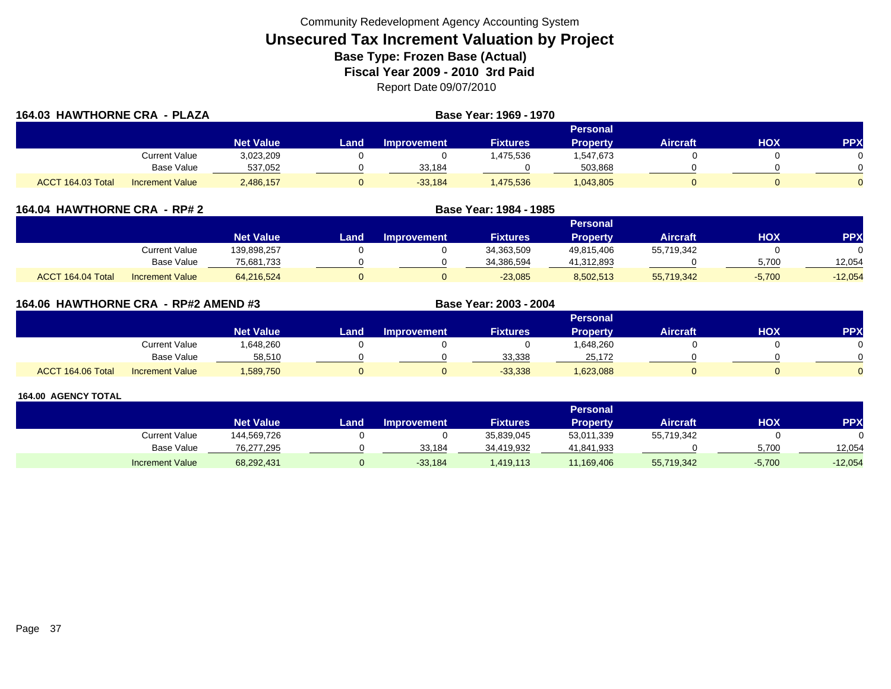Community Redevelopment Agency Accounting System

# Unsecured Tax Increment Valuation by Project

**Base Type: Frozen Base (Actual)**

**Fiscal Year 2009 - 2010 3rd Paid**

Report Date 09/07/2010

## 164.03 HAWTHORNE CRA - PLAZA

**Base Year: 1969 - 1970**

| | | Net Value | Land | Improvement | Fixtures | Personal Property | Aircraft | HOX | PPX |
|---|---|---|---|---|---|---|---|---|---|
| | Current Value | 3,023,209 | 0 | 0 | 1,475,536 | 1,547,673 | 0 | 0 | 0 |
| | Base Value | 537,052 | 0 | 33,184 | 0 | 503,868 | 0 | 0 | 0 |
| ACCT 164.03 Total | Increment Value | 2,486,157 | 0 | -33,184 | 1,475,536 | 1,043,805 | 0 | 0 | 0 |

## 164.04 HAWTHORNE CRA - RP# 2

**Base Year: 1984 - 1985**

| | | Net Value | Land | Improvement | Fixtures | Personal Property | Aircraft | HOX | PPX |
|---|---|---|---|---|---|---|---|---|---|
| | Current Value | 139,898,257 | 0 | 0 | 34,363,509 | 49,815,406 | 55,719,342 | 0 | 0 |
| | Base Value | 75,681,733 | 0 | 0 | 34,386,594 | 41,312,893 | 0 | 5,700 | 12,054 |
| ACCT 164.04 Total | Increment Value | 64,216,524 | 0 | 0 | -23,085 | 8,502,513 | 55,719,342 | -5,700 | -12,054 |

## 164.06 HAWTHORNE CRA - RP#2 AMEND #3

**Base Year: 2003 - 2004**

| | | Net Value | Land | Improvement | Fixtures | Personal Property | Aircraft | HOX | PPX |
|---|---|---|---|---|---|---|---|---|---|
| | Current Value | 1,648,260 | 0 | 0 | 0 | 1,648,260 | 0 | 0 | 0 |
| | Base Value | 58,510 | 0 | 0 | 33,338 | 25,172 | 0 | 0 | 0 |
| ACCT 164.06 Total | Increment Value | 1,589,750 | 0 | 0 | -33,338 | 1,623,088 | 0 | 0 | 0 |

## 164.00 AGENCY TOTAL

| | Net Value | Land | Improvement | Fixtures | Personal Property | Aircraft | HOX | PPX |
|---|---|---|---|---|---|---|---|---|
| Current Value | 144,569,726 | 0 | 0 | 35,839,045 | 53,011,339 | 55,719,342 | 0 | 0 |
| Base Value | 76,277,295 | 0 | 33,184 | 34,419,932 | 41,841,933 | 0 | 5,700 | 12,054 |
| Increment Value | 68,292,431 | 0 | -33,184 | 1,419,113 | 11,169,406 | 55,719,342 | -5,700 | -12,054 |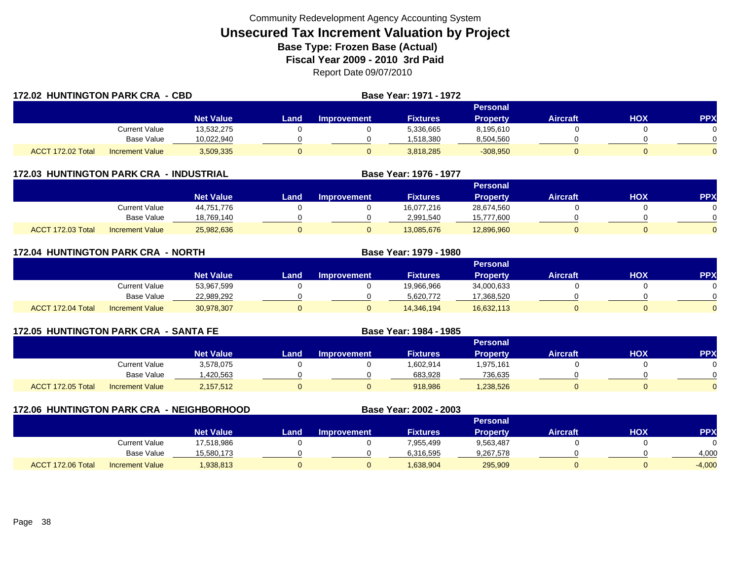Community Redevelopment Agency Accounting System

# Unsecured Tax Increment Valuation by Project

**Base Type: Frozen Base (Actual)**

**Fiscal Year 2009 - 2010 3rd Paid**

Report Date 09/07/2010

## 172.02 HUNTINGTON PARK CRA - CBD

**Base Year: 1971 - 1972**

| | | Net Value | Land | Improvement | Fixtures | Personal Property | Aircraft | HOX | PPX |
|---|---|---|---|---|---|---|---|---|---|
| | Current Value | 13,532,275 | 0 | 0 | 5,336,665 | 8,195,610 | 0 | 0 | 0 |
| | Base Value | 10,022,940 | 0 | 0 | 1,518,380 | 8,504,560 | 0 | 0 | 0 |
| ACCT 172.02 Total | Increment Value | 3,509,335 | 0 | 0 | 3,818,285 | -308,950 | 0 | 0 | 0 |

## 172.03 HUNTINGTON PARK CRA - INDUSTRIAL

**Base Year: 1976 - 1977**

| | | Net Value | Land | Improvement | Fixtures | Personal Property | Aircraft | HOX | PPX |
|---|---|---|---|---|---|---|---|---|---|
| | Current Value | 44,751,776 | 0 | 0 | 16,077,216 | 28,674,560 | 0 | 0 | 0 |
| | Base Value | 18,769,140 | 0 | 0 | 2,991,540 | 15,777,600 | 0 | 0 | 0 |
| ACCT 172.03 Total | Increment Value | 25,982,636 | 0 | 0 | 13,085,676 | 12,896,960 | 0 | 0 | 0 |

## 172.04 HUNTINGTON PARK CRA - NORTH

**Base Year: 1979 - 1980**

| | | Net Value | Land | Improvement | Fixtures | Personal Property | Aircraft | HOX | PPX |
|---|---|---|---|---|---|---|---|---|---|
| | Current Value | 53,967,599 | 0 | 0 | 19,966,966 | 34,000,633 | 0 | 0 | 0 |
| | Base Value | 22,989,292 | 0 | 0 | 5,620,772 | 17,368,520 | 0 | 0 | 0 |
| ACCT 172.04 Total | Increment Value | 30,978,307 | 0 | 0 | 14,346,194 | 16,632,113 | 0 | 0 | 0 |

## 172.05 HUNTINGTON PARK CRA - SANTA FE

**Base Year: 1984 - 1985**

| | | Net Value | Land | Improvement | Fixtures | Personal Property | Aircraft | HOX | PPX |
|---|---|---|---|---|---|---|---|---|---|
| | Current Value | 3,578,075 | 0 | 0 | 1,602,914 | 1,975,161 | 0 | 0 | 0 |
| | Base Value | 1,420,563 | 0 | 0 | 683,928 | 736,635 | 0 | 0 | 0 |
| ACCT 172.05 Total | Increment Value | 2,157,512 | 0 | 0 | 918,986 | 1,238,526 | 0 | 0 | 0 |

## 172.06 HUNTINGTON PARK CRA - NEIGHBORHOOD

**Base Year: 2002 - 2003**

| | | Net Value | Land | Improvement | Fixtures | Personal Property | Aircraft | HOX | PPX |
|---|---|---|---|---|---|---|---|---|---|
| | Current Value | 17,518,986 | 0 | 0 | 7,955,499 | 9,563,487 | 0 | 0 | 0 |
| | Base Value | 15,580,173 | 0 | 0 | 6,316,595 | 9,267,578 | 0 | 0 | 4,000 |
| ACCT 172.06 Total | Increment Value | 1,938,813 | 0 | 0 | 1,638,904 | 295,909 | 0 | 0 | -4,000 |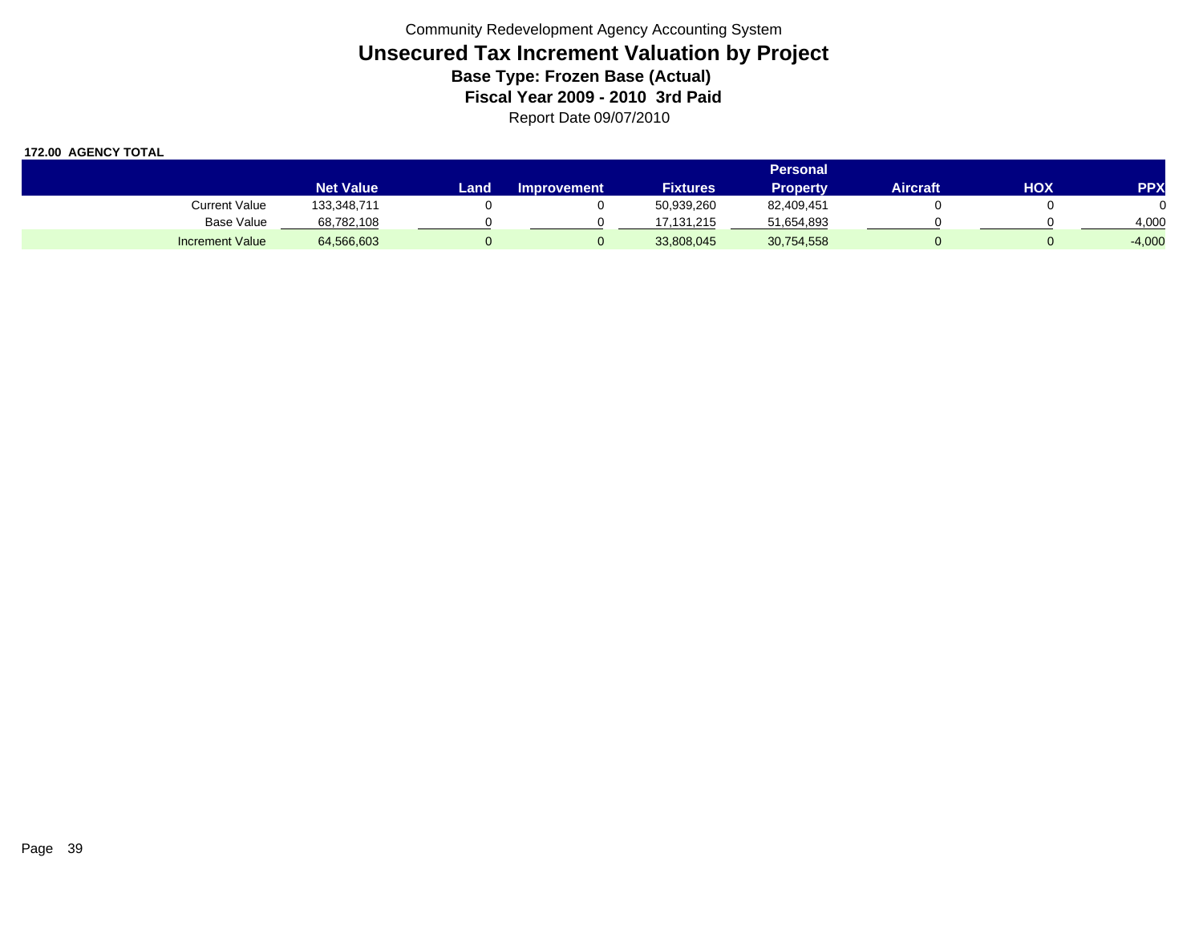Community Redevelopment Agency Accounting System

# Unsecured Tax Increment Valuation by Project

## Base Type: Frozen Base (Actual)

## Fiscal Year 2009 - 2010 3rd Paid

Report Date 09/07/2010

**172.00 AGENCY TOTAL**

| | Net Value | Land | Improvement | Fixtures | Personal Property | Aircraft | HOX | PPX |
|---|---|---|---|---|---|---|---|---|
| Current Value | 133,348,711 | 0 | 0 | 50,939,260 | 82,409,451 | 0 | 0 | 0 |
| Base Value | 68,782,108 | 0 | 0 | 17,131,215 | 51,654,893 | 0 | 0 | 4,000 |
| Increment Value | 64,566,603 | 0 | 0 | 33,808,045 | 30,754,558 | 0 | 0 | -4,000 |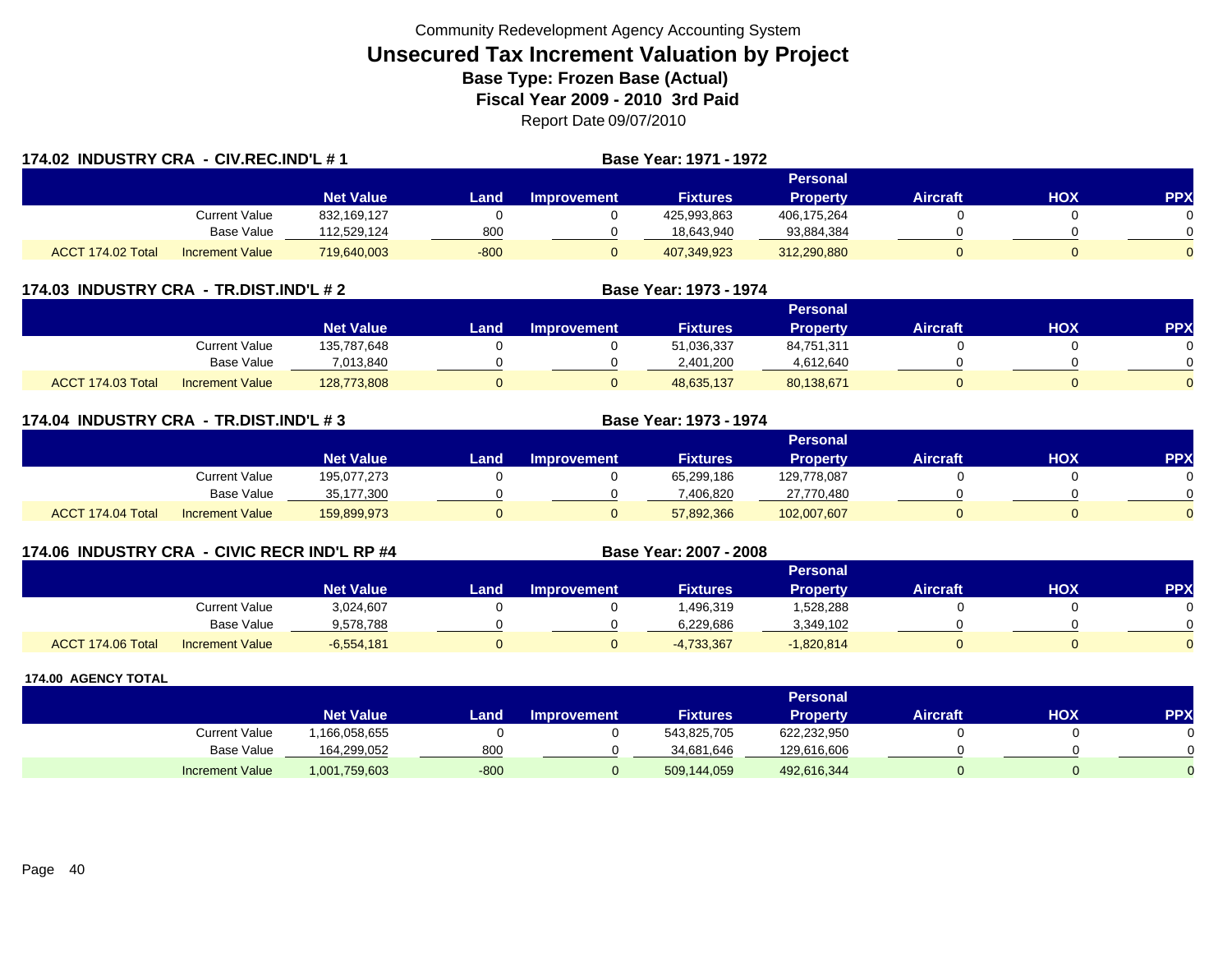Community Redevelopment Agency Accounting System

# Unsecured Tax Increment Valuation by Project

**Base Type: Frozen Base (Actual)**

**Fiscal Year 2009 - 2010 3rd Paid**

Report Date 09/07/2010

## 174.02 INDUSTRY CRA - CIV.REC.IND'L # 1

**Base Year: 1971 - 1972**

| | | Net Value | Land | Improvement | Fixtures | Personal Property | Aircraft | HOX | PPX |
|---|---|---|---|---|---|---|---|---|---|
| | Current Value | 832,169,127 | 0 | 0 | 425,993,863 | 406,175,264 | 0 | 0 | 0 |
| | Base Value | 112,529,124 | 800 | 0 | 18,643,940 | 93,884,384 | 0 | 0 | 0 |
| ACCT 174.02 Total | Increment Value | 719,640,003 | -800 | 0 | 407,349,923 | 312,290,880 | 0 | 0 | 0 |

## 174.03 INDUSTRY CRA - TR.DIST.IND'L # 2

**Base Year: 1973 - 1974**

| | | Net Value | Land | Improvement | Fixtures | Personal Property | Aircraft | HOX | PPX |
|---|---|---|---|---|---|---|---|---|---|
| | Current Value | 135,787,648 | 0 | 0 | 51,036,337 | 84,751,311 | 0 | 0 | 0 |
| | Base Value | 7,013,840 | 0 | 0 | 2,401,200 | 4,612,640 | 0 | 0 | 0 |
| ACCT 174.03 Total | Increment Value | 128,773,808 | 0 | 0 | 48,635,137 | 80,138,671 | 0 | 0 | 0 |

## 174.04 INDUSTRY CRA - TR.DIST.IND'L # 3

**Base Year: 1973 - 1974**

| | | Net Value | Land | Improvement | Fixtures | Personal Property | Aircraft | HOX | PPX |
|---|---|---|---|---|---|---|---|---|---|
| | Current Value | 195,077,273 | 0 | 0 | 65,299,186 | 129,778,087 | 0 | 0 | 0 |
| | Base Value | 35,177,300 | 0 | 0 | 7,406,820 | 27,770,480 | 0 | 0 | 0 |
| ACCT 174.04 Total | Increment Value | 159,899,973 | 0 | 0 | 57,892,366 | 102,007,607 | 0 | 0 | 0 |

## 174.06 INDUSTRY CRA - CIVIC RECR IND'L RP #4

**Base Year: 2007 - 2008**

| | | Net Value | Land | Improvement | Fixtures | Personal Property | Aircraft | HOX | PPX |
|---|---|---|---|---|---|---|---|---|---|
| | Current Value | 3,024,607 | 0 | 0 | 1,496,319 | 1,528,288 | 0 | 0 | 0 |
| | Base Value | 9,578,788 | 0 | 0 | 6,229,686 | 3,349,102 | 0 | 0 | 0 |
| ACCT 174.06 Total | Increment Value | -6,554,181 | 0 | 0 | -4,733,367 | -1,820,814 | 0 | 0 | 0 |

## 174.00 AGENCY TOTAL

| | | Net Value | Land | Improvement | Fixtures | Personal Property | Aircraft | HOX | PPX |
|---|---|---|---|---|---|---|---|---|---|
| | Current Value | 1,166,058,655 | 0 | 0 | 543,825,705 | 622,232,950 | 0 | 0 | 0 |
| | Base Value | 164,299,052 | 800 | 0 | 34,681,646 | 129,616,606 | 0 | 0 | 0 |
| | Increment Value | 1,001,759,603 | -800 | 0 | 509,144,059 | 492,616,344 | 0 | 0 | 0 |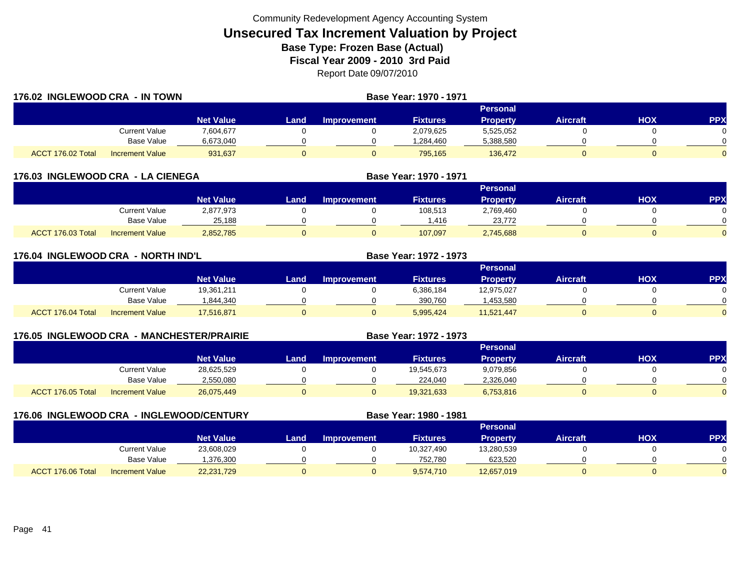Community Redevelopment Agency Accounting System

# Unsecured Tax Increment Valuation by Project

**Base Type: Frozen Base (Actual)**

**Fiscal Year 2009 - 2010 3rd Paid**

Report Date 09/07/2010

### 176.02 INGLEWOOD CRA - IN TOWN

**Base Year: 1970 - 1971**

| | | Net Value | Land | Improvement | Fixtures | Personal Property | Aircraft | HOX | PPX |
|---|---|---|---|---|---|---|---|---|---|
| | Current Value | 7,604,677 | 0 | 0 | 2,079,625 | 5,525,052 | 0 | 0 | 0 |
| | Base Value | 6,673,040 | 0 | 0 | 1,284,460 | 5,388,580 | 0 | 0 | 0 |
| ACCT 176.02 Total | Increment Value | 931,637 | 0 | 0 | 795,165 | 136,472 | 0 | 0 | 0 |

### 176.03 INGLEWOOD CRA - LA CIENEGA

**Base Year: 1970 - 1971**

| | | Net Value | Land | Improvement | Fixtures | Personal Property | Aircraft | HOX | PPX |
|---|---|---|---|---|---|---|---|---|---|
| | Current Value | 2,877,973 | 0 | 0 | 108,513 | 2,769,460 | 0 | 0 | 0 |
| | Base Value | 25,188 | 0 | 0 | 1,416 | 23,772 | 0 | 0 | 0 |
| ACCT 176.03 Total | Increment Value | 2,852,785 | 0 | 0 | 107,097 | 2,745,688 | 0 | 0 | 0 |

### 176.04 INGLEWOOD CRA - NORTH IND'L

**Base Year: 1972 - 1973**

| | | Net Value | Land | Improvement | Fixtures | Personal Property | Aircraft | HOX | PPX |
|---|---|---|---|---|---|---|---|---|---|
| | Current Value | 19,361,211 | 0 | 0 | 6,386,184 | 12,975,027 | 0 | 0 | 0 |
| | Base Value | 1,844,340 | 0 | 0 | 390,760 | 1,453,580 | 0 | 0 | 0 |
| ACCT 176.04 Total | Increment Value | 17,516,871 | 0 | 0 | 5,995,424 | 11,521,447 | 0 | 0 | 0 |

### 176.05 INGLEWOOD CRA - MANCHESTER/PRAIRIE

**Base Year: 1972 - 1973**

| | | Net Value | Land | Improvement | Fixtures | Personal Property | Aircraft | HOX | PPX |
|---|---|---|---|---|---|---|---|---|---|
| | Current Value | 28,625,529 | 0 | 0 | 19,545,673 | 9,079,856 | 0 | 0 | 0 |
| | Base Value | 2,550,080 | 0 | 0 | 224,040 | 2,326,040 | 0 | 0 | 0 |
| ACCT 176.05 Total | Increment Value | 26,075,449 | 0 | 0 | 19,321,633 | 6,753,816 | 0 | 0 | 0 |

### 176.06 INGLEWOOD CRA - INGLEWOOD/CENTURY

**Base Year: 1980 - 1981**

| | | Net Value | Land | Improvement | Fixtures | Personal Property | Aircraft | HOX | PPX |
|---|---|---|---|---|---|---|---|---|---|
| | Current Value | 23,608,029 | 0 | 0 | 10,327,490 | 13,280,539 | 0 | 0 | 0 |
| | Base Value | 1,376,300 | 0 | 0 | 752,780 | 623,520 | 0 | 0 | 0 |
| ACCT 176.06 Total | Increment Value | 22,231,729 | 0 | 0 | 9,574,710 | 12,657,019 | 0 | 0 | 0 |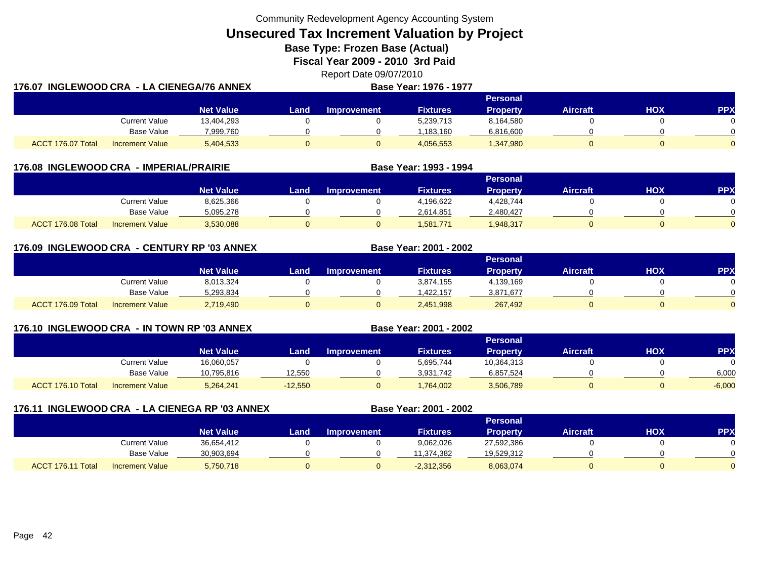Community Redevelopment Agency Accounting System

# Unsecured Tax Increment Valuation by Project

## Base Type: Frozen Base (Actual)

## Fiscal Year 2009 - 2010 3rd Paid

Report Date 09/07/2010

### 176.07 INGLEWOOD CRA - LA CIENEGA/76 ANNEX

**Base Year: 1976 - 1977**

| | | Net Value | Land | Improvement | Fixtures | Personal Property | Aircraft | HOX | PPX |
|---|---|---|---|---|---|---|---|---|---|
| | Current Value | 13,404,293 | 0 | 0 | 5,239,713 | 8,164,580 | 0 | 0 | 0 |
| | Base Value | 7,999,760 | 0 | 0 | 1,183,160 | 6,816,600 | 0 | 0 | 0 |
| ACCT 176.07 Total | Increment Value | 5,404,533 | 0 | 0 | 4,056,553 | 1,347,980 | 0 | 0 | 0 |

### 176.08 INGLEWOOD CRA - IMPERIAL/PRAIRIE

**Base Year: 1993 - 1994**

| | | Net Value | Land | Improvement | Fixtures | Personal Property | Aircraft | HOX | PPX |
|---|---|---|---|---|---|---|---|---|---|
| | Current Value | 8,625,366 | 0 | 0 | 4,196,622 | 4,428,744 | 0 | 0 | 0 |
| | Base Value | 5,095,278 | 0 | 0 | 2,614,851 | 2,480,427 | 0 | 0 | 0 |
| ACCT 176.08 Total | Increment Value | 3,530,088 | 0 | 0 | 1,581,771 | 1,948,317 | 0 | 0 | 0 |

### 176.09 INGLEWOOD CRA - CENTURY RP '03 ANNEX

**Base Year: 2001 - 2002**

| | | Net Value | Land | Improvement | Fixtures | Personal Property | Aircraft | HOX | PPX |
|---|---|---|---|---|---|---|---|---|---|
| | Current Value | 8,013,324 | 0 | 0 | 3,874,155 | 4,139,169 | 0 | 0 | 0 |
| | Base Value | 5,293,834 | 0 | 0 | 1,422,157 | 3,871,677 | 0 | 0 | 0 |
| ACCT 176.09 Total | Increment Value | 2,719,490 | 0 | 0 | 2,451,998 | 267,492 | 0 | 0 | 0 |

### 176.10 INGLEWOOD CRA - IN TOWN RP '03 ANNEX

**Base Year: 2001 - 2002**

| | | Net Value | Land | Improvement | Fixtures | Personal Property | Aircraft | HOX | PPX |
|---|---|---|---|---|---|---|---|---|---|
| | Current Value | 16,060,057 | 0 | 0 | 5,695,744 | 10,364,313 | 0 | 0 | 0 |
| | Base Value | 10,795,816 | 12,550 | 0 | 3,931,742 | 6,857,524 | 0 | 0 | 6,000 |
| ACCT 176.10 Total | Increment Value | 5,264,241 | -12,550 | 0 | 1,764,002 | 3,506,789 | 0 | 0 | -6,000 |

### 176.11 INGLEWOOD CRA - LA CIENEGA RP '03 ANNEX

**Base Year: 2001 - 2002**

| | | Net Value | Land | Improvement | Fixtures | Personal Property | Aircraft | HOX | PPX |
|---|---|---|---|---|---|---|---|---|---|
| | Current Value | 36,654,412 | 0 | 0 | 9,062,026 | 27,592,386 | 0 | 0 | 0 |
| | Base Value | 30,903,694 | 0 | 0 | 11,374,382 | 19,529,312 | 0 | 0 | 0 |
| ACCT 176.11 Total | Increment Value | 5,750,718 | 0 | 0 | -2,312,356 | 8,063,074 | 0 | 0 | 0 |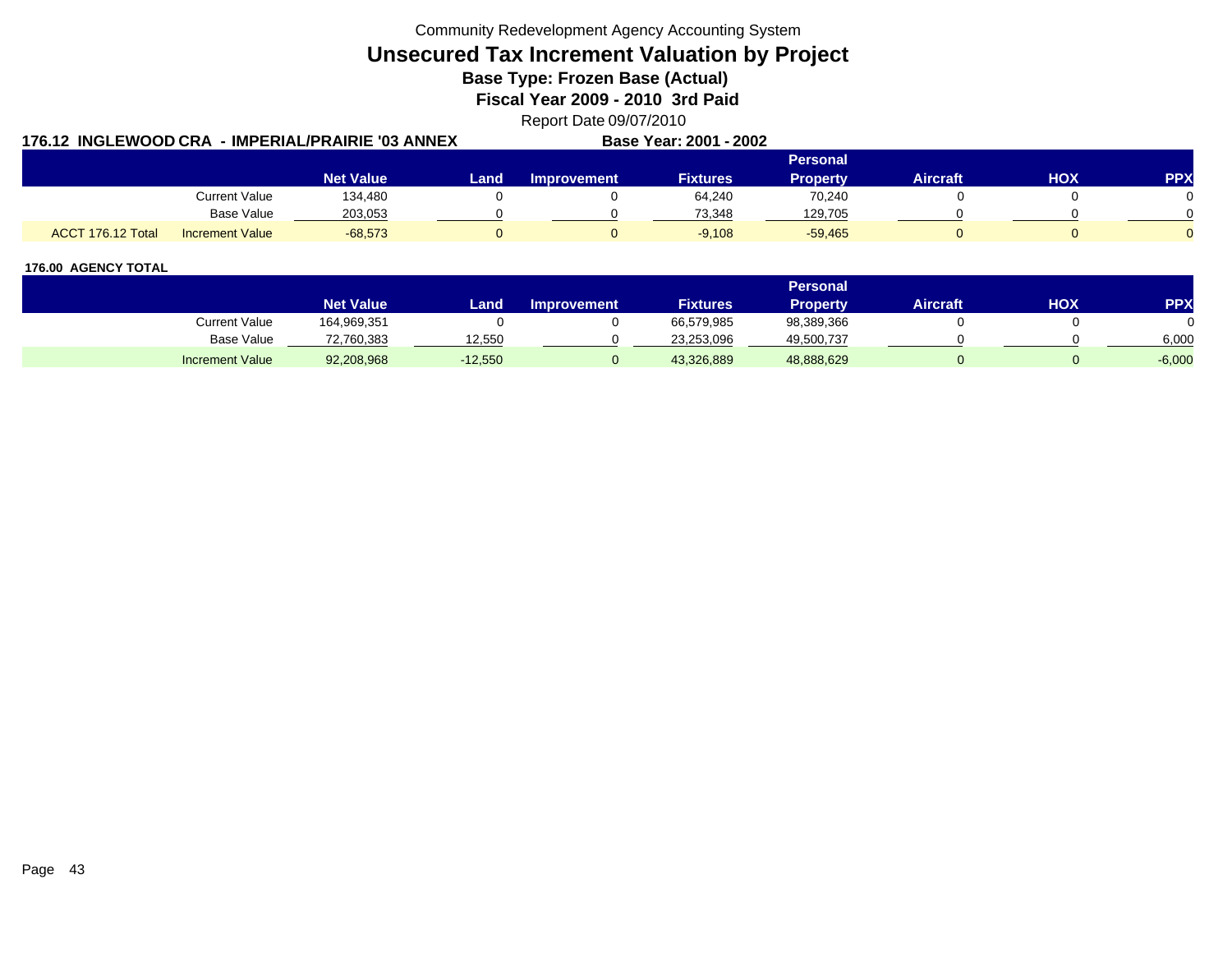Community Redevelopment Agency Accounting System

# Unsecured Tax Increment Valuation by Project

**Base Type: Frozen Base (Actual)**

**Fiscal Year 2009 - 2010 3rd Paid**

Report Date 09/07/2010

**176.12 INGLEWOOD CRA - IMPERIAL/PRAIRIE '03 ANNEX** **Base Year: 2001 - 2002**

| | | Net Value | Land | Improvement | Fixtures | Personal Property | Aircraft | HOX | PPX |
|---|---|---|---|---|---|---|---|---|---|
| | Current Value | 134,480 | 0 | 0 | 64,240 | 70,240 | 0 | 0 | 0 |
| | Base Value | 203,053 | 0 | 0 | 73,348 | 129,705 | 0 | 0 | 0 |
| ACCT 176.12 Total | Increment Value | -68,573 | 0 | 0 | -9,108 | -59,465 | 0 | 0 | 0 |

**176.00 AGENCY TOTAL**

| | | Net Value | Land | Improvement | Fixtures | Personal Property | Aircraft | HOX | PPX |
|---|---|---|---|---|---|---|---|---|---|
| | Current Value | 164,969,351 | 0 | 0 | 66,579,985 | 98,389,366 | 0 | 0 | 0 |
| | Base Value | 72,760,383 | 12,550 | 0 | 23,253,096 | 49,500,737 | 0 | 0 | 6,000 |
| | Increment Value | 92,208,968 | -12,550 | 0 | 43,326,889 | 48,888,629 | 0 | 0 | -6,000 |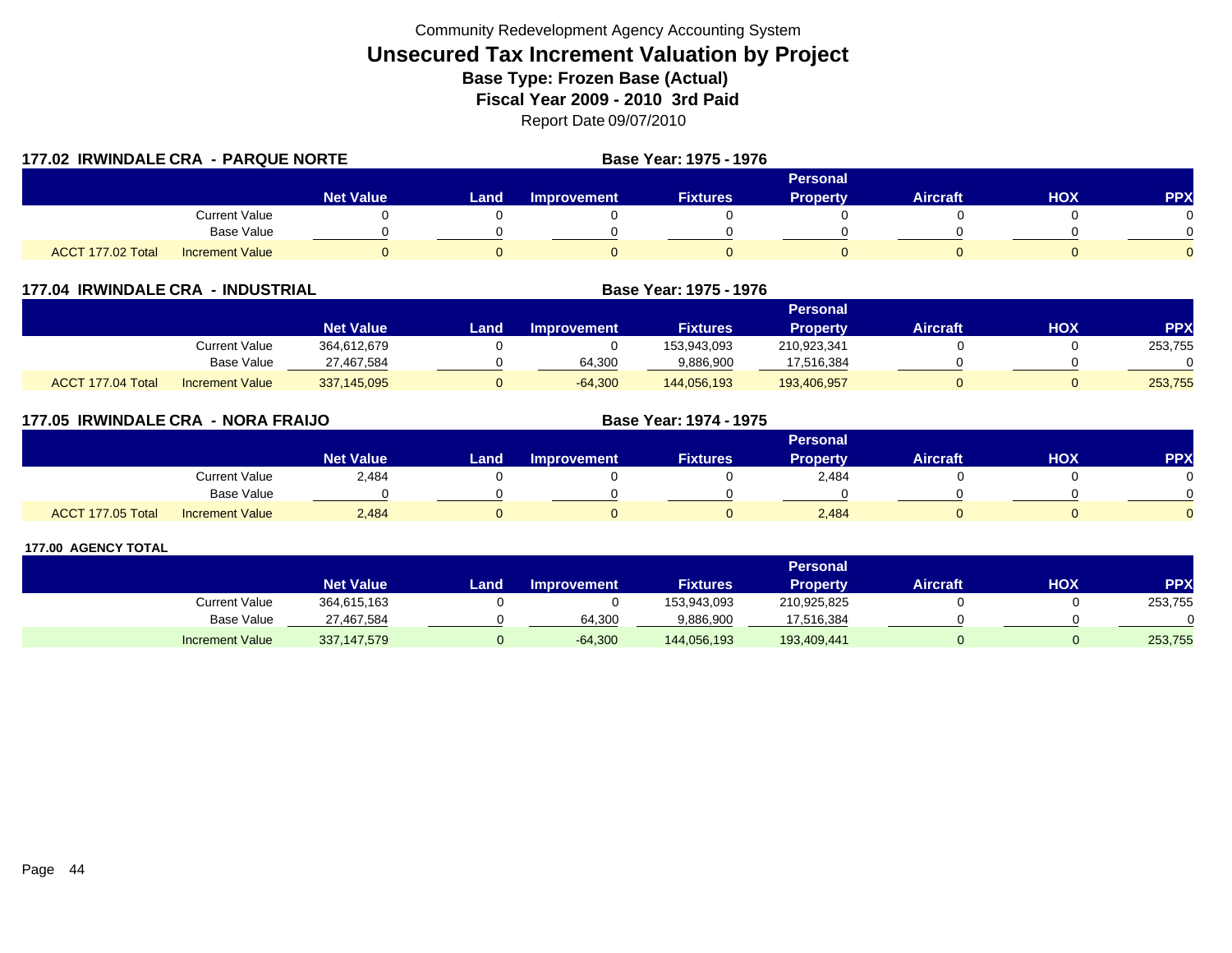Community Redevelopment Agency Accounting System

# Unsecured Tax Increment Valuation by Project

**Base Type: Frozen Base (Actual)**

**Fiscal Year 2009 - 2010 3rd Paid**

Report Date 09/07/2010

## 177.02 IRWINDALE CRA - PARQUE NORTE

**Base Year: 1975 - 1976**

| | | Net Value | Land | Improvement | Fixtures | Personal Property | Aircraft | HOX | PPX |
|---|---|---|---|---|---|---|---|---|---|
| | Current Value | 0 | 0 | 0 | 0 | 0 | 0 | 0 | 0 |
| | Base Value | 0 | 0 | 0 | 0 | 0 | 0 | 0 | 0 |
| ACCT 177.02 Total | Increment Value | 0 | 0 | 0 | 0 | 0 | 0 | 0 | 0 |

## 177.04 IRWINDALE CRA - INDUSTRIAL

**Base Year: 1975 - 1976**

| | | Net Value | Land | Improvement | Fixtures | Personal Property | Aircraft | HOX | PPX |
|---|---|---|---|---|---|---|---|---|---|
| | Current Value | 364,612,679 | 0 | 0 | 153,943,093 | 210,923,341 | 0 | 0 | 253,755 |
| | Base Value | 27,467,584 | 0 | 64,300 | 9,886,900 | 17,516,384 | 0 | 0 | 0 |
| ACCT 177.04 Total | Increment Value | 337,145,095 | 0 | -64,300 | 144,056,193 | 193,406,957 | 0 | 0 | 253,755 |

## 177.05 IRWINDALE CRA - NORA FRAIJO

**Base Year: 1974 - 1975**

| | | Net Value | Land | Improvement | Fixtures | Personal Property | Aircraft | HOX | PPX |
|---|---|---|---|---|---|---|---|---|---|
| | Current Value | 2,484 | 0 | 0 | 0 | 2,484 | 0 | 0 | 0 |
| | Base Value | 0 | 0 | 0 | 0 | 0 | 0 | 0 | 0 |
| ACCT 177.05 Total | Increment Value | 2,484 | 0 | 0 | 0 | 2,484 | 0 | 0 | 0 |

## 177.00 AGENCY TOTAL

| | Net Value | Land | Improvement | Fixtures | Personal Property | Aircraft | HOX | PPX |
|---|---|---|---|---|---|---|---|---|
| Current Value | 364,615,163 | 0 | 0 | 153,943,093 | 210,925,825 | 0 | 0 | 253,755 |
| Base Value | 27,467,584 | 0 | 64,300 | 9,886,900 | 17,516,384 | 0 | 0 | 0 |
| Increment Value | 337,147,579 | 0 | -64,300 | 144,056,193 | 193,409,441 | 0 | 0 | 253,755 |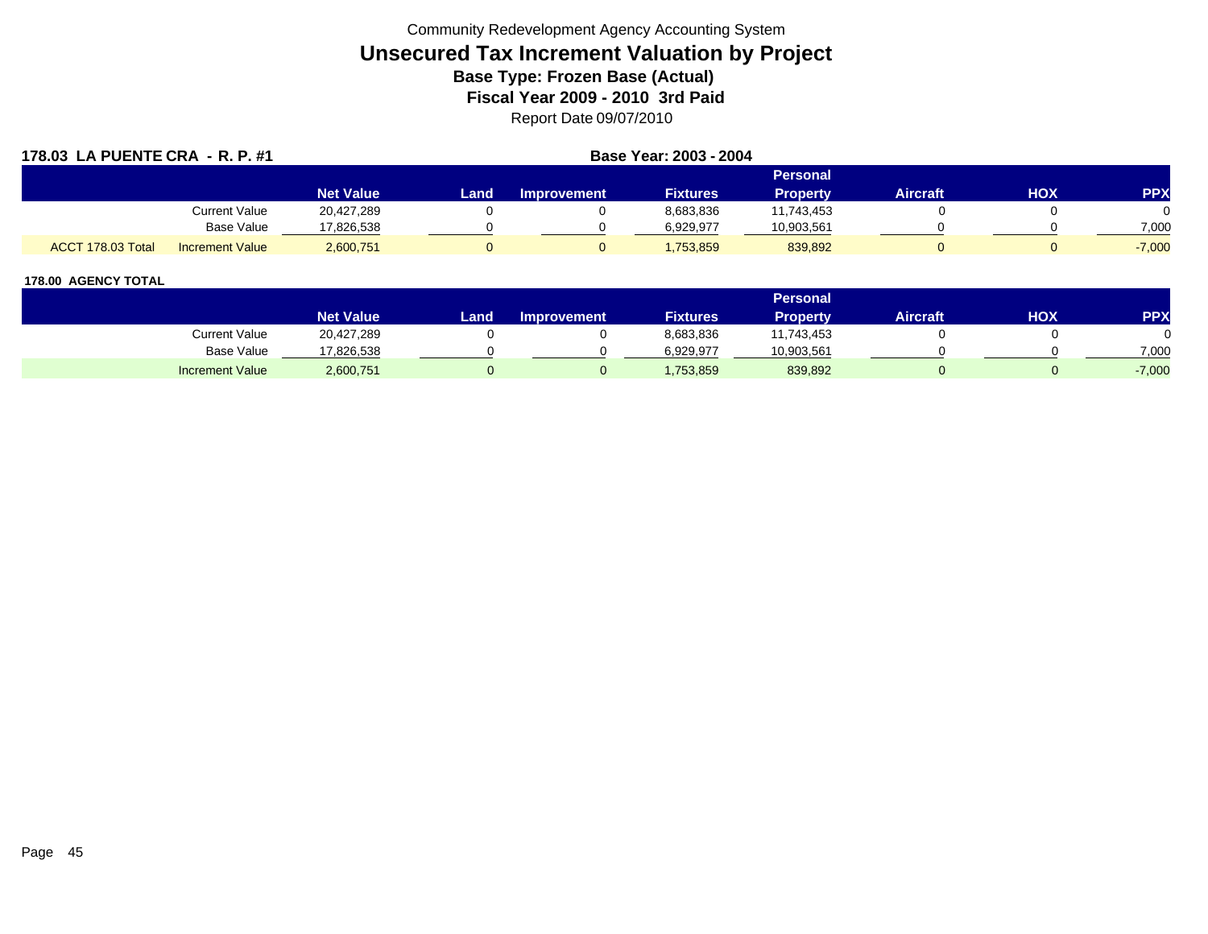Community Redevelopment Agency Accounting System

# Unsecured Tax Increment Valuation by Project

## Base Type: Frozen Base (Actual)

## Fiscal Year 2009 - 2010 3rd Paid

Report Date 09/07/2010

**178.03 LA PUENTE CRA - R. P. #1** | **Base Year: 2003 - 2004**

| | | Net Value | Land | Improvement | Fixtures | Personal Property | Aircraft | HOX | PPX |
|---|---|---|---|---|---|---|---|---|---|
| | Current Value | 20,427,289 | 0 | 0 | 8,683,836 | 11,743,453 | 0 | 0 | 0 |
| | Base Value | 17,826,538 | 0 | 0 | 6,929,977 | 10,903,561 | 0 | 0 | 7,000 |
| ACCT 178.03 Total | Increment Value | 2,600,751 | 0 | 0 | 1,753,859 | 839,892 | 0 | 0 | -7,000 |

**178.00 AGENCY TOTAL**

| | Net Value | Land | Improvement | Fixtures | Personal Property | Aircraft | HOX | PPX |
|---|---|---|---|---|---|---|---|---|
| Current Value | 20,427,289 | 0 | 0 | 8,683,836 | 11,743,453 | 0 | 0 | 0 |
| Base Value | 17,826,538 | 0 | 0 | 6,929,977 | 10,903,561 | 0 | 0 | 7,000 |
| Increment Value | 2,600,751 | 0 | 0 | 1,753,859 | 839,892 | 0 | 0 | -7,000 |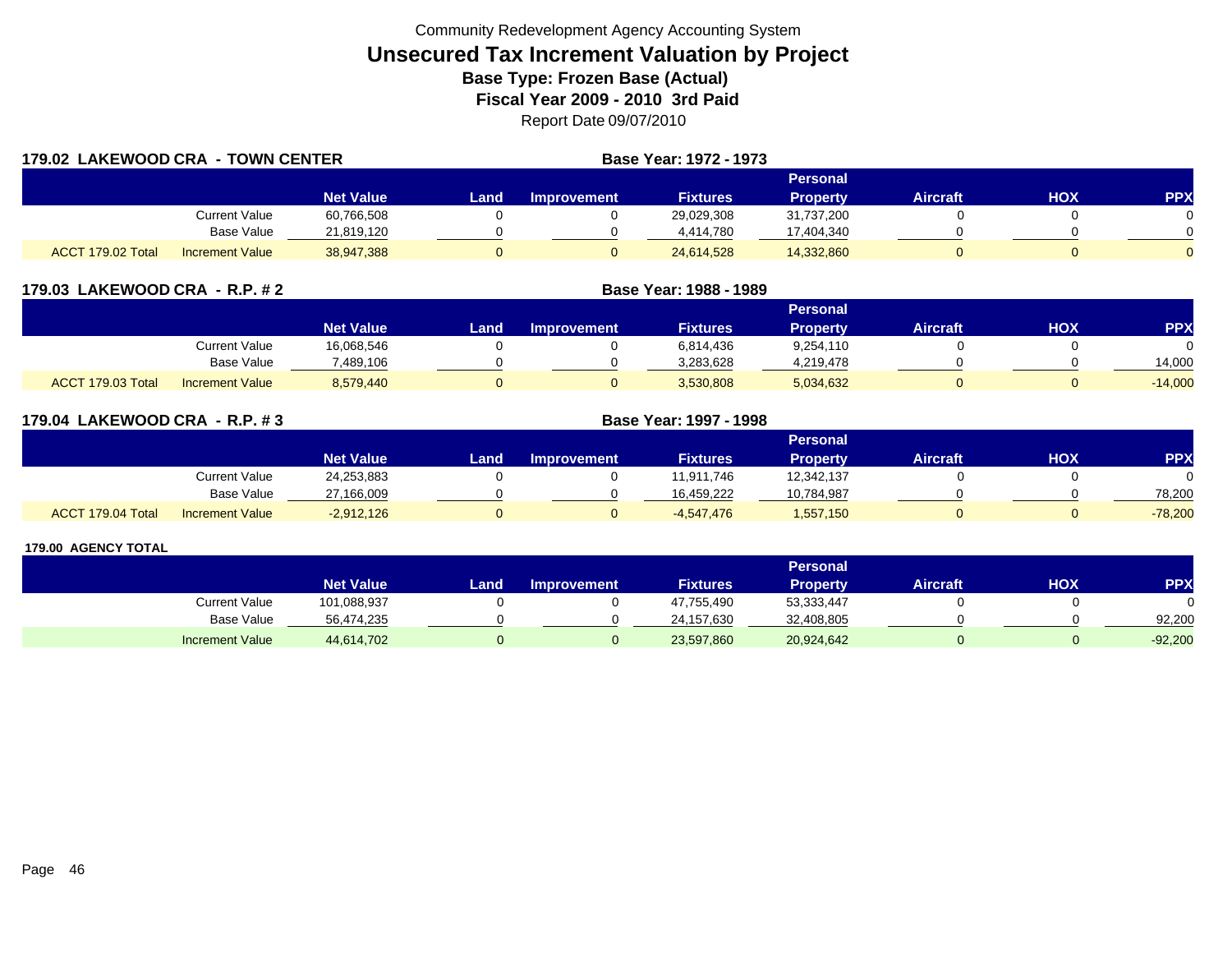Community Redevelopment Agency Accounting System

# Unsecured Tax Increment Valuation by Project

## Base Type: Frozen Base (Actual)

## Fiscal Year 2009 - 2010 3rd Paid

Report Date 09/07/2010

### 179.02 LAKEWOOD CRA - TOWN CENTER

Base Year: 1972 - 1973

| | | Net Value | Land | Improvement | Fixtures | Personal Property | Aircraft | HOX | PPX |
|---|---|---|---|---|---|---|---|---|---|
| | Current Value | 60,766,508 | 0 | 0 | 29,029,308 | 31,737,200 | 0 | 0 | 0 |
| | Base Value | 21,819,120 | 0 | 0 | 4,414,780 | 17,404,340 | 0 | 0 | 0 |
| ACCT 179.02 Total | Increment Value | 38,947,388 | 0 | 0 | 24,614,528 | 14,332,860 | 0 | 0 | 0 |

### 179.03 LAKEWOOD CRA - R.P. # 2

Base Year: 1988 - 1989

| | | Net Value | Land | Improvement | Fixtures | Personal Property | Aircraft | HOX | PPX |
|---|---|---|---|---|---|---|---|---|---|
| | Current Value | 16,068,546 | 0 | 0 | 6,814,436 | 9,254,110 | 0 | 0 | 0 |
| | Base Value | 7,489,106 | 0 | 0 | 3,283,628 | 4,219,478 | 0 | 0 | 14,000 |
| ACCT 179.03 Total | Increment Value | 8,579,440 | 0 | 0 | 3,530,808 | 5,034,632 | 0 | 0 | -14,000 |

### 179.04 LAKEWOOD CRA - R.P. # 3

Base Year: 1997 - 1998

| | | Net Value | Land | Improvement | Fixtures | Personal Property | Aircraft | HOX | PPX |
|---|---|---|---|---|---|---|---|---|---|
| | Current Value | 24,253,883 | 0 | 0 | 11,911,746 | 12,342,137 | 0 | 0 | 0 |
| | Base Value | 27,166,009 | 0 | 0 | 16,459,222 | 10,784,987 | 0 | 0 | 78,200 |
| ACCT 179.04 Total | Increment Value | -2,912,126 | 0 | 0 | -4,547,476 | 1,557,150 | 0 | 0 | -78,200 |

### 179.00 AGENCY TOTAL

| | Net Value | Land | Improvement | Fixtures | Personal Property | Aircraft | HOX | PPX |
|---|---|---|---|---|---|---|---|---|
| Current Value | 101,088,937 | 0 | 0 | 47,755,490 | 53,333,447 | 0 | 0 | 0 |
| Base Value | 56,474,235 | 0 | 0 | 24,157,630 | 32,408,805 | 0 | 0 | 92,200 |
| Increment Value | 44,614,702 | 0 | 0 | 23,597,860 | 20,924,642 | 0 | 0 | -92,200 |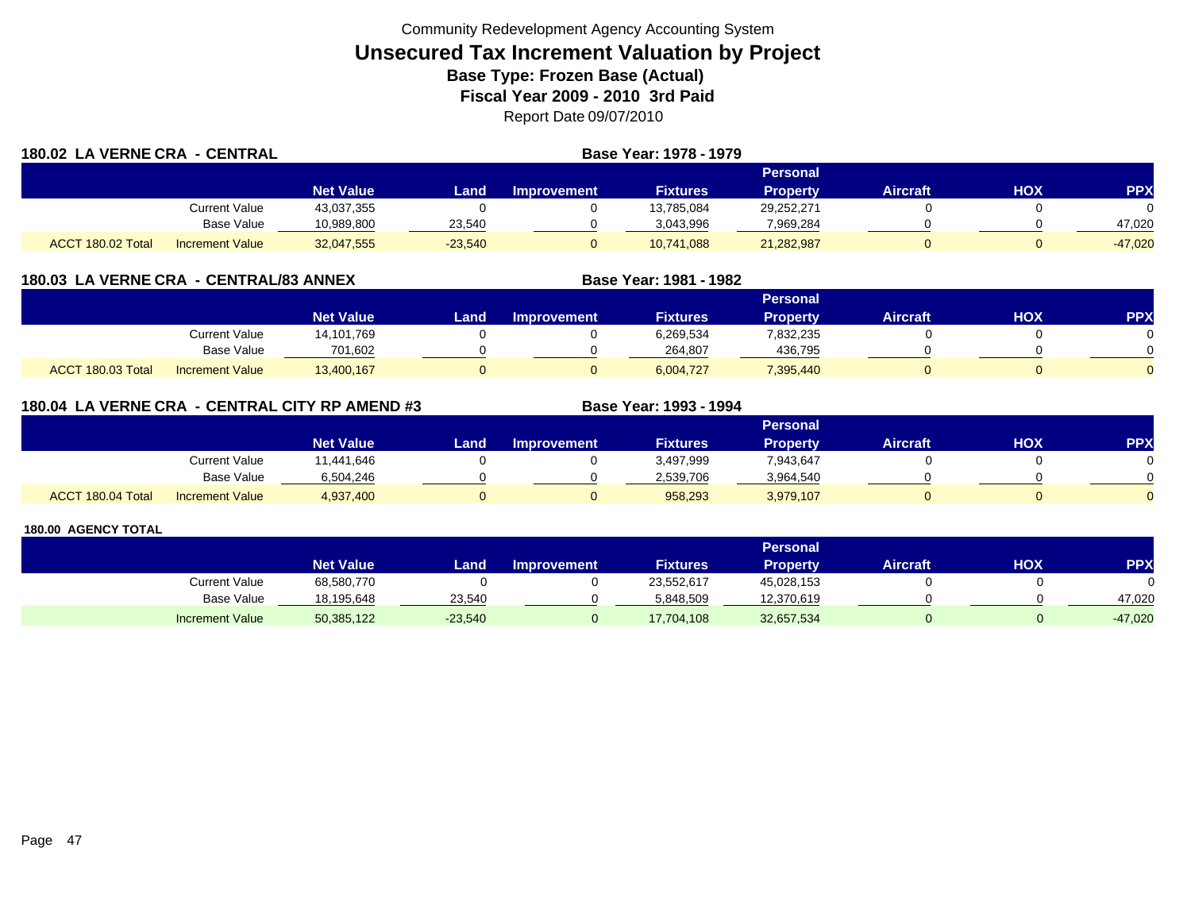Community Redevelopment Agency Accounting System

# Unsecured Tax Increment Valuation by Project

**Base Type: Frozen Base (Actual)**

**Fiscal Year 2009 - 2010 3rd Paid**

Report Date 09/07/2010

## 180.02 LA VERNE CRA - CENTRAL

**Base Year: 1978 - 1979**

| | | Net Value | Land | Improvement | Fixtures | Personal Property | Aircraft | HOX | PPX |
|---|---|---|---|---|---|---|---|---|---|
| | Current Value | 43,037,355 | 0 | 0 | 13,785,084 | 29,252,271 | 0 | 0 | 0 |
| | Base Value | 10,989,800 | 23,540 | 0 | 3,043,996 | 7,969,284 | 0 | 0 | 47,020 |
| ACCT 180.02 Total | Increment Value | 32,047,555 | -23,540 | 0 | 10,741,088 | 21,282,987 | 0 | 0 | -47,020 |

## 180.03 LA VERNE CRA - CENTRAL/83 ANNEX

**Base Year: 1981 - 1982**

| | | Net Value | Land | Improvement | Fixtures | Personal Property | Aircraft | HOX | PPX |
|---|---|---|---|---|---|---|---|---|---|
| | Current Value | 14,101,769 | 0 | 0 | 6,269,534 | 7,832,235 | 0 | 0 | 0 |
| | Base Value | 701,602 | 0 | 0 | 264,807 | 436,795 | 0 | 0 | 0 |
| ACCT 180.03 Total | Increment Value | 13,400,167 | 0 | 0 | 6,004,727 | 7,395,440 | 0 | 0 | 0 |

## 180.04 LA VERNE CRA - CENTRAL CITY RP AMEND #3

**Base Year: 1993 - 1994**

| | | Net Value | Land | Improvement | Fixtures | Personal Property | Aircraft | HOX | PPX |
|---|---|---|---|---|---|---|---|---|---|
| | Current Value | 11,441,646 | 0 | 0 | 3,497,999 | 7,943,647 | 0 | 0 | 0 |
| | Base Value | 6,504,246 | 0 | 0 | 2,539,706 | 3,964,540 | 0 | 0 | 0 |
| ACCT 180.04 Total | Increment Value | 4,937,400 | 0 | 0 | 958,293 | 3,979,107 | 0 | 0 | 0 |

## 180.00 AGENCY TOTAL

| | Net Value | Land | Improvement | Fixtures | Personal Property | Aircraft | HOX | PPX |
|---|---|---|---|---|---|---|---|---|
| Current Value | 68,580,770 | 0 | 0 | 23,552,617 | 45,028,153 | 0 | 0 | 0 |
| Base Value | 18,195,648 | 23,540 | 0 | 5,848,509 | 12,370,619 | 0 | 0 | 47,020 |
| Increment Value | 50,385,122 | -23,540 | 0 | 17,704,108 | 32,657,534 | 0 | 0 | -47,020 |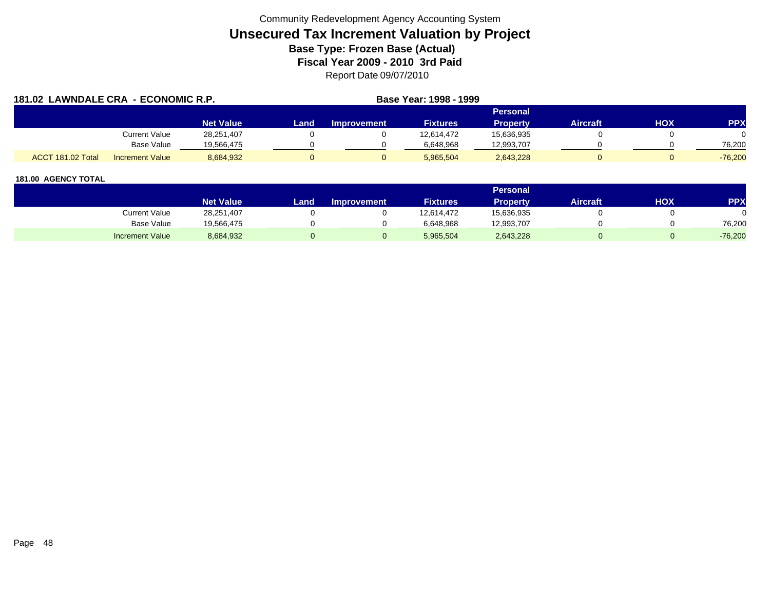Community Redevelopment Agency Accounting System

# Unsecured Tax Increment Valuation by Project

### Base Type: Frozen Base (Actual)

### Fiscal Year 2009 - 2010 3rd Paid

Report Date 09/07/2010

**181.02 LAWNDALE CRA - ECONOMIC R.P.** **Base Year: 1998 - 1999**

| | | Net Value | Land | Improvement | Fixtures | Personal Property | Aircraft | HOX | PPX |
|---|---|---|---|---|---|---|---|---|---|
| | Current Value | 28,251,407 | 0 | 0 | 12,614,472 | 15,636,935 | 0 | 0 | 0 |
| | Base Value | 19,566,475 | 0 | 0 | 6,648,968 | 12,993,707 | 0 | 0 | 76,200 |
| ACCT 181.02 Total | Increment Value | 8,684,932 | 0 | 0 | 5,965,504 | 2,643,228 | 0 | 0 | -76,200 |

**181.00 AGENCY TOTAL**

| | Net Value | Land | Improvement | Fixtures | Personal Property | Aircraft | HOX | PPX |
|---|---|---|---|---|---|---|---|---|
| Current Value | 28,251,407 | 0 | 0 | 12,614,472 | 15,636,935 | 0 | 0 | 0 |
| Base Value | 19,566,475 | 0 | 0 | 6,648,968 | 12,993,707 | 0 | 0 | 76,200 |
| Increment Value | 8,684,932 | 0 | 0 | 5,965,504 | 2,643,228 | 0 | 0 | -76,200 |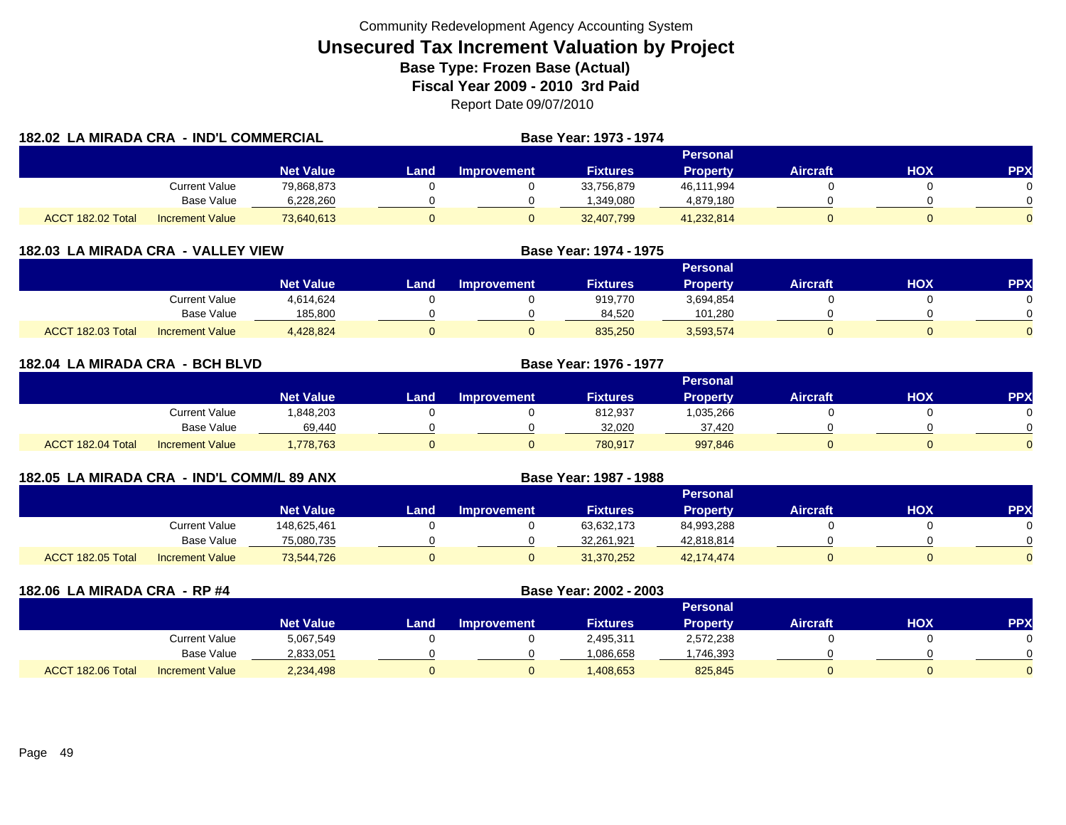Community Redevelopment Agency Accounting System

# Unsecured Tax Increment Valuation by Project

**Base Type: Frozen Base (Actual)**

**Fiscal Year 2009 - 2010 3rd Paid**

Report Date 09/07/2010

## 182.02 LA MIRADA CRA - IND'L COMMERCIAL

**Base Year: 1973 - 1974**

| | | Net Value | Land | Improvement | Fixtures | Personal Property | Aircraft | HOX | PPX |
|---|---|---|---|---|---|---|---|---|---|
| | Current Value | 79,868,873 | 0 | 0 | 33,756,879 | 46,111,994 | 0 | 0 | 0 |
| | Base Value | 6,228,260 | 0 | 0 | 1,349,080 | 4,879,180 | 0 | 0 | 0 |
| ACCT 182.02 Total | Increment Value | 73,640,613 | 0 | 0 | 32,407,799 | 41,232,814 | 0 | 0 | 0 |

## 182.03 LA MIRADA CRA - VALLEY VIEW

**Base Year: 1974 - 1975**

| | | Net Value | Land | Improvement | Fixtures | Personal Property | Aircraft | HOX | PPX |
|---|---|---|---|---|---|---|---|---|---|
| | Current Value | 4,614,624 | 0 | 0 | 919,770 | 3,694,854 | 0 | 0 | 0 |
| | Base Value | 185,800 | 0 | 0 | 84,520 | 101,280 | 0 | 0 | 0 |
| ACCT 182.03 Total | Increment Value | 4,428,824 | 0 | 0 | 835,250 | 3,593,574 | 0 | 0 | 0 |

## 182.04 LA MIRADA CRA - BCH BLVD

**Base Year: 1976 - 1977**

| | | Net Value | Land | Improvement | Fixtures | Personal Property | Aircraft | HOX | PPX |
|---|---|---|---|---|---|---|---|---|---|
| | Current Value | 1,848,203 | 0 | 0 | 812,937 | 1,035,266 | 0 | 0 | 0 |
| | Base Value | 69,440 | 0 | 0 | 32,020 | 37,420 | 0 | 0 | 0 |
| ACCT 182.04 Total | Increment Value | 1,778,763 | 0 | 0 | 780,917 | 997,846 | 0 | 0 | 0 |

## 182.05 LA MIRADA CRA - IND'L COMM/L 89 ANX

**Base Year: 1987 - 1988**

| | | Net Value | Land | Improvement | Fixtures | Personal Property | Aircraft | HOX | PPX |
|---|---|---|---|---|---|---|---|---|---|
| | Current Value | 148,625,461 | 0 | 0 | 63,632,173 | 84,993,288 | 0 | 0 | 0 |
| | Base Value | 75,080,735 | 0 | 0 | 32,261,921 | 42,818,814 | 0 | 0 | 0 |
| ACCT 182.05 Total | Increment Value | 73,544,726 | 0 | 0 | 31,370,252 | 42,174,474 | 0 | 0 | 0 |

## 182.06 LA MIRADA CRA - RP #4

**Base Year: 2002 - 2003**

| | | Net Value | Land | Improvement | Fixtures | Personal Property | Aircraft | HOX | PPX |
|---|---|---|---|---|---|---|---|---|---|
| | Current Value | 5,067,549 | 0 | 0 | 2,495,311 | 2,572,238 | 0 | 0 | 0 |
| | Base Value | 2,833,051 | 0 | 0 | 1,086,658 | 1,746,393 | 0 | 0 | 0 |
| ACCT 182.06 Total | Increment Value | 2,234,498 | 0 | 0 | 1,408,653 | 825,845 | 0 | 0 | 0 |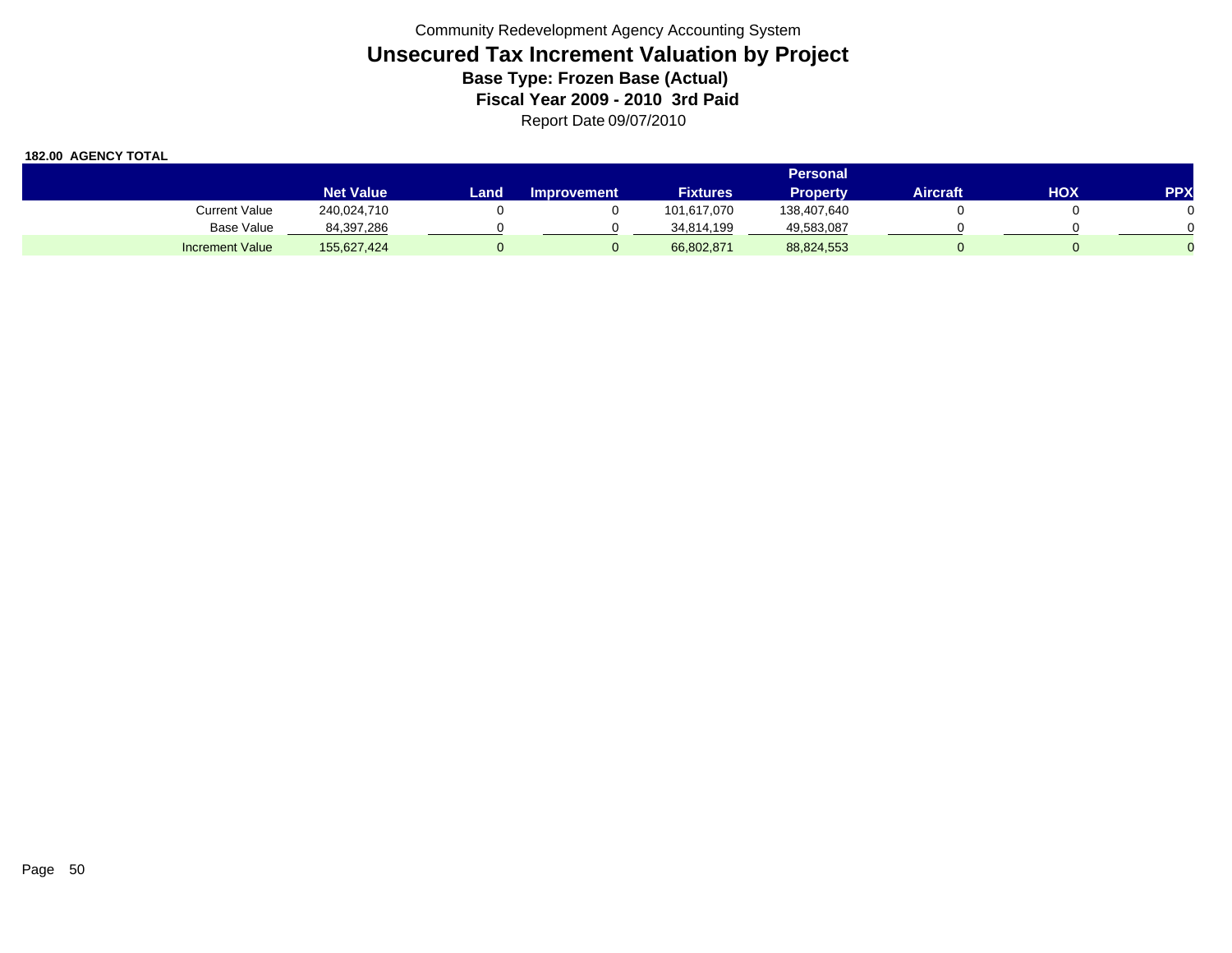Community Redevelopment Agency Accounting System

# Unsecured Tax Increment Valuation by Project

## Base Type: Frozen Base (Actual)

## Fiscal Year 2009 - 2010 3rd Paid

Report Date 09/07/2010

**182.00 AGENCY TOTAL**

| | Net Value | Land | Improvement | Fixtures | Personal Property | Aircraft | HOX | PPX |
|---|---|---|---|---|---|---|---|---|
| Current Value | 240,024,710 | 0 | 0 | 101,617,070 | 138,407,640 | 0 | 0 | 0 |
| Base Value | 84,397,286 | 0 | 0 | 34,814,199 | 49,583,087 | 0 | 0 | 0 |
| Increment Value | 155,627,424 | 0 | 0 | 66,802,871 | 88,824,553 | 0 | 0 | 0 |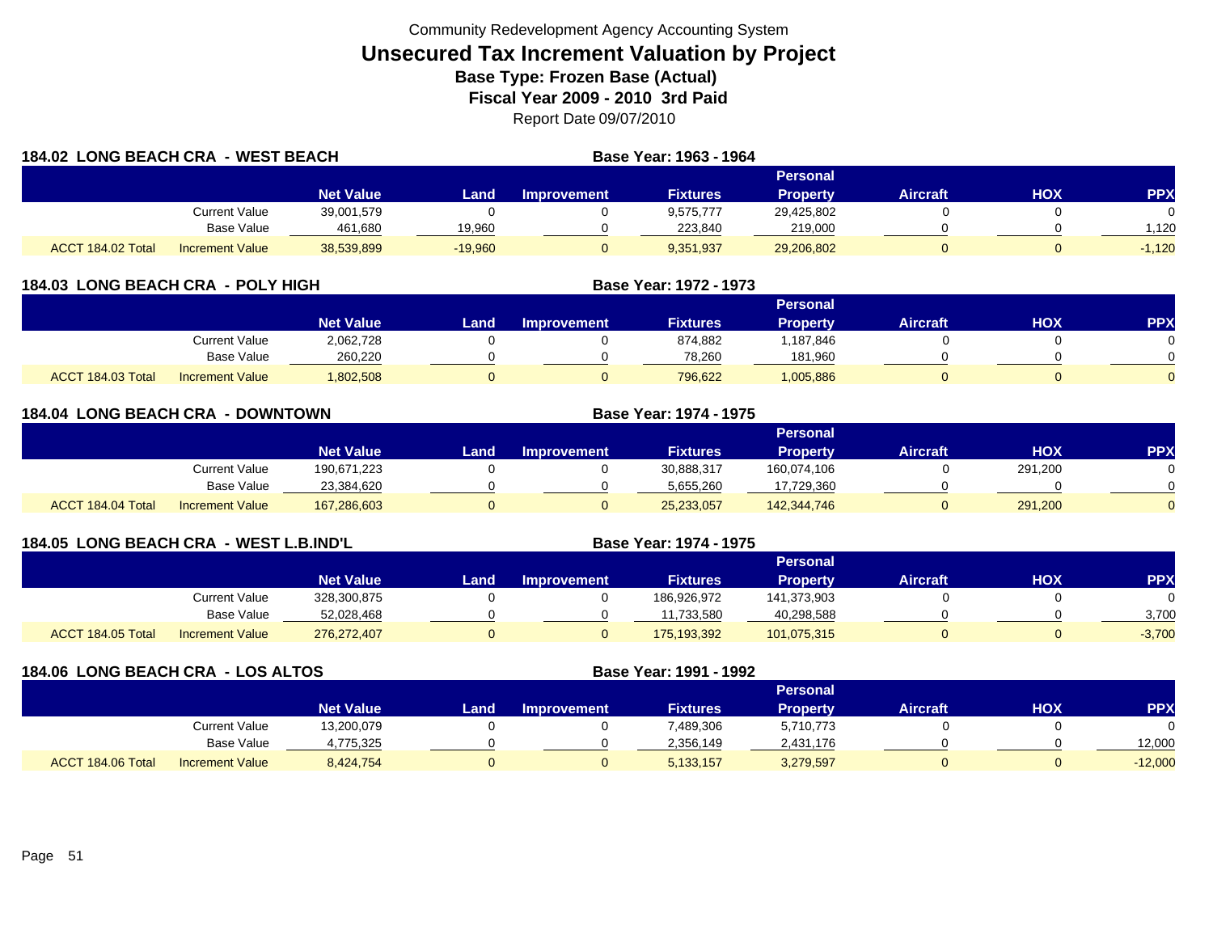Community Redevelopment Agency Accounting System

# Unsecured Tax Increment Valuation by Project

## Base Type: Frozen Base (Actual)

## Fiscal Year 2009 - 2010 3rd Paid

Report Date 09/07/2010

### 184.02 LONG BEACH CRA - WEST BEACH

Base Year: 1963 - 1964

| | | Net Value | Land | Improvement | Fixtures | Personal Property | Aircraft | HOX | PPX |
|---|---|---|---|---|---|---|---|---|---|
| | Current Value | 39,001,579 | 0 | 0 | 9,575,777 | 29,425,802 | 0 | 0 | 0 |
| | Base Value | 461,680 | 19,960 | 0 | 223,840 | 219,000 | 0 | 0 | 1,120 |
| ACCT 184.02 Total | Increment Value | 38,539,899 | -19,960 | 0 | 9,351,937 | 29,206,802 | 0 | 0 | -1,120 |

### 184.03 LONG BEACH CRA - POLY HIGH

Base Year: 1972 - 1973

| | | Net Value | Land | Improvement | Fixtures | Personal Property | Aircraft | HOX | PPX |
|---|---|---|---|---|---|---|---|---|---|
| | Current Value | 2,062,728 | 0 | 0 | 874,882 | 1,187,846 | 0 | 0 | 0 |
| | Base Value | 260,220 | 0 | 0 | 78,260 | 181,960 | 0 | 0 | 0 |
| ACCT 184.03 Total | Increment Value | 1,802,508 | 0 | 0 | 796,622 | 1,005,886 | 0 | 0 | 0 |

### 184.04 LONG BEACH CRA - DOWNTOWN

Base Year: 1974 - 1975

| | | Net Value | Land | Improvement | Fixtures | Personal Property | Aircraft | HOX | PPX |
|---|---|---|---|---|---|---|---|---|---|
| | Current Value | 190,671,223 | 0 | 0 | 30,888,317 | 160,074,106 | 0 | 291,200 | 0 |
| | Base Value | 23,384,620 | 0 | 0 | 5,655,260 | 17,729,360 | 0 | 0 | 0 |
| ACCT 184.04 Total | Increment Value | 167,286,603 | 0 | 0 | 25,233,057 | 142,344,746 | 0 | 291,200 | 0 |

### 184.05 LONG BEACH CRA - WEST L.B.IND'L

Base Year: 1974 - 1975

| | | Net Value | Land | Improvement | Fixtures | Personal Property | Aircraft | HOX | PPX |
|---|---|---|---|---|---|---|---|---|---|
| | Current Value | 328,300,875 | 0 | 0 | 186,926,972 | 141,373,903 | 0 | 0 | 0 |
| | Base Value | 52,028,468 | 0 | 0 | 11,733,580 | 40,298,588 | 0 | 0 | 3,700 |
| ACCT 184.05 Total | Increment Value | 276,272,407 | 0 | 0 | 175,193,392 | 101,075,315 | 0 | 0 | -3,700 |

### 184.06 LONG BEACH CRA - LOS ALTOS

Base Year: 1991 - 1992

| | | Net Value | Land | Improvement | Fixtures | Personal Property | Aircraft | HOX | PPX |
|---|---|---|---|---|---|---|---|---|---|
| | Current Value | 13,200,079 | 0 | 0 | 7,489,306 | 5,710,773 | 0 | 0 | 0 |
| | Base Value | 4,775,325 | 0 | 0 | 2,356,149 | 2,431,176 | 0 | 0 | 12,000 |
| ACCT 184.06 Total | Increment Value | 8,424,754 | 0 | 0 | 5,133,157 | 3,279,597 | 0 | 0 | -12,000 |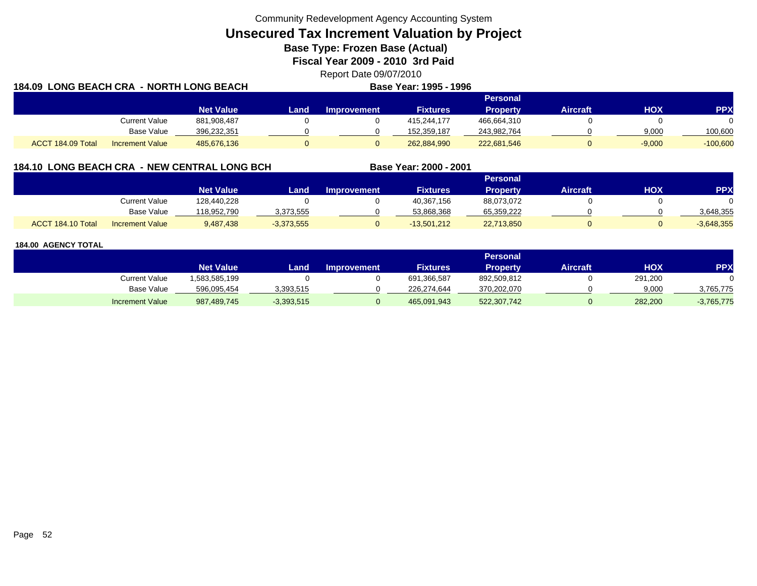Community Redevelopment Agency Accounting System

# Unsecured Tax Increment Valuation by Project

### Base Type: Frozen Base (Actual)

### Fiscal Year 2009 - 2010 3rd Paid

Report Date 09/07/2010

## 184.09 LONG BEACH CRA - NORTH LONG BEACH

**Base Year: 1995 - 1996**

| | | Net Value | Land | Improvement | Fixtures | Personal Property | Aircraft | HOX | PPX |
|---|---|---|---|---|---|---|---|---|---|
| | Current Value | 881,908,487 | 0 | 0 | 415,244,177 | 466,664,310 | 0 | 0 | 0 |
| | Base Value | 396,232,351 | 0 | 0 | 152,359,187 | 243,982,764 | 0 | 9,000 | 100,600 |
| ACCT 184.09 Total | Increment Value | 485,676,136 | 0 | 0 | 262,884,990 | 222,681,546 | 0 | -9,000 | -100,600 |

## 184.10 LONG BEACH CRA - NEW CENTRAL LONG BCH

**Base Year: 2000 - 2001**

| | | Net Value | Land | Improvement | Fixtures | Personal Property | Aircraft | HOX | PPX |
|---|---|---|---|---|---|---|---|---|---|
| | Current Value | 128,440,228 | 0 | 0 | 40,367,156 | 88,073,072 | 0 | 0 | 0 |
| | Base Value | 118,952,790 | 3,373,555 | 0 | 53,868,368 | 65,359,222 | 0 | 0 | 3,648,355 |
| ACCT 184.10 Total | Increment Value | 9,487,438 | -3,373,555 | 0 | -13,501,212 | 22,713,850 | 0 | 0 | -3,648,355 |

## 184.00 AGENCY TOTAL

| | Net Value | Land | Improvement | Fixtures | Personal Property | Aircraft | HOX | PPX |
|---|---|---|---|---|---|---|---|---|
| Current Value | 1,583,585,199 | 0 | 0 | 691,366,587 | 892,509,812 | 0 | 291,200 | 0 |
| Base Value | 596,095,454 | 3,393,515 | 0 | 226,274,644 | 370,202,070 | 0 | 9,000 | 3,765,775 |
| Increment Value | 987,489,745 | -3,393,515 | 0 | 465,091,943 | 522,307,742 | 0 | 282,200 | -3,765,775 |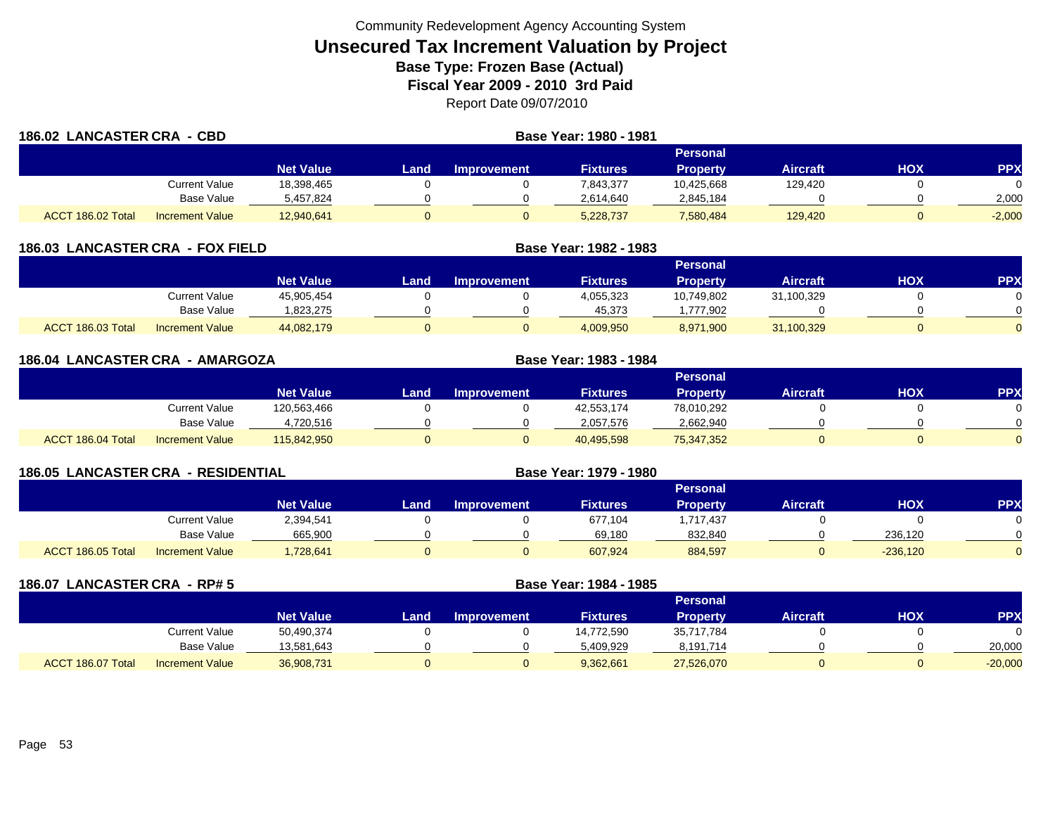Community Redevelopment Agency Accounting System

# Unsecured Tax Increment Valuation by Project

**Base Type: Frozen Base (Actual)**

**Fiscal Year 2009 - 2010 3rd Paid**

Report Date 09/07/2010

## 186.02 LANCASTER CRA - CBD

**Base Year: 1980 - 1981**

| | | Net Value | Land | Improvement | Fixtures | Personal Property | Aircraft | HOX | PPX |
|---|---|---|---|---|---|---|---|---|---|
| | Current Value | 18,398,465 | 0 | 0 | 7,843,377 | 10,425,668 | 129,420 | 0 | 0 |
| | Base Value | 5,457,824 | 0 | 0 | 2,614,640 | 2,845,184 | 0 | 0 | 2,000 |
| ACCT 186.02 Total | Increment Value | 12,940,641 | 0 | 0 | 5,228,737 | 7,580,484 | 129,420 | 0 | -2,000 |

## 186.03 LANCASTER CRA - FOX FIELD

**Base Year: 1982 - 1983**

| | | Net Value | Land | Improvement | Fixtures | Personal Property | Aircraft | HOX | PPX |
|---|---|---|---|---|---|---|---|---|---|
| | Current Value | 45,905,454 | 0 | 0 | 4,055,323 | 10,749,802 | 31,100,329 | 0 | 0 |
| | Base Value | 1,823,275 | 0 | 0 | 45,373 | 1,777,902 | 0 | 0 | 0 |
| ACCT 186.03 Total | Increment Value | 44,082,179 | 0 | 0 | 4,009,950 | 8,971,900 | 31,100,329 | 0 | 0 |

## 186.04 LANCASTER CRA - AMARGOZA

**Base Year: 1983 - 1984**

| | | Net Value | Land | Improvement | Fixtures | Personal Property | Aircraft | HOX | PPX |
|---|---|---|---|---|---|---|---|---|---|
| | Current Value | 120,563,466 | 0 | 0 | 42,553,174 | 78,010,292 | 0 | 0 | 0 |
| | Base Value | 4,720,516 | 0 | 0 | 2,057,576 | 2,662,940 | 0 | 0 | 0 |
| ACCT 186.04 Total | Increment Value | 115,842,950 | 0 | 0 | 40,495,598 | 75,347,352 | 0 | 0 | 0 |

## 186.05 LANCASTER CRA - RESIDENTIAL

**Base Year: 1979 - 1980**

| | | Net Value | Land | Improvement | Fixtures | Personal Property | Aircraft | HOX | PPX |
|---|---|---|---|---|---|---|---|---|---|
| | Current Value | 2,394,541 | 0 | 0 | 677,104 | 1,717,437 | 0 | 0 | 0 |
| | Base Value | 665,900 | 0 | 0 | 69,180 | 832,840 | 0 | 236,120 | 0 |
| ACCT 186.05 Total | Increment Value | 1,728,641 | 0 | 0 | 607,924 | 884,597 | 0 | -236,120 | 0 |

## 186.07 LANCASTER CRA - RP# 5

**Base Year: 1984 - 1985**

| | | Net Value | Land | Improvement | Fixtures | Personal Property | Aircraft | HOX | PPX |
|---|---|---|---|---|---|---|---|---|---|
| | Current Value | 50,490,374 | 0 | 0 | 14,772,590 | 35,717,784 | 0 | 0 | 0 |
| | Base Value | 13,581,643 | 0 | 0 | 5,409,929 | 8,191,714 | 0 | 0 | 20,000 |
| ACCT 186.07 Total | Increment Value | 36,908,731 | 0 | 0 | 9,362,661 | 27,526,070 | 0 | 0 | -20,000 |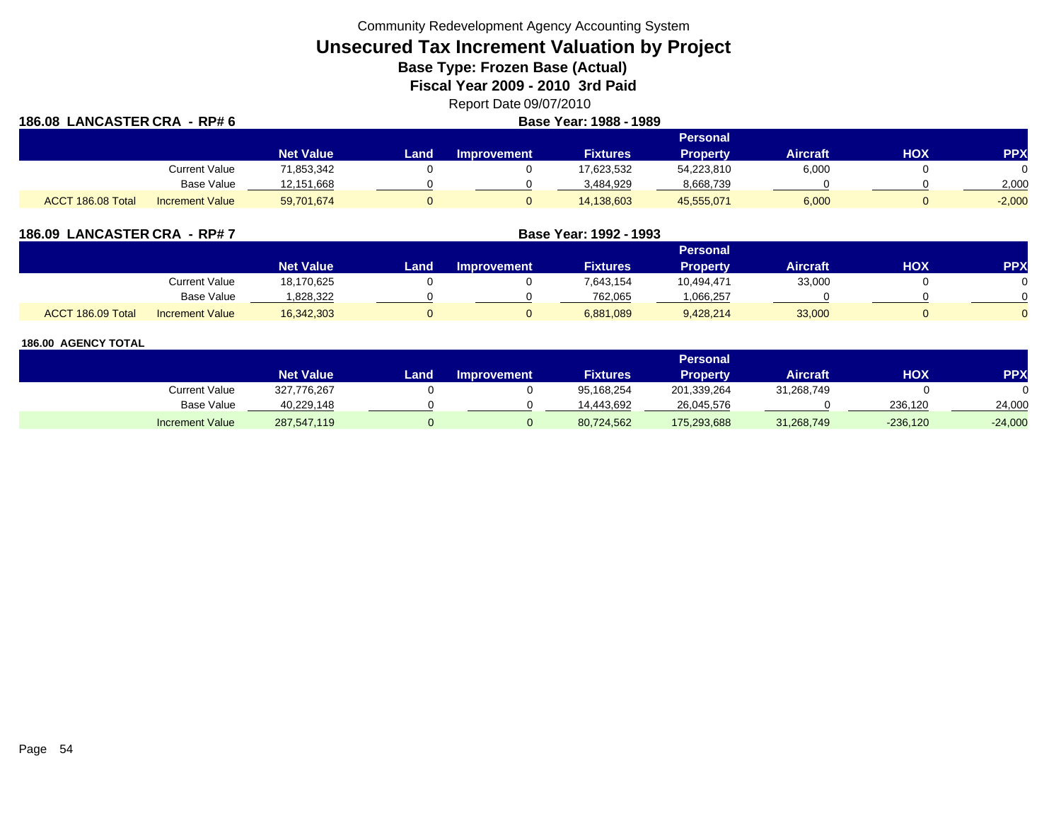Community Redevelopment Agency Accounting System

# Unsecured Tax Increment Valuation by Project

### Base Type: Frozen Base (Actual)

### Fiscal Year 2009 - 2010 3rd Paid

Report Date 09/07/2010

**186.08 LANCASTER CRA - RP# 6** — **Base Year: 1988 - 1989**

| | | Net Value | Land | Improvement | Fixtures | Personal Property | Aircraft | HOX | PPX |
|---|---|---|---|---|---|---|---|---|---|
| | Current Value | 71,853,342 | 0 | 0 | 17,623,532 | 54,223,810 | 6,000 | 0 | 0 |
| | Base Value | 12,151,668 | 0 | 0 | 3,484,929 | 8,668,739 | 0 | 0 | 2,000 |
| ACCT 186.08 Total | Increment Value | 59,701,674 | 0 | 0 | 14,138,603 | 45,555,071 | 6,000 | 0 | -2,000 |

**186.09 LANCASTER CRA - RP# 7** — **Base Year: 1992 - 1993**

| | | Net Value | Land | Improvement | Fixtures | Personal Property | Aircraft | HOX | PPX |
|---|---|---|---|---|---|---|---|---|---|
| | Current Value | 18,170,625 | 0 | 0 | 7,643,154 | 10,494,471 | 33,000 | 0 | 0 |
| | Base Value | 1,828,322 | 0 | 0 | 762,065 | 1,066,257 | 0 | 0 | 0 |
| ACCT 186.09 Total | Increment Value | 16,342,303 | 0 | 0 | 6,881,089 | 9,428,214 | 33,000 | 0 | 0 |

**186.00 AGENCY TOTAL**

| | | Net Value | Land | Improvement | Fixtures | Personal Property | Aircraft | HOX | PPX |
|---|---|---|---|---|---|---|---|---|---|
| | Current Value | 327,776,267 | 0 | 0 | 95,168,254 | 201,339,264 | 31,268,749 | 0 | 0 |
| | Base Value | 40,229,148 | 0 | 0 | 14,443,692 | 26,045,576 | 0 | 236,120 | 24,000 |
| | Increment Value | 287,547,119 | 0 | 0 | 80,724,562 | 175,293,688 | 31,268,749 | -236,120 | -24,000 |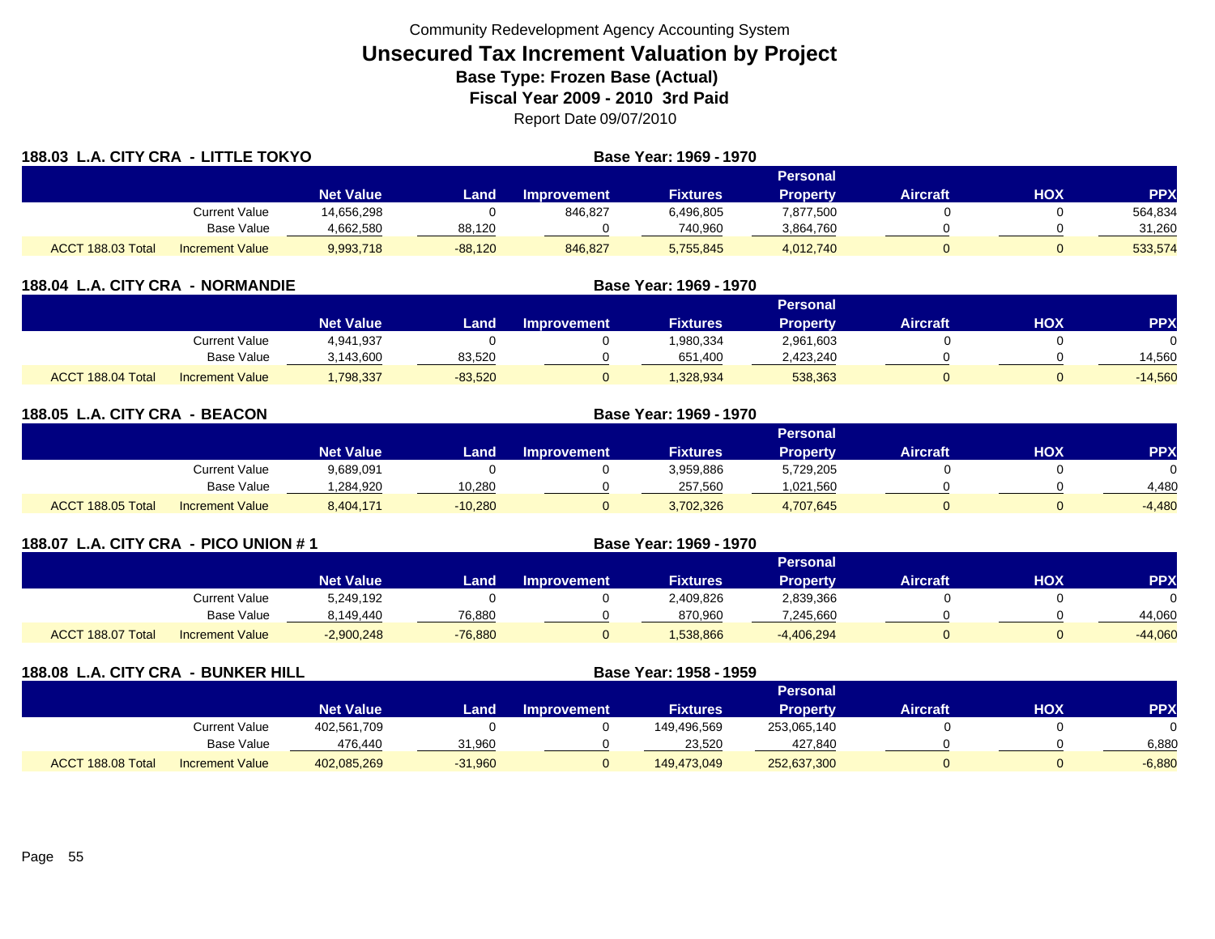Community Redevelopment Agency Accounting System

# Unsecured Tax Increment Valuation by Project

### Base Type: Frozen Base (Actual)

### Fiscal Year 2009 - 2010 3rd Paid

Report Date 09/07/2010

## 188.03 L.A. CITY CRA - LITTLE TOKYO

**Base Year: 1969 - 1970**

| | | Net Value | Land | Improvement | Fixtures | Personal Property | Aircraft | HOX | PPX |
|---|---|---|---|---|---|---|---|---|---|
| | Current Value | 14,656,298 | 0 | 846,827 | 6,496,805 | 7,877,500 | 0 | 0 | 564,834 |
| | Base Value | 4,662,580 | 88,120 | 0 | 740,960 | 3,864,760 | 0 | 0 | 31,260 |
| ACCT 188.03 Total | Increment Value | 9,993,718 | -88,120 | 846,827 | 5,755,845 | 4,012,740 | 0 | 0 | 533,574 |

## 188.04 L.A. CITY CRA - NORMANDIE

**Base Year: 1969 - 1970**

| | | Net Value | Land | Improvement | Fixtures | Personal Property | Aircraft | HOX | PPX |
|---|---|---|---|---|---|---|---|---|---|
| | Current Value | 4,941,937 | 0 | 0 | 1,980,334 | 2,961,603 | 0 | 0 | 0 |
| | Base Value | 3,143,600 | 83,520 | 0 | 651,400 | 2,423,240 | 0 | 0 | 14,560 |
| ACCT 188.04 Total | Increment Value | 1,798,337 | -83,520 | 0 | 1,328,934 | 538,363 | 0 | 0 | -14,560 |

## 188.05 L.A. CITY CRA - BEACON

**Base Year: 1969 - 1970**

| | | Net Value | Land | Improvement | Fixtures | Personal Property | Aircraft | HOX | PPX |
|---|---|---|---|---|---|---|---|---|---|
| | Current Value | 9,689,091 | 0 | 0 | 3,959,886 | 5,729,205 | 0 | 0 | 0 |
| | Base Value | 1,284,920 | 10,280 | 0 | 257,560 | 1,021,560 | 0 | 0 | 4,480 |
| ACCT 188.05 Total | Increment Value | 8,404,171 | -10,280 | 0 | 3,702,326 | 4,707,645 | 0 | 0 | -4,480 |

## 188.07 L.A. CITY CRA - PICO UNION # 1

**Base Year: 1969 - 1970**

| | | Net Value | Land | Improvement | Fixtures | Personal Property | Aircraft | HOX | PPX |
|---|---|---|---|---|---|---|---|---|---|
| | Current Value | 5,249,192 | 0 | 0 | 2,409,826 | 2,839,366 | 0 | 0 | 0 |
| | Base Value | 8,149,440 | 76,880 | 0 | 870,960 | 7,245,660 | 0 | 0 | 44,060 |
| ACCT 188.07 Total | Increment Value | -2,900,248 | -76,880 | 0 | 1,538,866 | -4,406,294 | 0 | 0 | -44,060 |

## 188.08 L.A. CITY CRA - BUNKER HILL

**Base Year: 1958 - 1959**

| | | Net Value | Land | Improvement | Fixtures | Personal Property | Aircraft | HOX | PPX |
|---|---|---|---|---|---|---|---|---|---|
| | Current Value | 402,561,709 | 0 | 0 | 149,496,569 | 253,065,140 | 0 | 0 | 0 |
| | Base Value | 476,440 | 31,960 | 0 | 23,520 | 427,840 | 0 | 0 | 6,880 |
| ACCT 188.08 Total | Increment Value | 402,085,269 | -31,960 | 0 | 149,473,049 | 252,637,300 | 0 | 0 | -6,880 |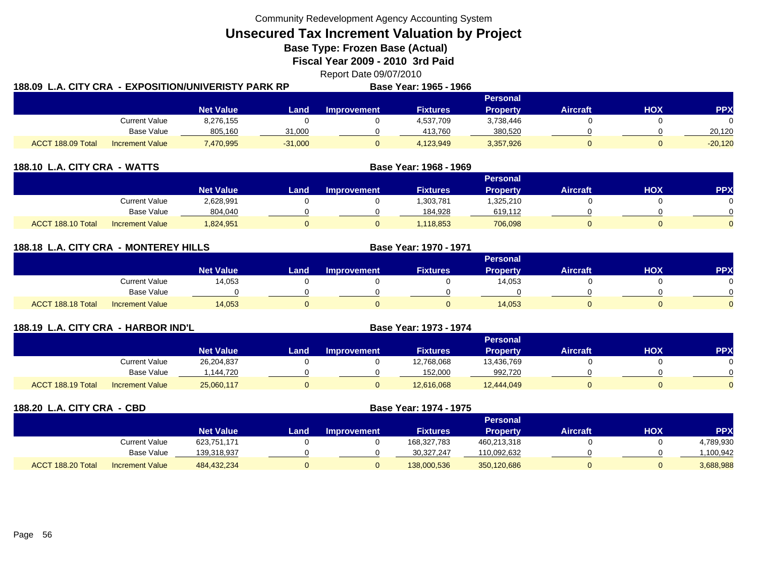Community Redevelopment Agency Accounting System

# Unsecured Tax Increment Valuation by Project

## Base Type: Frozen Base (Actual)

## Fiscal Year 2009 - 2010 3rd Paid

Report Date 09/07/2010

### 188.09 L.A. CITY CRA - EXPOSITION/UNIVERISTY PARK RP

Base Year: 1965 - 1966

| | | Net Value | Land | Improvement | Fixtures | Personal Property | Aircraft | HOX | PPX |
|---|---|---|---|---|---|---|---|---|---|
| | Current Value | 8,276,155 | 0 | 0 | 4,537,709 | 3,738,446 | 0 | 0 | 0 |
| | Base Value | 805,160 | 31,000 | 0 | 413,760 | 380,520 | 0 | 0 | 20,120 |
| ACCT 188.09 Total | Increment Value | 7,470,995 | -31,000 | 0 | 4,123,949 | 3,357,926 | 0 | 0 | -20,120 |

### 188.10 L.A. CITY CRA - WATTS

Base Year: 1968 - 1969

| | | Net Value | Land | Improvement | Fixtures | Personal Property | Aircraft | HOX | PPX |
|---|---|---|---|---|---|---|---|---|---|
| | Current Value | 2,628,991 | 0 | 0 | 1,303,781 | 1,325,210 | 0 | 0 | 0 |
| | Base Value | 804,040 | 0 | 0 | 184,928 | 619,112 | 0 | 0 | 0 |
| ACCT 188.10 Total | Increment Value | 1,824,951 | 0 | 0 | 1,118,853 | 706,098 | 0 | 0 | 0 |

### 188.18 L.A. CITY CRA - MONTEREY HILLS

Base Year: 1970 - 1971

| | | Net Value | Land | Improvement | Fixtures | Personal Property | Aircraft | HOX | PPX |
|---|---|---|---|---|---|---|---|---|---|
| | Current Value | 14,053 | 0 | 0 | 0 | 14,053 | 0 | 0 | 0 |
| | Base Value | 0 | 0 | 0 | 0 | 0 | 0 | 0 | 0 |
| ACCT 188.18 Total | Increment Value | 14,053 | 0 | 0 | 0 | 14,053 | 0 | 0 | 0 |

### 188.19 L.A. CITY CRA - HARBOR IND'L

Base Year: 1973 - 1974

| | | Net Value | Land | Improvement | Fixtures | Personal Property | Aircraft | HOX | PPX |
|---|---|---|---|---|---|---|---|---|---|
| | Current Value | 26,204,837 | 0 | 0 | 12,768,068 | 13,436,769 | 0 | 0 | 0 |
| | Base Value | 1,144,720 | 0 | 0 | 152,000 | 992,720 | 0 | 0 | 0 |
| ACCT 188.19 Total | Increment Value | 25,060,117 | 0 | 0 | 12,616,068 | 12,444,049 | 0 | 0 | 0 |

### 188.20 L.A. CITY CRA - CBD

Base Year: 1974 - 1975

| | | Net Value | Land | Improvement | Fixtures | Personal Property | Aircraft | HOX | PPX |
|---|---|---|---|---|---|---|---|---|---|
| | Current Value | 623,751,171 | 0 | 0 | 168,327,783 | 460,213,318 | 0 | 0 | 4,789,930 |
| | Base Value | 139,318,937 | 0 | 0 | 30,327,247 | 110,092,632 | 0 | 0 | 1,100,942 |
| ACCT 188.20 Total | Increment Value | 484,432,234 | 0 | 0 | 138,000,536 | 350,120,686 | 0 | 0 | 3,688,988 |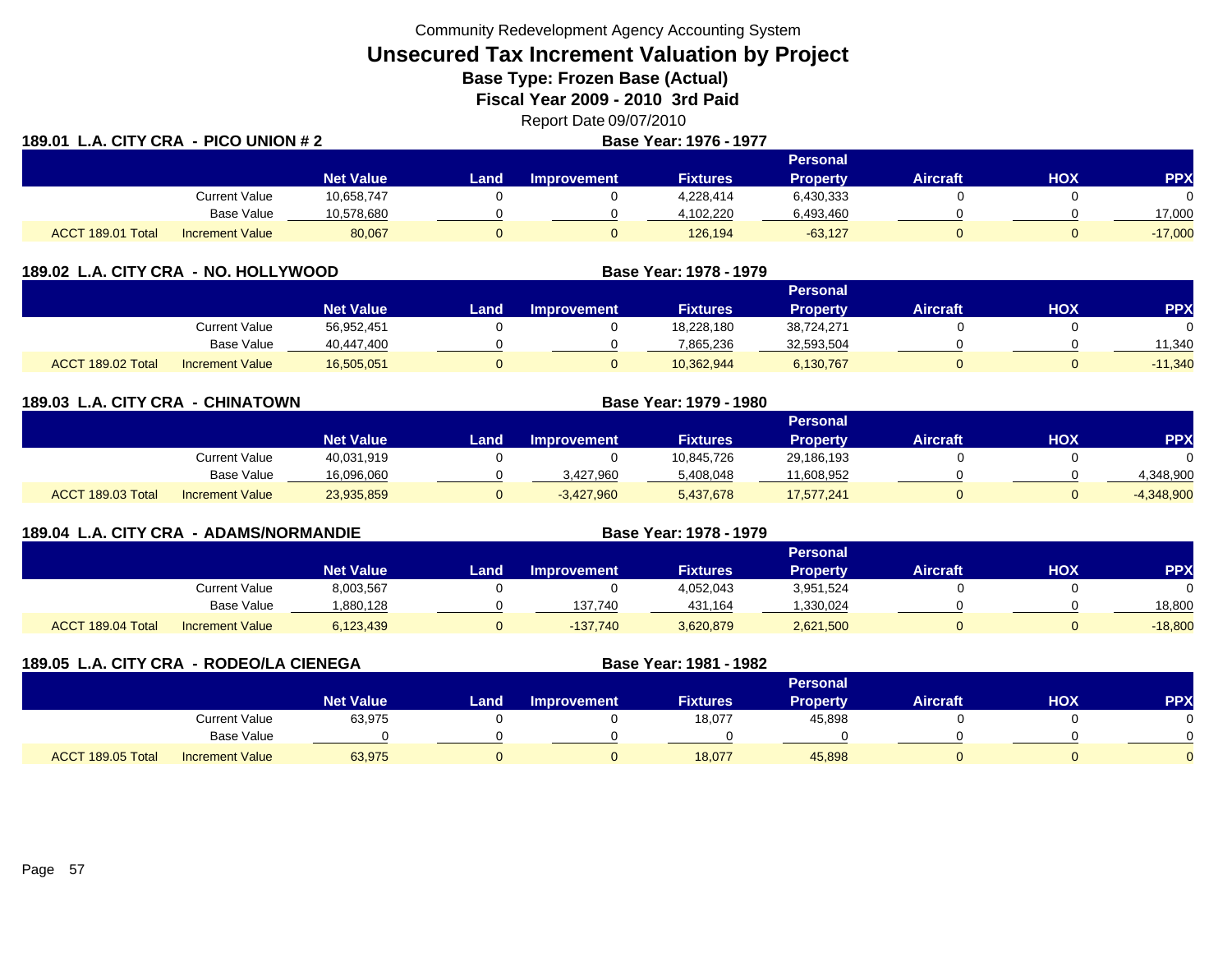Community Redevelopment Agency Accounting System

# Unsecured Tax Increment Valuation by Project

**Base Type: Frozen Base (Actual)**

**Fiscal Year 2009 - 2010 3rd Paid**

Report Date 09/07/2010

## 189.01 L.A. CITY CRA - PICO UNION # 2

**Base Year: 1976 - 1977**

| | | Net Value | Land | Improvement | Fixtures | Personal Property | Aircraft | HOX | PPX |
|---|---|---|---|---|---|---|---|---|---|
| | Current Value | 10,658,747 | 0 | 0 | 4,228,414 | 6,430,333 | 0 | 0 | 0 |
| | Base Value | 10,578,680 | 0 | 0 | 4,102,220 | 6,493,460 | 0 | 0 | 17,000 |
| ACCT 189.01 Total | Increment Value | 80,067 | 0 | 0 | 126,194 | -63,127 | 0 | 0 | -17,000 |

## 189.02 L.A. CITY CRA - NO. HOLLYWOOD

**Base Year: 1978 - 1979**

| | | Net Value | Land | Improvement | Fixtures | Personal Property | Aircraft | HOX | PPX |
|---|---|---|---|---|---|---|---|---|---|
| | Current Value | 56,952,451 | 0 | 0 | 18,228,180 | 38,724,271 | 0 | 0 | 0 |
| | Base Value | 40,447,400 | 0 | 0 | 7,865,236 | 32,593,504 | 0 | 0 | 11,340 |
| ACCT 189.02 Total | Increment Value | 16,505,051 | 0 | 0 | 10,362,944 | 6,130,767 | 0 | 0 | -11,340 |

## 189.03 L.A. CITY CRA - CHINATOWN

**Base Year: 1979 - 1980**

| | | Net Value | Land | Improvement | Fixtures | Personal Property | Aircraft | HOX | PPX |
|---|---|---|---|---|---|---|---|---|---|
| | Current Value | 40,031,919 | 0 | 0 | 10,845,726 | 29,186,193 | 0 | 0 | 0 |
| | Base Value | 16,096,060 | 0 | 3,427,960 | 5,408,048 | 11,608,952 | 0 | 0 | 4,348,900 |
| ACCT 189.03 Total | Increment Value | 23,935,859 | 0 | -3,427,960 | 5,437,678 | 17,577,241 | 0 | 0 | -4,348,900 |

## 189.04 L.A. CITY CRA - ADAMS/NORMANDIE

**Base Year: 1978 - 1979**

| | | Net Value | Land | Improvement | Fixtures | Personal Property | Aircraft | HOX | PPX |
|---|---|---|---|---|---|---|---|---|---|
| | Current Value | 8,003,567 | 0 | 0 | 4,052,043 | 3,951,524 | 0 | 0 | 0 |
| | Base Value | 1,880,128 | 0 | 137,740 | 431,164 | 1,330,024 | 0 | 0 | 18,800 |
| ACCT 189.04 Total | Increment Value | 6,123,439 | 0 | -137,740 | 3,620,879 | 2,621,500 | 0 | 0 | -18,800 |

## 189.05 L.A. CITY CRA - RODEO/LA CIENEGA

**Base Year: 1981 - 1982**

| | | Net Value | Land | Improvement | Fixtures | Personal Property | Aircraft | HOX | PPX |
|---|---|---|---|---|---|---|---|---|---|
| | Current Value | 63,975 | 0 | 0 | 18,077 | 45,898 | 0 | 0 | 0 |
| | Base Value | 0 | 0 | 0 | 0 | 0 | 0 | 0 | 0 |
| ACCT 189.05 Total | Increment Value | 63,975 | 0 | 0 | 18,077 | 45,898 | 0 | 0 | 0 |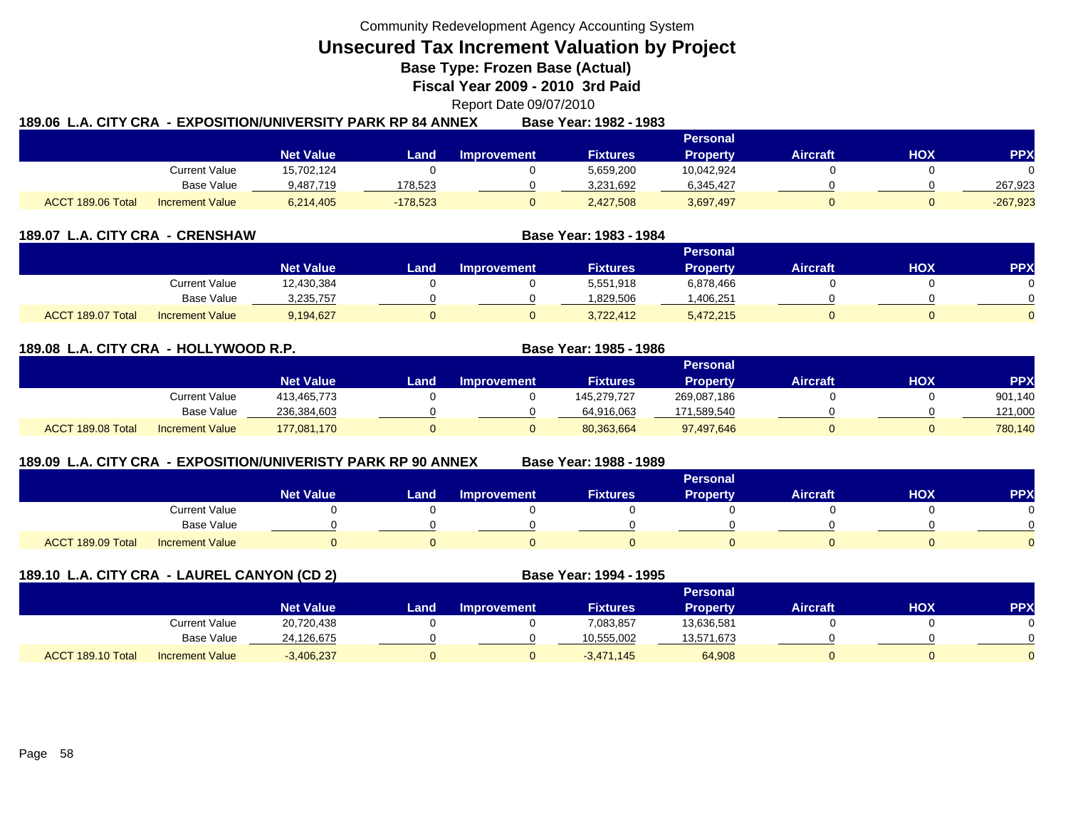Community Redevelopment Agency Accounting System

# Unsecured Tax Increment Valuation by Project

**Base Type: Frozen Base (Actual)**

**Fiscal Year 2009 - 2010 3rd Paid**

Report Date 09/07/2010

## 189.06 L.A. CITY CRA - EXPOSITION/UNIVERSITY PARK RP 84 ANNEX

**Base Year: 1982 - 1983**

| | | Net Value | Land | Improvement | Fixtures | Personal Property | Aircraft | HOX | PPX |
|---|---|---|---|---|---|---|---|---|---|
| | Current Value | 15,702,124 | 0 | 0 | 5,659,200 | 10,042,924 | 0 | 0 | 0 |
| | Base Value | 9,487,719 | 178,523 | 0 | 3,231,692 | 6,345,427 | 0 | 0 | 267,923 |
| ACCT 189.06 Total | Increment Value | 6,214,405 | -178,523 | 0 | 2,427,508 | 3,697,497 | 0 | 0 | -267,923 |

## 189.07 L.A. CITY CRA - CRENSHAW

**Base Year: 1983 - 1984**

| | | Net Value | Land | Improvement | Fixtures | Personal Property | Aircraft | HOX | PPX |
|---|---|---|---|---|---|---|---|---|---|
| | Current Value | 12,430,384 | 0 | 0 | 5,551,918 | 6,878,466 | 0 | 0 | 0 |
| | Base Value | 3,235,757 | 0 | 0 | 1,829,506 | 1,406,251 | 0 | 0 | 0 |
| ACCT 189.07 Total | Increment Value | 9,194,627 | 0 | 0 | 3,722,412 | 5,472,215 | 0 | 0 | 0 |

## 189.08 L.A. CITY CRA - HOLLYWOOD R.P.

**Base Year: 1985 - 1986**

| | | Net Value | Land | Improvement | Fixtures | Personal Property | Aircraft | HOX | PPX |
|---|---|---|---|---|---|---|---|---|---|
| | Current Value | 413,465,773 | 0 | 0 | 145,279,727 | 269,087,186 | 0 | 0 | 901,140 |
| | Base Value | 236,384,603 | 0 | 0 | 64,916,063 | 171,589,540 | 0 | 0 | 121,000 |
| ACCT 189.08 Total | Increment Value | 177,081,170 | 0 | 0 | 80,363,664 | 97,497,646 | 0 | 0 | 780,140 |

## 189.09 L.A. CITY CRA - EXPOSITION/UNIVERISTY PARK RP 90 ANNEX

**Base Year: 1988 - 1989**

| | | Net Value | Land | Improvement | Fixtures | Personal Property | Aircraft | HOX | PPX |
|---|---|---|---|---|---|---|---|---|---|
| | Current Value | 0 | 0 | 0 | 0 | 0 | 0 | 0 | 0 |
| | Base Value | 0 | 0 | 0 | 0 | 0 | 0 | 0 | 0 |
| ACCT 189.09 Total | Increment Value | 0 | 0 | 0 | 0 | 0 | 0 | 0 | 0 |

## 189.10 L.A. CITY CRA - LAUREL CANYON (CD 2)

**Base Year: 1994 - 1995**

| | | Net Value | Land | Improvement | Fixtures | Personal Property | Aircraft | HOX | PPX |
|---|---|---|---|---|---|---|---|---|---|
| | Current Value | 20,720,438 | 0 | 0 | 7,083,857 | 13,636,581 | 0 | 0 | 0 |
| | Base Value | 24,126,675 | 0 | 0 | 10,555,002 | 13,571,673 | 0 | 0 | 0 |
| ACCT 189.10 Total | Increment Value | -3,406,237 | 0 | 0 | -3,471,145 | 64,908 | 0 | 0 | 0 |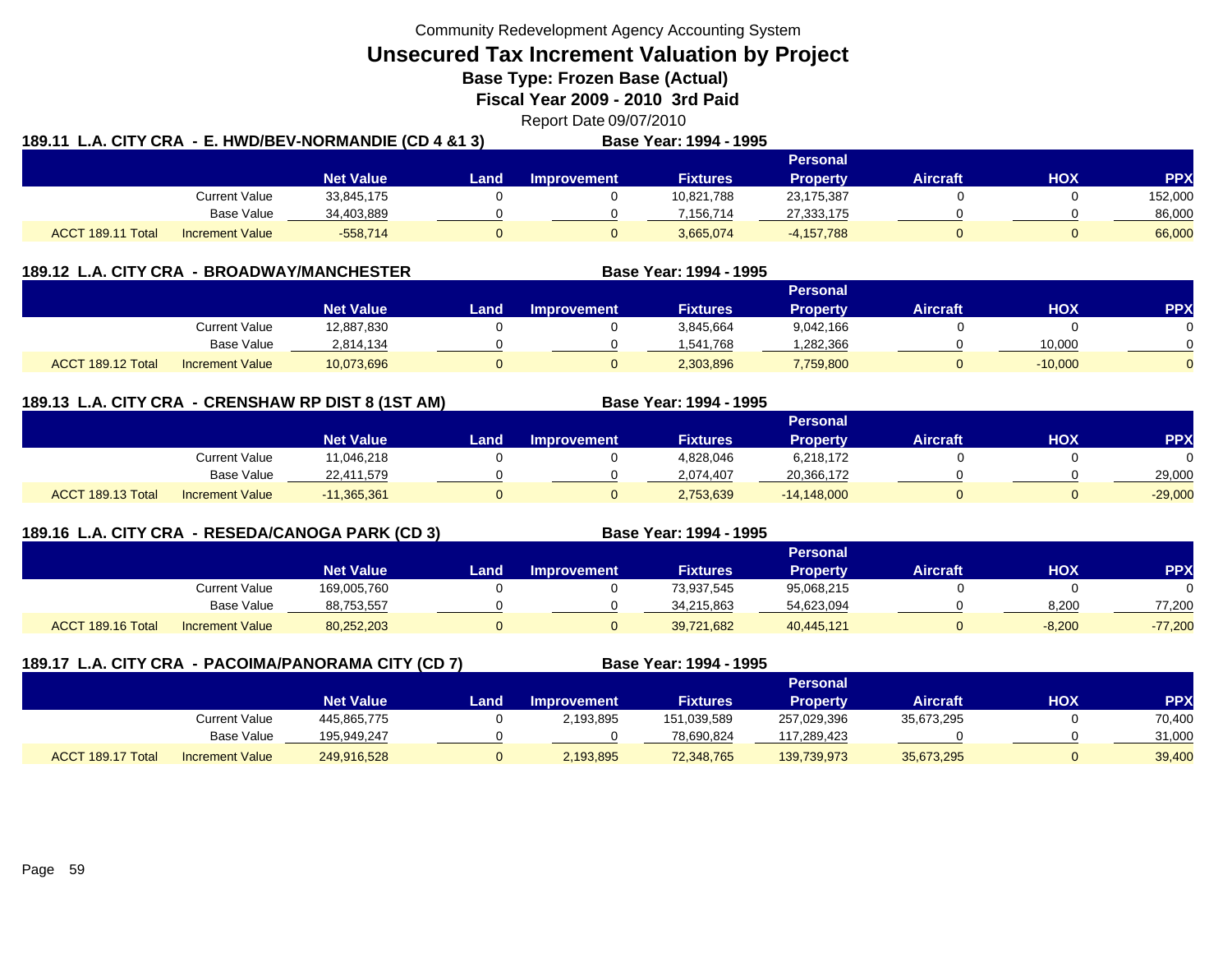Community Redevelopment Agency Accounting System

# Unsecured Tax Increment Valuation by Project

**Base Type: Frozen Base (Actual)**

**Fiscal Year 2009 - 2010 3rd Paid**

Report Date 09/07/2010

**189.11 L.A. CITY CRA - E. HWD/BEV-NORMANDIE (CD 4 &1 3)** **Base Year: 1994 - 1995**

| | | Net Value | Land | Improvement | Fixtures | Personal Property | Aircraft | HOX | PPX |
|---|---|---|---|---|---|---|---|---|---|
| | Current Value | 33,845,175 | 0 | 0 | 10,821,788 | 23,175,387 | 0 | 0 | 152,000 |
| | Base Value | 34,403,889 | 0 | 0 | 7,156,714 | 27,333,175 | 0 | 0 | 86,000 |
| ACCT 189.11 Total | Increment Value | -558,714 | 0 | 0 | 3,665,074 | -4,157,788 | 0 | 0 | 66,000 |

**189.12 L.A. CITY CRA - BROADWAY/MANCHESTER** **Base Year: 1994 - 1995**

| | | Net Value | Land | Improvement | Fixtures | Personal Property | Aircraft | HOX | PPX |
|---|---|---|---|---|---|---|---|---|---|
| | Current Value | 12,887,830 | 0 | 0 | 3,845,664 | 9,042,166 | 0 | 0 | 0 |
| | Base Value | 2,814,134 | 0 | 0 | 1,541,768 | 1,282,366 | 0 | 10,000 | 0 |
| ACCT 189.12 Total | Increment Value | 10,073,696 | 0 | 0 | 2,303,896 | 7,759,800 | 0 | -10,000 | 0 |

**189.13 L.A. CITY CRA - CRENSHAW RP DIST 8 (1ST AM)** **Base Year: 1994 - 1995**

| | | Net Value | Land | Improvement | Fixtures | Personal Property | Aircraft | HOX | PPX |
|---|---|---|---|---|---|---|---|---|---|
| | Current Value | 11,046,218 | 0 | 0 | 4,828,046 | 6,218,172 | 0 | 0 | 0 |
| | Base Value | 22,411,579 | 0 | 0 | 2,074,407 | 20,366,172 | 0 | 0 | 29,000 |
| ACCT 189.13 Total | Increment Value | -11,365,361 | 0 | 0 | 2,753,639 | -14,148,000 | 0 | 0 | -29,000 |

**189.16 L.A. CITY CRA - RESEDA/CANOGA PARK (CD 3)** **Base Year: 1994 - 1995**

| | | Net Value | Land | Improvement | Fixtures | Personal Property | Aircraft | HOX | PPX |
|---|---|---|---|---|---|---|---|---|---|
| | Current Value | 169,005,760 | 0 | 0 | 73,937,545 | 95,068,215 | 0 | 0 | 0 |
| | Base Value | 88,753,557 | 0 | 0 | 34,215,863 | 54,623,094 | 0 | 8,200 | 77,200 |
| ACCT 189.16 Total | Increment Value | 80,252,203 | 0 | 0 | 39,721,682 | 40,445,121 | 0 | -8,200 | -77,200 |

**189.17 L.A. CITY CRA - PACOIMA/PANORAMA CITY (CD 7)** **Base Year: 1994 - 1995**

| | | Net Value | Land | Improvement | Fixtures | Personal Property | Aircraft | HOX | PPX |
|---|---|---|---|---|---|---|---|---|---|
| | Current Value | 445,865,775 | 0 | 2,193,895 | 151,039,589 | 257,029,396 | 35,673,295 | 0 | 70,400 |
| | Base Value | 195,949,247 | 0 | 0 | 78,690,824 | 117,289,423 | 0 | 0 | 31,000 |
| ACCT 189.17 Total | Increment Value | 249,916,528 | 0 | 2,193,895 | 72,348,765 | 139,739,973 | 35,673,295 | 0 | 39,400 |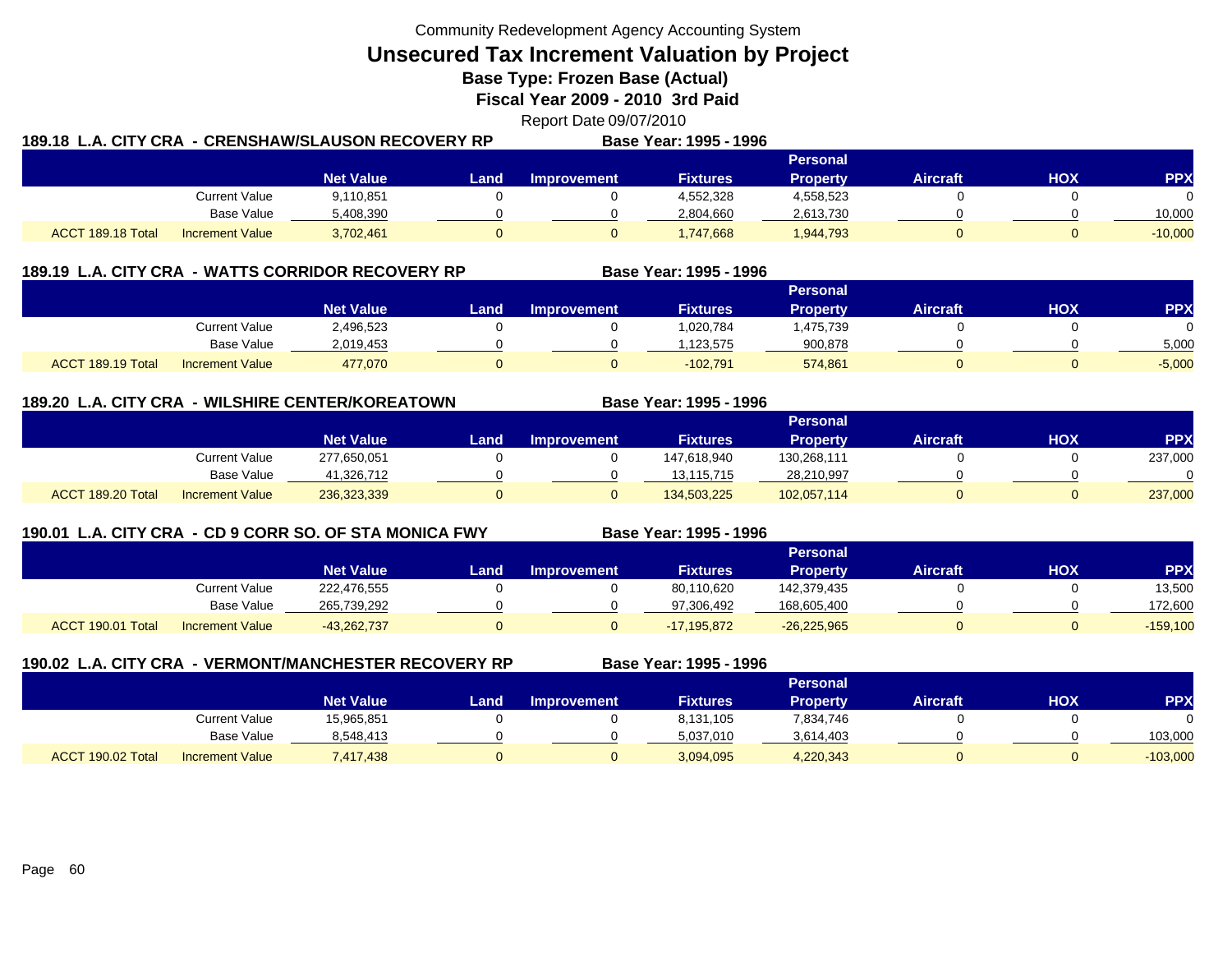Community Redevelopment Agency Accounting System

# Unsecured Tax Increment Valuation by Project

**Base Type: Frozen Base (Actual)**

**Fiscal Year 2009 - 2010 3rd Paid**

Report Date 09/07/2010

## 189.18 L.A. CITY CRA - CRENSHAW/SLAUSON RECOVERY RP

**Base Year: 1995 - 1996**

| | | Net Value | Land | Improvement | Fixtures | Personal Property | Aircraft | HOX | PPX |
|---|---|---|---|---|---|---|---|---|---|
| | Current Value | 9,110,851 | 0 | 0 | 4,552,328 | 4,558,523 | 0 | 0 | 0 |
| | Base Value | 5,408,390 | 0 | 0 | 2,804,660 | 2,613,730 | 0 | 0 | 10,000 |
| ACCT 189.18 Total | Increment Value | 3,702,461 | 0 | 0 | 1,747,668 | 1,944,793 | 0 | 0 | -10,000 |

## 189.19 L.A. CITY CRA - WATTS CORRIDOR RECOVERY RP

**Base Year: 1995 - 1996**

| | | Net Value | Land | Improvement | Fixtures | Personal Property | Aircraft | HOX | PPX |
|---|---|---|---|---|---|---|---|---|---|
| | Current Value | 2,496,523 | 0 | 0 | 1,020,784 | 1,475,739 | 0 | 0 | 0 |
| | Base Value | 2,019,453 | 0 | 0 | 1,123,575 | 900,878 | 0 | 0 | 5,000 |
| ACCT 189.19 Total | Increment Value | 477,070 | 0 | 0 | -102,791 | 574,861 | 0 | 0 | -5,000 |

## 189.20 L.A. CITY CRA - WILSHIRE CENTER/KOREATOWN

**Base Year: 1995 - 1996**

| | | Net Value | Land | Improvement | Fixtures | Personal Property | Aircraft | HOX | PPX |
|---|---|---|---|---|---|---|---|---|---|
| | Current Value | 277,650,051 | 0 | 0 | 147,618,940 | 130,268,111 | 0 | 0 | 237,000 |
| | Base Value | 41,326,712 | 0 | 0 | 13,115,715 | 28,210,997 | 0 | 0 | 0 |
| ACCT 189.20 Total | Increment Value | 236,323,339 | 0 | 0 | 134,503,225 | 102,057,114 | 0 | 0 | 237,000 |

## 190.01 L.A. CITY CRA - CD 9 CORR SO. OF STA MONICA FWY

**Base Year: 1995 - 1996**

| | | Net Value | Land | Improvement | Fixtures | Personal Property | Aircraft | HOX | PPX |
|---|---|---|---|---|---|---|---|---|---|
| | Current Value | 222,476,555 | 0 | 0 | 80,110,620 | 142,379,435 | 0 | 0 | 13,500 |
| | Base Value | 265,739,292 | 0 | 0 | 97,306,492 | 168,605,400 | 0 | 0 | 172,600 |
| ACCT 190.01 Total | Increment Value | -43,262,737 | 0 | 0 | -17,195,872 | -26,225,965 | 0 | 0 | -159,100 |

## 190.02 L.A. CITY CRA - VERMONT/MANCHESTER RECOVERY RP

**Base Year: 1995 - 1996**

| | | Net Value | Land | Improvement | Fixtures | Personal Property | Aircraft | HOX | PPX |
|---|---|---|---|---|---|---|---|---|---|
| | Current Value | 15,965,851 | 0 | 0 | 8,131,105 | 7,834,746 | 0 | 0 | 0 |
| | Base Value | 8,548,413 | 0 | 0 | 5,037,010 | 3,614,403 | 0 | 0 | 103,000 |
| ACCT 190.02 Total | Increment Value | 7,417,438 | 0 | 0 | 3,094,095 | 4,220,343 | 0 | 0 | -103,000 |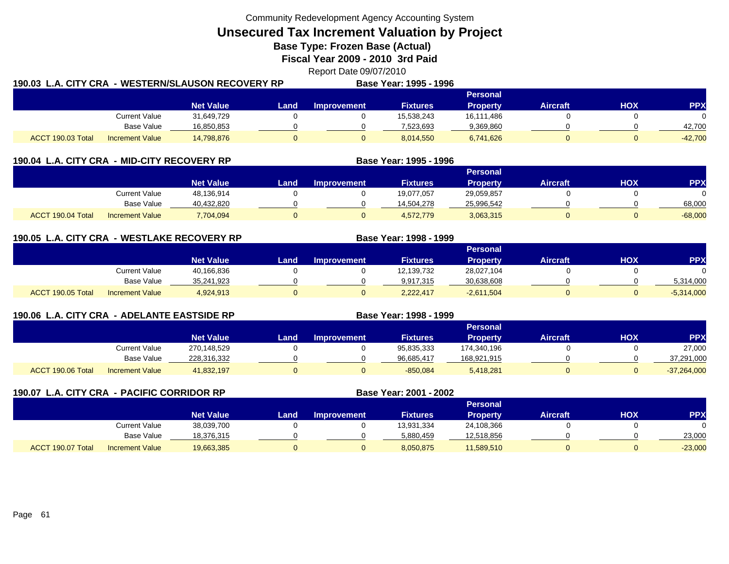Community Redevelopment Agency Accounting System

# Unsecured Tax Increment Valuation by Project

**Base Type: Frozen Base (Actual)**

**Fiscal Year 2009 - 2010 3rd Paid**

Report Date 09/07/2010

## 190.03 L.A. CITY CRA - WESTERN/SLAUSON RECOVERY RP

**Base Year: 1995 - 1996**

| | | Net Value | Land | Improvement | Fixtures | Personal Property | Aircraft | HOX | PPX |
|---|---|---|---|---|---|---|---|---|---|
| | Current Value | 31,649,729 | 0 | 0 | 15,538,243 | 16,111,486 | 0 | 0 | 0 |
| | Base Value | 16,850,853 | 0 | 0 | 7,523,693 | 9,369,860 | 0 | 0 | 42,700 |
| ACCT 190.03 Total | Increment Value | 14,798,876 | 0 | 0 | 8,014,550 | 6,741,626 | 0 | 0 | -42,700 |

## 190.04 L.A. CITY CRA - MID-CITY RECOVERY RP

**Base Year: 1995 - 1996**

| | | Net Value | Land | Improvement | Fixtures | Personal Property | Aircraft | HOX | PPX |
|---|---|---|---|---|---|---|---|---|---|
| | Current Value | 48,136,914 | 0 | 0 | 19,077,057 | 29,059,857 | 0 | 0 | 0 |
| | Base Value | 40,432,820 | 0 | 0 | 14,504,278 | 25,996,542 | 0 | 0 | 68,000 |
| ACCT 190.04 Total | Increment Value | 7,704,094 | 0 | 0 | 4,572,779 | 3,063,315 | 0 | 0 | -68,000 |

## 190.05 L.A. CITY CRA - WESTLAKE RECOVERY RP

**Base Year: 1998 - 1999**

| | | Net Value | Land | Improvement | Fixtures | Personal Property | Aircraft | HOX | PPX |
|---|---|---|---|---|---|---|---|---|---|
| | Current Value | 40,166,836 | 0 | 0 | 12,139,732 | 28,027,104 | 0 | 0 | 0 |
| | Base Value | 35,241,923 | 0 | 0 | 9,917,315 | 30,638,608 | 0 | 0 | 5,314,000 |
| ACCT 190.05 Total | Increment Value | 4,924,913 | 0 | 0 | 2,222,417 | -2,611,504 | 0 | 0 | -5,314,000 |

## 190.06 L.A. CITY CRA - ADELANTE EASTSIDE RP

**Base Year: 1998 - 1999**

| | | Net Value | Land | Improvement | Fixtures | Personal Property | Aircraft | HOX | PPX |
|---|---|---|---|---|---|---|---|---|---|
| | Current Value | 270,148,529 | 0 | 0 | 95,835,333 | 174,340,196 | 0 | 0 | 27,000 |
| | Base Value | 228,316,332 | 0 | 0 | 96,685,417 | 168,921,915 | 0 | 0 | 37,291,000 |
| ACCT 190.06 Total | Increment Value | 41,832,197 | 0 | 0 | -850,084 | 5,418,281 | 0 | 0 | -37,264,000 |

## 190.07 L.A. CITY CRA - PACIFIC CORRIDOR RP

**Base Year: 2001 - 2002**

| | | Net Value | Land | Improvement | Fixtures | Personal Property | Aircraft | HOX | PPX |
|---|---|---|---|---|---|---|---|---|---|
| | Current Value | 38,039,700 | 0 | 0 | 13,931,334 | 24,108,366 | 0 | 0 | 0 |
| | Base Value | 18,376,315 | 0 | 0 | 5,880,459 | 12,518,856 | 0 | 0 | 23,000 |
| ACCT 190.07 Total | Increment Value | 19,663,385 | 0 | 0 | 8,050,875 | 11,589,510 | 0 | 0 | -23,000 |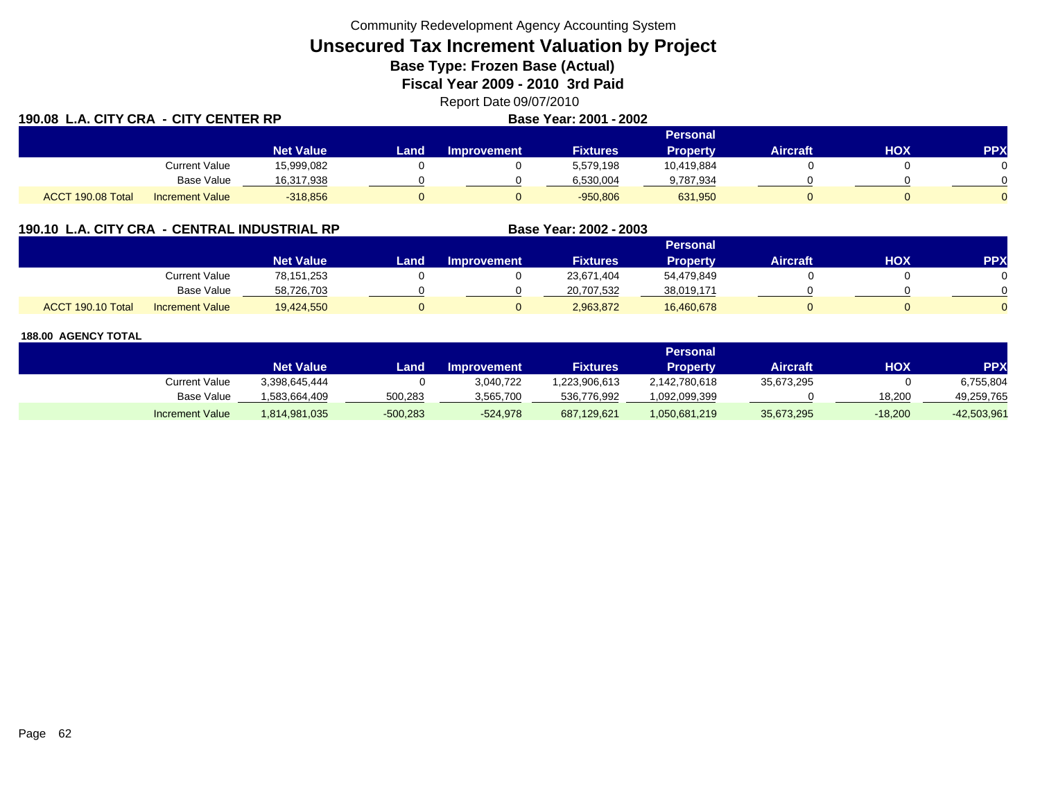Community Redevelopment Agency Accounting System

# Unsecured Tax Increment Valuation by Project

## Base Type: Frozen Base (Actual)

## Fiscal Year 2009 - 2010 3rd Paid

Report Date 09/07/2010

### 190.08 L.A. CITY CRA - CITY CENTER RP

**Base Year: 2001 - 2002**

| | | Net Value | Land | Improvement | Fixtures | Personal Property | Aircraft | HOX | PPX |
|---|---|---|---|---|---|---|---|---|---|
| | Current Value | 15,999,082 | 0 | 0 | 5,579,198 | 10,419,884 | 0 | 0 | 0 |
| | Base Value | 16,317,938 | 0 | 0 | 6,530,004 | 9,787,934 | 0 | 0 | 0 |
| ACCT 190.08 Total | Increment Value | -318,856 | 0 | 0 | -950,806 | 631,950 | 0 | 0 | 0 |

### 190.10 L.A. CITY CRA - CENTRAL INDUSTRIAL RP

**Base Year: 2002 - 2003**

| | | Net Value | Land | Improvement | Fixtures | Personal Property | Aircraft | HOX | PPX |
|---|---|---|---|---|---|---|---|---|---|
| | Current Value | 78,151,253 | 0 | 0 | 23,671,404 | 54,479,849 | 0 | 0 | 0 |
| | Base Value | 58,726,703 | 0 | 0 | 20,707,532 | 38,019,171 | 0 | 0 | 0 |
| ACCT 190.10 Total | Increment Value | 19,424,550 | 0 | 0 | 2,963,872 | 16,460,678 | 0 | 0 | 0 |

### 188.00 AGENCY TOTAL

| | Net Value | Land | Improvement | Fixtures | Personal Property | Aircraft | HOX | PPX |
|---|---|---|---|---|---|---|---|---|
| Current Value | 3,398,645,444 | 0 | 3,040,722 | 1,223,906,613 | 2,142,780,618 | 35,673,295 | 0 | 6,755,804 |
| Base Value | 1,583,664,409 | 500,283 | 3,565,700 | 536,776,992 | 1,092,099,399 | 0 | 18,200 | 49,259,765 |
| Increment Value | 1,814,981,035 | -500,283 | -524,978 | 687,129,621 | 1,050,681,219 | 35,673,295 | -18,200 | -42,503,961 |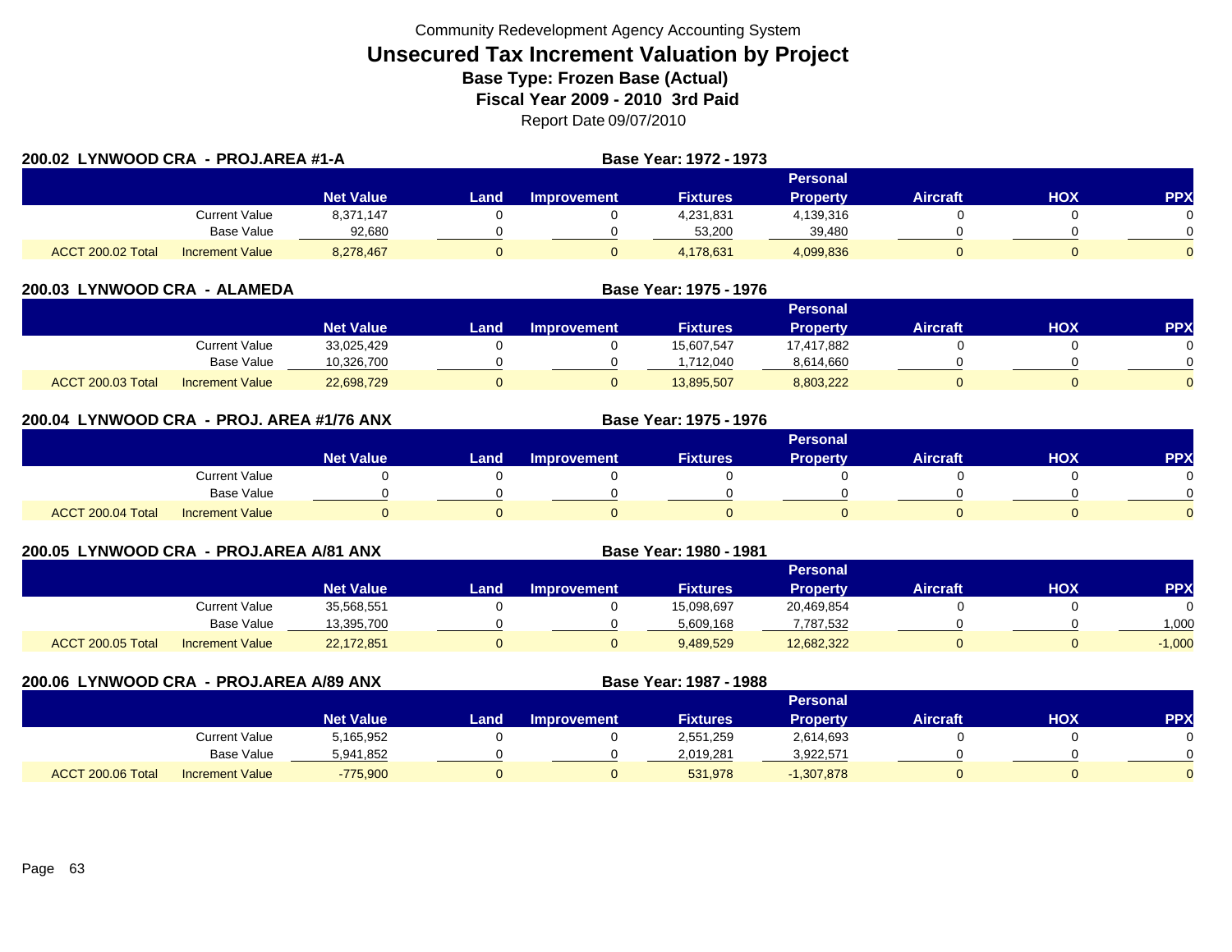Community Redevelopment Agency Accounting System

# Unsecured Tax Increment Valuation by Project

**Base Type: Frozen Base (Actual)**

**Fiscal Year 2009 - 2010 3rd Paid**

Report Date 09/07/2010

## 200.02 LYNWOOD CRA - PROJ.AREA #1-A

**Base Year: 1972 - 1973**

| | | Net Value | Land | Improvement | Fixtures | Personal Property | Aircraft | HOX | PPX |
|---|---|---|---|---|---|---|---|---|---|
| | Current Value | 8,371,147 | 0 | 0 | 4,231,831 | 4,139,316 | 0 | 0 | 0 |
| | Base Value | 92,680 | 0 | 0 | 53,200 | 39,480 | 0 | 0 | 0 |
| ACCT 200.02 Total | Increment Value | 8,278,467 | 0 | 0 | 4,178,631 | 4,099,836 | 0 | 0 | 0 |

## 200.03 LYNWOOD CRA - ALAMEDA

**Base Year: 1975 - 1976**

| | | Net Value | Land | Improvement | Fixtures | Personal Property | Aircraft | HOX | PPX |
|---|---|---|---|---|---|---|---|---|---|
| | Current Value | 33,025,429 | 0 | 0 | 15,607,547 | 17,417,882 | 0 | 0 | 0 |
| | Base Value | 10,326,700 | 0 | 0 | 1,712,040 | 8,614,660 | 0 | 0 | 0 |
| ACCT 200.03 Total | Increment Value | 22,698,729 | 0 | 0 | 13,895,507 | 8,803,222 | 0 | 0 | 0 |

## 200.04 LYNWOOD CRA - PROJ. AREA #1/76 ANX

**Base Year: 1975 - 1976**

| | | Net Value | Land | Improvement | Fixtures | Personal Property | Aircraft | HOX | PPX |
|---|---|---|---|---|---|---|---|---|---|
| | Current Value | 0 | 0 | 0 | 0 | 0 | 0 | 0 | 0 |
| | Base Value | 0 | 0 | 0 | 0 | 0 | 0 | 0 | 0 |
| ACCT 200.04 Total | Increment Value | 0 | 0 | 0 | 0 | 0 | 0 | 0 | 0 |

## 200.05 LYNWOOD CRA - PROJ.AREA A/81 ANX

**Base Year: 1980 - 1981**

| | | Net Value | Land | Improvement | Fixtures | Personal Property | Aircraft | HOX | PPX |
|---|---|---|---|---|---|---|---|---|---|
| | Current Value | 35,568,551 | 0 | 0 | 15,098,697 | 20,469,854 | 0 | 0 | 0 |
| | Base Value | 13,395,700 | 0 | 0 | 5,609,168 | 7,787,532 | 0 | 0 | 1,000 |
| ACCT 200.05 Total | Increment Value | 22,172,851 | 0 | 0 | 9,489,529 | 12,682,322 | 0 | 0 | -1,000 |

## 200.06 LYNWOOD CRA - PROJ.AREA A/89 ANX

**Base Year: 1987 - 1988**

| | | Net Value | Land | Improvement | Fixtures | Personal Property | Aircraft | HOX | PPX |
|---|---|---|---|---|---|---|---|---|---|
| | Current Value | 5,165,952 | 0 | 0 | 2,551,259 | 2,614,693 | 0 | 0 | 0 |
| | Base Value | 5,941,852 | 0 | 0 | 2,019,281 | 3,922,571 | 0 | 0 | 0 |
| ACCT 200.06 Total | Increment Value | -775,900 | 0 | 0 | 531,978 | -1,307,878 | 0 | 0 | 0 |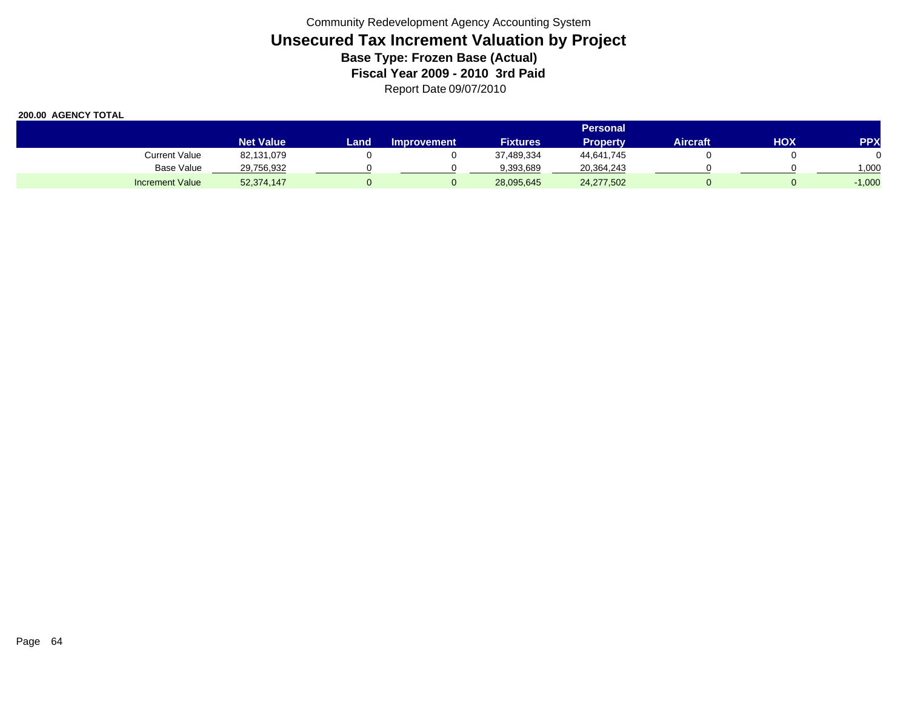Community Redevelopment Agency Accounting System

# Unsecured Tax Increment Valuation by Project

### Base Type: Frozen Base (Actual)

### Fiscal Year 2009 - 2010 3rd Paid

Report Date 09/07/2010

**200.00 AGENCY TOTAL**

| | Net Value | Land | Improvement | Fixtures | Personal Property | Aircraft | HOX | PPX |
|---|---|---|---|---|---|---|---|---|
| Current Value | 82,131,079 | 0 | 0 | 37,489,334 | 44,641,745 | 0 | 0 | 0 |
| Base Value | 29,756,932 | 0 | 0 | 9,393,689 | 20,364,243 | 0 | 0 | 1,000 |
| Increment Value | 52,374,147 | 0 | 0 | 28,095,645 | 24,277,502 | 0 | 0 | -1,000 |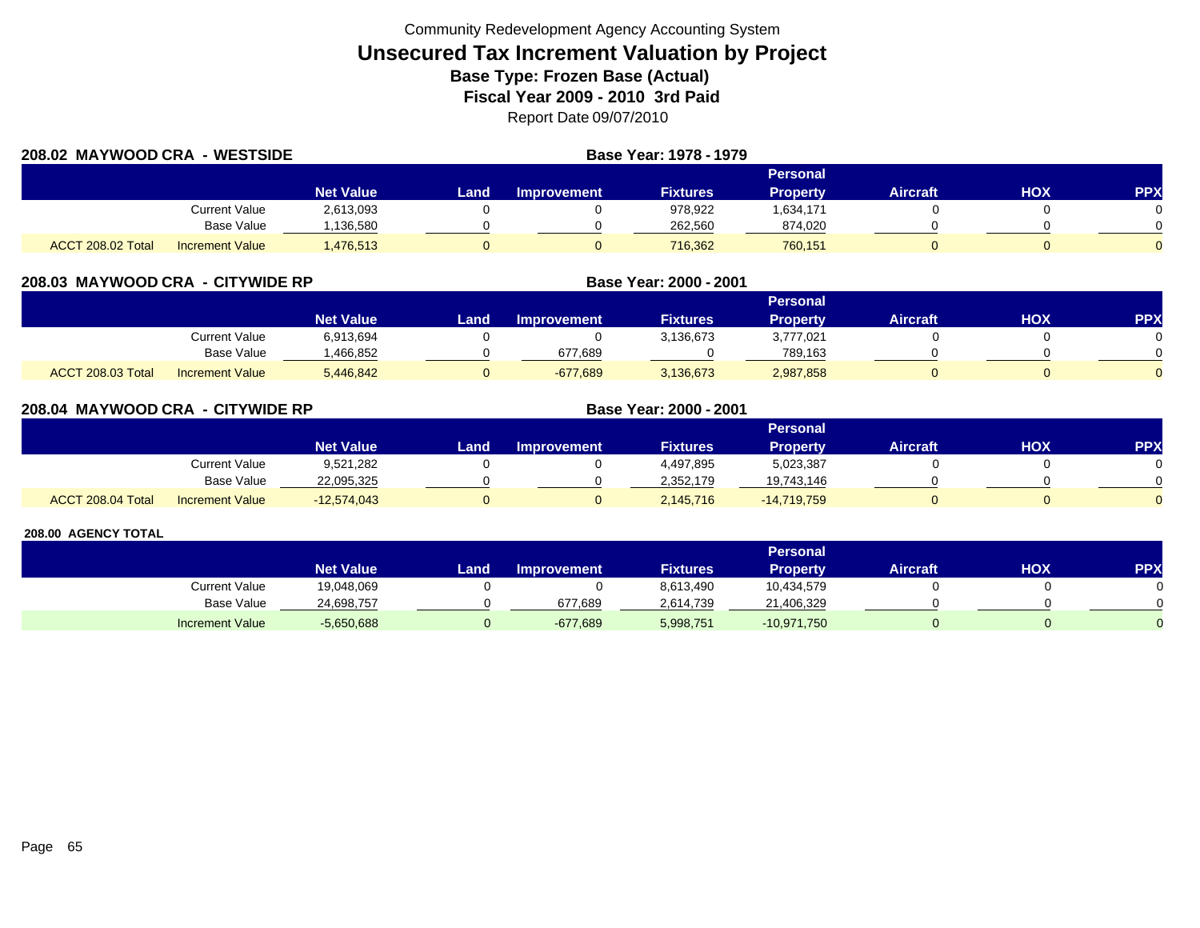Community Redevelopment Agency Accounting System

# Unsecured Tax Increment Valuation by Project

## Base Type: Frozen Base (Actual)

## Fiscal Year 2009 - 2010 3rd Paid

Report Date 09/07/2010

### 208.02 MAYWOOD CRA - WESTSIDE

**Base Year: 1978 - 1979**

| | | Net Value | Land | Improvement | Fixtures | Personal Property | Aircraft | HOX | PPX |
|---|---|---|---|---|---|---|---|---|---|
| | Current Value | 2,613,093 | 0 | 0 | 978,922 | 1,634,171 | 0 | 0 | 0 |
| | Base Value | 1,136,580 | 0 | 0 | 262,560 | 874,020 | 0 | 0 | 0 |
| ACCT 208.02 Total | Increment Value | 1,476,513 | 0 | 0 | 716,362 | 760,151 | 0 | 0 | 0 |

### 208.03 MAYWOOD CRA - CITYWIDE RP

**Base Year: 2000 - 2001**

| | | Net Value | Land | Improvement | Fixtures | Personal Property | Aircraft | HOX | PPX |
|---|---|---|---|---|---|---|---|---|---|
| | Current Value | 6,913,694 | 0 | 0 | 3,136,673 | 3,777,021 | 0 | 0 | 0 |
| | Base Value | 1,466,852 | 0 | 677,689 | 0 | 789,163 | 0 | 0 | 0 |
| ACCT 208.03 Total | Increment Value | 5,446,842 | 0 | -677,689 | 3,136,673 | 2,987,858 | 0 | 0 | 0 |

### 208.04 MAYWOOD CRA - CITYWIDE RP

**Base Year: 2000 - 2001**

| | | Net Value | Land | Improvement | Fixtures | Personal Property | Aircraft | HOX | PPX |
|---|---|---|---|---|---|---|---|---|---|
| | Current Value | 9,521,282 | 0 | 0 | 4,497,895 | 5,023,387 | 0 | 0 | 0 |
| | Base Value | 22,095,325 | 0 | 0 | 2,352,179 | 19,743,146 | 0 | 0 | 0 |
| ACCT 208.04 Total | Increment Value | -12,574,043 | 0 | 0 | 2,145,716 | -14,719,759 | 0 | 0 | 0 |

### 208.00 AGENCY TOTAL

| | Net Value | Land | Improvement | Fixtures | Personal Property | Aircraft | HOX | PPX |
|---|---|---|---|---|---|---|---|---|
| Current Value | 19,048,069 | 0 | 0 | 8,613,490 | 10,434,579 | 0 | 0 | 0 |
| Base Value | 24,698,757 | 0 | 677,689 | 2,614,739 | 21,406,329 | 0 | 0 | 0 |
| Increment Value | -5,650,688 | 0 | -677,689 | 5,998,751 | -10,971,750 | 0 | 0 | 0 |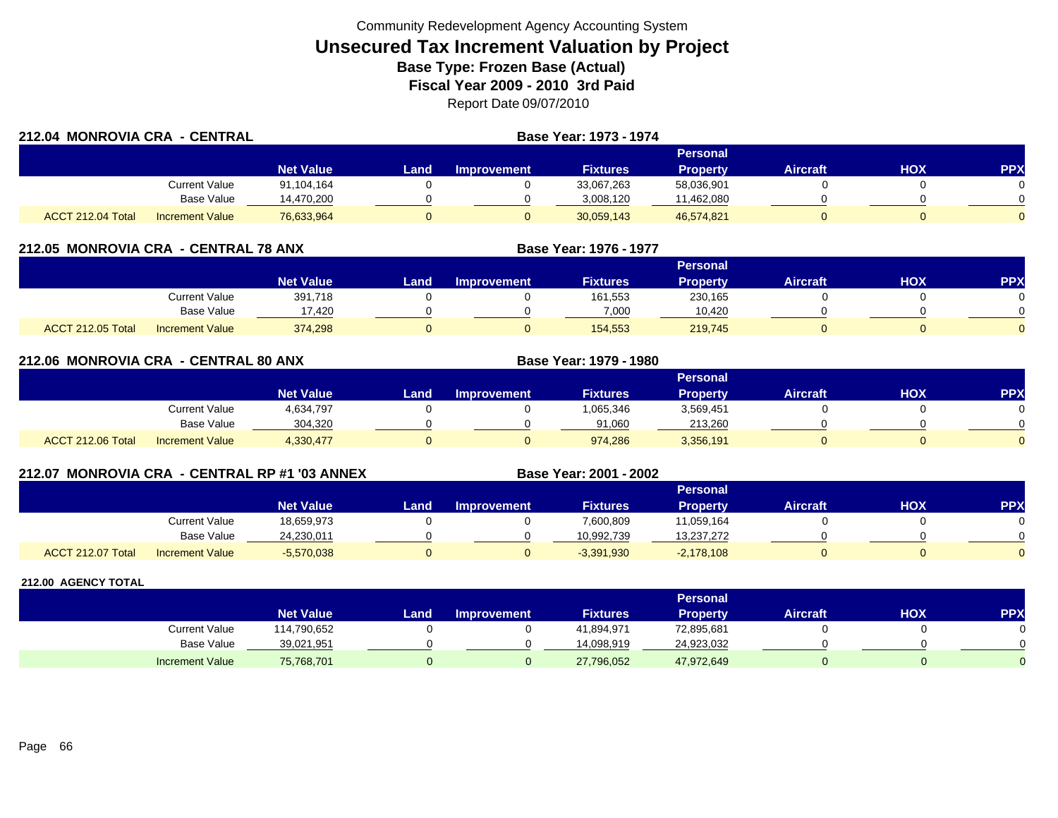Community Redevelopment Agency Accounting System

# Unsecured Tax Increment Valuation by Project

## Base Type: Frozen Base (Actual)

## Fiscal Year 2009 - 2010 3rd Paid

Report Date 09/07/2010

### 212.04 MONROVIA CRA - CENTRAL

Base Year: 1973 - 1974

| | | Net Value | Land | Improvement | Fixtures | Personal Property | Aircraft | HOX | PPX |
|---|---|---|---|---|---|---|---|---|---|
| | Current Value | 91,104,164 | 0 | 0 | 33,067,263 | 58,036,901 | 0 | 0 | 0 |
| | Base Value | 14,470,200 | 0 | 0 | 3,008,120 | 11,462,080 | 0 | 0 | 0 |
| ACCT 212.04 Total | Increment Value | 76,633,964 | 0 | 0 | 30,059,143 | 46,574,821 | 0 | 0 | 0 |

### 212.05 MONROVIA CRA - CENTRAL 78 ANX

Base Year: 1976 - 1977

| | | Net Value | Land | Improvement | Fixtures | Personal Property | Aircraft | HOX | PPX |
|---|---|---|---|---|---|---|---|---|---|
| | Current Value | 391,718 | 0 | 0 | 161,553 | 230,165 | 0 | 0 | 0 |
| | Base Value | 17,420 | 0 | 0 | 7,000 | 10,420 | 0 | 0 | 0 |
| ACCT 212.05 Total | Increment Value | 374,298 | 0 | 0 | 154,553 | 219,745 | 0 | 0 | 0 |

### 212.06 MONROVIA CRA - CENTRAL 80 ANX

Base Year: 1979 - 1980

| | | Net Value | Land | Improvement | Fixtures | Personal Property | Aircraft | HOX | PPX |
|---|---|---|---|---|---|---|---|---|---|
| | Current Value | 4,634,797 | 0 | 0 | 1,065,346 | 3,569,451 | 0 | 0 | 0 |
| | Base Value | 304,320 | 0 | 0 | 91,060 | 213,260 | 0 | 0 | 0 |
| ACCT 212.06 Total | Increment Value | 4,330,477 | 0 | 0 | 974,286 | 3,356,191 | 0 | 0 | 0 |

### 212.07 MONROVIA CRA - CENTRAL RP #1 '03 ANNEX

Base Year: 2001 - 2002

| | | Net Value | Land | Improvement | Fixtures | Personal Property | Aircraft | HOX | PPX |
|---|---|---|---|---|---|---|---|---|---|
| | Current Value | 18,659,973 | 0 | 0 | 7,600,809 | 11,059,164 | 0 | 0 | 0 |
| | Base Value | 24,230,011 | 0 | 0 | 10,992,739 | 13,237,272 | 0 | 0 | 0 |
| ACCT 212.07 Total | Increment Value | -5,570,038 | 0 | 0 | -3,391,930 | -2,178,108 | 0 | 0 | 0 |

### 212.00 AGENCY TOTAL

| | | Net Value | Land | Improvement | Fixtures | Personal Property | Aircraft | HOX | PPX |
|---|---|---|---|---|---|---|---|---|---|
| | Current Value | 114,790,652 | 0 | 0 | 41,894,971 | 72,895,681 | 0 | 0 | 0 |
| | Base Value | 39,021,951 | 0 | 0 | 14,098,919 | 24,923,032 | 0 | 0 | 0 |
| | Increment Value | 75,768,701 | 0 | 0 | 27,796,052 | 47,972,649 | 0 | 0 | 0 |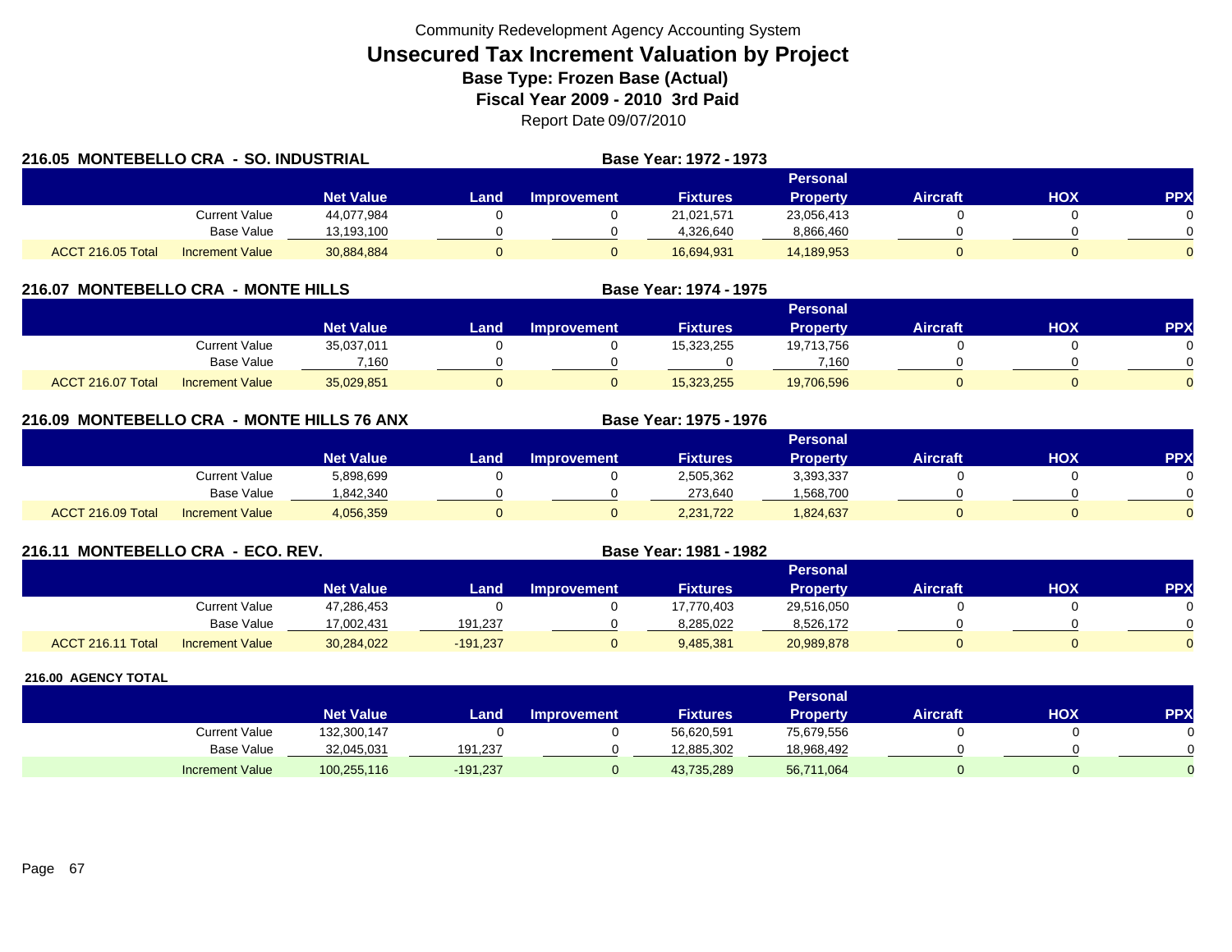Community Redevelopment Agency Accounting System

# Unsecured Tax Increment Valuation by Project

**Base Type: Frozen Base (Actual)**

**Fiscal Year 2009 - 2010 3rd Paid**

Report Date 09/07/2010

## 216.05 MONTEBELLO CRA - SO. INDUSTRIAL

**Base Year: 1972 - 1973**

| | | Net Value | Land | Improvement | Fixtures | Personal Property | Aircraft | HOX | PPX |
|---|---|---|---|---|---|---|---|---|---|
| | Current Value | 44,077,984 | 0 | 0 | 21,021,571 | 23,056,413 | 0 | 0 | 0 |
| | Base Value | 13,193,100 | 0 | 0 | 4,326,640 | 8,866,460 | 0 | 0 | 0 |
| ACCT 216.05 Total | Increment Value | 30,884,884 | 0 | 0 | 16,694,931 | 14,189,953 | 0 | 0 | 0 |

## 216.07 MONTEBELLO CRA - MONTE HILLS

**Base Year: 1974 - 1975**

| | | Net Value | Land | Improvement | Fixtures | Personal Property | Aircraft | HOX | PPX |
|---|---|---|---|---|---|---|---|---|---|
| | Current Value | 35,037,011 | 0 | 0 | 15,323,255 | 19,713,756 | 0 | 0 | 0 |
| | Base Value | 7,160 | 0 | 0 | 0 | 7,160 | 0 | 0 | 0 |
| ACCT 216.07 Total | Increment Value | 35,029,851 | 0 | 0 | 15,323,255 | 19,706,596 | 0 | 0 | 0 |

## 216.09 MONTEBELLO CRA - MONTE HILLS 76 ANX

**Base Year: 1975 - 1976**

| | | Net Value | Land | Improvement | Fixtures | Personal Property | Aircraft | HOX | PPX |
|---|---|---|---|---|---|---|---|---|---|
| | Current Value | 5,898,699 | 0 | 0 | 2,505,362 | 3,393,337 | 0 | 0 | 0 |
| | Base Value | 1,842,340 | 0 | 0 | 273,640 | 1,568,700 | 0 | 0 | 0 |
| ACCT 216.09 Total | Increment Value | 4,056,359 | 0 | 0 | 2,231,722 | 1,824,637 | 0 | 0 | 0 |

## 216.11 MONTEBELLO CRA - ECO. REV.

**Base Year: 1981 - 1982**

| | | Net Value | Land | Improvement | Fixtures | Personal Property | Aircraft | HOX | PPX |
|---|---|---|---|---|---|---|---|---|---|
| | Current Value | 47,286,453 | 0 | 0 | 17,770,403 | 29,516,050 | 0 | 0 | 0 |
| | Base Value | 17,002,431 | 191,237 | 0 | 8,285,022 | 8,526,172 | 0 | 0 | 0 |
| ACCT 216.11 Total | Increment Value | 30,284,022 | -191,237 | 0 | 9,485,381 | 20,989,878 | 0 | 0 | 0 |

## 216.00 AGENCY TOTAL

| | Net Value | Land | Improvement | Fixtures | Personal Property | Aircraft | HOX | PPX |
|---|---|---|---|---|---|---|---|---|
| Current Value | 132,300,147 | 0 | 0 | 56,620,591 | 75,679,556 | 0 | 0 | 0 |
| Base Value | 32,045,031 | 191,237 | 0 | 12,885,302 | 18,968,492 | 0 | 0 | 0 |
| Increment Value | 100,255,116 | -191,237 | 0 | 43,735,289 | 56,711,064 | 0 | 0 | 0 |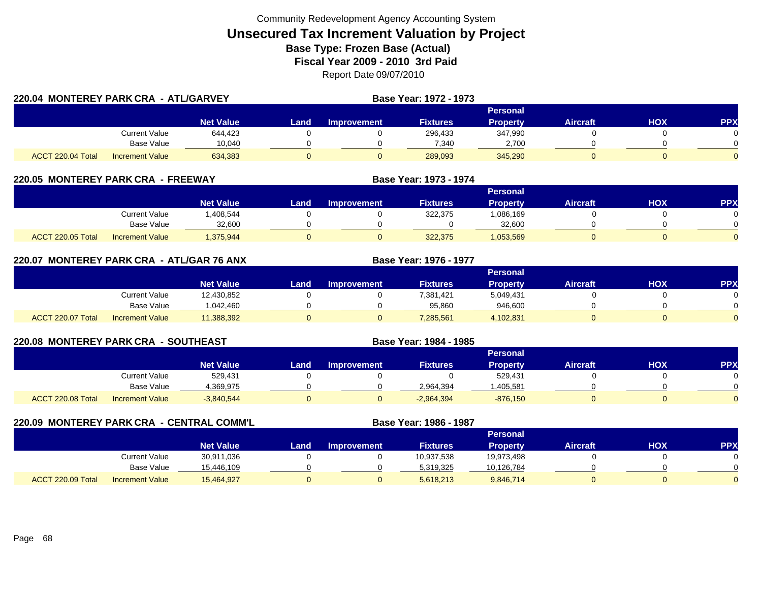Community Redevelopment Agency Accounting System

# Unsecured Tax Increment Valuation by Project

**Base Type: Frozen Base (Actual)**

**Fiscal Year 2009 - 2010 3rd Paid**

Report Date 09/07/2010

## 220.04 MONTEREY PARK CRA - ATL/GARVEY

**Base Year: 1972 - 1973**

| | | Net Value | Land | Improvement | Fixtures | Personal Property | Aircraft | HOX | PPX |
|---|---|---|---|---|---|---|---|---|---|
| | Current Value | 644,423 | 0 | 0 | 296,433 | 347,990 | 0 | 0 | 0 |
| | Base Value | 10,040 | 0 | 0 | 7,340 | 2,700 | 0 | 0 | 0 |
| ACCT 220.04 Total | Increment Value | 634,383 | 0 | 0 | 289,093 | 345,290 | 0 | 0 | 0 |

## 220.05 MONTEREY PARK CRA - FREEWAY

**Base Year: 1973 - 1974**

| | | Net Value | Land | Improvement | Fixtures | Personal Property | Aircraft | HOX | PPX |
|---|---|---|---|---|---|---|---|---|---|
| | Current Value | 1,408,544 | 0 | 0 | 322,375 | 1,086,169 | 0 | 0 | 0 |
| | Base Value | 32,600 | 0 | 0 | 0 | 32,600 | 0 | 0 | 0 |
| ACCT 220.05 Total | Increment Value | 1,375,944 | 0 | 0 | 322,375 | 1,053,569 | 0 | 0 | 0 |

## 220.07 MONTEREY PARK CRA - ATL/GAR 76 ANX

**Base Year: 1976 - 1977**

| | | Net Value | Land | Improvement | Fixtures | Personal Property | Aircraft | HOX | PPX |
|---|---|---|---|---|---|---|---|---|---|
| | Current Value | 12,430,852 | 0 | 0 | 7,381,421 | 5,049,431 | 0 | 0 | 0 |
| | Base Value | 1,042,460 | 0 | 0 | 95,860 | 946,600 | 0 | 0 | 0 |
| ACCT 220.07 Total | Increment Value | 11,388,392 | 0 | 0 | 7,285,561 | 4,102,831 | 0 | 0 | 0 |

## 220.08 MONTEREY PARK CRA - SOUTHEAST

**Base Year: 1984 - 1985**

| | | Net Value | Land | Improvement | Fixtures | Personal Property | Aircraft | HOX | PPX |
|---|---|---|---|---|---|---|---|---|---|
| | Current Value | 529,431 | 0 | 0 | 0 | 529,431 | 0 | 0 | 0 |
| | Base Value | 4,369,975 | 0 | 0 | 2,964,394 | 1,405,581 | 0 | 0 | 0 |
| ACCT 220.08 Total | Increment Value | -3,840,544 | 0 | 0 | -2,964,394 | -876,150 | 0 | 0 | 0 |

## 220.09 MONTEREY PARK CRA - CENTRAL COMM'L

**Base Year: 1986 - 1987**

| | | Net Value | Land | Improvement | Fixtures | Personal Property | Aircraft | HOX | PPX |
|---|---|---|---|---|---|---|---|---|---|
| | Current Value | 30,911,036 | 0 | 0 | 10,937,538 | 19,973,498 | 0 | 0 | 0 |
| | Base Value | 15,446,109 | 0 | 0 | 5,319,325 | 10,126,784 | 0 | 0 | 0 |
| ACCT 220.09 Total | Increment Value | 15,464,927 | 0 | 0 | 5,618,213 | 9,846,714 | 0 | 0 | 0 |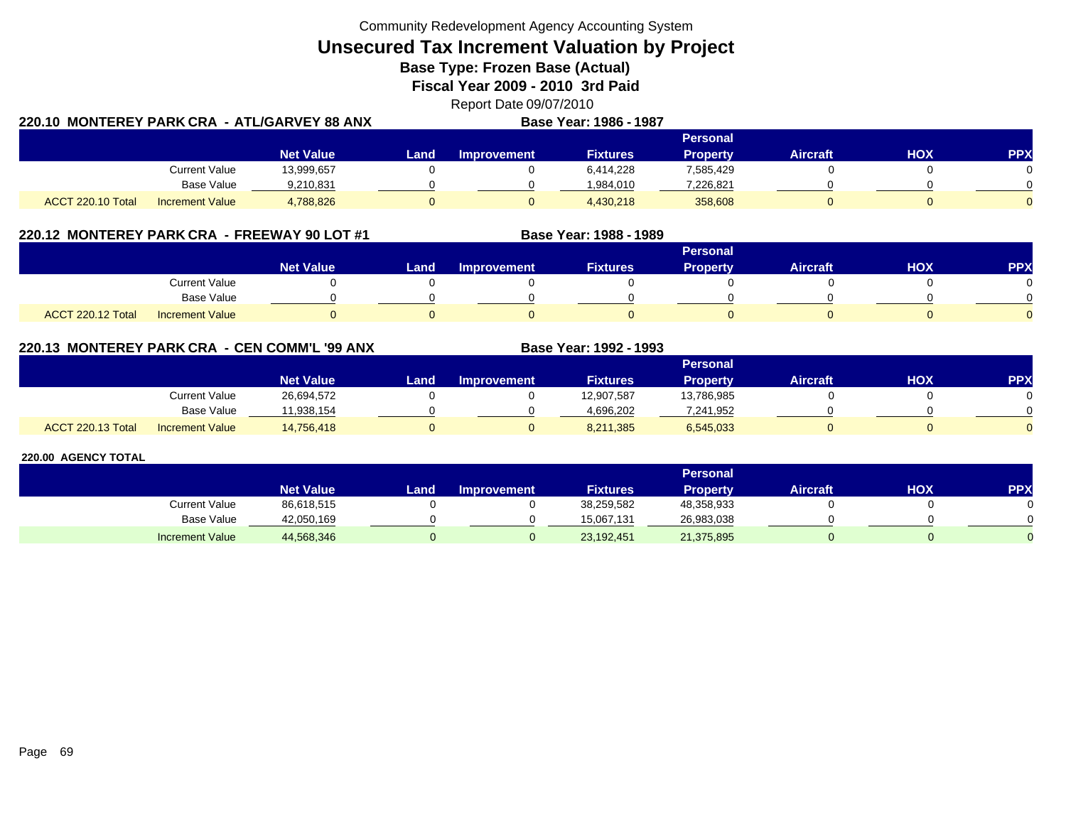Community Redevelopment Agency Accounting System

# Unsecured Tax Increment Valuation by Project

**Base Type: Frozen Base (Actual)**

**Fiscal Year 2009 - 2010 3rd Paid**

Report Date 09/07/2010

## 220.10 MONTEREY PARK CRA - ATL/GARVEY 88 ANX

**Base Year: 1986 - 1987**

| | | Net Value | Land | Improvement | Fixtures | Personal Property | Aircraft | HOX | PPX |
|---|---|---|---|---|---|---|---|---|---|
| | Current Value | 13,999,657 | 0 | 0 | 6,414,228 | 7,585,429 | 0 | 0 | 0 |
| | Base Value | 9,210,831 | 0 | 0 | 1,984,010 | 7,226,821 | 0 | 0 | 0 |
| ACCT 220.10 Total | Increment Value | 4,788,826 | 0 | 0 | 4,430,218 | 358,608 | 0 | 0 | 0 |

## 220.12 MONTEREY PARK CRA - FREEWAY 90 LOT #1

**Base Year: 1988 - 1989**

| | | Net Value | Land | Improvement | Fixtures | Personal Property | Aircraft | HOX | PPX |
|---|---|---|---|---|---|---|---|---|---|
| | Current Value | 0 | 0 | 0 | 0 | 0 | 0 | 0 | 0 |
| | Base Value | 0 | 0 | 0 | 0 | 0 | 0 | 0 | 0 |
| ACCT 220.12 Total | Increment Value | 0 | 0 | 0 | 0 | 0 | 0 | 0 | 0 |

## 220.13 MONTEREY PARK CRA - CEN COMM'L '99 ANX

**Base Year: 1992 - 1993**

| | | Net Value | Land | Improvement | Fixtures | Personal Property | Aircraft | HOX | PPX |
|---|---|---|---|---|---|---|---|---|---|
| | Current Value | 26,694,572 | 0 | 0 | 12,907,587 | 13,786,985 | 0 | 0 | 0 |
| | Base Value | 11,938,154 | 0 | 0 | 4,696,202 | 7,241,952 | 0 | 0 | 0 |
| ACCT 220.13 Total | Increment Value | 14,756,418 | 0 | 0 | 8,211,385 | 6,545,033 | 0 | 0 | 0 |

## 220.00 AGENCY TOTAL

| | Net Value | Land | Improvement | Fixtures | Personal Property | Aircraft | HOX | PPX |
|---|---|---|---|---|---|---|---|---|
| Current Value | 86,618,515 | 0 | 0 | 38,259,582 | 48,358,933 | 0 | 0 | 0 |
| Base Value | 42,050,169 | 0 | 0 | 15,067,131 | 26,983,038 | 0 | 0 | 0 |
| Increment Value | 44,568,346 | 0 | 0 | 23,192,451 | 21,375,895 | 0 | 0 | 0 |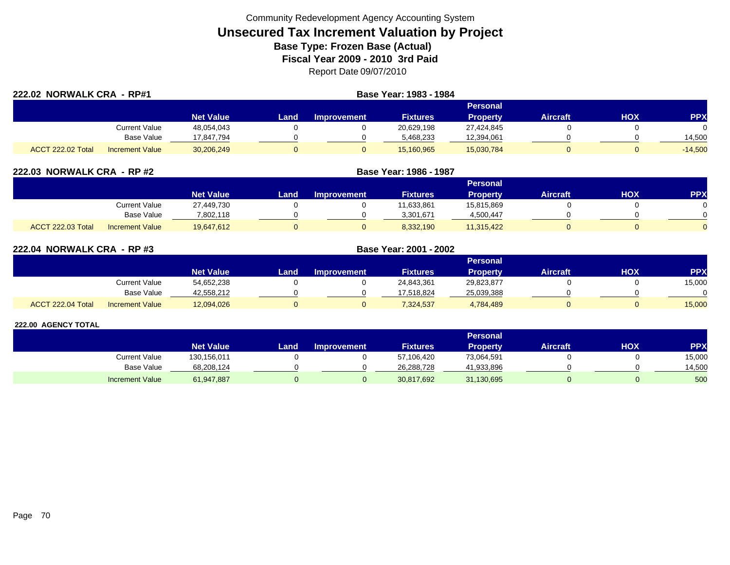Community Redevelopment Agency Accounting System

# Unsecured Tax Increment Valuation by Project

**Base Type: Frozen Base (Actual)**

**Fiscal Year 2009 - 2010 3rd Paid**

Report Date 09/07/2010

## 222.02 NORWALK CRA - RP#1

**Base Year: 1983 - 1984**

| | | Net Value | Land | Improvement | Fixtures | Personal Property | Aircraft | HOX | PPX |
|---|---|---|---|---|---|---|---|---|---|
| | Current Value | 48,054,043 | 0 | 0 | 20,629,198 | 27,424,845 | 0 | 0 | 0 |
| | Base Value | 17,847,794 | 0 | 0 | 5,468,233 | 12,394,061 | 0 | 0 | 14,500 |
| ACCT 222.02 Total | Increment Value | 30,206,249 | 0 | 0 | 15,160,965 | 15,030,784 | 0 | 0 | -14,500 |

## 222.03 NORWALK CRA - RP #2

**Base Year: 1986 - 1987**

| | | Net Value | Land | Improvement | Fixtures | Personal Property | Aircraft | HOX | PPX |
|---|---|---|---|---|---|---|---|---|---|
| | Current Value | 27,449,730 | 0 | 0 | 11,633,861 | 15,815,869 | 0 | 0 | 0 |
| | Base Value | 7,802,118 | 0 | 0 | 3,301,671 | 4,500,447 | 0 | 0 | 0 |
| ACCT 222.03 Total | Increment Value | 19,647,612 | 0 | 0 | 8,332,190 | 11,315,422 | 0 | 0 | 0 |

## 222.04 NORWALK CRA - RP #3

**Base Year: 2001 - 2002**

| | | Net Value | Land | Improvement | Fixtures | Personal Property | Aircraft | HOX | PPX |
|---|---|---|---|---|---|---|---|---|---|
| | Current Value | 54,652,238 | 0 | 0 | 24,843,361 | 29,823,877 | 0 | 0 | 15,000 |
| | Base Value | 42,558,212 | 0 | 0 | 17,518,824 | 25,039,388 | 0 | 0 | 0 |
| ACCT 222.04 Total | Increment Value | 12,094,026 | 0 | 0 | 7,324,537 | 4,784,489 | 0 | 0 | 15,000 |

## 222.00 AGENCY TOTAL

| | | Net Value | Land | Improvement | Fixtures | Personal Property | Aircraft | HOX | PPX |
|---|---|---|---|---|---|---|---|---|---|
| | Current Value | 130,156,011 | 0 | 0 | 57,106,420 | 73,064,591 | 0 | 0 | 15,000 |
| | Base Value | 68,208,124 | 0 | 0 | 26,288,728 | 41,933,896 | 0 | 0 | 14,500 |
| | Increment Value | 61,947,887 | 0 | 0 | 30,817,692 | 31,130,695 | 0 | 0 | 500 |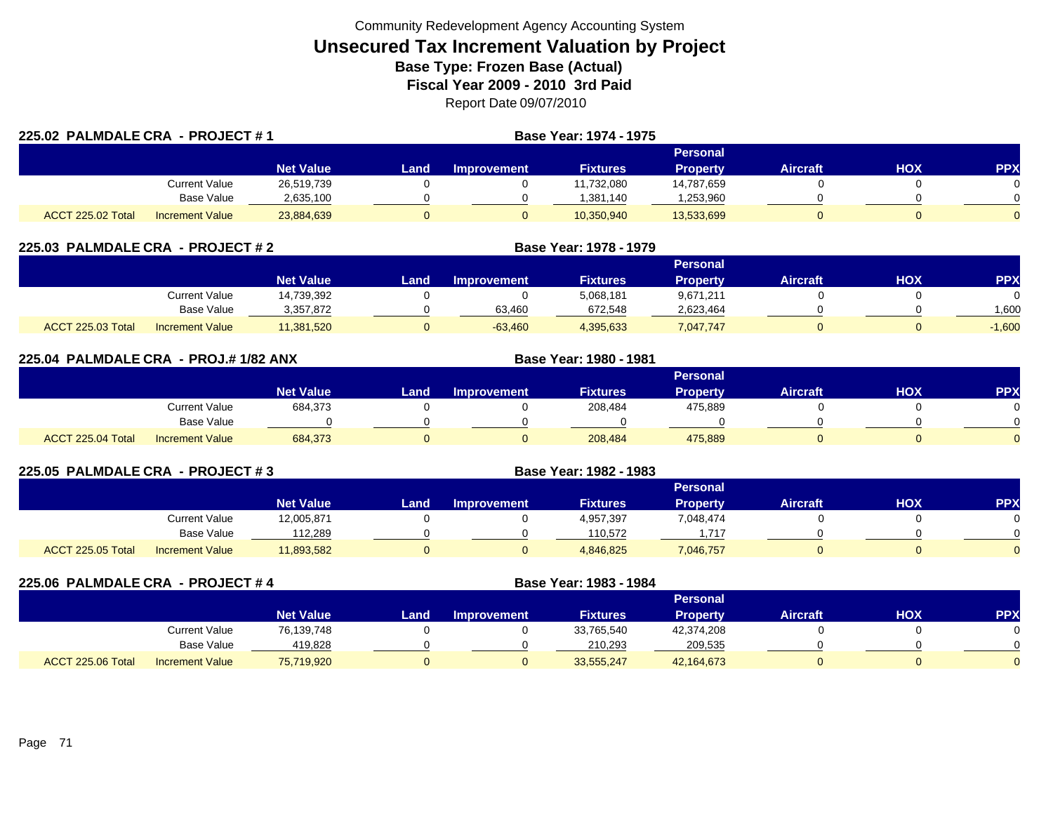Community Redevelopment Agency Accounting System

# Unsecured Tax Increment Valuation by Project

## Base Type: Frozen Base (Actual)

## Fiscal Year 2009 - 2010 3rd Paid

Report Date 09/07/2010

### 225.02 PALMDALE CRA - PROJECT # 1

Base Year: 1974 - 1975

| | | Net Value | Land | Improvement | Fixtures | Personal Property | Aircraft | HOX | PPX |
|---|---|---|---|---|---|---|---|---|---|
| | Current Value | 26,519,739 | 0 | 0 | 11,732,080 | 14,787,659 | 0 | 0 | 0 |
| | Base Value | 2,635,100 | 0 | 0 | 1,381,140 | 1,253,960 | 0 | 0 | 0 |
| ACCT 225.02 Total | Increment Value | 23,884,639 | 0 | 0 | 10,350,940 | 13,533,699 | 0 | 0 | 0 |

### 225.03 PALMDALE CRA - PROJECT # 2

Base Year: 1978 - 1979

| | | Net Value | Land | Improvement | Fixtures | Personal Property | Aircraft | HOX | PPX |
|---|---|---|---|---|---|---|---|---|---|
| | Current Value | 14,739,392 | 0 | 0 | 5,068,181 | 9,671,211 | 0 | 0 | 0 |
| | Base Value | 3,357,872 | 0 | 63,460 | 672,548 | 2,623,464 | 0 | 0 | 1,600 |
| ACCT 225.03 Total | Increment Value | 11,381,520 | 0 | -63,460 | 4,395,633 | 7,047,747 | 0 | 0 | -1,600 |

### 225.04 PALMDALE CRA - PROJ.# 1/82 ANX

Base Year: 1980 - 1981

| | | Net Value | Land | Improvement | Fixtures | Personal Property | Aircraft | HOX | PPX |
|---|---|---|---|---|---|---|---|---|---|
| | Current Value | 684,373 | 0 | 0 | 208,484 | 475,889 | 0 | 0 | 0 |
| | Base Value | 0 | 0 | 0 | 0 | 0 | 0 | 0 | 0 |
| ACCT 225.04 Total | Increment Value | 684,373 | 0 | 0 | 208,484 | 475,889 | 0 | 0 | 0 |

### 225.05 PALMDALE CRA - PROJECT # 3

Base Year: 1982 - 1983

| | | Net Value | Land | Improvement | Fixtures | Personal Property | Aircraft | HOX | PPX |
|---|---|---|---|---|---|---|---|---|---|
| | Current Value | 12,005,871 | 0 | 0 | 4,957,397 | 7,048,474 | 0 | 0 | 0 |
| | Base Value | 112,289 | 0 | 0 | 110,572 | 1,717 | 0 | 0 | 0 |
| ACCT 225.05 Total | Increment Value | 11,893,582 | 0 | 0 | 4,846,825 | 7,046,757 | 0 | 0 | 0 |

### 225.06 PALMDALE CRA - PROJECT # 4

Base Year: 1983 - 1984

| | | Net Value | Land | Improvement | Fixtures | Personal Property | Aircraft | HOX | PPX |
|---|---|---|---|---|---|---|---|---|---|
| | Current Value | 76,139,748 | 0 | 0 | 33,765,540 | 42,374,208 | 0 | 0 | 0 |
| | Base Value | 419,828 | 0 | 0 | 210,293 | 209,535 | 0 | 0 | 0 |
| ACCT 225.06 Total | Increment Value | 75,719,920 | 0 | 0 | 33,555,247 | 42,164,673 | 0 | 0 | 0 |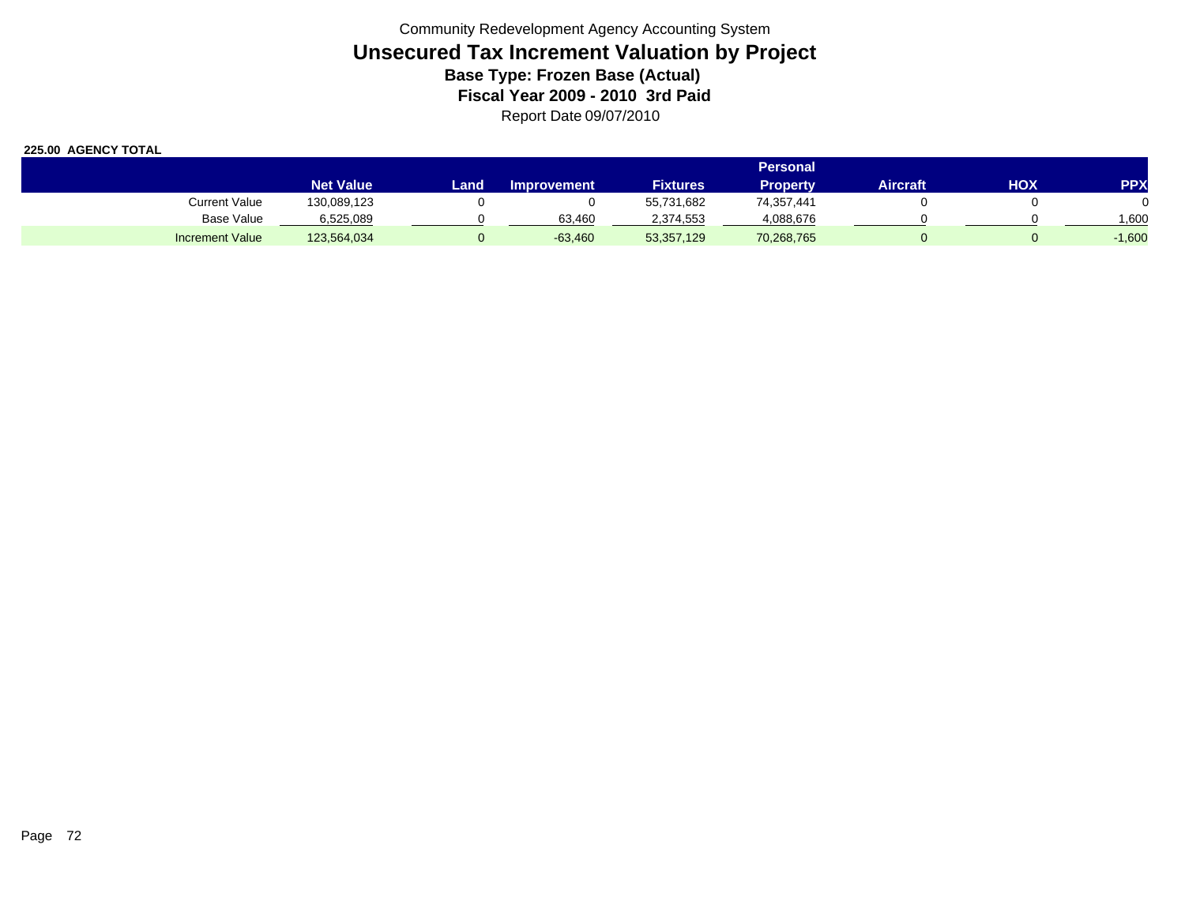Community Redevelopment Agency Accounting System

# Unsecured Tax Increment Valuation by Project

**Base Type: Frozen Base (Actual)**

**Fiscal Year 2009 - 2010 3rd Paid**

Report Date 09/07/2010

**225.00 AGENCY TOTAL**

| | Net Value | Land | Improvement | Fixtures | Personal Property | Aircraft | HOX | PPX |
|---|---|---|---|---|---|---|---|---|
| Current Value | 130,089,123 | 0 | 0 | 55,731,682 | 74,357,441 | 0 | 0 | 0 |
| Base Value | 6,525,089 | 0 | 63,460 | 2,374,553 | 4,088,676 | 0 | 0 | 1,600 |
| Increment Value | 123,564,034 | 0 | -63,460 | 53,357,129 | 70,268,765 | 0 | 0 | -1,600 |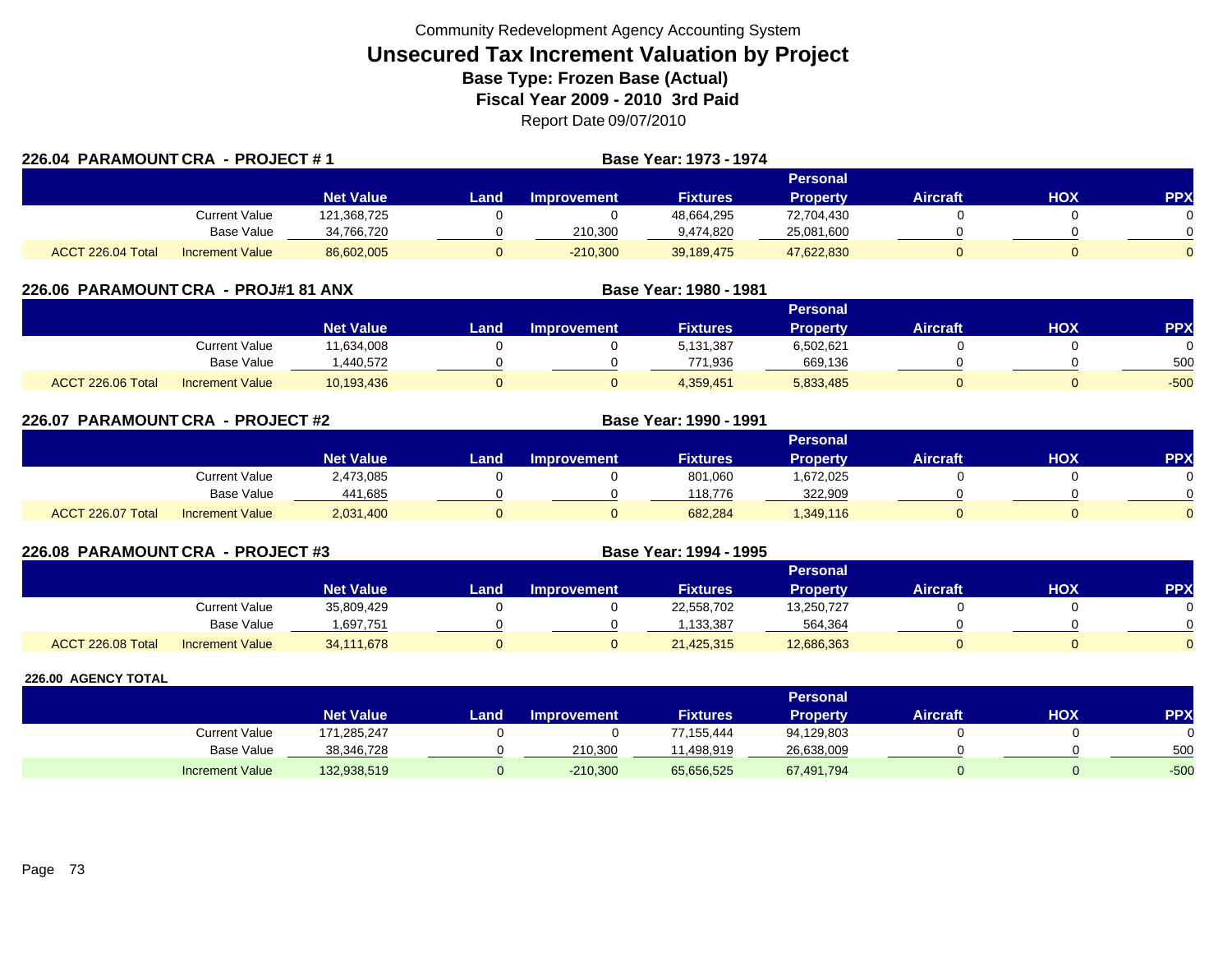Community Redevelopment Agency Accounting System

# Unsecured Tax Increment Valuation by Project

**Base Type: Frozen Base (Actual)**

**Fiscal Year 2009 - 2010 3rd Paid**

Report Date 09/07/2010

## 226.04 PARAMOUNT CRA - PROJECT # 1

**Base Year: 1973 - 1974**

| | | Net Value | Land | Improvement | Fixtures | Personal Property | Aircraft | HOX | PPX |
|---|---|---|---|---|---|---|---|---|---|
| | Current Value | 121,368,725 | 0 | 0 | 48,664,295 | 72,704,430 | 0 | 0 | 0 |
| | Base Value | 34,766,720 | 0 | 210,300 | 9,474,820 | 25,081,600 | 0 | 0 | 0 |
| ACCT 226.04 Total | Increment Value | 86,602,005 | 0 | -210,300 | 39,189,475 | 47,622,830 | 0 | 0 | 0 |

## 226.06 PARAMOUNT CRA - PROJ#1 81 ANX

**Base Year: 1980 - 1981**

| | | Net Value | Land | Improvement | Fixtures | Personal Property | Aircraft | HOX | PPX |
|---|---|---|---|---|---|---|---|---|---|
| | Current Value | 11,634,008 | 0 | 0 | 5,131,387 | 6,502,621 | 0 | 0 | 0 |
| | Base Value | 1,440,572 | 0 | 0 | 771,936 | 669,136 | 0 | 0 | 500 |
| ACCT 226.06 Total | Increment Value | 10,193,436 | 0 | 0 | 4,359,451 | 5,833,485 | 0 | 0 | -500 |

## 226.07 PARAMOUNT CRA - PROJECT #2

**Base Year: 1990 - 1991**

| | | Net Value | Land | Improvement | Fixtures | Personal Property | Aircraft | HOX | PPX |
|---|---|---|---|---|---|---|---|---|---|
| | Current Value | 2,473,085 | 0 | 0 | 801,060 | 1,672,025 | 0 | 0 | 0 |
| | Base Value | 441,685 | 0 | 0 | 118,776 | 322,909 | 0 | 0 | 0 |
| ACCT 226.07 Total | Increment Value | 2,031,400 | 0 | 0 | 682,284 | 1,349,116 | 0 | 0 | 0 |

## 226.08 PARAMOUNT CRA - PROJECT #3

**Base Year: 1994 - 1995**

| | | Net Value | Land | Improvement | Fixtures | Personal Property | Aircraft | HOX | PPX |
|---|---|---|---|---|---|---|---|---|---|
| | Current Value | 35,809,429 | 0 | 0 | 22,558,702 | 13,250,727 | 0 | 0 | 0 |
| | Base Value | 1,697,751 | 0 | 0 | 1,133,387 | 564,364 | 0 | 0 | 0 |
| ACCT 226.08 Total | Increment Value | 34,111,678 | 0 | 0 | 21,425,315 | 12,686,363 | 0 | 0 | 0 |

## 226.00 AGENCY TOTAL

| | | Net Value | Land | Improvement | Fixtures | Personal Property | Aircraft | HOX | PPX |
|---|---|---|---|---|---|---|---|---|---|
| | Current Value | 171,285,247 | 0 | 0 | 77,155,444 | 94,129,803 | 0 | 0 | 0 |
| | Base Value | 38,346,728 | 0 | 210,300 | 11,498,919 | 26,638,009 | 0 | 0 | 500 |
| | Increment Value | 132,938,519 | 0 | -210,300 | 65,656,525 | 67,491,794 | 0 | 0 | -500 |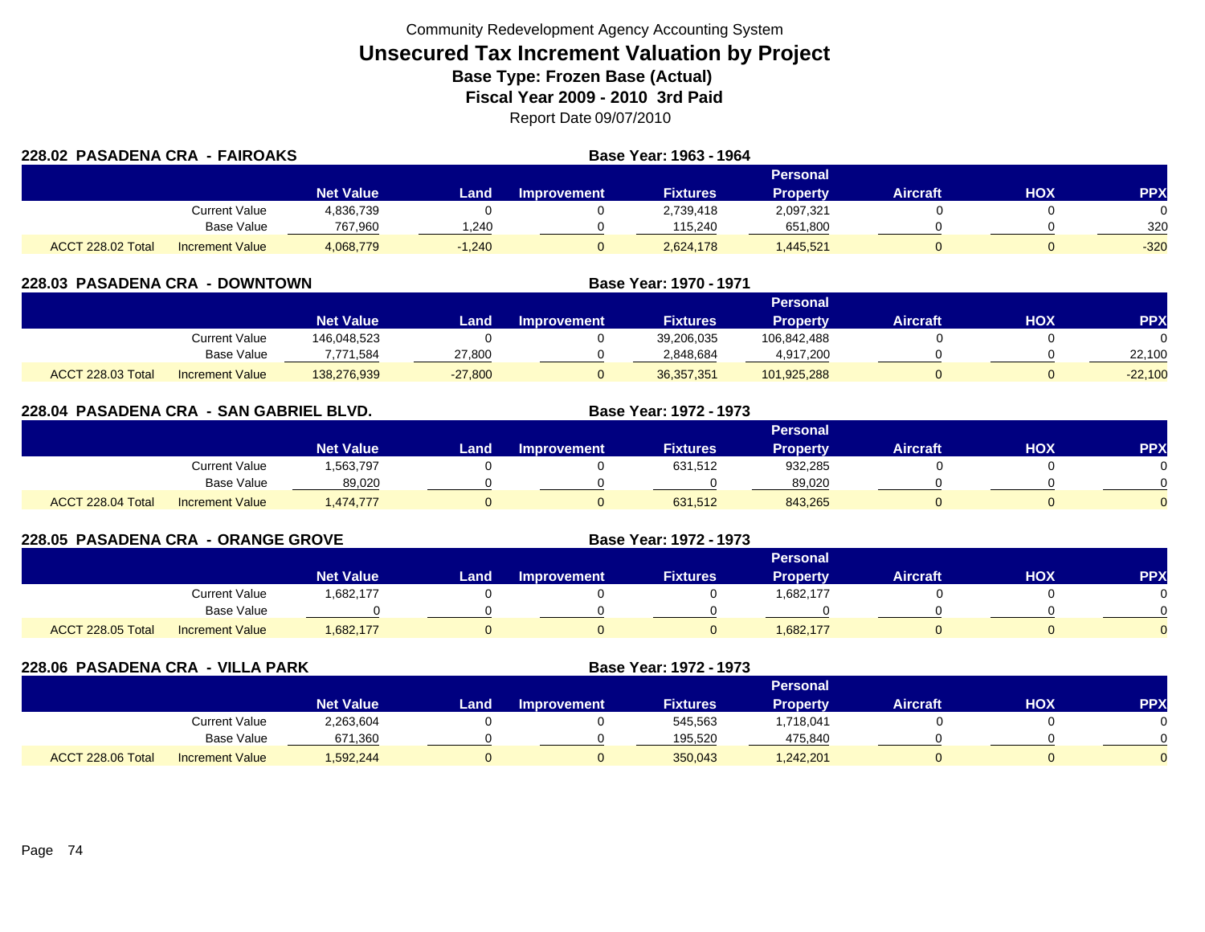Community Redevelopment Agency Accounting System

# Unsecured Tax Increment Valuation by Project

**Base Type: Frozen Base (Actual)**

**Fiscal Year 2009 - 2010 3rd Paid**

Report Date 09/07/2010

## 228.02 PASADENA CRA - FAIROAKS

**Base Year: 1963 - 1964**

| | | Net Value | Land | Improvement | Fixtures | Personal Property | Aircraft | HOX | PPX |
|---|---|---|---|---|---|---|---|---|---|
| | Current Value | 4,836,739 | 0 | 0 | 2,739,418 | 2,097,321 | 0 | 0 | 0 |
| | Base Value | 767,960 | 1,240 | 0 | 115,240 | 651,800 | 0 | 0 | 320 |
| ACCT 228.02 Total | Increment Value | 4,068,779 | -1,240 | 0 | 2,624,178 | 1,445,521 | 0 | 0 | -320 |

## 228.03 PASADENA CRA - DOWNTOWN

**Base Year: 1970 - 1971**

| | | Net Value | Land | Improvement | Fixtures | Personal Property | Aircraft | HOX | PPX |
|---|---|---|---|---|---|---|---|---|---|
| | Current Value | 146,048,523 | 0 | 0 | 39,206,035 | 106,842,488 | 0 | 0 | 0 |
| | Base Value | 7,771,584 | 27,800 | 0 | 2,848,684 | 4,917,200 | 0 | 0 | 22,100 |
| ACCT 228.03 Total | Increment Value | 138,276,939 | -27,800 | 0 | 36,357,351 | 101,925,288 | 0 | 0 | -22,100 |

## 228.04 PASADENA CRA - SAN GABRIEL BLVD.

**Base Year: 1972 - 1973**

| | | Net Value | Land | Improvement | Fixtures | Personal Property | Aircraft | HOX | PPX |
|---|---|---|---|---|---|---|---|---|---|
| | Current Value | 1,563,797 | 0 | 0 | 631,512 | 932,285 | 0 | 0 | 0 |
| | Base Value | 89,020 | 0 | 0 | 0 | 89,020 | 0 | 0 | 0 |
| ACCT 228.04 Total | Increment Value | 1,474,777 | 0 | 0 | 631,512 | 843,265 | 0 | 0 | 0 |

## 228.05 PASADENA CRA - ORANGE GROVE

**Base Year: 1972 - 1973**

| | | Net Value | Land | Improvement | Fixtures | Personal Property | Aircraft | HOX | PPX |
|---|---|---|---|---|---|---|---|---|---|
| | Current Value | 1,682,177 | 0 | 0 | 0 | 1,682,177 | 0 | 0 | 0 |
| | Base Value | 0 | 0 | 0 | 0 | 0 | 0 | 0 | 0 |
| ACCT 228.05 Total | Increment Value | 1,682,177 | 0 | 0 | 0 | 1,682,177 | 0 | 0 | 0 |

## 228.06 PASADENA CRA - VILLA PARK

**Base Year: 1972 - 1973**

| | | Net Value | Land | Improvement | Fixtures | Personal Property | Aircraft | HOX | PPX |
|---|---|---|---|---|---|---|---|---|---|
| | Current Value | 2,263,604 | 0 | 0 | 545,563 | 1,718,041 | 0 | 0 | 0 |
| | Base Value | 671,360 | 0 | 0 | 195,520 | 475,840 | 0 | 0 | 0 |
| ACCT 228.06 Total | Increment Value | 1,592,244 | 0 | 0 | 350,043 | 1,242,201 | 0 | 0 | 0 |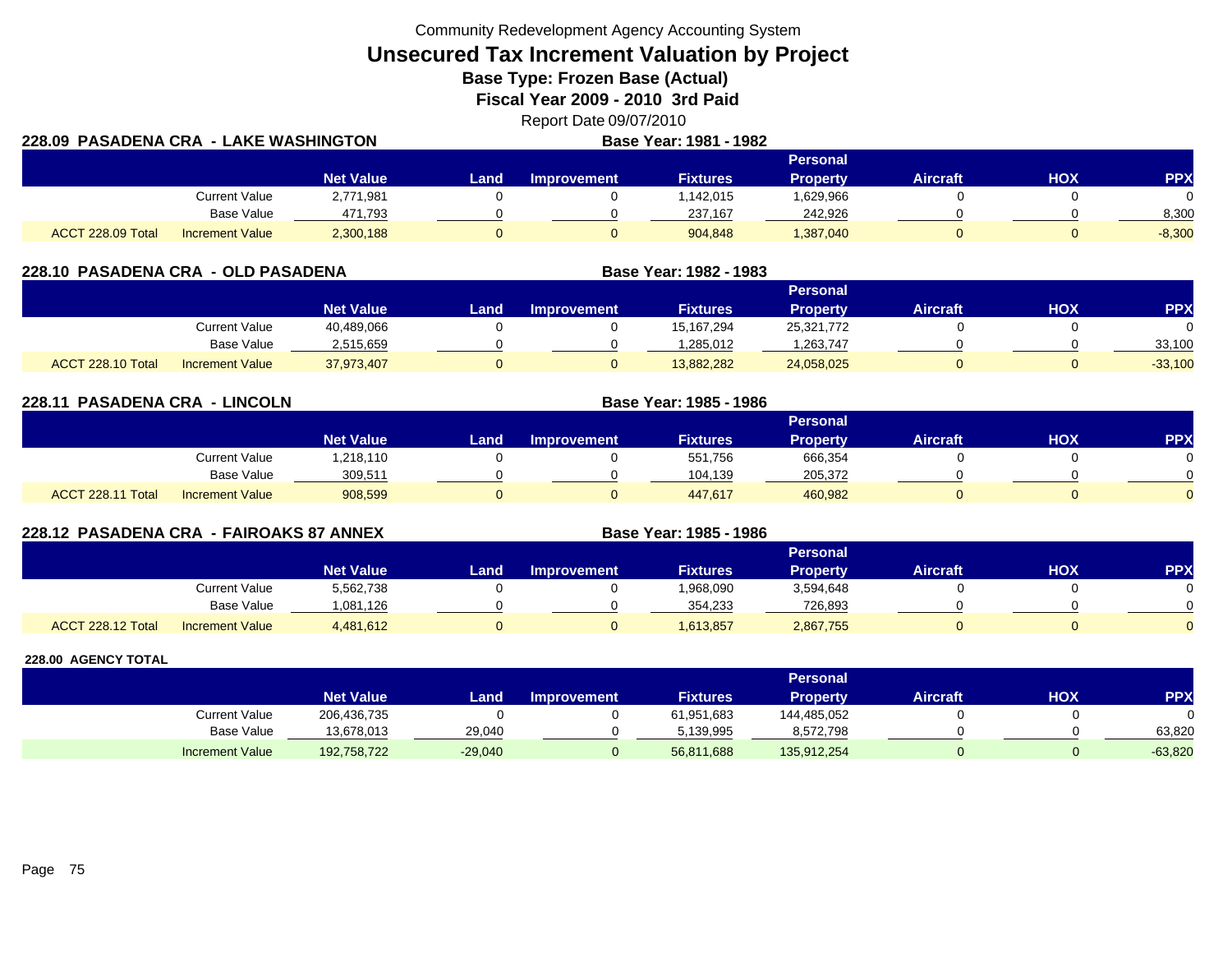Community Redevelopment Agency Accounting System

# Unsecured Tax Increment Valuation by Project

## Base Type: Frozen Base (Actual)

## Fiscal Year 2009 - 2010 3rd Paid

Report Date 09/07/2010

### 228.09 PASADENA CRA - LAKE WASHINGTON

Base Year: 1981 - 1982

| | | Net Value | Land | Improvement | Fixtures | Personal Property | Aircraft | HOX | PPX |
|---|---|---|---|---|---|---|---|---|---|
| | Current Value | 2,771,981 | 0 | 0 | 1,142,015 | 1,629,966 | 0 | 0 | 0 |
| | Base Value | 471,793 | 0 | 0 | 237,167 | 242,926 | 0 | 0 | 8,300 |
| ACCT 228.09 Total | Increment Value | 2,300,188 | 0 | 0 | 904,848 | 1,387,040 | 0 | 0 | -8,300 |

### 228.10 PASADENA CRA - OLD PASADENA

Base Year: 1982 - 1983

| | | Net Value | Land | Improvement | Fixtures | Personal Property | Aircraft | HOX | PPX |
|---|---|---|---|---|---|---|---|---|---|
| | Current Value | 40,489,066 | 0 | 0 | 15,167,294 | 25,321,772 | 0 | 0 | 0 |
| | Base Value | 2,515,659 | 0 | 0 | 1,285,012 | 1,263,747 | 0 | 0 | 33,100 |
| ACCT 228.10 Total | Increment Value | 37,973,407 | 0 | 0 | 13,882,282 | 24,058,025 | 0 | 0 | -33,100 |

### 228.11 PASADENA CRA - LINCOLN

Base Year: 1985 - 1986

| | | Net Value | Land | Improvement | Fixtures | Personal Property | Aircraft | HOX | PPX |
|---|---|---|---|---|---|---|---|---|---|
| | Current Value | 1,218,110 | 0 | 0 | 551,756 | 666,354 | 0 | 0 | 0 |
| | Base Value | 309,511 | 0 | 0 | 104,139 | 205,372 | 0 | 0 | 0 |
| ACCT 228.11 Total | Increment Value | 908,599 | 0 | 0 | 447,617 | 460,982 | 0 | 0 | 0 |

### 228.12 PASADENA CRA - FAIROAKS 87 ANNEX

Base Year: 1985 - 1986

| | | Net Value | Land | Improvement | Fixtures | Personal Property | Aircraft | HOX | PPX |
|---|---|---|---|---|---|---|---|---|---|
| | Current Value | 5,562,738 | 0 | 0 | 1,968,090 | 3,594,648 | 0 | 0 | 0 |
| | Base Value | 1,081,126 | 0 | 0 | 354,233 | 726,893 | 0 | 0 | 0 |
| ACCT 228.12 Total | Increment Value | 4,481,612 | 0 | 0 | 1,613,857 | 2,867,755 | 0 | 0 | 0 |

### 228.00 AGENCY TOTAL

| | | Net Value | Land | Improvement | Fixtures | Personal Property | Aircraft | HOX | PPX |
|---|---|---|---|---|---|---|---|---|---|
| | Current Value | 206,436,735 | 0 | 0 | 61,951,683 | 144,485,052 | 0 | 0 | 0 |
| | Base Value | 13,678,013 | 29,040 | 0 | 5,139,995 | 8,572,798 | 0 | 0 | 63,820 |
| | Increment Value | 192,758,722 | -29,040 | 0 | 56,811,688 | 135,912,254 | 0 | 0 | -63,820 |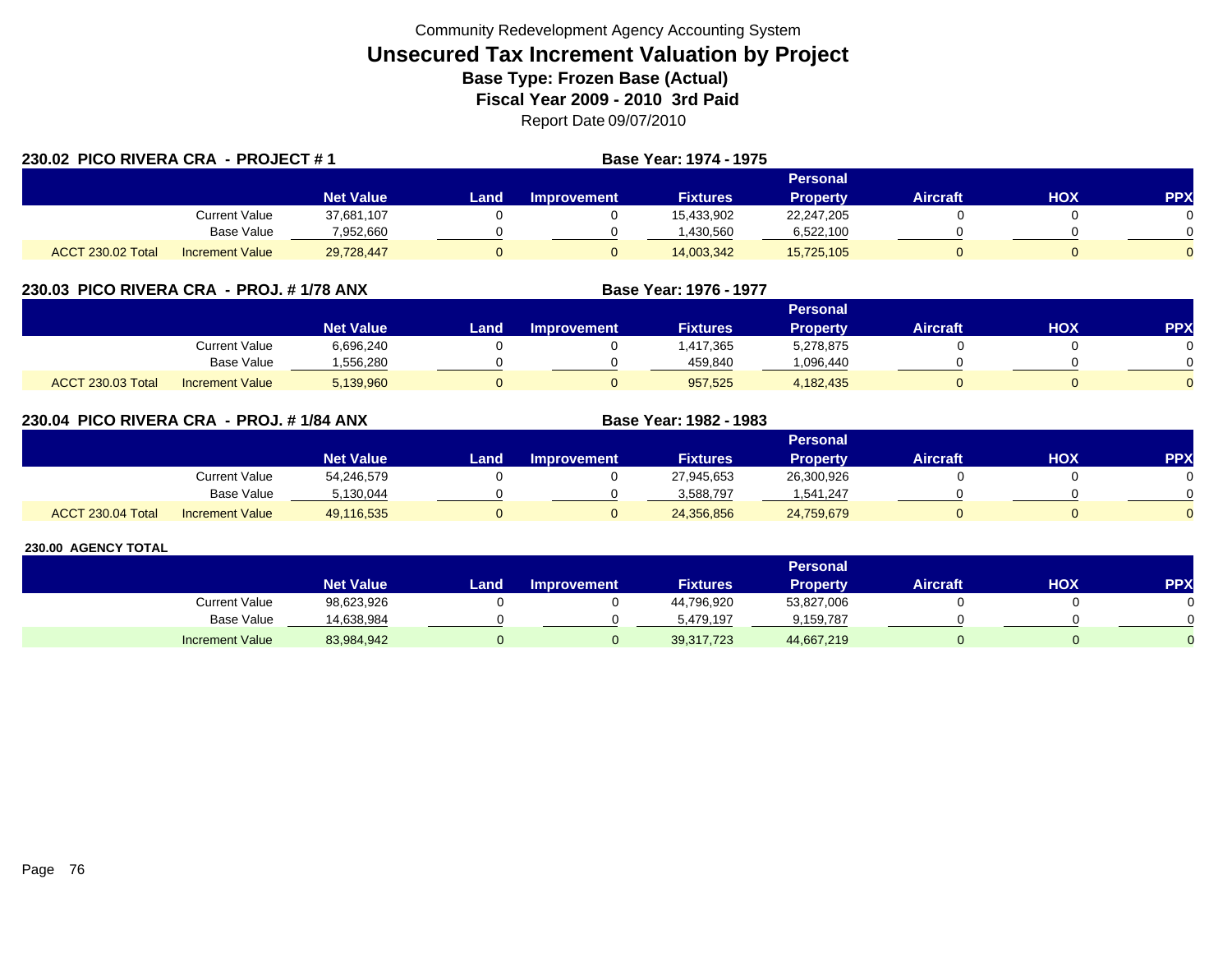Community Redevelopment Agency Accounting System

# Unsecured Tax Increment Valuation by Project

**Base Type: Frozen Base (Actual)**

**Fiscal Year 2009 - 2010 3rd Paid**

Report Date 09/07/2010

## 230.02 PICO RIVERA CRA - PROJECT # 1

**Base Year: 1974 - 1975**

| | | Net Value | Land | Improvement | Fixtures | Personal Property | Aircraft | HOX | PPX |
|---|---|---|---|---|---|---|---|---|---|
| | Current Value | 37,681,107 | 0 | 0 | 15,433,902 | 22,247,205 | 0 | 0 | 0 |
| | Base Value | 7,952,660 | 0 | 0 | 1,430,560 | 6,522,100 | 0 | 0 | 0 |
| ACCT 230.02 Total | Increment Value | 29,728,447 | 0 | 0 | 14,003,342 | 15,725,105 | 0 | 0 | 0 |

## 230.03 PICO RIVERA CRA - PROJ. # 1/78 ANX

**Base Year: 1976 - 1977**

| | | Net Value | Land | Improvement | Fixtures | Personal Property | Aircraft | HOX | PPX |
|---|---|---|---|---|---|---|---|---|---|
| | Current Value | 6,696,240 | 0 | 0 | 1,417,365 | 5,278,875 | 0 | 0 | 0 |
| | Base Value | 1,556,280 | 0 | 0 | 459,840 | 1,096,440 | 0 | 0 | 0 |
| ACCT 230.03 Total | Increment Value | 5,139,960 | 0 | 0 | 957,525 | 4,182,435 | 0 | 0 | 0 |

## 230.04 PICO RIVERA CRA - PROJ. # 1/84 ANX

**Base Year: 1982 - 1983**

| | | Net Value | Land | Improvement | Fixtures | Personal Property | Aircraft | HOX | PPX |
|---|---|---|---|---|---|---|---|---|---|
| | Current Value | 54,246,579 | 0 | 0 | 27,945,653 | 26,300,926 | 0 | 0 | 0 |
| | Base Value | 5,130,044 | 0 | 0 | 3,588,797 | 1,541,247 | 0 | 0 | 0 |
| ACCT 230.04 Total | Increment Value | 49,116,535 | 0 | 0 | 24,356,856 | 24,759,679 | 0 | 0 | 0 |

## 230.00 AGENCY TOTAL

| | Net Value | Land | Improvement | Fixtures | Personal Property | Aircraft | HOX | PPX |
|---|---|---|---|---|---|---|---|---|
| Current Value | 98,623,926 | 0 | 0 | 44,796,920 | 53,827,006 | 0 | 0 | 0 |
| Base Value | 14,638,984 | 0 | 0 | 5,479,197 | 9,159,787 | 0 | 0 | 0 |
| Increment Value | 83,984,942 | 0 | 0 | 39,317,723 | 44,667,219 | 0 | 0 | 0 |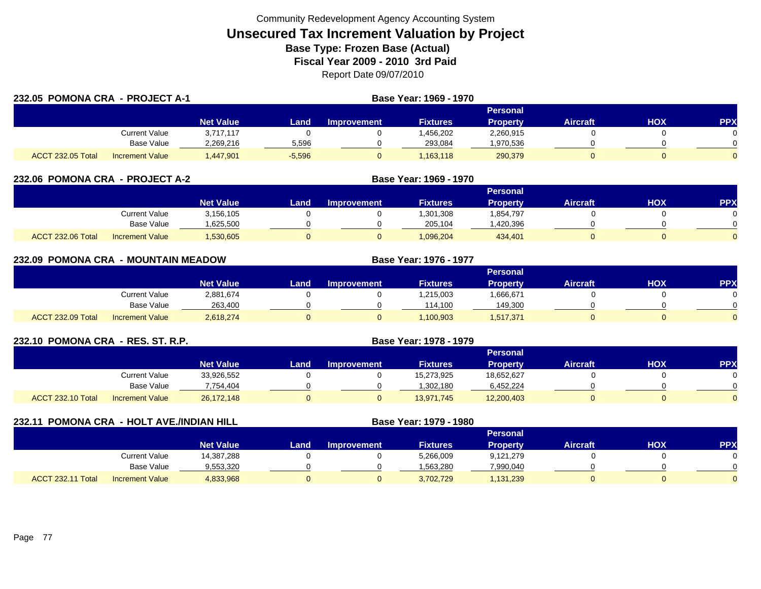Community Redevelopment Agency Accounting System

# Unsecured Tax Increment Valuation by Project

**Base Type: Frozen Base (Actual)**

**Fiscal Year 2009 - 2010 3rd Paid**

Report Date 09/07/2010

## 232.05 POMONA CRA - PROJECT A-1

**Base Year: 1969 - 1970**

| | | Net Value | Land | Improvement | Fixtures | Personal Property | Aircraft | HOX | PPX |
|---|---|---|---|---|---|---|---|---|---|
| | Current Value | 3,717,117 | 0 | 0 | 1,456,202 | 2,260,915 | 0 | 0 | 0 |
| | Base Value | 2,269,216 | 5,596 | 0 | 293,084 | 1,970,536 | 0 | 0 | 0 |
| ACCT 232.05 Total | Increment Value | 1,447,901 | -5,596 | 0 | 1,163,118 | 290,379 | 0 | 0 | 0 |

## 232.06 POMONA CRA - PROJECT A-2

**Base Year: 1969 - 1970**

| | | Net Value | Land | Improvement | Fixtures | Personal Property | Aircraft | HOX | PPX |
|---|---|---|---|---|---|---|---|---|---|
| | Current Value | 3,156,105 | 0 | 0 | 1,301,308 | 1,854,797 | 0 | 0 | 0 |
| | Base Value | 1,625,500 | 0 | 0 | 205,104 | 1,420,396 | 0 | 0 | 0 |
| ACCT 232.06 Total | Increment Value | 1,530,605 | 0 | 0 | 1,096,204 | 434,401 | 0 | 0 | 0 |

## 232.09 POMONA CRA - MOUNTAIN MEADOW

**Base Year: 1976 - 1977**

| | | Net Value | Land | Improvement | Fixtures | Personal Property | Aircraft | HOX | PPX |
|---|---|---|---|---|---|---|---|---|---|
| | Current Value | 2,881,674 | 0 | 0 | 1,215,003 | 1,666,671 | 0 | 0 | 0 |
| | Base Value | 263,400 | 0 | 0 | 114,100 | 149,300 | 0 | 0 | 0 |
| ACCT 232.09 Total | Increment Value | 2,618,274 | 0 | 0 | 1,100,903 | 1,517,371 | 0 | 0 | 0 |

## 232.10 POMONA CRA - RES. ST. R.P.

**Base Year: 1978 - 1979**

| | | Net Value | Land | Improvement | Fixtures | Personal Property | Aircraft | HOX | PPX |
|---|---|---|---|---|---|---|---|---|---|
| | Current Value | 33,926,552 | 0 | 0 | 15,273,925 | 18,652,627 | 0 | 0 | 0 |
| | Base Value | 7,754,404 | 0 | 0 | 1,302,180 | 6,452,224 | 0 | 0 | 0 |
| ACCT 232.10 Total | Increment Value | 26,172,148 | 0 | 0 | 13,971,745 | 12,200,403 | 0 | 0 | 0 |

## 232.11 POMONA CRA - HOLT AVE./INDIAN HILL

**Base Year: 1979 - 1980**

| | | Net Value | Land | Improvement | Fixtures | Personal Property | Aircraft | HOX | PPX |
|---|---|---|---|---|---|---|---|---|---|
| | Current Value | 14,387,288 | 0 | 0 | 5,266,009 | 9,121,279 | 0 | 0 | 0 |
| | Base Value | 9,553,320 | 0 | 0 | 1,563,280 | 7,990,040 | 0 | 0 | 0 |
| ACCT 232.11 Total | Increment Value | 4,833,968 | 0 | 0 | 3,702,729 | 1,131,239 | 0 | 0 | 0 |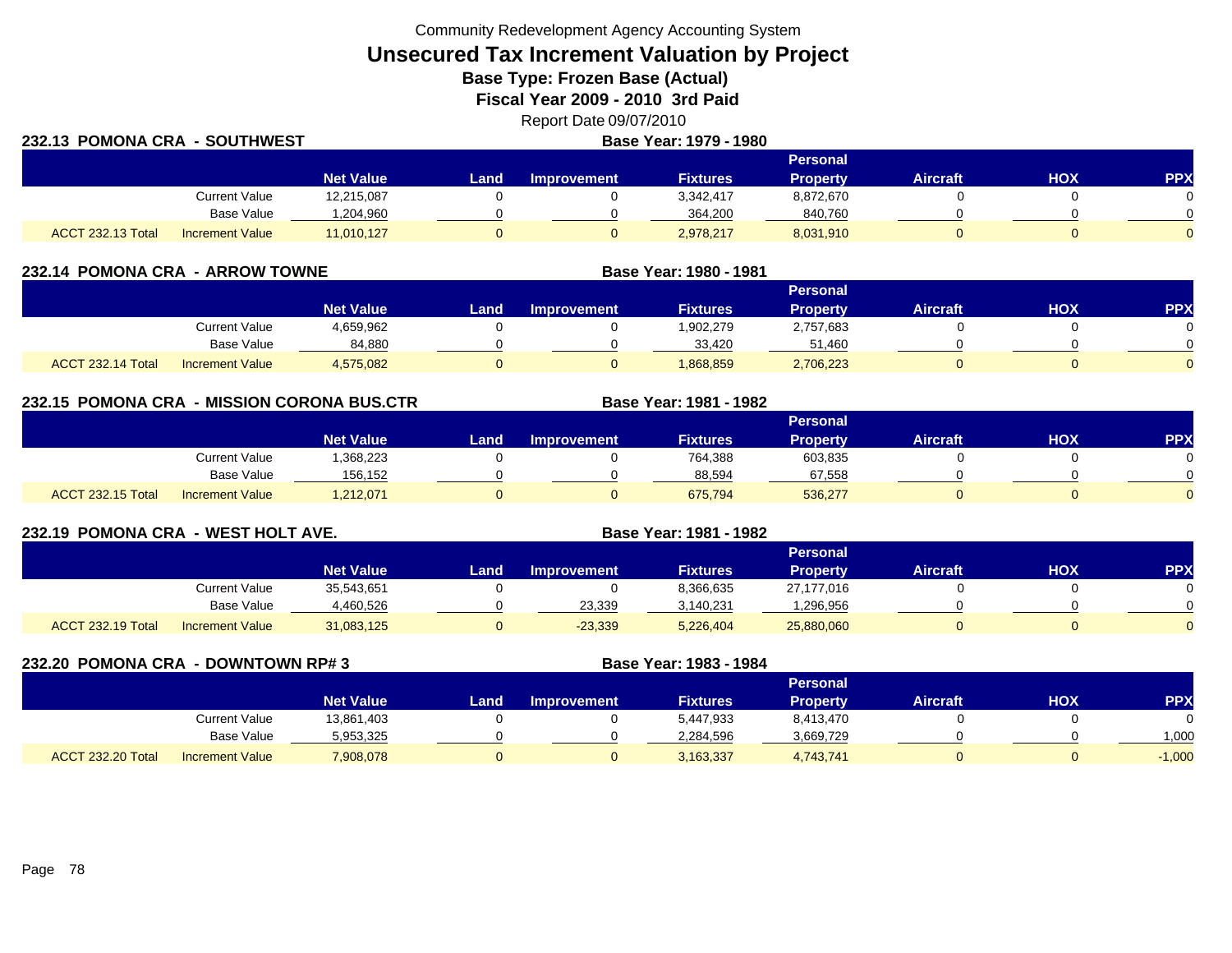Community Redevelopment Agency Accounting System

# Unsecured Tax Increment Valuation by Project

**Base Type: Frozen Base (Actual)**

**Fiscal Year 2009 - 2010 3rd Paid**

Report Date 09/07/2010

## 232.13 POMONA CRA - SOUTHWEST

**Base Year: 1979 - 1980**

| | | Net Value | Land | Improvement | Fixtures | Personal Property | Aircraft | HOX | PPX |
|---|---|---|---|---|---|---|---|---|---|
| | Current Value | 12,215,087 | 0 | 0 | 3,342,417 | 8,872,670 | 0 | 0 | 0 |
| | Base Value | 1,204,960 | 0 | 0 | 364,200 | 840,760 | 0 | 0 | 0 |
| ACCT 232.13 Total | Increment Value | 11,010,127 | 0 | 0 | 2,978,217 | 8,031,910 | 0 | 0 | 0 |

## 232.14 POMONA CRA - ARROW TOWNE

**Base Year: 1980 - 1981**

| | | Net Value | Land | Improvement | Fixtures | Personal Property | Aircraft | HOX | PPX |
|---|---|---|---|---|---|---|---|---|---|
| | Current Value | 4,659,962 | 0 | 0 | 1,902,279 | 2,757,683 | 0 | 0 | 0 |
| | Base Value | 84,880 | 0 | 0 | 33,420 | 51,460 | 0 | 0 | 0 |
| ACCT 232.14 Total | Increment Value | 4,575,082 | 0 | 0 | 1,868,859 | 2,706,223 | 0 | 0 | 0 |

## 232.15 POMONA CRA - MISSION CORONA BUS.CTR

**Base Year: 1981 - 1982**

| | | Net Value | Land | Improvement | Fixtures | Personal Property | Aircraft | HOX | PPX |
|---|---|---|---|---|---|---|---|---|---|
| | Current Value | 1,368,223 | 0 | 0 | 764,388 | 603,835 | 0 | 0 | 0 |
| | Base Value | 156,152 | 0 | 0 | 88,594 | 67,558 | 0 | 0 | 0 |
| ACCT 232.15 Total | Increment Value | 1,212,071 | 0 | 0 | 675,794 | 536,277 | 0 | 0 | 0 |

## 232.19 POMONA CRA - WEST HOLT AVE.

**Base Year: 1981 - 1982**

| | | Net Value | Land | Improvement | Fixtures | Personal Property | Aircraft | HOX | PPX |
|---|---|---|---|---|---|---|---|---|---|
| | Current Value | 35,543,651 | 0 | 0 | 8,366,635 | 27,177,016 | 0 | 0 | 0 |
| | Base Value | 4,460,526 | 0 | 23,339 | 3,140,231 | 1,296,956 | 0 | 0 | 0 |
| ACCT 232.19 Total | Increment Value | 31,083,125 | 0 | -23,339 | 5,226,404 | 25,880,060 | 0 | 0 | 0 |

## 232.20 POMONA CRA - DOWNTOWN RP# 3

**Base Year: 1983 - 1984**

| | | Net Value | Land | Improvement | Fixtures | Personal Property | Aircraft | HOX | PPX |
|---|---|---|---|---|---|---|---|---|---|
| | Current Value | 13,861,403 | 0 | 0 | 5,447,933 | 8,413,470 | 0 | 0 | 0 |
| | Base Value | 5,953,325 | 0 | 0 | 2,284,596 | 3,669,729 | 0 | 0 | 1,000 |
| ACCT 232.20 Total | Increment Value | 7,908,078 | 0 | 0 | 3,163,337 | 4,743,741 | 0 | 0 | -1,000 |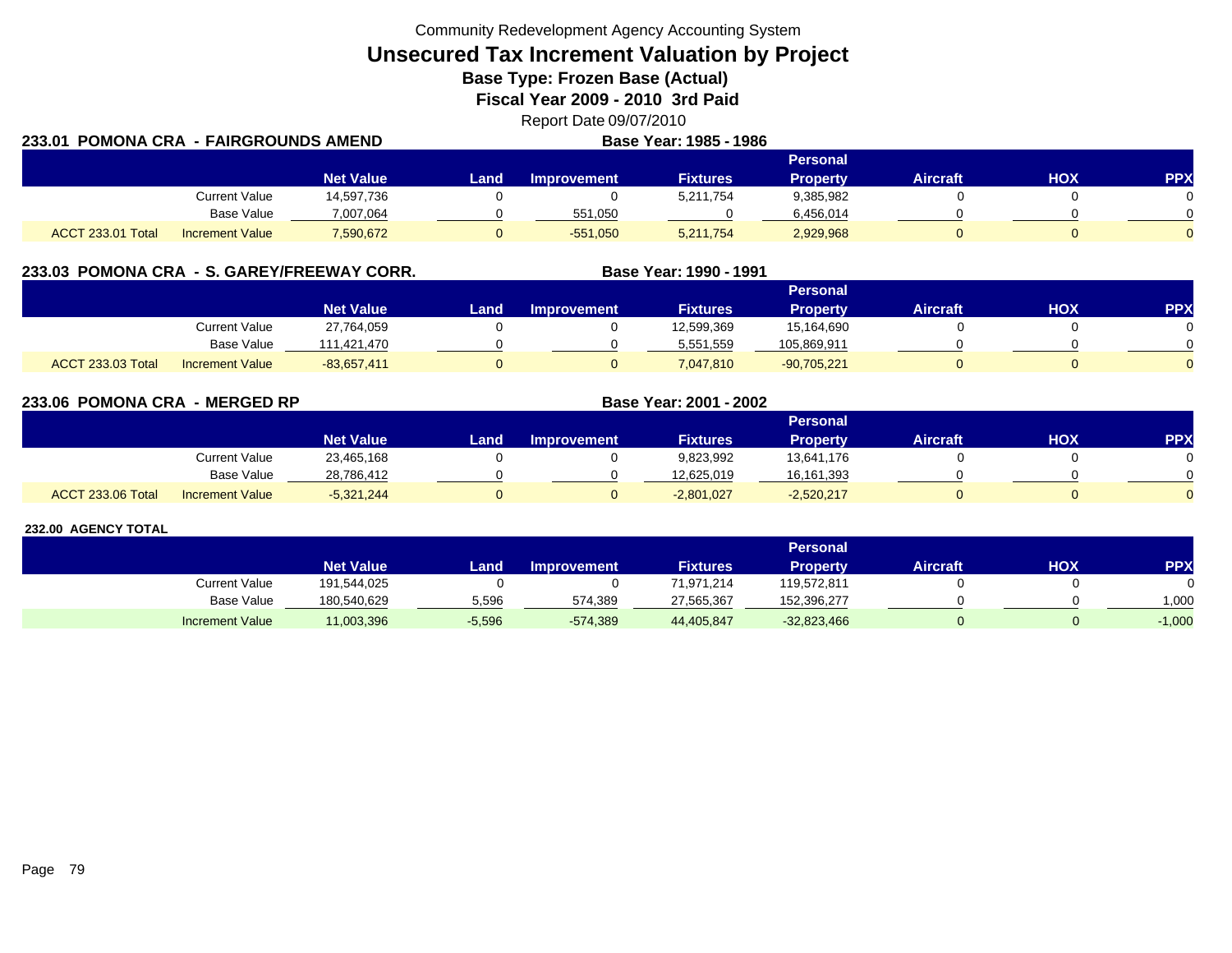Community Redevelopment Agency Accounting System

# Unsecured Tax Increment Valuation by Project

## Base Type: Frozen Base (Actual)

## Fiscal Year 2009 - 2010 3rd Paid

Report Date 09/07/2010

### 233.01 POMONA CRA - FAIRGROUNDS AMEND

**Base Year: 1985 - 1986**

| | | Net Value | Land | Improvement | Fixtures | Personal Property | Aircraft | HOX | PPX |
|---|---|---|---|---|---|---|---|---|---|
| | Current Value | 14,597,736 | 0 | 0 | 5,211,754 | 9,385,982 | 0 | 0 | 0 |
| | Base Value | 7,007,064 | 0 | 551,050 | 0 | 6,456,014 | 0 | 0 | 0 |
| ACCT 233.01 Total | Increment Value | 7,590,672 | 0 | -551,050 | 5,211,754 | 2,929,968 | 0 | 0 | 0 |

### 233.03 POMONA CRA - S. GAREY/FREEWAY CORR.

**Base Year: 1990 - 1991**

| | | Net Value | Land | Improvement | Fixtures | Personal Property | Aircraft | HOX | PPX |
|---|---|---|---|---|---|---|---|---|---|
| | Current Value | 27,764,059 | 0 | 0 | 12,599,369 | 15,164,690 | 0 | 0 | 0 |
| | Base Value | 111,421,470 | 0 | 0 | 5,551,559 | 105,869,911 | 0 | 0 | 0 |
| ACCT 233.03 Total | Increment Value | -83,657,411 | 0 | 0 | 7,047,810 | -90,705,221 | 0 | 0 | 0 |

### 233.06 POMONA CRA - MERGED RP

**Base Year: 2001 - 2002**

| | | Net Value | Land | Improvement | Fixtures | Personal Property | Aircraft | HOX | PPX |
|---|---|---|---|---|---|---|---|---|---|
| | Current Value | 23,465,168 | 0 | 0 | 9,823,992 | 13,641,176 | 0 | 0 | 0 |
| | Base Value | 28,786,412 | 0 | 0 | 12,625,019 | 16,161,393 | 0 | 0 | 0 |
| ACCT 233.06 Total | Increment Value | -5,321,244 | 0 | 0 | -2,801,027 | -2,520,217 | 0 | 0 | 0 |

### 232.00 AGENCY TOTAL

| | | Net Value | Land | Improvement | Fixtures | Personal Property | Aircraft | HOX | PPX |
|---|---|---|---|---|---|---|---|---|---|
| | Current Value | 191,544,025 | 0 | 0 | 71,971,214 | 119,572,811 | 0 | 0 | 0 |
| | Base Value | 180,540,629 | 5,596 | 574,389 | 27,565,367 | 152,396,277 | 0 | 0 | 1,000 |
| | Increment Value | 11,003,396 | -5,596 | -574,389 | 44,405,847 | -32,823,466 | 0 | 0 | -1,000 |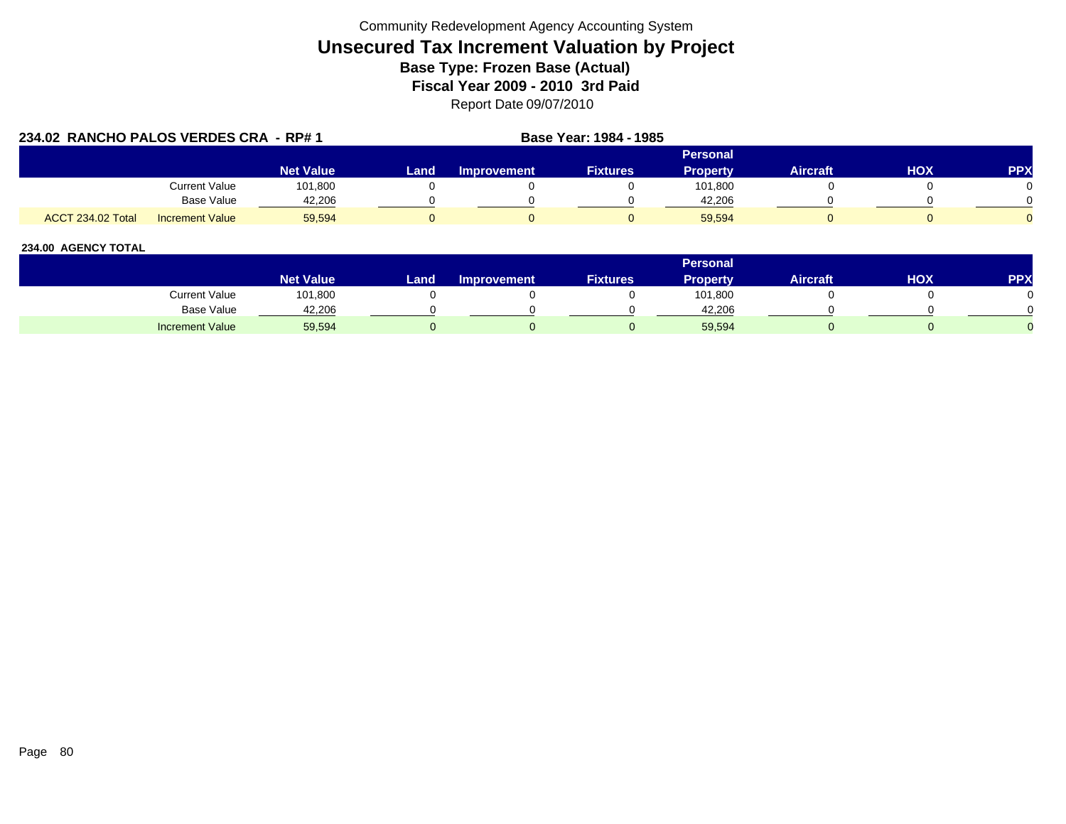Community Redevelopment Agency Accounting System

# Unsecured Tax Increment Valuation by Project

### Base Type: Frozen Base (Actual)

### Fiscal Year 2009 - 2010 3rd Paid

Report Date 09/07/2010

**234.02 RANCHO PALOS VERDES CRA - RP# 1** **Base Year: 1984 - 1985**

| | | Net Value | Land | Improvement | Fixtures | Personal Property | Aircraft | HOX | PPX |
|---|---|---|---|---|---|---|---|---|---|
| | Current Value | 101,800 | 0 | 0 | 0 | 101,800 | 0 | 0 | 0 |
| | Base Value | 42,206 | 0 | 0 | 0 | 42,206 | 0 | 0 | 0 |
| ACCT 234.02 Total | Increment Value | 59,594 | 0 | 0 | 0 | 59,594 | 0 | 0 | 0 |

**234.00 AGENCY TOTAL**

| | Net Value | Land | Improvement | Fixtures | Personal Property | Aircraft | HOX | PPX |
|---|---|---|---|---|---|---|---|---|
| Current Value | 101,800 | 0 | 0 | 0 | 101,800 | 0 | 0 | 0 |
| Base Value | 42,206 | 0 | 0 | 0 | 42,206 | 0 | 0 | 0 |
| Increment Value | 59,594 | 0 | 0 | 0 | 59,594 | 0 | 0 | 0 |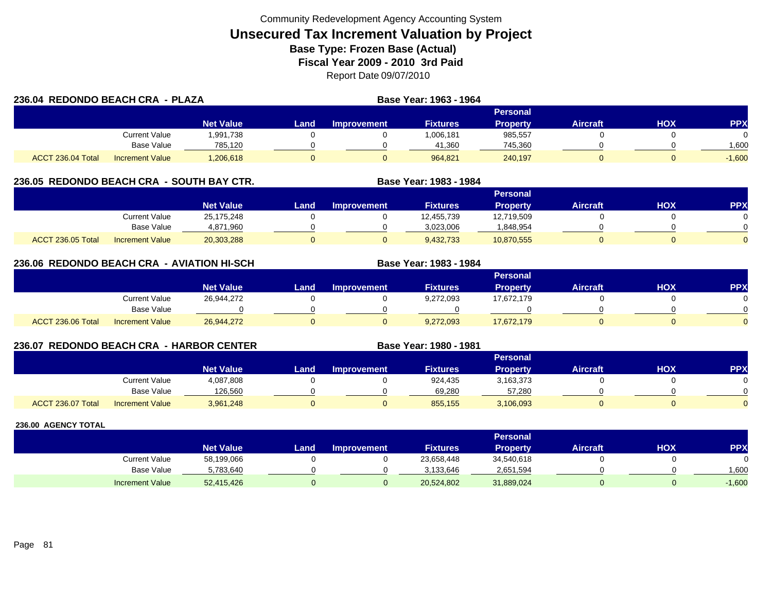Community Redevelopment Agency Accounting System

# Unsecured Tax Increment Valuation by Project

**Base Type: Frozen Base (Actual)**

**Fiscal Year 2009 - 2010 3rd Paid**

Report Date 09/07/2010

### 236.04 REDONDO BEACH CRA - PLAZA

**Base Year: 1963 - 1964**

| | | Net Value | Land | Improvement | Fixtures | Personal Property | Aircraft | HOX | PPX |
|---|---|---|---|---|---|---|---|---|---|
| | Current Value | 1,991,738 | 0 | 0 | 1,006,181 | 985,557 | 0 | 0 | 0 |
| | Base Value | 785,120 | 0 | 0 | 41,360 | 745,360 | 0 | 0 | 1,600 |
| ACCT 236.04 Total | Increment Value | 1,206,618 | 0 | 0 | 964,821 | 240,197 | 0 | 0 | -1,600 |

### 236.05 REDONDO BEACH CRA - SOUTH BAY CTR.

**Base Year: 1983 - 1984**

| | | Net Value | Land | Improvement | Fixtures | Personal Property | Aircraft | HOX | PPX |
|---|---|---|---|---|---|---|---|---|---|
| | Current Value | 25,175,248 | 0 | 0 | 12,455,739 | 12,719,509 | 0 | 0 | 0 |
| | Base Value | 4,871,960 | 0 | 0 | 3,023,006 | 1,848,954 | 0 | 0 | 0 |
| ACCT 236.05 Total | Increment Value | 20,303,288 | 0 | 0 | 9,432,733 | 10,870,555 | 0 | 0 | 0 |

### 236.06 REDONDO BEACH CRA - AVIATION HI-SCH

**Base Year: 1983 - 1984**

| | | Net Value | Land | Improvement | Fixtures | Personal Property | Aircraft | HOX | PPX |
|---|---|---|---|---|---|---|---|---|---|
| | Current Value | 26,944,272 | 0 | 0 | 9,272,093 | 17,672,179 | 0 | 0 | 0 |
| | Base Value | 0 | 0 | 0 | 0 | 0 | 0 | 0 | 0 |
| ACCT 236.06 Total | Increment Value | 26,944,272 | 0 | 0 | 9,272,093 | 17,672,179 | 0 | 0 | 0 |

### 236.07 REDONDO BEACH CRA - HARBOR CENTER

**Base Year: 1980 - 1981**

| | | Net Value | Land | Improvement | Fixtures | Personal Property | Aircraft | HOX | PPX |
|---|---|---|---|---|---|---|---|---|---|
| | Current Value | 4,087,808 | 0 | 0 | 924,435 | 3,163,373 | 0 | 0 | 0 |
| | Base Value | 126,560 | 0 | 0 | 69,280 | 57,280 | 0 | 0 | 0 |
| ACCT 236.07 Total | Increment Value | 3,961,248 | 0 | 0 | 855,155 | 3,106,093 | 0 | 0 | 0 |

### 236.00 AGENCY TOTAL

| | | Net Value | Land | Improvement | Fixtures | Personal Property | Aircraft | HOX | PPX |
|---|---|---|---|---|---|---|---|---|---|
| | Current Value | 58,199,066 | 0 | 0 | 23,658,448 | 34,540,618 | 0 | 0 | 0 |
| | Base Value | 5,783,640 | 0 | 0 | 3,133,646 | 2,651,594 | 0 | 0 | 1,600 |
| | Increment Value | 52,415,426 | 0 | 0 | 20,524,802 | 31,889,024 | 0 | 0 | -1,600 |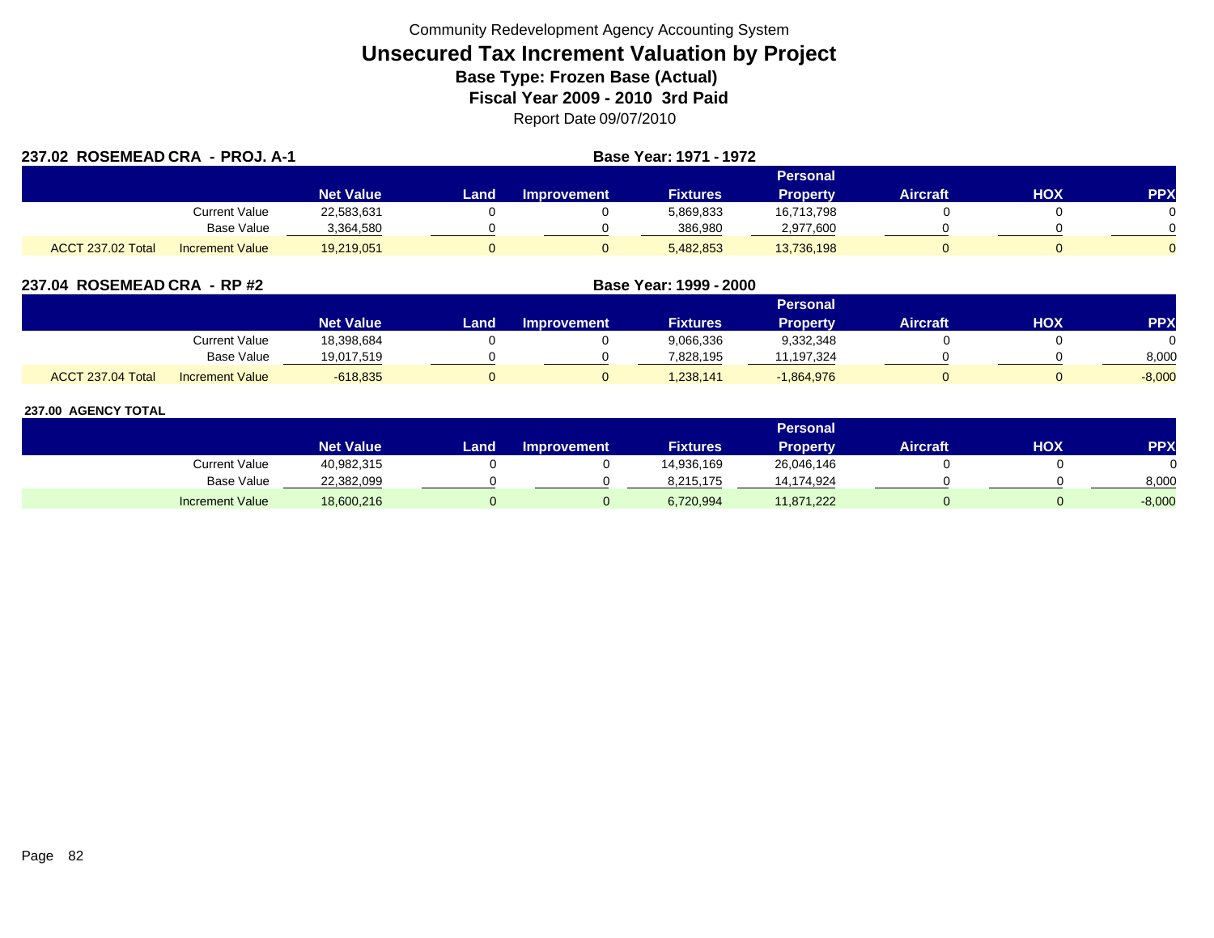Community Redevelopment Agency Accounting System

# Unsecured Tax Increment Valuation by Project

### Base Type: Frozen Base (Actual)

### Fiscal Year 2009 - 2010 3rd Paid

Report Date 09/07/2010

**237.02 ROSEMEAD CRA - PROJ. A-1** **Base Year: 1971 - 1972**

| | | Net Value | Land | Improvement | Fixtures | Personal Property | Aircraft | HOX | PPX |
|---|---|---|---|---|---|---|---|---|---|
| | Current Value | 22,583,631 | 0 | 0 | 5,869,833 | 16,713,798 | 0 | 0 | 0 |
| | Base Value | 3,364,580 | 0 | 0 | 386,980 | 2,977,600 | 0 | 0 | 0 |
| ACCT 237.02 Total | Increment Value | 19,219,051 | 0 | 0 | 5,482,853 | 13,736,198 | 0 | 0 | 0 |

**237.04 ROSEMEAD CRA - RP #2** **Base Year: 1999 - 2000**

| | | Net Value | Land | Improvement | Fixtures | Personal Property | Aircraft | HOX | PPX |
|---|---|---|---|---|---|---|---|---|---|
| | Current Value | 18,398,684 | 0 | 0 | 9,066,336 | 9,332,348 | 0 | 0 | 0 |
| | Base Value | 19,017,519 | 0 | 0 | 7,828,195 | 11,197,324 | 0 | 0 | 8,000 |
| ACCT 237.04 Total | Increment Value | -618,835 | 0 | 0 | 1,238,141 | -1,864,976 | 0 | 0 | -8,000 |

**237.00 AGENCY TOTAL**

| | | Net Value | Land | Improvement | Fixtures | Personal Property | Aircraft | HOX | PPX |
|---|---|---|---|---|---|---|---|---|---|
| | Current Value | 40,982,315 | 0 | 0 | 14,936,169 | 26,046,146 | 0 | 0 | 0 |
| | Base Value | 22,382,099 | 0 | 0 | 8,215,175 | 14,174,924 | 0 | 0 | 8,000 |
| | Increment Value | 18,600,216 | 0 | 0 | 6,720,994 | 11,871,222 | 0 | 0 | -8,000 |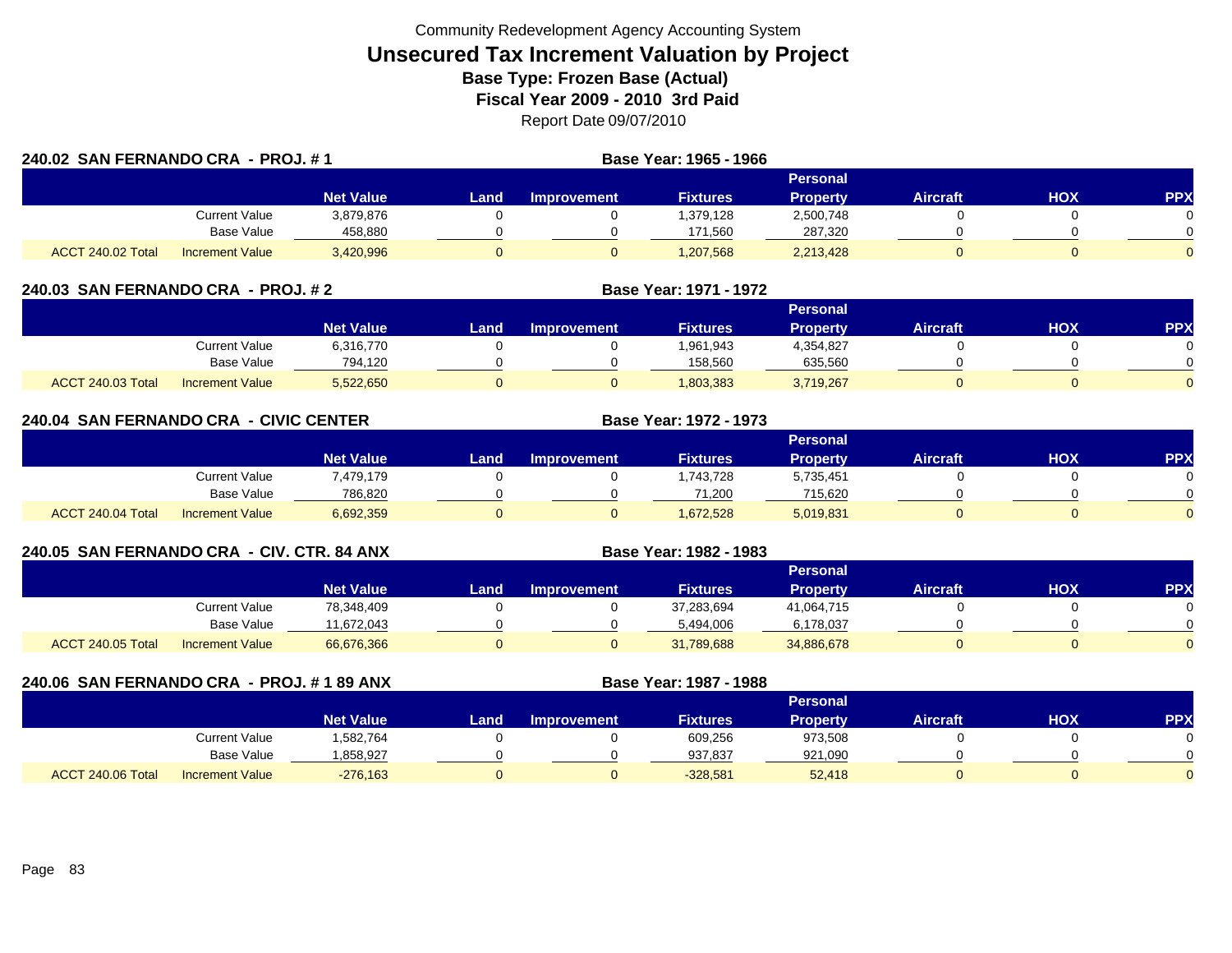Community Redevelopment Agency Accounting System

# Unsecured Tax Increment Valuation by Project

**Base Type: Frozen Base (Actual)**

**Fiscal Year 2009 - 2010 3rd Paid**

Report Date 09/07/2010

## 240.02 SAN FERNANDO CRA - PROJ. # 1

**Base Year: 1965 - 1966**

| | | Net Value | Land | Improvement | Fixtures | Personal Property | Aircraft | HOX | PPX |
|---|---|---|---|---|---|---|---|---|---|
| | Current Value | 3,879,876 | 0 | 0 | 1,379,128 | 2,500,748 | 0 | 0 | 0 |
| | Base Value | 458,880 | 0 | 0 | 171,560 | 287,320 | 0 | 0 | 0 |
| ACCT 240.02 Total | Increment Value | 3,420,996 | 0 | 0 | 1,207,568 | 2,213,428 | 0 | 0 | 0 |

## 240.03 SAN FERNANDO CRA - PROJ. # 2

**Base Year: 1971 - 1972**

| | | Net Value | Land | Improvement | Fixtures | Personal Property | Aircraft | HOX | PPX |
|---|---|---|---|---|---|---|---|---|---|
| | Current Value | 6,316,770 | 0 | 0 | 1,961,943 | 4,354,827 | 0 | 0 | 0 |
| | Base Value | 794,120 | 0 | 0 | 158,560 | 635,560 | 0 | 0 | 0 |
| ACCT 240.03 Total | Increment Value | 5,522,650 | 0 | 0 | 1,803,383 | 3,719,267 | 0 | 0 | 0 |

## 240.04 SAN FERNANDO CRA - CIVIC CENTER

**Base Year: 1972 - 1973**

| | | Net Value | Land | Improvement | Fixtures | Personal Property | Aircraft | HOX | PPX |
|---|---|---|---|---|---|---|---|---|---|
| | Current Value | 7,479,179 | 0 | 0 | 1,743,728 | 5,735,451 | 0 | 0 | 0 |
| | Base Value | 786,820 | 0 | 0 | 71,200 | 715,620 | 0 | 0 | 0 |
| ACCT 240.04 Total | Increment Value | 6,692,359 | 0 | 0 | 1,672,528 | 5,019,831 | 0 | 0 | 0 |

## 240.05 SAN FERNANDO CRA - CIV. CTR. 84 ANX

**Base Year: 1982 - 1983**

| | | Net Value | Land | Improvement | Fixtures | Personal Property | Aircraft | HOX | PPX |
|---|---|---|---|---|---|---|---|---|---|
| | Current Value | 78,348,409 | 0 | 0 | 37,283,694 | 41,064,715 | 0 | 0 | 0 |
| | Base Value | 11,672,043 | 0 | 0 | 5,494,006 | 6,178,037 | 0 | 0 | 0 |
| ACCT 240.05 Total | Increment Value | 66,676,366 | 0 | 0 | 31,789,688 | 34,886,678 | 0 | 0 | 0 |

## 240.06 SAN FERNANDO CRA - PROJ. # 1 89 ANX

**Base Year: 1987 - 1988**

| | | Net Value | Land | Improvement | Fixtures | Personal Property | Aircraft | HOX | PPX |
|---|---|---|---|---|---|---|---|---|---|
| | Current Value | 1,582,764 | 0 | 0 | 609,256 | 973,508 | 0 | 0 | 0 |
| | Base Value | 1,858,927 | 0 | 0 | 937,837 | 921,090 | 0 | 0 | 0 |
| ACCT 240.06 Total | Increment Value | -276,163 | 0 | 0 | -328,581 | 52,418 | 0 | 0 | 0 |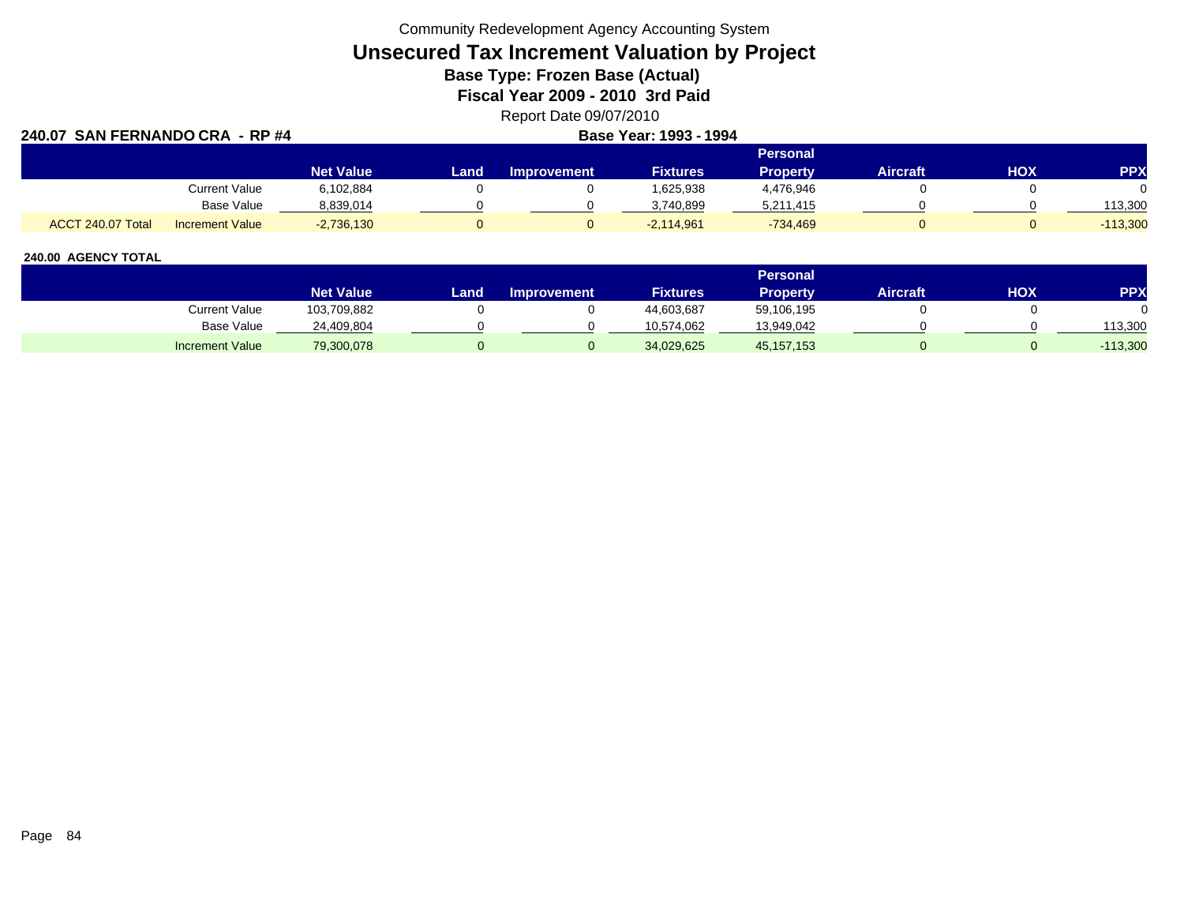Community Redevelopment Agency Accounting System

# Unsecured Tax Increment Valuation by Project

**Base Type: Frozen Base (Actual)**

**Fiscal Year 2009 - 2010 3rd Paid**

Report Date 09/07/2010

**240.07 SAN FERNANDO CRA - RP #4** **Base Year: 1993 - 1994**

| | | Net Value | Land | Improvement | Fixtures | Personal Property | Aircraft | HOX | PPX |
|---|---|---|---|---|---|---|---|---|---|
| | Current Value | 6,102,884 | 0 | 0 | 1,625,938 | 4,476,946 | 0 | 0 | 0 |
| | Base Value | 8,839,014 | 0 | 0 | 3,740,899 | 5,211,415 | 0 | 0 | 113,300 |
| ACCT 240.07 Total | Increment Value | -2,736,130 | 0 | 0 | -2,114,961 | -734,469 | 0 | 0 | -113,300 |

**240.00 AGENCY TOTAL**

| | Net Value | Land | Improvement | Fixtures | Personal Property | Aircraft | HOX | PPX |
|---|---|---|---|---|---|---|---|---|
| Current Value | 103,709,882 | 0 | 0 | 44,603,687 | 59,106,195 | 0 | 0 | 0 |
| Base Value | 24,409,804 | 0 | 0 | 10,574,062 | 13,949,042 | 0 | 0 | 113,300 |
| Increment Value | 79,300,078 | 0 | 0 | 34,029,625 | 45,157,153 | 0 | 0 | -113,300 |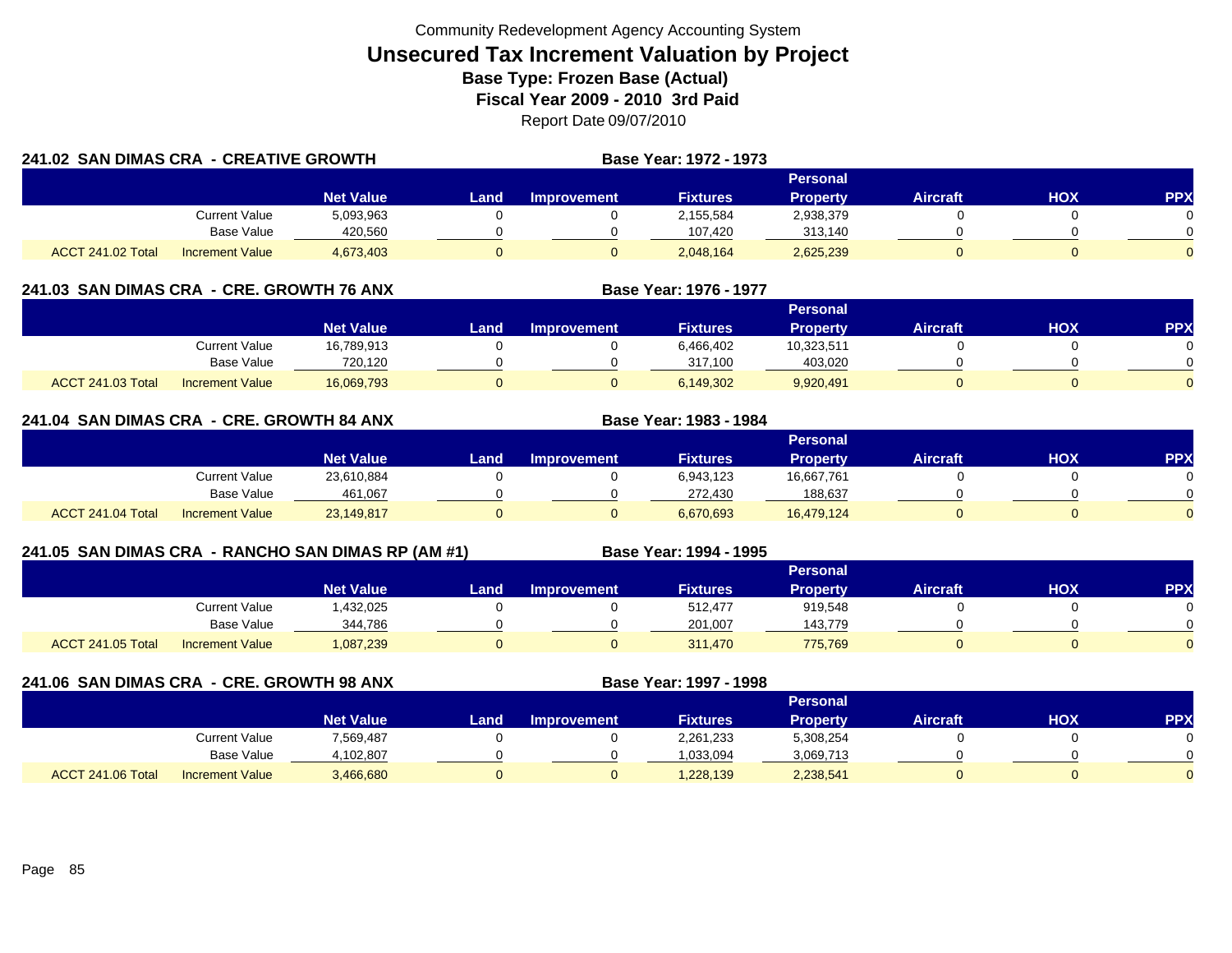Community Redevelopment Agency Accounting System

# Unsecured Tax Increment Valuation by Project

**Base Type: Frozen Base (Actual)**

**Fiscal Year 2009 - 2010 3rd Paid**

Report Date 09/07/2010

## 241.02 SAN DIMAS CRA - CREATIVE GROWTH

**Base Year: 1972 - 1973**

| | | Net Value | Land | Improvement | Fixtures | Personal Property | Aircraft | HOX | PPX |
|---|---|---|---|---|---|---|---|---|---|
| | Current Value | 5,093,963 | 0 | 0 | 2,155,584 | 2,938,379 | 0 | 0 | 0 |
| | Base Value | 420,560 | 0 | 0 | 107,420 | 313,140 | 0 | 0 | 0 |
| ACCT 241.02 Total | Increment Value | 4,673,403 | 0 | 0 | 2,048,164 | 2,625,239 | 0 | 0 | 0 |

## 241.03 SAN DIMAS CRA - CRE. GROWTH 76 ANX

**Base Year: 1976 - 1977**

| | | Net Value | Land | Improvement | Fixtures | Personal Property | Aircraft | HOX | PPX |
|---|---|---|---|---|---|---|---|---|---|
| | Current Value | 16,789,913 | 0 | 0 | 6,466,402 | 10,323,511 | 0 | 0 | 0 |
| | Base Value | 720,120 | 0 | 0 | 317,100 | 403,020 | 0 | 0 | 0 |
| ACCT 241.03 Total | Increment Value | 16,069,793 | 0 | 0 | 6,149,302 | 9,920,491 | 0 | 0 | 0 |

## 241.04 SAN DIMAS CRA - CRE. GROWTH 84 ANX

**Base Year: 1983 - 1984**

| | | Net Value | Land | Improvement | Fixtures | Personal Property | Aircraft | HOX | PPX |
|---|---|---|---|---|---|---|---|---|---|
| | Current Value | 23,610,884 | 0 | 0 | 6,943,123 | 16,667,761 | 0 | 0 | 0 |
| | Base Value | 461,067 | 0 | 0 | 272,430 | 188,637 | 0 | 0 | 0 |
| ACCT 241.04 Total | Increment Value | 23,149,817 | 0 | 0 | 6,670,693 | 16,479,124 | 0 | 0 | 0 |

## 241.05 SAN DIMAS CRA - RANCHO SAN DIMAS RP (AM #1)

**Base Year: 1994 - 1995**

| | | Net Value | Land | Improvement | Fixtures | Personal Property | Aircraft | HOX | PPX |
|---|---|---|---|---|---|---|---|---|---|
| | Current Value | 1,432,025 | 0 | 0 | 512,477 | 919,548 | 0 | 0 | 0 |
| | Base Value | 344,786 | 0 | 0 | 201,007 | 143,779 | 0 | 0 | 0 |
| ACCT 241.05 Total | Increment Value | 1,087,239 | 0 | 0 | 311,470 | 775,769 | 0 | 0 | 0 |

## 241.06 SAN DIMAS CRA - CRE. GROWTH 98 ANX

**Base Year: 1997 - 1998**

| | | Net Value | Land | Improvement | Fixtures | Personal Property | Aircraft | HOX | PPX |
|---|---|---|---|---|---|---|---|---|---|
| | Current Value | 7,569,487 | 0 | 0 | 2,261,233 | 5,308,254 | 0 | 0 | 0 |
| | Base Value | 4,102,807 | 0 | 0 | 1,033,094 | 3,069,713 | 0 | 0 | 0 |
| ACCT 241.06 Total | Increment Value | 3,466,680 | 0 | 0 | 1,228,139 | 2,238,541 | 0 | 0 | 0 |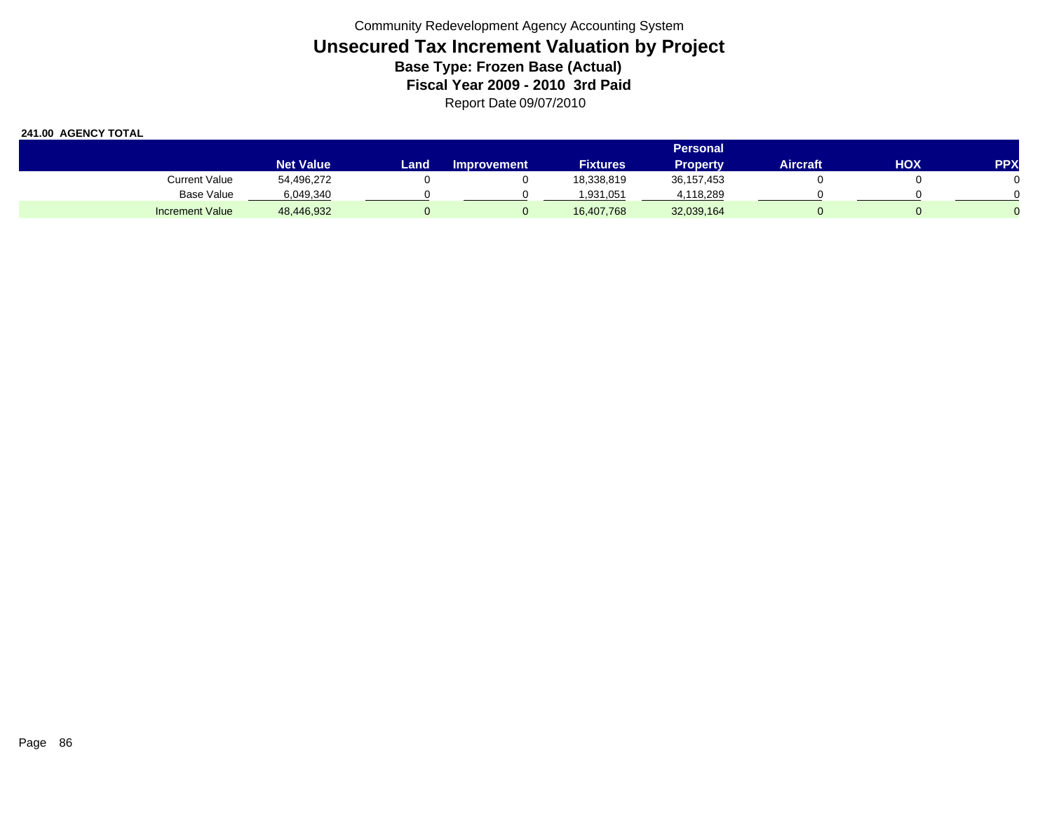Community Redevelopment Agency Accounting System

# Unsecured Tax Increment Valuation by Project

### Base Type: Frozen Base (Actual)

### Fiscal Year 2009 - 2010 3rd Paid

Report Date 09/07/2010

**241.00 AGENCY TOTAL**

| | Net Value | Land | Improvement | Fixtures | Personal Property | Aircraft | HOX | PPX |
|---|---|---|---|---|---|---|---|---|
| Current Value | 54,496,272 | 0 | 0 | 18,338,819 | 36,157,453 | 0 | 0 | 0 |
| Base Value | 6,049,340 | 0 | 0 | 1,931,051 | 4,118,289 | 0 | 0 | 0 |
| Increment Value | 48,446,932 | 0 | 0 | 16,407,768 | 32,039,164 | 0 | 0 | 0 |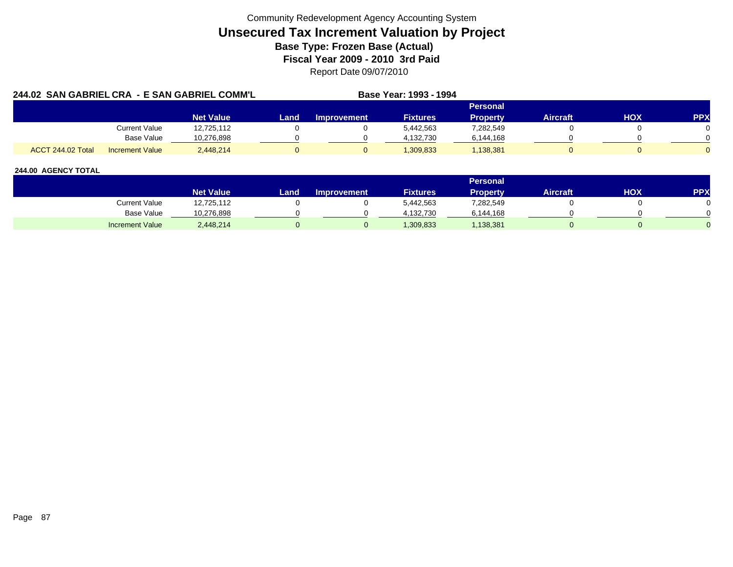Community Redevelopment Agency Accounting System

# Unsecured Tax Increment Valuation by Project

**Base Type: Frozen Base (Actual)**

**Fiscal Year 2009 - 2010 3rd Paid**

Report Date 09/07/2010

**244.02 SAN GABRIEL CRA - E SAN GABRIEL COMM'L** **Base Year: 1993 - 1994**

| | | Net Value | Land | Improvement | Fixtures | Personal Property | Aircraft | HOX | PPX |
|---|---|---|---|---|---|---|---|---|---|
| | Current Value | 12,725,112 | 0 | 0 | 5,442,563 | 7,282,549 | 0 | 0 | 0 |
| | Base Value | 10,276,898 | 0 | 0 | 4,132,730 | 6,144,168 | 0 | 0 | 0 |
| ACCT 244.02 Total | Increment Value | 2,448,214 | 0 | 0 | 1,309,833 | 1,138,381 | 0 | 0 | 0 |

**244.00 AGENCY TOTAL**

| | Net Value | Land | Improvement | Fixtures | Personal Property | Aircraft | HOX | PPX |
|---|---|---|---|---|---|---|---|---|
| Current Value | 12,725,112 | 0 | 0 | 5,442,563 | 7,282,549 | 0 | 0 | 0 |
| Base Value | 10,276,898 | 0 | 0 | 4,132,730 | 6,144,168 | 0 | 0 | 0 |
| Increment Value | 2,448,214 | 0 | 0 | 1,309,833 | 1,138,381 | 0 | 0 | 0 |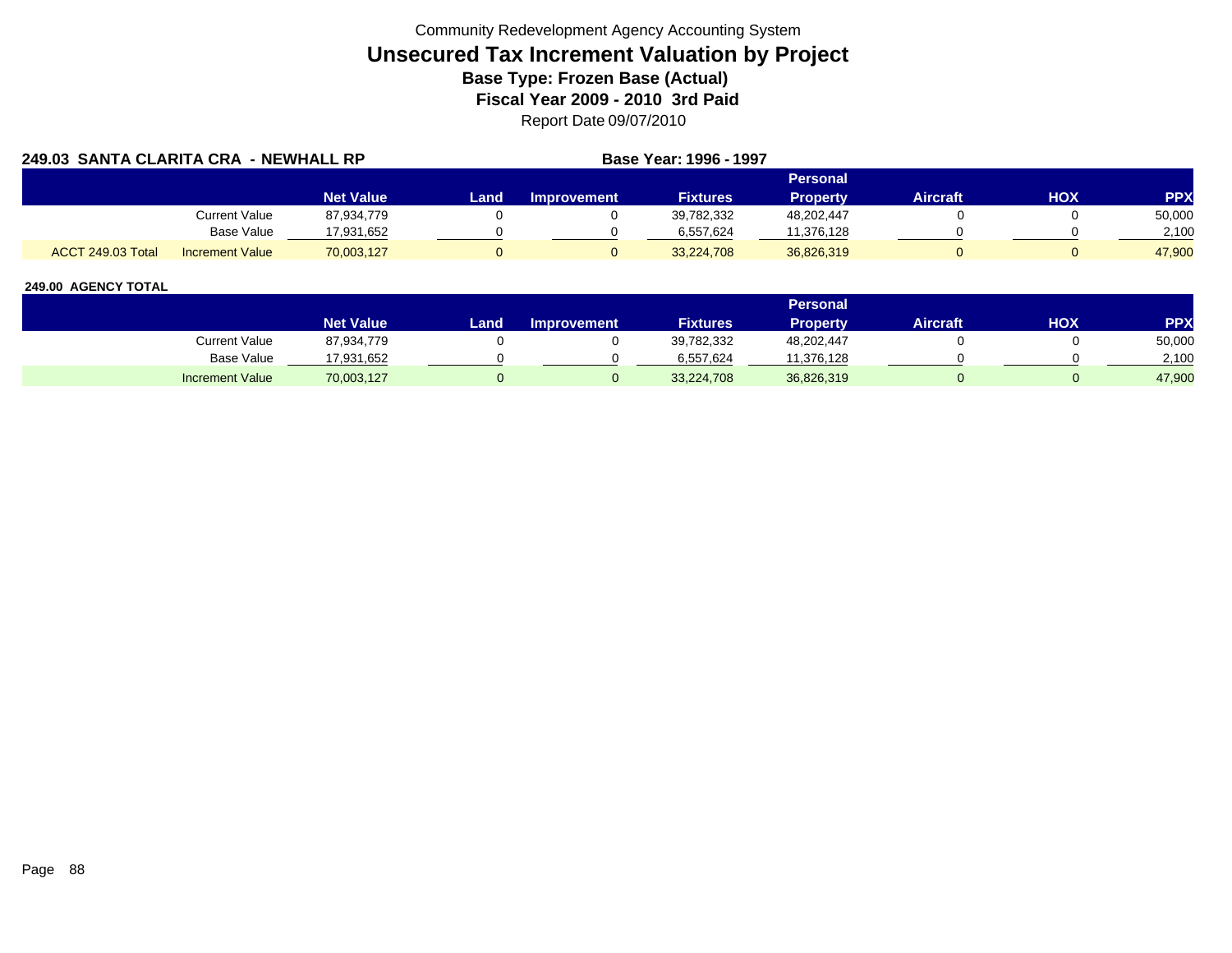Community Redevelopment Agency Accounting System

# Unsecured Tax Increment Valuation by Project

### Base Type: Frozen Base (Actual)

### Fiscal Year 2009 - 2010 3rd Paid

Report Date 09/07/2010

**249.03 SANTA CLARITA CRA - NEWHALL RP** | **Base Year: 1996 - 1997**

| | | Net Value | Land | Improvement | Fixtures | Personal Property | Aircraft | HOX | PPX |
|---|---|---|---|---|---|---|---|---|---|
| | Current Value | 87,934,779 | 0 | 0 | 39,782,332 | 48,202,447 | 0 | 0 | 50,000 |
| | Base Value | 17,931,652 | 0 | 0 | 6,557,624 | 11,376,128 | 0 | 0 | 2,100 |
| ACCT 249.03 Total | Increment Value | 70,003,127 | 0 | 0 | 33,224,708 | 36,826,319 | 0 | 0 | 47,900 |

**249.00 AGENCY TOTAL**

| | Net Value | Land | Improvement | Fixtures | Personal Property | Aircraft | HOX | PPX |
|---|---|---|---|---|---|---|---|---|
| Current Value | 87,934,779 | 0 | 0 | 39,782,332 | 48,202,447 | 0 | 0 | 50,000 |
| Base Value | 17,931,652 | 0 | 0 | 6,557,624 | 11,376,128 | 0 | 0 | 2,100 |
| Increment Value | 70,003,127 | 0 | 0 | 33,224,708 | 36,826,319 | 0 | 0 | 47,900 |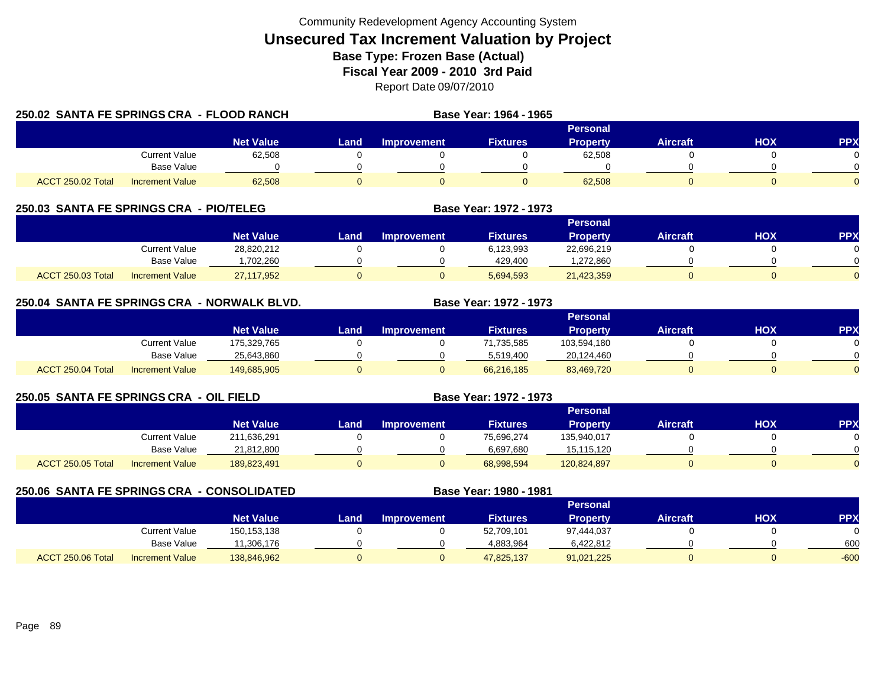Community Redevelopment Agency Accounting System

# Unsecured Tax Increment Valuation by Project

**Base Type: Frozen Base (Actual)**

**Fiscal Year 2009 - 2010 3rd Paid**

Report Date 09/07/2010

## 250.02 SANTA FE SPRINGS CRA - FLOOD RANCH

**Base Year: 1964 - 1965**

| | | Net Value | Land | Improvement | Fixtures | Personal Property | Aircraft | HOX | PPX |
|---|---|---|---|---|---|---|---|---|---|
| | Current Value | 62,508 | 0 | 0 | 0 | 62,508 | 0 | 0 | 0 |
| | Base Value | 0 | 0 | 0 | 0 | 0 | 0 | 0 | 0 |
| ACCT 250.02 Total | Increment Value | 62,508 | 0 | 0 | 0 | 62,508 | 0 | 0 | 0 |

## 250.03 SANTA FE SPRINGS CRA - PIO/TELEG

**Base Year: 1972 - 1973**

| | | Net Value | Land | Improvement | Fixtures | Personal Property | Aircraft | HOX | PPX |
|---|---|---|---|---|---|---|---|---|---|
| | Current Value | 28,820,212 | 0 | 0 | 6,123,993 | 22,696,219 | 0 | 0 | 0 |
| | Base Value | 1,702,260 | 0 | 0 | 429,400 | 1,272,860 | 0 | 0 | 0 |
| ACCT 250.03 Total | Increment Value | 27,117,952 | 0 | 0 | 5,694,593 | 21,423,359 | 0 | 0 | 0 |

## 250.04 SANTA FE SPRINGS CRA - NORWALK BLVD.

**Base Year: 1972 - 1973**

| | | Net Value | Land | Improvement | Fixtures | Personal Property | Aircraft | HOX | PPX |
|---|---|---|---|---|---|---|---|---|---|
| | Current Value | 175,329,765 | 0 | 0 | 71,735,585 | 103,594,180 | 0 | 0 | 0 |
| | Base Value | 25,643,860 | 0 | 0 | 5,519,400 | 20,124,460 | 0 | 0 | 0 |
| ACCT 250.04 Total | Increment Value | 149,685,905 | 0 | 0 | 66,216,185 | 83,469,720 | 0 | 0 | 0 |

## 250.05 SANTA FE SPRINGS CRA - OIL FIELD

**Base Year: 1972 - 1973**

| | | Net Value | Land | Improvement | Fixtures | Personal Property | Aircraft | HOX | PPX |
|---|---|---|---|---|---|---|---|---|---|
| | Current Value | 211,636,291 | 0 | 0 | 75,696,274 | 135,940,017 | 0 | 0 | 0 |
| | Base Value | 21,812,800 | 0 | 0 | 6,697,680 | 15,115,120 | 0 | 0 | 0 |
| ACCT 250.05 Total | Increment Value | 189,823,491 | 0 | 0 | 68,998,594 | 120,824,897 | 0 | 0 | 0 |

## 250.06 SANTA FE SPRINGS CRA - CONSOLIDATED

**Base Year: 1980 - 1981**

| | | Net Value | Land | Improvement | Fixtures | Personal Property | Aircraft | HOX | PPX |
|---|---|---|---|---|---|---|---|---|---|
| | Current Value | 150,153,138 | 0 | 0 | 52,709,101 | 97,444,037 | 0 | 0 | 0 |
| | Base Value | 11,306,176 | 0 | 0 | 4,883,964 | 6,422,812 | 0 | 0 | 600 |
| ACCT 250.06 Total | Increment Value | 138,846,962 | 0 | 0 | 47,825,137 | 91,021,225 | 0 | 0 | -600 |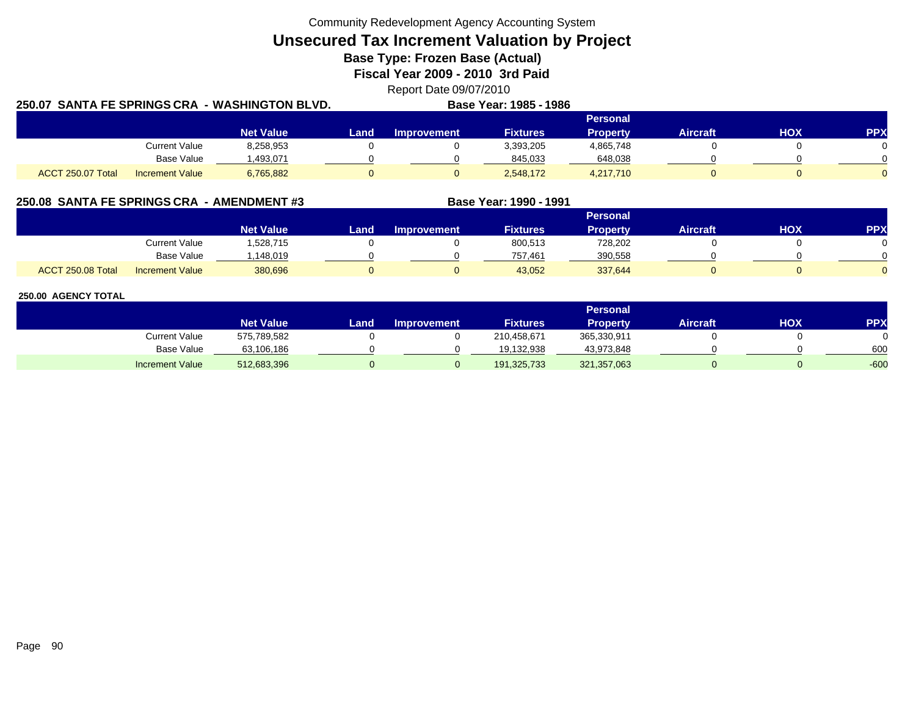Community Redevelopment Agency Accounting System

# Unsecured Tax Increment Valuation by Project

## Base Type: Frozen Base (Actual)

## Fiscal Year 2009 - 2010 3rd Paid

Report Date 09/07/2010

### 250.07 SANTA FE SPRINGS CRA - WASHINGTON BLVD.

**Base Year: 1985 - 1986**

| | | Net Value | Land | Improvement | Fixtures | Personal Property | Aircraft | HOX | PPX |
|---|---|---|---|---|---|---|---|---|---|
| | Current Value | 8,258,953 | 0 | 0 | 3,393,205 | 4,865,748 | 0 | 0 | 0 |
| | Base Value | 1,493,071 | 0 | 0 | 845,033 | 648,038 | 0 | 0 | 0 |
| ACCT 250.07 Total | Increment Value | 6,765,882 | 0 | 0 | 2,548,172 | 4,217,710 | 0 | 0 | 0 |

### 250.08 SANTA FE SPRINGS CRA - AMENDMENT #3

**Base Year: 1990 - 1991**

| | | Net Value | Land | Improvement | Fixtures | Personal Property | Aircraft | HOX | PPX |
|---|---|---|---|---|---|---|---|---|---|
| | Current Value | 1,528,715 | 0 | 0 | 800,513 | 728,202 | 0 | 0 | 0 |
| | Base Value | 1,148,019 | 0 | 0 | 757,461 | 390,558 | 0 | 0 | 0 |
| ACCT 250.08 Total | Increment Value | 380,696 | 0 | 0 | 43,052 | 337,644 | 0 | 0 | 0 |

### 250.00 AGENCY TOTAL

| | Net Value | Land | Improvement | Fixtures | Personal Property | Aircraft | HOX | PPX |
|---|---|---|---|---|---|---|---|---|
| Current Value | 575,789,582 | 0 | 0 | 210,458,671 | 365,330,911 | 0 | 0 | 0 |
| Base Value | 63,106,186 | 0 | 0 | 19,132,938 | 43,973,848 | 0 | 0 | 600 |
| Increment Value | 512,683,396 | 0 | 0 | 191,325,733 | 321,357,063 | 0 | 0 | -600 |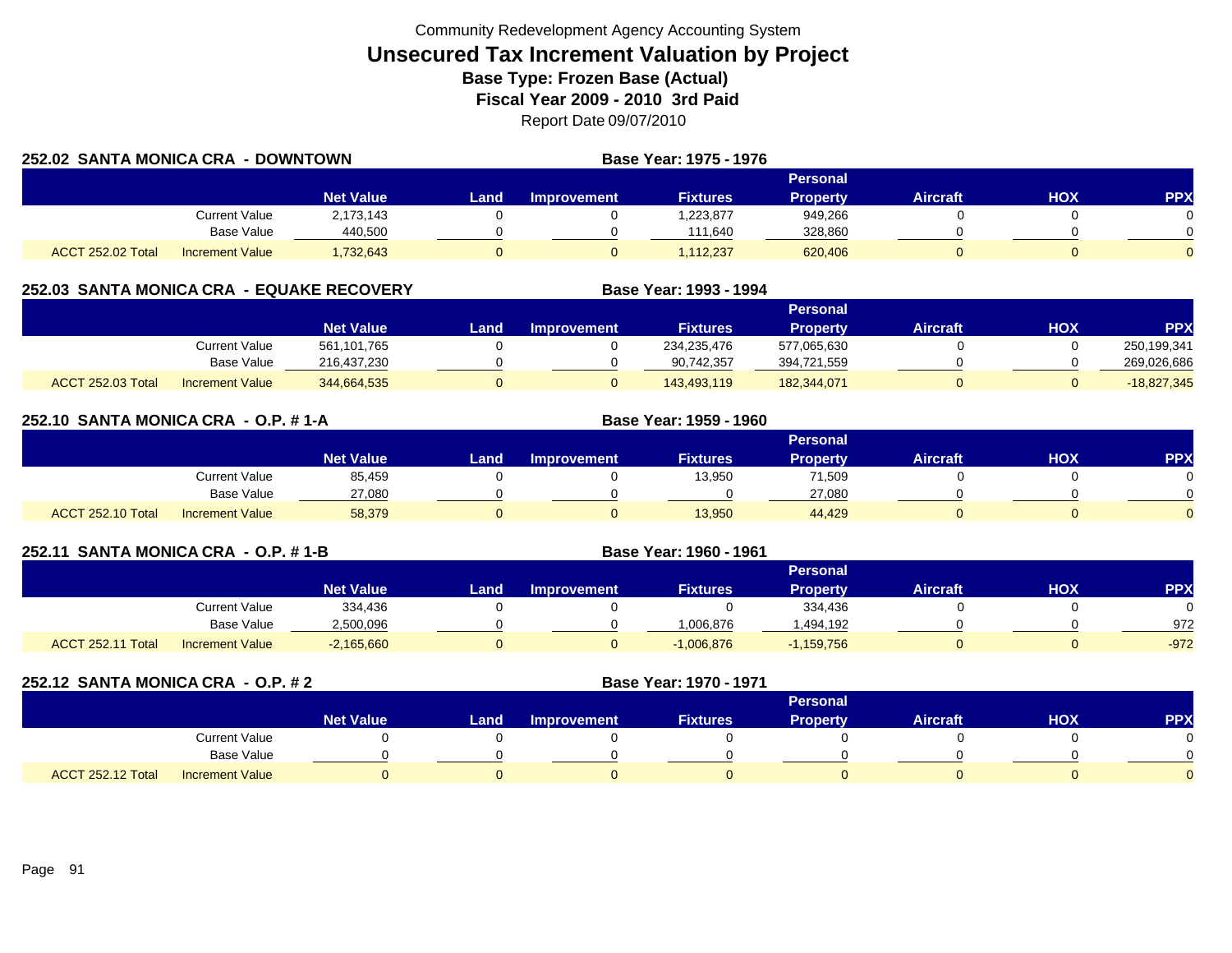Community Redevelopment Agency Accounting System

# Unsecured Tax Increment Valuation by Project

### Base Type: Frozen Base (Actual)

### Fiscal Year 2009 - 2010 3rd Paid

Report Date 09/07/2010

## 252.02 SANTA MONICA CRA - DOWNTOWN

**Base Year: 1975 - 1976**

| | | Net Value | Land | Improvement | Fixtures | Personal Property | Aircraft | HOX | PPX |
|---|---|---|---|---|---|---|---|---|---|
| | Current Value | 2,173,143 | 0 | 0 | 1,223,877 | 949,266 | 0 | 0 | 0 |
| | Base Value | 440,500 | 0 | 0 | 111,640 | 328,860 | 0 | 0 | 0 |
| ACCT 252.02 Total | Increment Value | 1,732,643 | 0 | 0 | 1,112,237 | 620,406 | 0 | 0 | 0 |

## 252.03 SANTA MONICA CRA - EQUAKE RECOVERY

**Base Year: 1993 - 1994**

| | | Net Value | Land | Improvement | Fixtures | Personal Property | Aircraft | HOX | PPX |
|---|---|---|---|---|---|---|---|---|---|
| | Current Value | 561,101,765 | 0 | 0 | 234,235,476 | 577,065,630 | 0 | 0 | 250,199,341 |
| | Base Value | 216,437,230 | 0 | 0 | 90,742,357 | 394,721,559 | 0 | 0 | 269,026,686 |
| ACCT 252.03 Total | Increment Value | 344,664,535 | 0 | 0 | 143,493,119 | 182,344,071 | 0 | 0 | -18,827,345 |

## 252.10 SANTA MONICA CRA - O.P. # 1-A

**Base Year: 1959 - 1960**

| | | Net Value | Land | Improvement | Fixtures | Personal Property | Aircraft | HOX | PPX |
|---|---|---|---|---|---|---|---|---|---|
| | Current Value | 85,459 | 0 | 0 | 13,950 | 71,509 | 0 | 0 | 0 |
| | Base Value | 27,080 | 0 | 0 | 0 | 27,080 | 0 | 0 | 0 |
| ACCT 252.10 Total | Increment Value | 58,379 | 0 | 0 | 13,950 | 44,429 | 0 | 0 | 0 |

## 252.11 SANTA MONICA CRA - O.P. # 1-B

**Base Year: 1960 - 1961**

| | | Net Value | Land | Improvement | Fixtures | Personal Property | Aircraft | HOX | PPX |
|---|---|---|---|---|---|---|---|---|---|
| | Current Value | 334,436 | 0 | 0 | 0 | 334,436 | 0 | 0 | 0 |
| | Base Value | 2,500,096 | 0 | 0 | 1,006,876 | 1,494,192 | 0 | 0 | 972 |
| ACCT 252.11 Total | Increment Value | -2,165,660 | 0 | 0 | -1,006,876 | -1,159,756 | 0 | 0 | -972 |

## 252.12 SANTA MONICA CRA - O.P. # 2

**Base Year: 1970 - 1971**

| | | Net Value | Land | Improvement | Fixtures | Personal Property | Aircraft | HOX | PPX |
|---|---|---|---|---|---|---|---|---|---|
| | Current Value | 0 | 0 | 0 | 0 | 0 | 0 | 0 | 0 |
| | Base Value | 0 | 0 | 0 | 0 | 0 | 0 | 0 | 0 |
| ACCT 252.12 Total | Increment Value | 0 | 0 | 0 | 0 | 0 | 0 | 0 | 0 |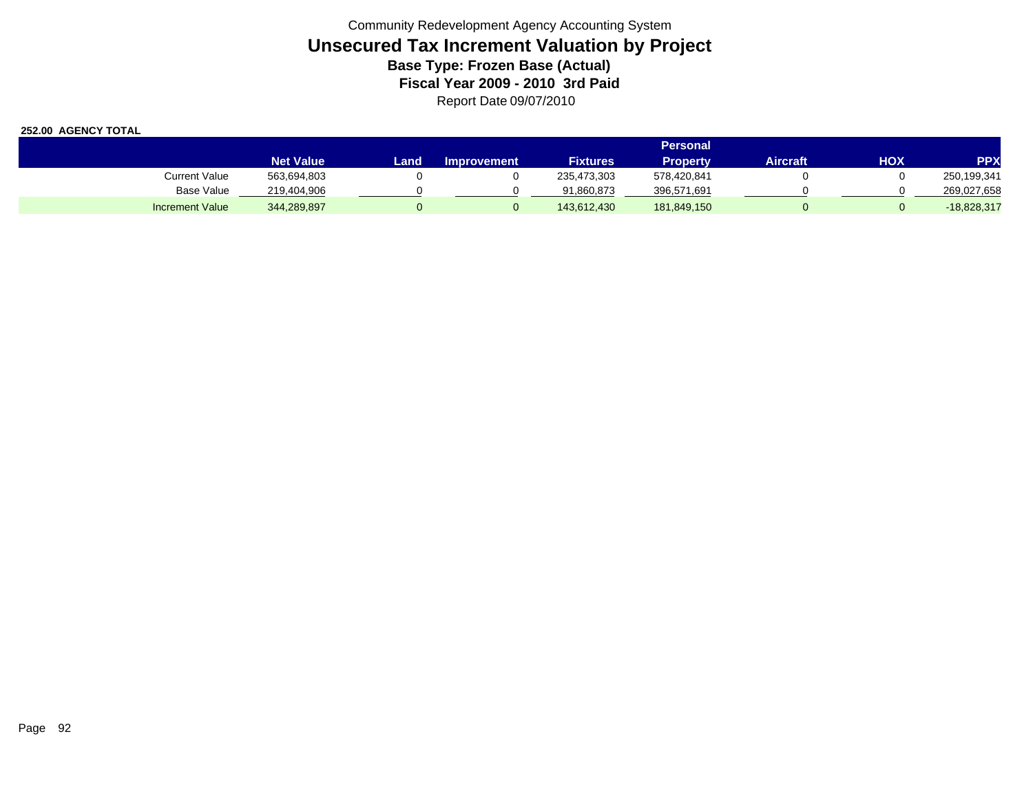Community Redevelopment Agency Accounting System

# Unsecured Tax Increment Valuation by Project

### Base Type: Frozen Base (Actual)

### Fiscal Year 2009 - 2010 3rd Paid

Report Date 09/07/2010

**252.00 AGENCY TOTAL**

| | Net Value | Land | Improvement | Fixtures | Personal Property | Aircraft | HOX | PPX |
|---|---|---|---|---|---|---|---|---|
| Current Value | 563,694,803 | 0 | 0 | 235,473,303 | 578,420,841 | 0 | 0 | 250,199,341 |
| Base Value | 219,404,906 | 0 | 0 | 91,860,873 | 396,571,691 | 0 | 0 | 269,027,658 |
| Increment Value | 344,289,897 | 0 | 0 | 143,612,430 | 181,849,150 | 0 | 0 | -18,828,317 |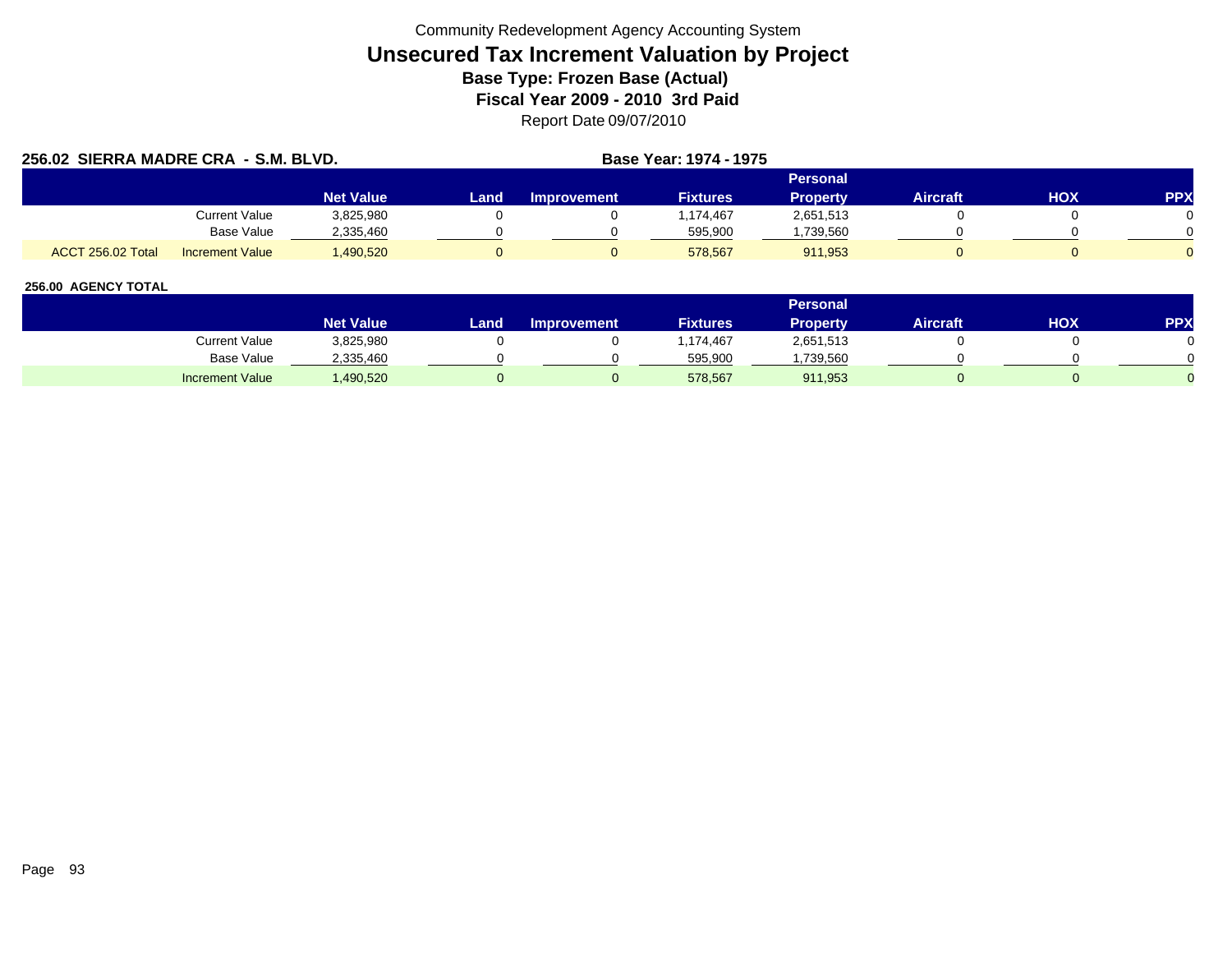Community Redevelopment Agency Accounting System

# Unsecured Tax Increment Valuation by Project

## Base Type: Frozen Base (Actual)

## Fiscal Year 2009 - 2010 3rd Paid

Report Date 09/07/2010

**256.02 SIERRA MADRE CRA - S.M. BLVD.** **Base Year: 1974 - 1975**

| | | Net Value | Land | Improvement | Fixtures | Personal Property | Aircraft | HOX | PPX |
|---|---|---|---|---|---|---|---|---|---|
| | Current Value | 3,825,980 | 0 | 0 | 1,174,467 | 2,651,513 | 0 | 0 | 0 |
| | Base Value | 2,335,460 | 0 | 0 | 595,900 | 1,739,560 | 0 | 0 | 0 |
| ACCT 256.02 Total | Increment Value | 1,490,520 | 0 | 0 | 578,567 | 911,953 | 0 | 0 | 0 |

**256.00 AGENCY TOTAL**

| | Net Value | Land | Improvement | Fixtures | Personal Property | Aircraft | HOX | PPX |
|---|---|---|---|---|---|---|---|---|
| Current Value | 3,825,980 | 0 | 0 | 1,174,467 | 2,651,513 | 0 | 0 | 0 |
| Base Value | 2,335,460 | 0 | 0 | 595,900 | 1,739,560 | 0 | 0 | 0 |
| Increment Value | 1,490,520 | 0 | 0 | 578,567 | 911,953 | 0 | 0 | 0 |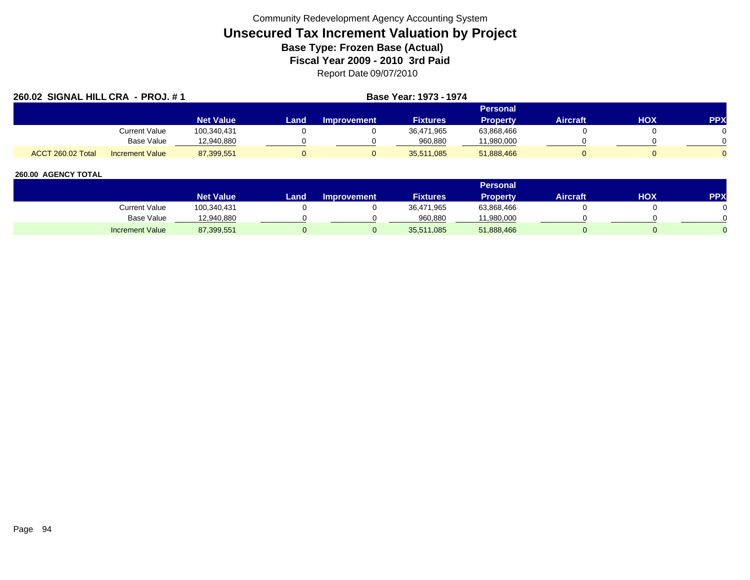Community Redevelopment Agency Accounting System

# Unsecured Tax Increment Valuation by Project

**Base Type: Frozen Base (Actual)**

**Fiscal Year 2009 - 2010 3rd Paid**

Report Date 09/07/2010

**260.02 SIGNAL HILL CRA - PROJ. # 1** **Base Year: 1973 - 1974**

| | | Net Value | Land | Improvement | Fixtures | Personal Property | Aircraft | HOX | PPX |
|---|---|---|---|---|---|---|---|---|---|
| | Current Value | 100,340,431 | 0 | 0 | 36,471,965 | 63,868,466 | 0 | 0 | 0 |
| | Base Value | 12,940,880 | 0 | 0 | 960,880 | 11,980,000 | 0 | 0 | 0 |
| ACCT 260.02 Total | Increment Value | 87,399,551 | 0 | 0 | 35,511,085 | 51,888,466 | 0 | 0 | 0 |

**260.00 AGENCY TOTAL**

| | Net Value | Land | Improvement | Fixtures | Personal Property | Aircraft | HOX | PPX |
|---|---|---|---|---|---|---|---|---|
| Current Value | 100,340,431 | 0 | 0 | 36,471,965 | 63,868,466 | 0 | 0 | 0 |
| Base Value | 12,940,880 | 0 | 0 | 960,880 | 11,980,000 | 0 | 0 | 0 |
| Increment Value | 87,399,551 | 0 | 0 | 35,511,085 | 51,888,466 | 0 | 0 | 0 |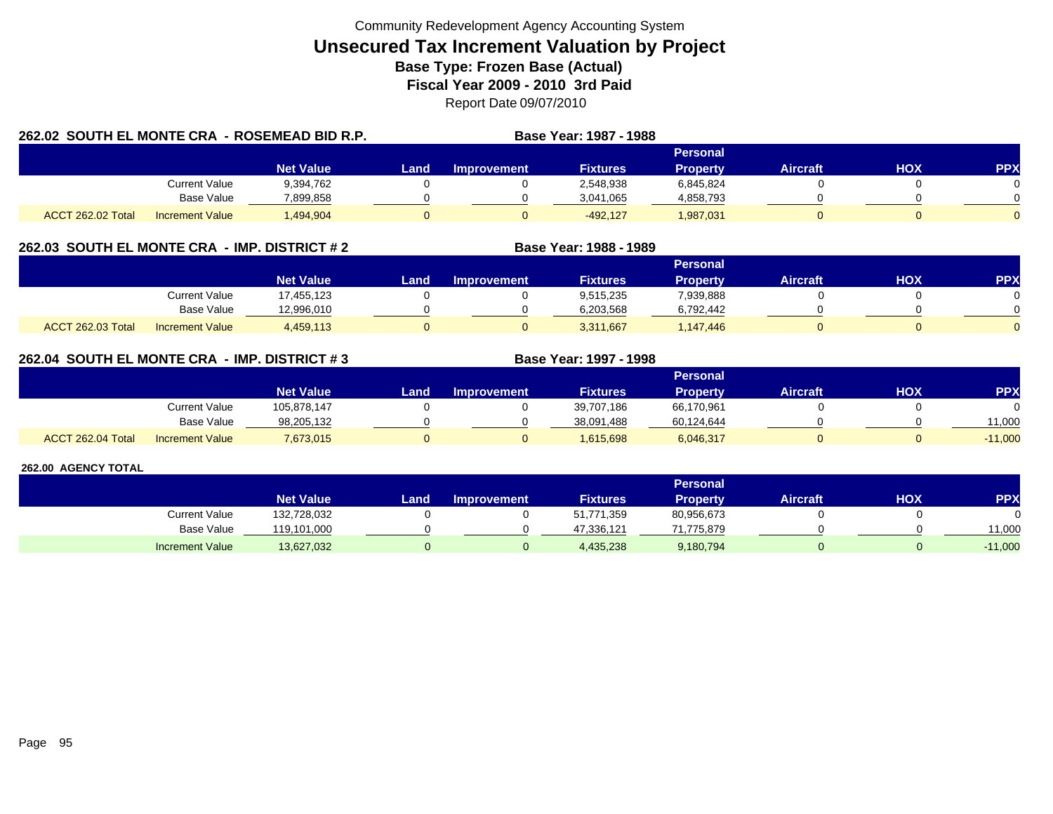Community Redevelopment Agency Accounting System

# Unsecured Tax Increment Valuation by Project

**Base Type: Frozen Base (Actual)**

**Fiscal Year 2009 - 2010 3rd Paid**

Report Date 09/07/2010

## 262.02 SOUTH EL MONTE CRA - ROSEMEAD BID R.P.

**Base Year: 1987 - 1988**

| | | Net Value | Land | Improvement | Fixtures | Personal Property | Aircraft | HOX | PPX |
|---|---|---|---|---|---|---|---|---|---|
| | Current Value | 9,394,762 | 0 | 0 | 2,548,938 | 6,845,824 | 0 | 0 | 0 |
| | Base Value | 7,899,858 | 0 | 0 | 3,041,065 | 4,858,793 | 0 | 0 | 0 |
| ACCT 262.02 Total | Increment Value | 1,494,904 | 0 | 0 | -492,127 | 1,987,031 | 0 | 0 | 0 |

## 262.03 SOUTH EL MONTE CRA - IMP. DISTRICT # 2

**Base Year: 1988 - 1989**

| | | Net Value | Land | Improvement | Fixtures | Personal Property | Aircraft | HOX | PPX |
|---|---|---|---|---|---|---|---|---|---|
| | Current Value | 17,455,123 | 0 | 0 | 9,515,235 | 7,939,888 | 0 | 0 | 0 |
| | Base Value | 12,996,010 | 0 | 0 | 6,203,568 | 6,792,442 | 0 | 0 | 0 |
| ACCT 262.03 Total | Increment Value | 4,459,113 | 0 | 0 | 3,311,667 | 1,147,446 | 0 | 0 | 0 |

## 262.04 SOUTH EL MONTE CRA - IMP. DISTRICT # 3

**Base Year: 1997 - 1998**

| | | Net Value | Land | Improvement | Fixtures | Personal Property | Aircraft | HOX | PPX |
|---|---|---|---|---|---|---|---|---|---|
| | Current Value | 105,878,147 | 0 | 0 | 39,707,186 | 66,170,961 | 0 | 0 | 0 |
| | Base Value | 98,205,132 | 0 | 0 | 38,091,488 | 60,124,644 | 0 | 0 | 11,000 |
| ACCT 262.04 Total | Increment Value | 7,673,015 | 0 | 0 | 1,615,698 | 6,046,317 | 0 | 0 | -11,000 |

## 262.00 AGENCY TOTAL

| | Net Value | Land | Improvement | Fixtures | Personal Property | Aircraft | HOX | PPX |
|---|---|---|---|---|---|---|---|---|
| Current Value | 132,728,032 | 0 | 0 | 51,771,359 | 80,956,673 | 0 | 0 | 0 |
| Base Value | 119,101,000 | 0 | 0 | 47,336,121 | 71,775,879 | 0 | 0 | 11,000 |
| Increment Value | 13,627,032 | 0 | 0 | 4,435,238 | 9,180,794 | 0 | 0 | -11,000 |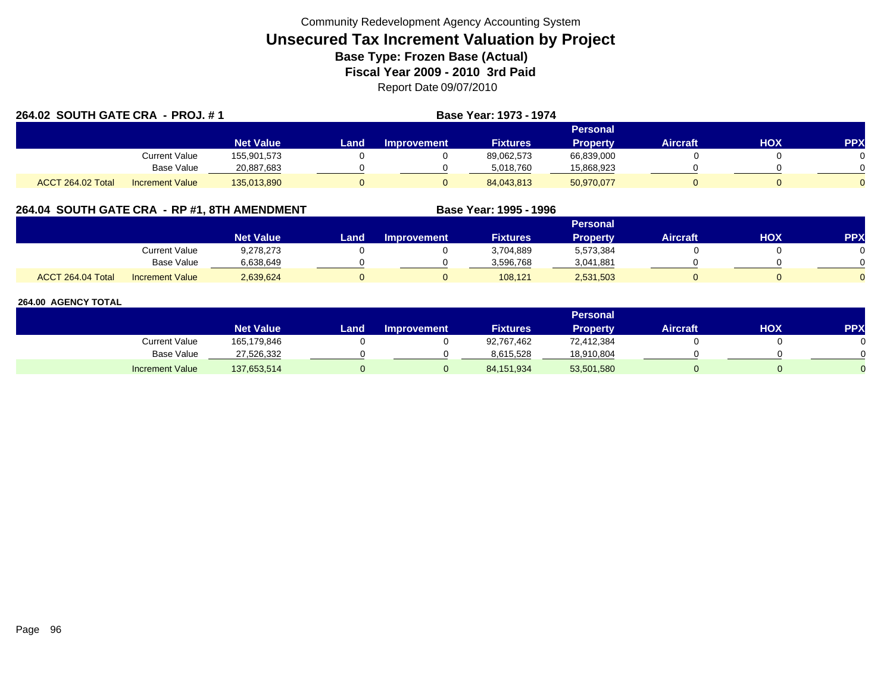Community Redevelopment Agency Accounting System

# Unsecured Tax Increment Valuation by Project

### Base Type: Frozen Base (Actual)

### Fiscal Year 2009 - 2010 3rd Paid

Report Date 09/07/2010

**264.02 SOUTH GATE CRA - PROJ. # 1** | **Base Year: 1973 - 1974**

| | | Net Value | Land | Improvement | Fixtures | Personal Property | Aircraft | HOX | PPX |
|---|---|---|---|---|---|---|---|---|---|
| | Current Value | 155,901,573 | 0 | 0 | 89,062,573 | 66,839,000 | 0 | 0 | 0 |
| | Base Value | 20,887,683 | 0 | 0 | 5,018,760 | 15,868,923 | 0 | 0 | 0 |
| ACCT 264.02 Total | Increment Value | 135,013,890 | 0 | 0 | 84,043,813 | 50,970,077 | 0 | 0 | 0 |

**264.04 SOUTH GATE CRA - RP #1, 8TH AMENDMENT** | **Base Year: 1995 - 1996**

| | | Net Value | Land | Improvement | Fixtures | Personal Property | Aircraft | HOX | PPX |
|---|---|---|---|---|---|---|---|---|---|
| | Current Value | 9,278,273 | 0 | 0 | 3,704,889 | 5,573,384 | 0 | 0 | 0 |
| | Base Value | 6,638,649 | 0 | 0 | 3,596,768 | 3,041,881 | 0 | 0 | 0 |
| ACCT 264.04 Total | Increment Value | 2,639,624 | 0 | 0 | 108,121 | 2,531,503 | 0 | 0 | 0 |

**264.00 AGENCY TOTAL**

| | Net Value | Land | Improvement | Fixtures | Personal Property | Aircraft | HOX | PPX |
|---|---|---|---|---|---|---|---|---|
| Current Value | 165,179,846 | 0 | 0 | 92,767,462 | 72,412,384 | 0 | 0 | 0 |
| Base Value | 27,526,332 | 0 | 0 | 8,615,528 | 18,910,804 | 0 | 0 | 0 |
| Increment Value | 137,653,514 | 0 | 0 | 84,151,934 | 53,501,580 | 0 | 0 | 0 |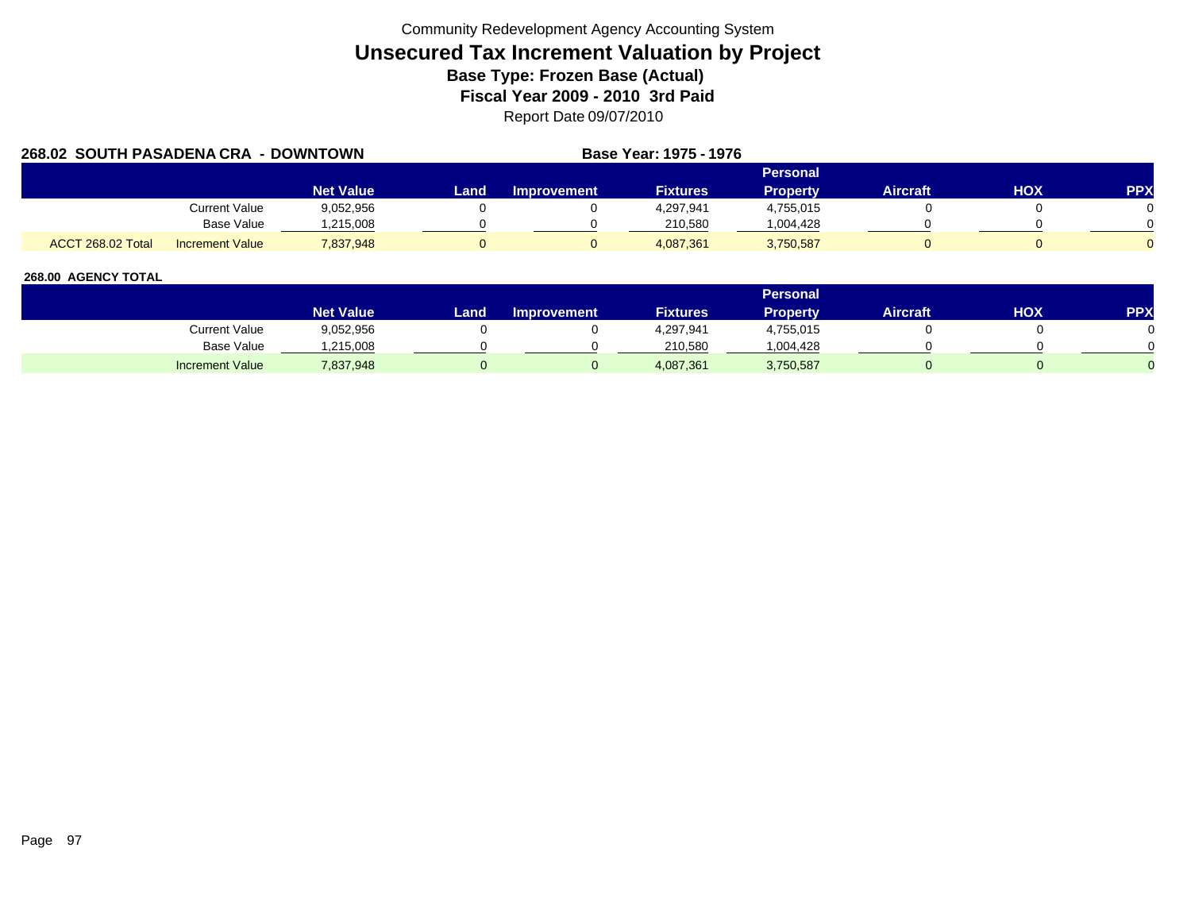Community Redevelopment Agency Accounting System

# Unsecured Tax Increment Valuation by Project

### Base Type: Frozen Base (Actual)

### Fiscal Year 2009 - 2010 3rd Paid

Report Date 09/07/2010

**268.02 SOUTH PASADENA CRA - DOWNTOWN** **Base Year: 1975 - 1976**

| | | Net Value | Land | Improvement | Fixtures | Personal Property | Aircraft | HOX | PPX |
|---|---|---|---|---|---|---|---|---|---|
| | Current Value | 9,052,956 | 0 | 0 | 4,297,941 | 4,755,015 | 0 | 0 | 0 |
| | Base Value | 1,215,008 | 0 | 0 | 210,580 | 1,004,428 | 0 | 0 | 0 |
| ACCT 268.02 Total | Increment Value | 7,837,948 | 0 | 0 | 4,087,361 | 3,750,587 | 0 | 0 | 0 |

**268.00 AGENCY TOTAL**

| | Net Value | Land | Improvement | Fixtures | Personal Property | Aircraft | HOX | PPX |
|---|---|---|---|---|---|---|---|---|
| Current Value | 9,052,956 | 0 | 0 | 4,297,941 | 4,755,015 | 0 | 0 | 0 |
| Base Value | 1,215,008 | 0 | 0 | 210,580 | 1,004,428 | 0 | 0 | 0 |
| Increment Value | 7,837,948 | 0 | 0 | 4,087,361 | 3,750,587 | 0 | 0 | 0 |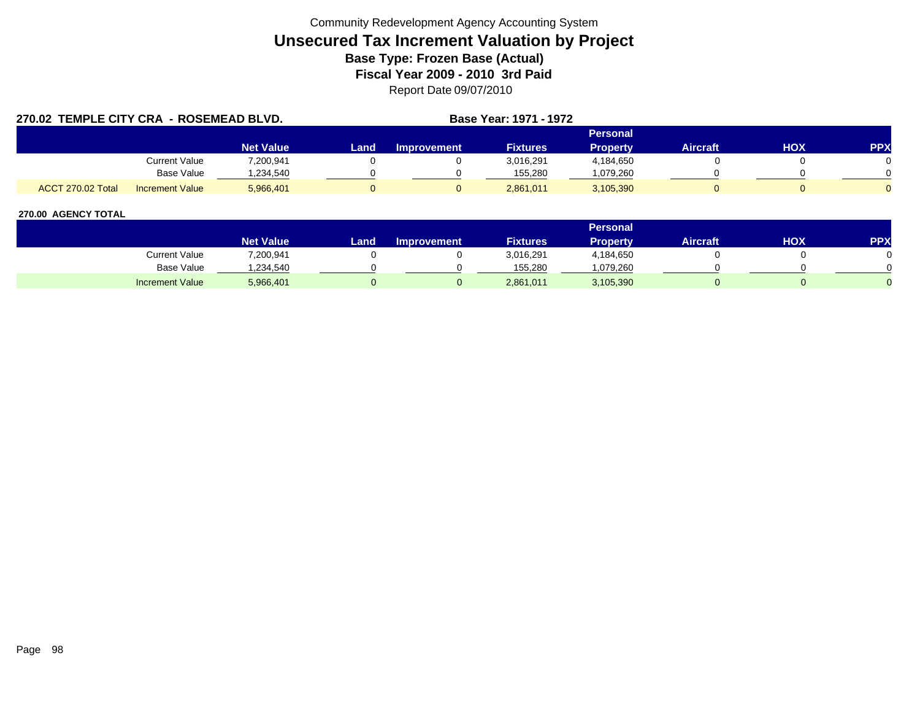Community Redevelopment Agency Accounting System

# Unsecured Tax Increment Valuation by Project

### Base Type: Frozen Base (Actual)

### Fiscal Year 2009 - 2010 3rd Paid

Report Date 09/07/2010

**270.02 TEMPLE CITY CRA - ROSEMEAD BLVD.** **Base Year: 1971 - 1972**

| | | Net Value | Land | Improvement | Fixtures | Personal Property | Aircraft | HOX | PPX |
|---|---|---|---|---|---|---|---|---|---|
| | Current Value | 7,200,941 | 0 | 0 | 3,016,291 | 4,184,650 | 0 | 0 | 0 |
| | Base Value | 1,234,540 | 0 | 0 | 155,280 | 1,079,260 | 0 | 0 | 0 |
| ACCT 270.02 Total | Increment Value | 5,966,401 | 0 | 0 | 2,861,011 | 3,105,390 | 0 | 0 | 0 |

**270.00 AGENCY TOTAL**

| | Net Value | Land | Improvement | Fixtures | Personal Property | Aircraft | HOX | PPX |
|---|---|---|---|---|---|---|---|---|
| Current Value | 7,200,941 | 0 | 0 | 3,016,291 | 4,184,650 | 0 | 0 | 0 |
| Base Value | 1,234,540 | 0 | 0 | 155,280 | 1,079,260 | 0 | 0 | 0 |
| Increment Value | 5,966,401 | 0 | 0 | 2,861,011 | 3,105,390 | 0 | 0 | 0 |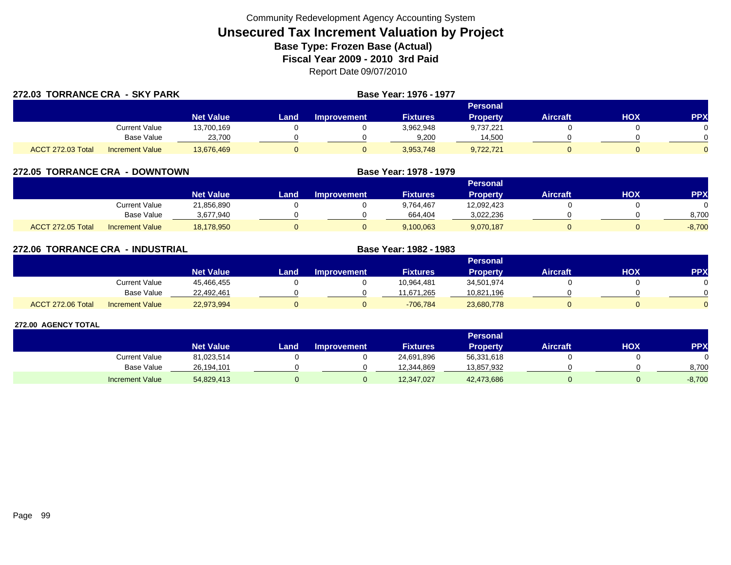Community Redevelopment Agency Accounting System

# Unsecured Tax Increment Valuation by Project

**Base Type: Frozen Base (Actual)**

**Fiscal Year 2009 - 2010 3rd Paid**

Report Date 09/07/2010

## 272.03 TORRANCE CRA - SKY PARK

**Base Year: 1976 - 1977**

| | | Net Value | Land | Improvement | Fixtures | Personal Property | Aircraft | HOX | PPX |
|---|---|---|---|---|---|---|---|---|---|
| | Current Value | 13,700,169 | 0 | 0 | 3,962,948 | 9,737,221 | 0 | 0 | 0 |
| | Base Value | 23,700 | 0 | 0 | 9,200 | 14,500 | 0 | 0 | 0 |
| ACCT 272.03 Total | Increment Value | 13,676,469 | 0 | 0 | 3,953,748 | 9,722,721 | 0 | 0 | 0 |

## 272.05 TORRANCE CRA - DOWNTOWN

**Base Year: 1978 - 1979**

| | | Net Value | Land | Improvement | Fixtures | Personal Property | Aircraft | HOX | PPX |
|---|---|---|---|---|---|---|---|---|---|
| | Current Value | 21,856,890 | 0 | 0 | 9,764,467 | 12,092,423 | 0 | 0 | 0 |
| | Base Value | 3,677,940 | 0 | 0 | 664,404 | 3,022,236 | 0 | 0 | 8,700 |
| ACCT 272.05 Total | Increment Value | 18,178,950 | 0 | 0 | 9,100,063 | 9,070,187 | 0 | 0 | -8,700 |

## 272.06 TORRANCE CRA - INDUSTRIAL

**Base Year: 1982 - 1983**

| | | Net Value | Land | Improvement | Fixtures | Personal Property | Aircraft | HOX | PPX |
|---|---|---|---|---|---|---|---|---|---|
| | Current Value | 45,466,455 | 0 | 0 | 10,964,481 | 34,501,974 | 0 | 0 | 0 |
| | Base Value | 22,492,461 | 0 | 0 | 11,671,265 | 10,821,196 | 0 | 0 | 0 |
| ACCT 272.06 Total | Increment Value | 22,973,994 | 0 | 0 | -706,784 | 23,680,778 | 0 | 0 | 0 |

## 272.00 AGENCY TOTAL

| | Net Value | Land | Improvement | Fixtures | Personal Property | Aircraft | HOX | PPX |
|---|---|---|---|---|---|---|---|---|
| Current Value | 81,023,514 | 0 | 0 | 24,691,896 | 56,331,618 | 0 | 0 | 0 |
| Base Value | 26,194,101 | 0 | 0 | 12,344,869 | 13,857,932 | 0 | 0 | 8,700 |
| Increment Value | 54,829,413 | 0 | 0 | 12,347,027 | 42,473,686 | 0 | 0 | -8,700 |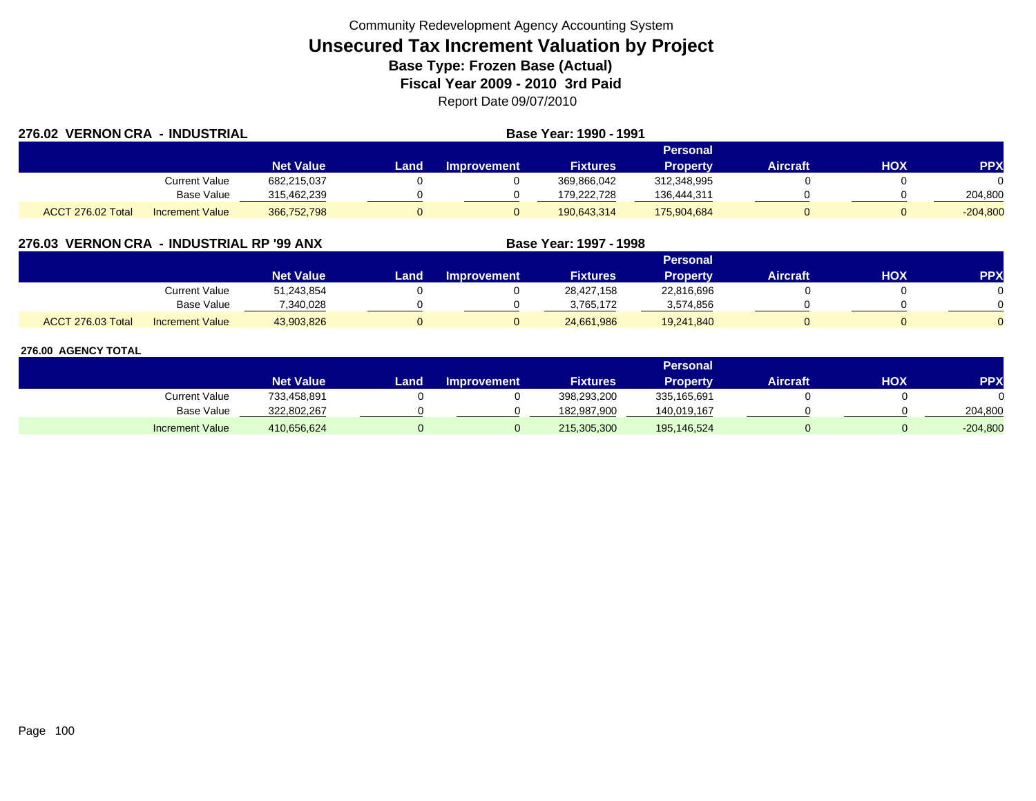Community Redevelopment Agency Accounting System

# Unsecured Tax Increment Valuation by Project

**Base Type: Frozen Base (Actual)**

**Fiscal Year 2009 - 2010 3rd Paid**

Report Date 09/07/2010

## 276.02 VERNON CRA - INDUSTRIAL

**Base Year: 1990 - 1991**

| | | Net Value | Land | Improvement | Fixtures | Personal Property | Aircraft | HOX | PPX |
|---|---|---|---|---|---|---|---|---|---|
| | Current Value | 682,215,037 | 0 | 0 | 369,866,042 | 312,348,995 | 0 | 0 | 0 |
| | Base Value | 315,462,239 | 0 | 0 | 179,222,728 | 136,444,311 | 0 | 0 | 204,800 |
| ACCT 276.02 Total | Increment Value | 366,752,798 | 0 | 0 | 190,643,314 | 175,904,684 | 0 | 0 | -204,800 |

## 276.03 VERNON CRA - INDUSTRIAL RP '99 ANX

**Base Year: 1997 - 1998**

| | | Net Value | Land | Improvement | Fixtures | Personal Property | Aircraft | HOX | PPX |
|---|---|---|---|---|---|---|---|---|---|
| | Current Value | 51,243,854 | 0 | 0 | 28,427,158 | 22,816,696 | 0 | 0 | 0 |
| | Base Value | 7,340,028 | 0 | 0 | 3,765,172 | 3,574,856 | 0 | 0 | 0 |
| ACCT 276.03 Total | Increment Value | 43,903,826 | 0 | 0 | 24,661,986 | 19,241,840 | 0 | 0 | 0 |

## 276.00 AGENCY TOTAL

| | | Net Value | Land | Improvement | Fixtures | Personal Property | Aircraft | HOX | PPX |
|---|---|---|---|---|---|---|---|---|---|
| | Current Value | 733,458,891 | 0 | 0 | 398,293,200 | 335,165,691 | 0 | 0 | 0 |
| | Base Value | 322,802,267 | 0 | 0 | 182,987,900 | 140,019,167 | 0 | 0 | 204,800 |
| | Increment Value | 410,656,624 | 0 | 0 | 215,305,300 | 195,146,524 | 0 | 0 | -204,800 |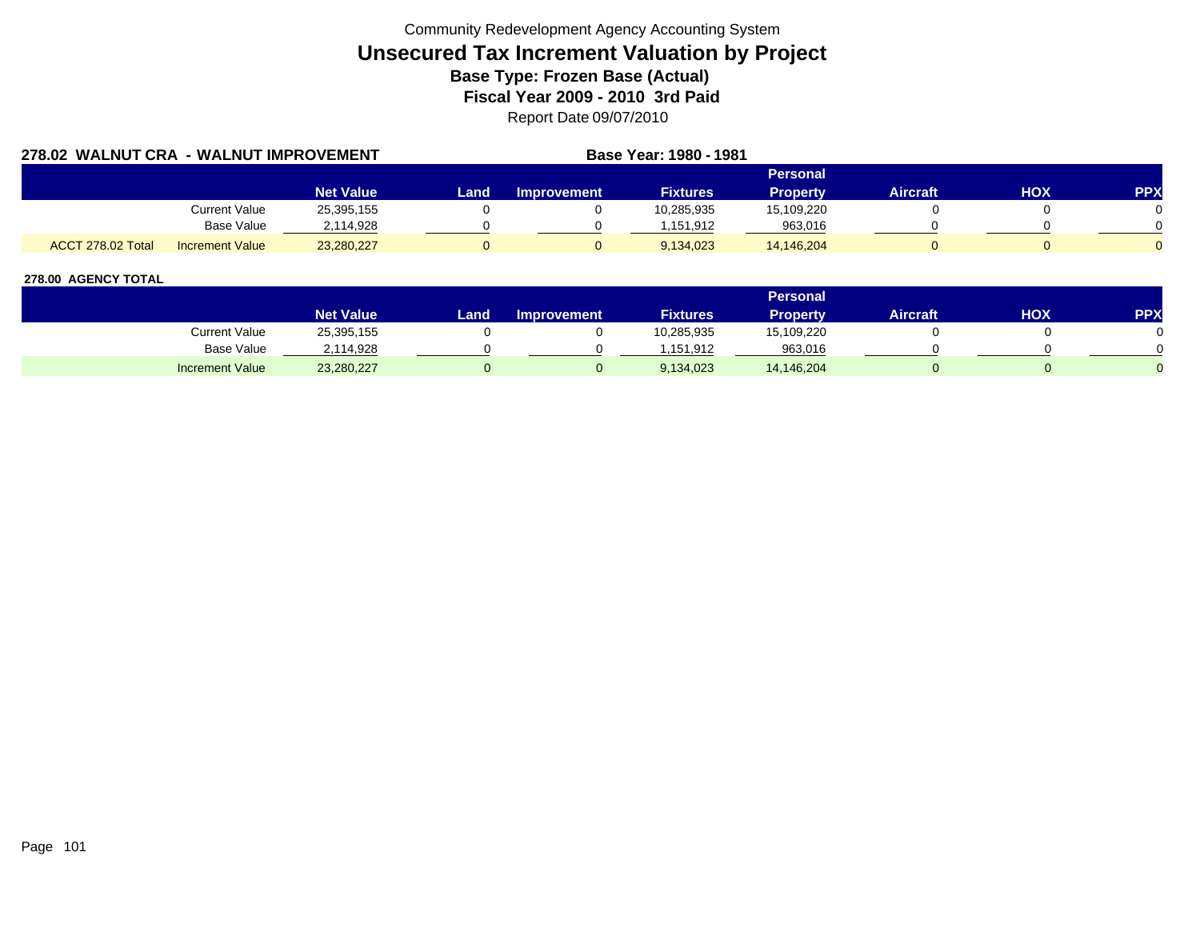Community Redevelopment Agency Accounting System

# Unsecured Tax Increment Valuation by Project

**Base Type: Frozen Base (Actual)**

**Fiscal Year 2009 - 2010 3rd Paid**

Report Date 09/07/2010

**278.02 WALNUT CRA - WALNUT IMPROVEMENT** **Base Year: 1980 - 1981**

| | | Net Value | Land | Improvement | Fixtures | Personal Property | Aircraft | HOX | PPX |
|---|---|---|---|---|---|---|---|---|---|
| | Current Value | 25,395,155 | 0 | 0 | 10,285,935 | 15,109,220 | 0 | 0 | 0 |
| | Base Value | 2,114,928 | 0 | 0 | 1,151,912 | 963,016 | 0 | 0 | 0 |
| ACCT 278.02 Total | Increment Value | 23,280,227 | 0 | 0 | 9,134,023 | 14,146,204 | 0 | 0 | 0 |

**278.00 AGENCY TOTAL**

| | Net Value | Land | Improvement | Fixtures | Personal Property | Aircraft | HOX | PPX |
|---|---|---|---|---|---|---|---|---|
| Current Value | 25,395,155 | 0 | 0 | 10,285,935 | 15,109,220 | 0 | 0 | 0 |
| Base Value | 2,114,928 | 0 | 0 | 1,151,912 | 963,016 | 0 | 0 | 0 |
| Increment Value | 23,280,227 | 0 | 0 | 9,134,023 | 14,146,204 | 0 | 0 | 0 |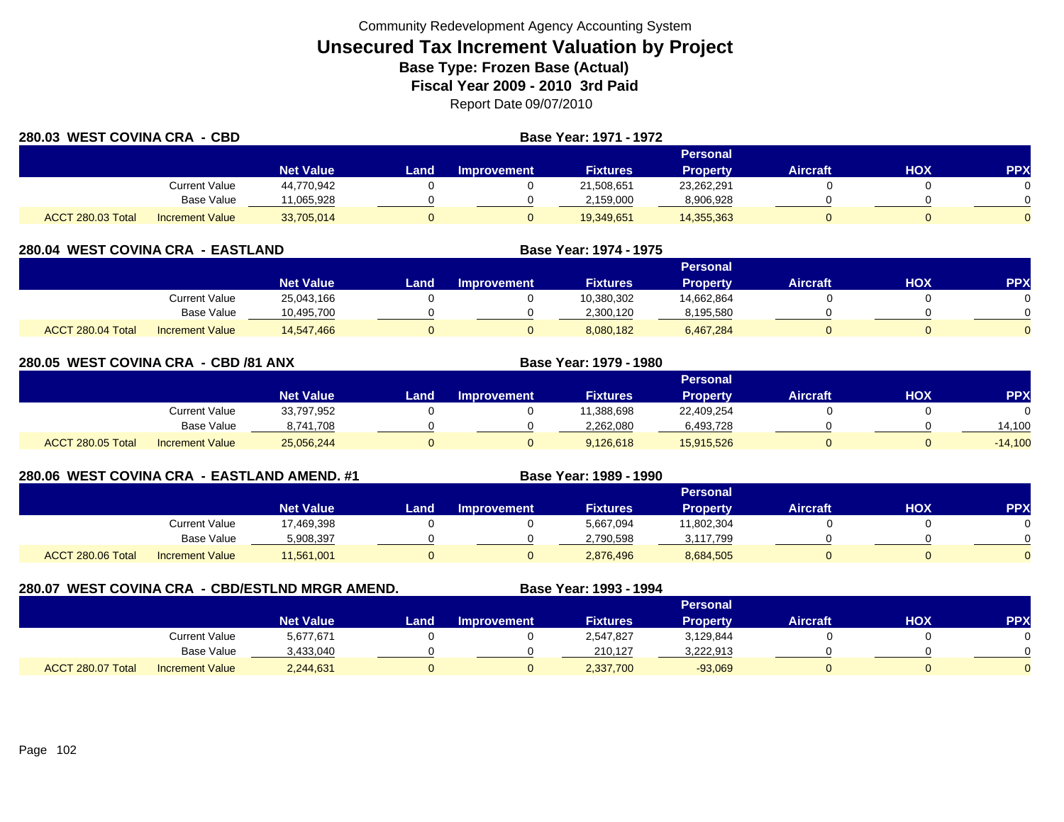Community Redevelopment Agency Accounting System

# Unsecured Tax Increment Valuation by Project

**Base Type: Frozen Base (Actual)**

**Fiscal Year 2009 - 2010 3rd Paid**

Report Date 09/07/2010

## 280.03 WEST COVINA CRA - CBD

**Base Year: 1971 - 1972**

| | | Net Value | Land | Improvement | Fixtures | Personal Property | Aircraft | HOX | PPX |
|---|---|---|---|---|---|---|---|---|---|
| | Current Value | 44,770,942 | 0 | 0 | 21,508,651 | 23,262,291 | 0 | 0 | 0 |
| | Base Value | 11,065,928 | 0 | 0 | 2,159,000 | 8,906,928 | 0 | 0 | 0 |
| ACCT 280.03 Total | Increment Value | 33,705,014 | 0 | 0 | 19,349,651 | 14,355,363 | 0 | 0 | 0 |

## 280.04 WEST COVINA CRA - EASTLAND

**Base Year: 1974 - 1975**

| | | Net Value | Land | Improvement | Fixtures | Personal Property | Aircraft | HOX | PPX |
|---|---|---|---|---|---|---|---|---|---|
| | Current Value | 25,043,166 | 0 | 0 | 10,380,302 | 14,662,864 | 0 | 0 | 0 |
| | Base Value | 10,495,700 | 0 | 0 | 2,300,120 | 8,195,580 | 0 | 0 | 0 |
| ACCT 280.04 Total | Increment Value | 14,547,466 | 0 | 0 | 8,080,182 | 6,467,284 | 0 | 0 | 0 |

## 280.05 WEST COVINA CRA - CBD /81 ANX

**Base Year: 1979 - 1980**

| | | Net Value | Land | Improvement | Fixtures | Personal Property | Aircraft | HOX | PPX |
|---|---|---|---|---|---|---|---|---|---|
| | Current Value | 33,797,952 | 0 | 0 | 11,388,698 | 22,409,254 | 0 | 0 | 0 |
| | Base Value | 8,741,708 | 0 | 0 | 2,262,080 | 6,493,728 | 0 | 0 | 14,100 |
| ACCT 280.05 Total | Increment Value | 25,056,244 | 0 | 0 | 9,126,618 | 15,915,526 | 0 | 0 | -14,100 |

## 280.06 WEST COVINA CRA - EASTLAND AMEND. #1

**Base Year: 1989 - 1990**

| | | Net Value | Land | Improvement | Fixtures | Personal Property | Aircraft | HOX | PPX |
|---|---|---|---|---|---|---|---|---|---|
| | Current Value | 17,469,398 | 0 | 0 | 5,667,094 | 11,802,304 | 0 | 0 | 0 |
| | Base Value | 5,908,397 | 0 | 0 | 2,790,598 | 3,117,799 | 0 | 0 | 0 |
| ACCT 280.06 Total | Increment Value | 11,561,001 | 0 | 0 | 2,876,496 | 8,684,505 | 0 | 0 | 0 |

## 280.07 WEST COVINA CRA - CBD/ESTLND MRGR AMEND.

**Base Year: 1993 - 1994**

| | | Net Value | Land | Improvement | Fixtures | Personal Property | Aircraft | HOX | PPX |
|---|---|---|---|---|---|---|---|---|---|
| | Current Value | 5,677,671 | 0 | 0 | 2,547,827 | 3,129,844 | 0 | 0 | 0 |
| | Base Value | 3,433,040 | 0 | 0 | 210,127 | 3,222,913 | 0 | 0 | 0 |
| ACCT 280.07 Total | Increment Value | 2,244,631 | 0 | 0 | 2,337,700 | -93,069 | 0 | 0 | 0 |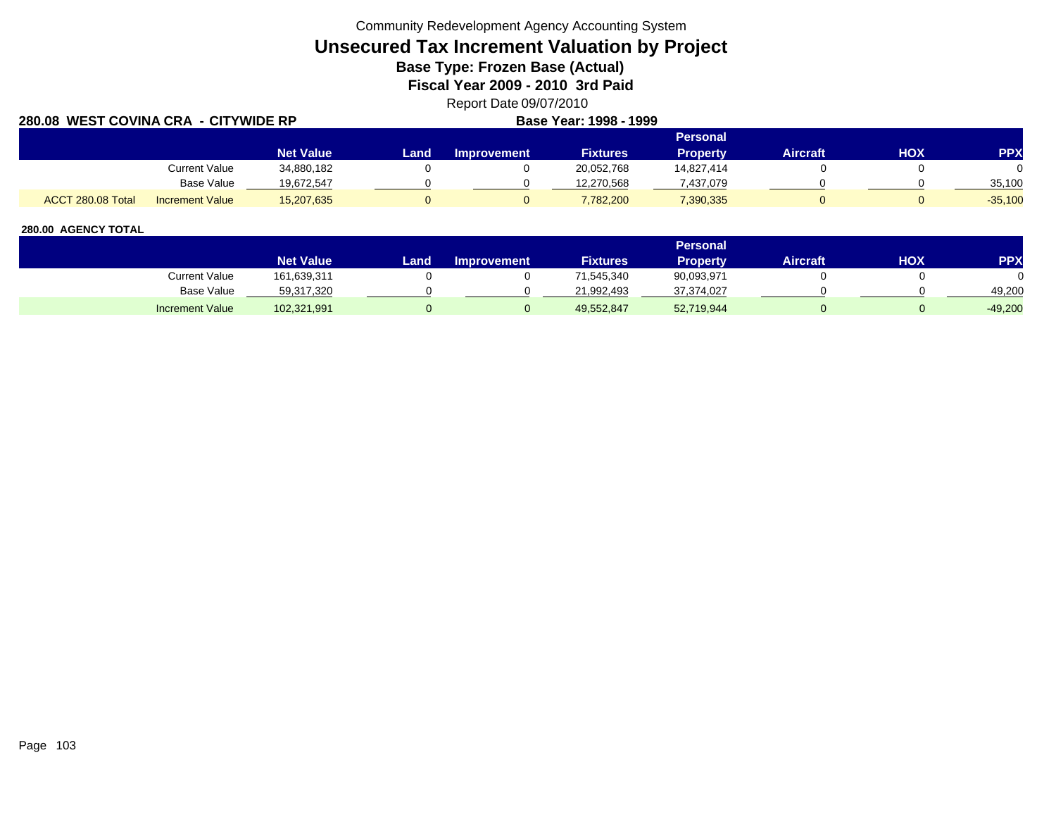Community Redevelopment Agency Accounting System

# Unsecured Tax Increment Valuation by Project

## Base Type: Frozen Base (Actual)

## Fiscal Year 2009 - 2010 3rd Paid

Report Date 09/07/2010

**280.08 WEST COVINA CRA - CITYWIDE RP** **Base Year: 1998 - 1999**

| | | Net Value | Land | Improvement | Fixtures | Personal Property | Aircraft | HOX | PPX |
|---|---|---|---|---|---|---|---|---|---|
| | Current Value | 34,880,182 | 0 | 0 | 20,052,768 | 14,827,414 | 0 | 0 | 0 |
| | Base Value | 19,672,547 | 0 | 0 | 12,270,568 | 7,437,079 | 0 | 0 | 35,100 |
| ACCT 280.08 Total | Increment Value | 15,207,635 | 0 | 0 | 7,782,200 | 7,390,335 | 0 | 0 | -35,100 |

**280.00 AGENCY TOTAL**

| | Net Value | Land | Improvement | Fixtures | Personal Property | Aircraft | HOX | PPX |
|---|---|---|---|---|---|---|---|---|
| Current Value | 161,639,311 | 0 | 0 | 71,545,340 | 90,093,971 | 0 | 0 | 0 |
| Base Value | 59,317,320 | 0 | 0 | 21,992,493 | 37,374,027 | 0 | 0 | 49,200 |
| Increment Value | 102,321,991 | 0 | 0 | 49,552,847 | 52,719,944 | 0 | 0 | -49,200 |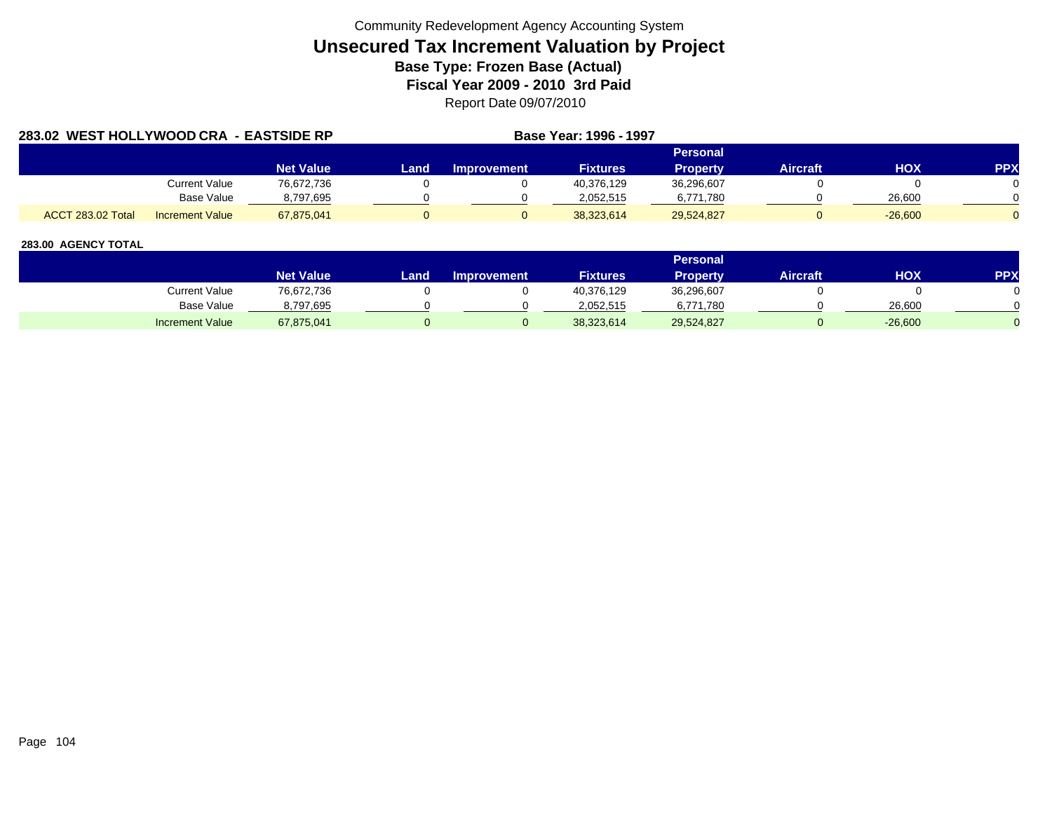Community Redevelopment Agency Accounting System

# Unsecured Tax Increment Valuation by Project

**Base Type: Frozen Base (Actual)**

**Fiscal Year 2009 - 2010 3rd Paid**

Report Date 09/07/2010

**283.02 WEST HOLLYWOOD CRA - EASTSIDE RP** **Base Year: 1996 - 1997**

| | | Net Value | Land | Improvement | Fixtures | Personal Property | Aircraft | HOX | PPX |
|---|---|---|---|---|---|---|---|---|---|
| | Current Value | 76,672,736 | 0 | 0 | 40,376,129 | 36,296,607 | 0 | 0 | 0 |
| | Base Value | 8,797,695 | 0 | 0 | 2,052,515 | 6,771,780 | 0 | 26,600 | 0 |
| ACCT 283.02 Total | Increment Value | 67,875,041 | 0 | 0 | 38,323,614 | 29,524,827 | 0 | -26,600 | 0 |

**283.00 AGENCY TOTAL**

| | Net Value | Land | Improvement | Fixtures | Personal Property | Aircraft | HOX | PPX |
|---|---|---|---|---|---|---|---|---|
| Current Value | 76,672,736 | 0 | 0 | 40,376,129 | 36,296,607 | 0 | 0 | 0 |
| Base Value | 8,797,695 | 0 | 0 | 2,052,515 | 6,771,780 | 0 | 26,600 | 0 |
| Increment Value | 67,875,041 | 0 | 0 | 38,323,614 | 29,524,827 | 0 | -26,600 | 0 |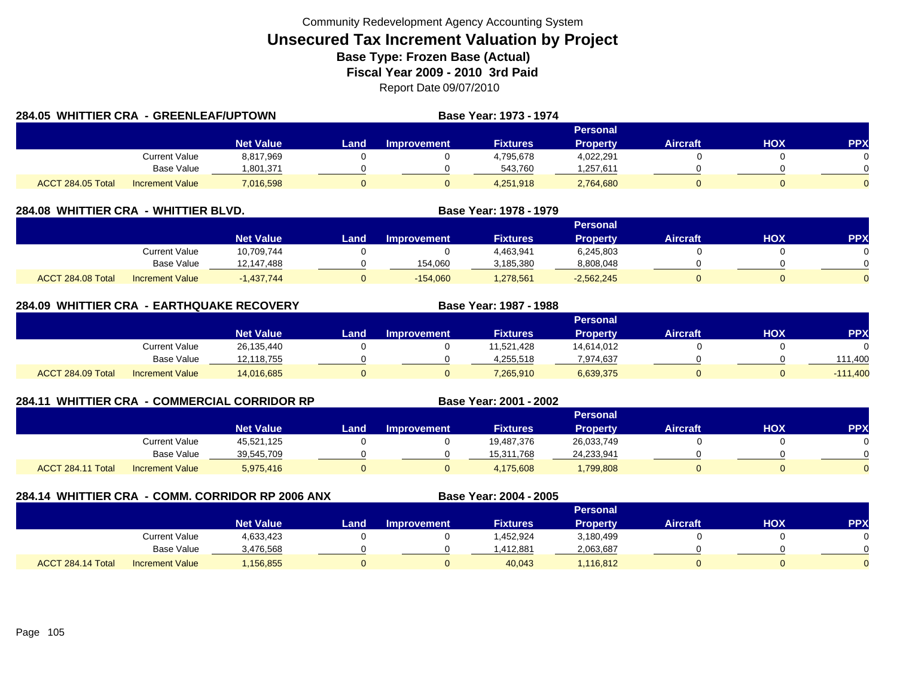Community Redevelopment Agency Accounting System

# Unsecured Tax Increment Valuation by Project

**Base Type: Frozen Base (Actual)**

**Fiscal Year 2009 - 2010 3rd Paid**

Report Date 09/07/2010

## 284.05 WHITTIER CRA - GREENLEAF/UPTOWN

**Base Year: 1973 - 1974**

| | | Net Value | Land | Improvement | Fixtures | Personal Property | Aircraft | HOX | PPX |
|---|---|---|---|---|---|---|---|---|---|
| | Current Value | 8,817,969 | 0 | 0 | 4,795,678 | 4,022,291 | 0 | 0 | 0 |
| | Base Value | 1,801,371 | 0 | 0 | 543,760 | 1,257,611 | 0 | 0 | 0 |
| ACCT 284.05 Total | Increment Value | 7,016,598 | 0 | 0 | 4,251,918 | 2,764,680 | 0 | 0 | 0 |

## 284.08 WHITTIER CRA - WHITTIER BLVD.

**Base Year: 1978 - 1979**

| | | Net Value | Land | Improvement | Fixtures | Personal Property | Aircraft | HOX | PPX |
|---|---|---|---|---|---|---|---|---|---|
| | Current Value | 10,709,744 | 0 | 0 | 4,463,941 | 6,245,803 | 0 | 0 | 0 |
| | Base Value | 12,147,488 | 0 | 154,060 | 3,185,380 | 8,808,048 | 0 | 0 | 0 |
| ACCT 284.08 Total | Increment Value | -1,437,744 | 0 | -154,060 | 1,278,561 | -2,562,245 | 0 | 0 | 0 |

## 284.09 WHITTIER CRA - EARTHQUAKE RECOVERY

**Base Year: 1987 - 1988**

| | | Net Value | Land | Improvement | Fixtures | Personal Property | Aircraft | HOX | PPX |
|---|---|---|---|---|---|---|---|---|---|
| | Current Value | 26,135,440 | 0 | 0 | 11,521,428 | 14,614,012 | 0 | 0 | 0 |
| | Base Value | 12,118,755 | 0 | 0 | 4,255,518 | 7,974,637 | 0 | 0 | 111,400 |
| ACCT 284.09 Total | Increment Value | 14,016,685 | 0 | 0 | 7,265,910 | 6,639,375 | 0 | 0 | -111,400 |

## 284.11 WHITTIER CRA - COMMERCIAL CORRIDOR RP

**Base Year: 2001 - 2002**

| | | Net Value | Land | Improvement | Fixtures | Personal Property | Aircraft | HOX | PPX |
|---|---|---|---|---|---|---|---|---|---|
| | Current Value | 45,521,125 | 0 | 0 | 19,487,376 | 26,033,749 | 0 | 0 | 0 |
| | Base Value | 39,545,709 | 0 | 0 | 15,311,768 | 24,233,941 | 0 | 0 | 0 |
| ACCT 284.11 Total | Increment Value | 5,975,416 | 0 | 0 | 4,175,608 | 1,799,808 | 0 | 0 | 0 |

## 284.14 WHITTIER CRA - COMM. CORRIDOR RP 2006 ANX

**Base Year: 2004 - 2005**

| | | Net Value | Land | Improvement | Fixtures | Personal Property | Aircraft | HOX | PPX |
|---|---|---|---|---|---|---|---|---|---|
| | Current Value | 4,633,423 | 0 | 0 | 1,452,924 | 3,180,499 | 0 | 0 | 0 |
| | Base Value | 3,476,568 | 0 | 0 | 1,412,881 | 2,063,687 | 0 | 0 | 0 |
| ACCT 284.14 Total | Increment Value | 1,156,855 | 0 | 0 | 40,043 | 1,116,812 | 0 | 0 | 0 |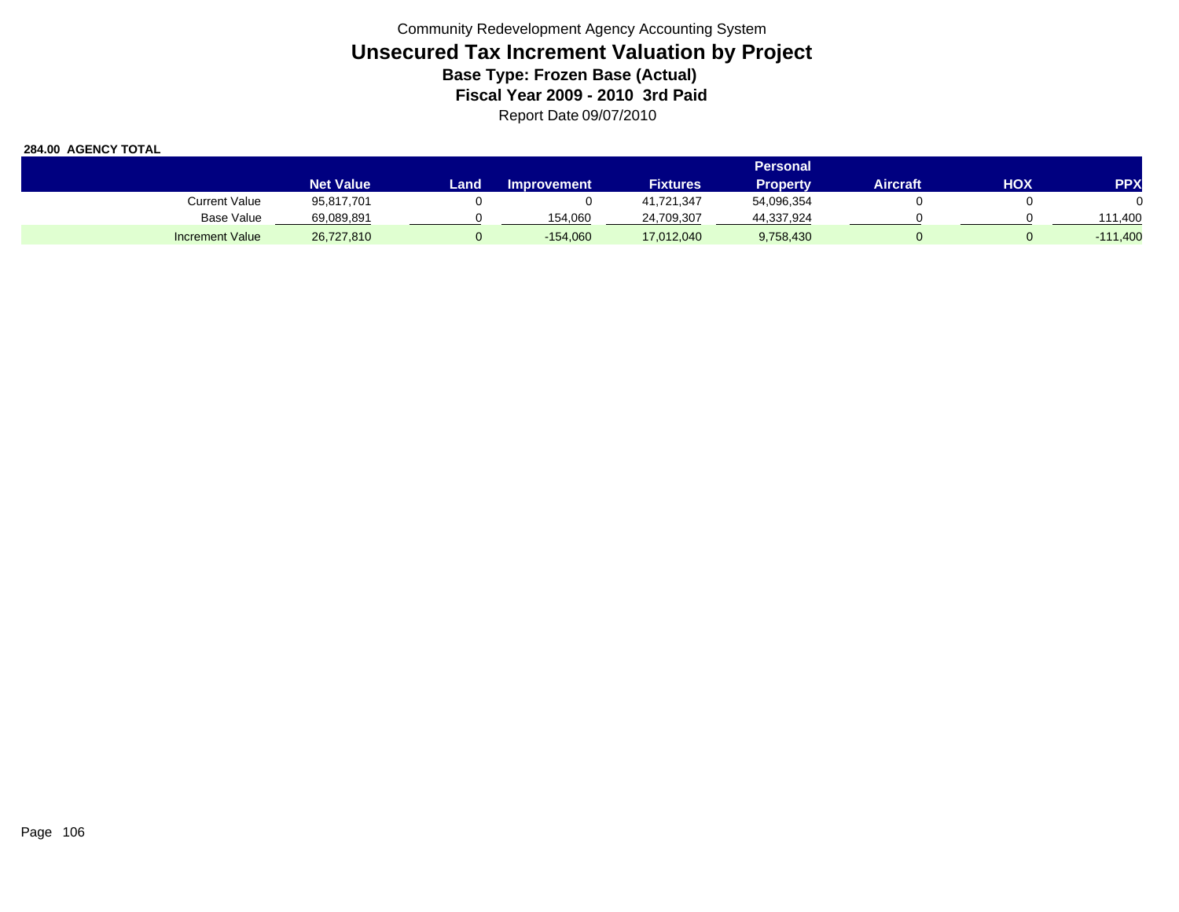Community Redevelopment Agency Accounting System

# Unsecured Tax Increment Valuation by Project

**Base Type: Frozen Base (Actual)**

**Fiscal Year 2009 - 2010 3rd Paid**

Report Date 09/07/2010

**284.00 AGENCY TOTAL**

| | Net Value | Land | Improvement | Fixtures | Personal Property | Aircraft | HOX | PPX |
|---|---|---|---|---|---|---|---|---|
| Current Value | 95,817,701 | 0 | 0 | 41,721,347 | 54,096,354 | 0 | 0 | 0 |
| Base Value | 69,089,891 | 0 | 154,060 | 24,709,307 | 44,337,924 | 0 | 0 | 111,400 |
| Increment Value | 26,727,810 | 0 | -154,060 | 17,012,040 | 9,758,430 | 0 | 0 | -111,400 |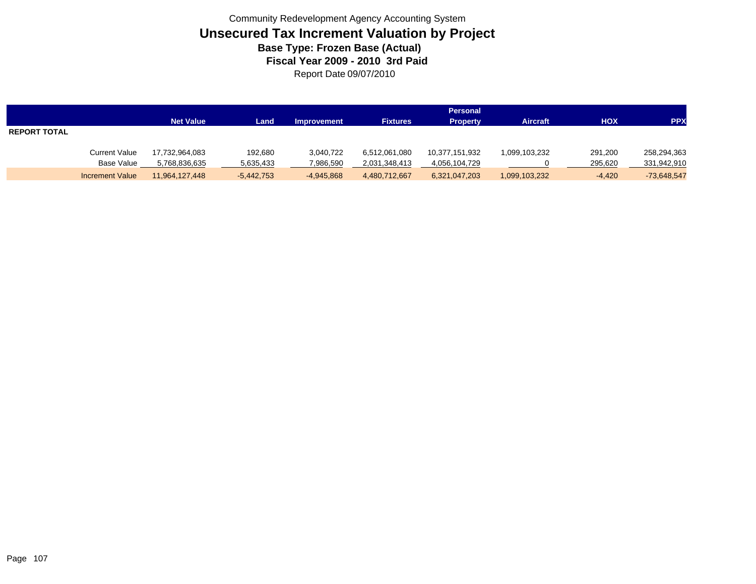Community Redevelopment Agency Accounting System

# Unsecured Tax Increment Valuation by Project

**Base Type: Frozen Base (Actual)**

**Fiscal Year 2009 - 2010 3rd Paid**

Report Date 09/07/2010

| | Net Value | Land | Improvement | Fixtures | Personal Property | Aircraft | HOX | PPX |
|---|---|---|---|---|---|---|---|---|
| **REPORT TOTAL** | | | | | | | | |
| Current Value | 17,732,964,083 | 192,680 | 3,040,722 | 6,512,061,080 | 10,377,151,932 | 1,099,103,232 | 291,200 | 258,294,363 |
| Base Value | 5,768,836,635 | 5,635,433 | 7,986,590 | 2,031,348,413 | 4,056,104,729 | 0 | 295,620 | 331,942,910 |
| Increment Value | 11,964,127,448 | -5,442,753 | -4,945,868 | 4,480,712,667 | 6,321,047,203 | 1,099,103,232 | -4,420 | -73,648,547 |